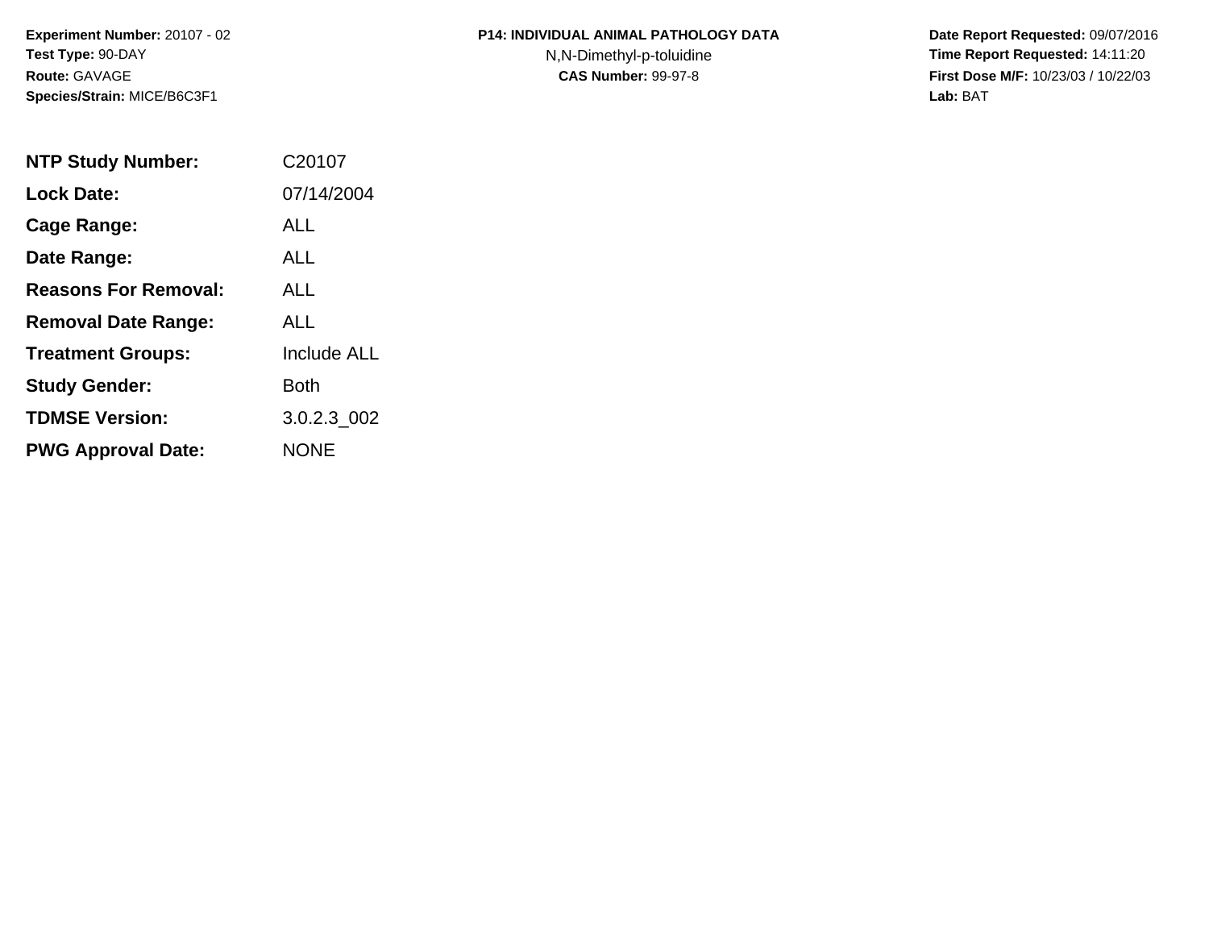**Experiment Number:** 20107 - 02
**Test Type:** 90-DAY
**Route:** GAVAGE
**Species/Strain:** MICE/B6C3F1

**P14: INDIVIDUAL ANIMAL PATHOLOGY DATA**
N,N-Dimethyl-p-toluidine
**CAS Number:** 99-97-8

**Date Report Requested:** 09/07/2016
**Time Report Requested:** 14:11:20
**First Dose M/F:** 10/23/03 / 10/22/03
**Lab:** BAT

| | |
|---|---|
| **NTP Study Number:** | C20107 |
| **Lock Date:** | 07/14/2004 |
| **Cage Range:** | ALL |
| **Date Range:** | ALL |
| **Reasons For Removal:** | ALL |
| **Removal Date Range:** | ALL |
| **Treatment Groups:** | Include ALL |
| **Study Gender:** | Both |
| **TDMSE Version:** | 3.0.2.3_002 |
| **PWG Approval Date:** | NONE |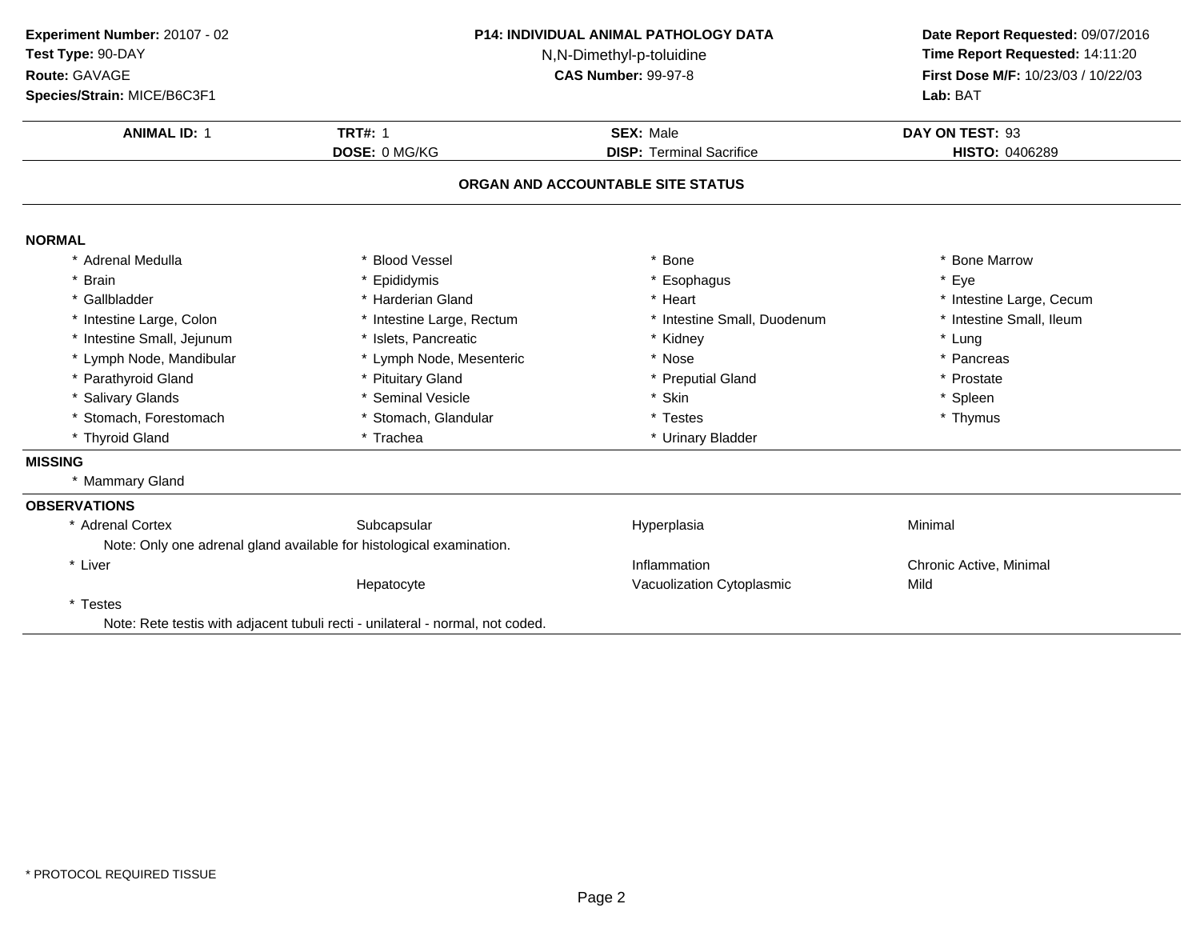**Experiment Number:** 20107 - 02
**Test Type:** 90-DAY
**Route:** GAVAGE
**Species/Strain:** MICE/B6C3F1

**P14: INDIVIDUAL ANIMAL PATHOLOGY DATA**
N,N-Dimethyl-p-toluidine
**CAS Number:** 99-97-8

**Date Report Requested:** 09/07/2016
**Time Report Requested:** 14:11:20
**First Dose M/F:** 10/23/03 / 10/22/03
**Lab:** BAT

| **ANIMAL ID:** 1 | **TRT#:** 1 | **SEX:** Male | **DAY ON TEST:** 93 |
|---|---|---|---|
| | **DOSE:** 0 MG/KG | **DISP:** Terminal Sacrifice | **HISTO:** 0406289 |

## ORGAN AND ACCOUNTABLE SITE STATUS

### NORMAL

| | | | |
|---|---|---|---|
| * Adrenal Medulla | * Blood Vessel | * Bone | * Bone Marrow |
| * Brain | * Epididymis | * Esophagus | * Eye |
| * Gallbladder | * Harderian Gland | * Heart | * Intestine Large, Cecum |
| * Intestine Large, Colon | * Intestine Large, Rectum | * Intestine Small, Duodenum | * Intestine Small, Ileum |
| * Intestine Small, Jejunum | * Islets, Pancreatic | * Kidney | * Lung |
| * Lymph Node, Mandibular | * Lymph Node, Mesenteric | * Nose | * Pancreas |
| * Parathyroid Gland | * Pituitary Gland | * Preputial Gland | * Prostate |
| * Salivary Glands | * Seminal Vesicle | * Skin | * Spleen |
| * Stomach, Forestomach | * Stomach, Glandular | * Testes | * Thymus |
| * Thyroid Gland | * Trachea | * Urinary Bladder | |

### MISSING

* Mammary Gland

### OBSERVATIONS

| | | | |
|---|---|---|---|
| * Adrenal Cortex | Subcapsular | Hyperplasia | Minimal |
| Note: Only one adrenal gland available for histological examination. | | | |
| * Liver | | Inflammation | Chronic Active, Minimal |
| | Hepatocyte | Vacuolization Cytoplasmic | Mild |
| * Testes | | | |
| Note: Rete testis with adjacent tubuli recti - unilateral - normal, not coded. | | | |

\* PROTOCOL REQUIRED TISSUE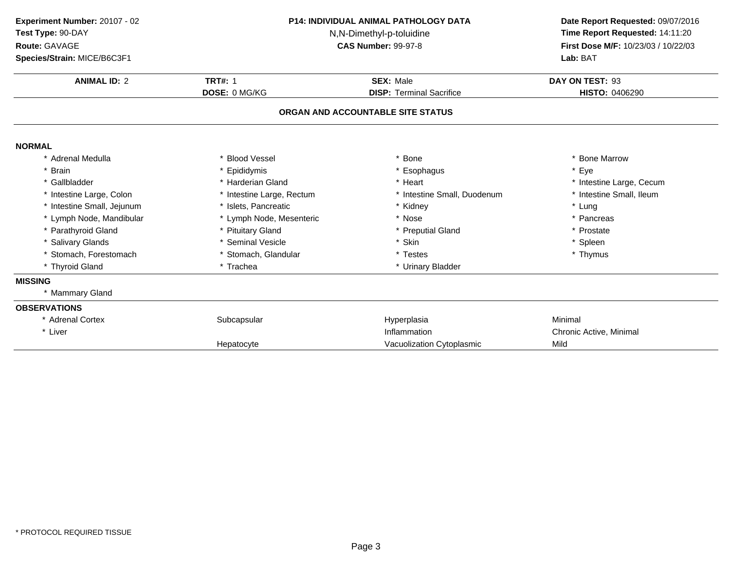**Experiment Number:** 20107 - 02
**Test Type:** 90-DAY
**Route:** GAVAGE
**Species/Strain:** MICE/B6C3F1

**P14: INDIVIDUAL ANIMAL PATHOLOGY DATA**
N,N-Dimethyl-p-toluidine
**CAS Number:** 99-97-8

**Date Report Requested:** 09/07/2016
**Time Report Requested:** 14:11:20
**First Dose M/F:** 10/23/03 / 10/22/03
**Lab:** BAT

| **ANIMAL ID:** 2 | **TRT#:** 1 | **SEX:** Male | **DAY ON TEST:** 93 |
|---|---|---|---|
| | **DOSE:** 0 MG/KG | **DISP:** Terminal Sacrifice | **HISTO:** 0406290 |

## ORGAN AND ACCOUNTABLE SITE STATUS

**NORMAL**

| | | | |
|---|---|---|---|
| * Adrenal Medulla | * Blood Vessel | * Bone | * Bone Marrow |
| * Brain | * Epididymis | * Esophagus | * Eye |
| * Gallbladder | * Harderian Gland | * Heart | * Intestine Large, Cecum |
| * Intestine Large, Colon | * Intestine Large, Rectum | * Intestine Small, Duodenum | * Intestine Small, Ileum |
| * Intestine Small, Jejunum | * Islets, Pancreatic | * Kidney | * Lung |
| * Lymph Node, Mandibular | * Lymph Node, Mesenteric | * Nose | * Pancreas |
| * Parathyroid Gland | * Pituitary Gland | * Preputial Gland | * Prostate |
| * Salivary Glands | * Seminal Vesicle | * Skin | * Spleen |
| * Stomach, Forestomach | * Stomach, Glandular | * Testes | * Thymus |
| * Thyroid Gland | * Trachea | * Urinary Bladder | |

**MISSING**

* Mammary Gland

**OBSERVATIONS**

| | | | |
|---|---|---|---|
| * Adrenal Cortex | Subcapsular | Hyperplasia | Minimal |
| * Liver | | Inflammation | Chronic Active, Minimal |
| | Hepatocyte | Vacuolization Cytoplasmic | Mild |

\* PROTOCOL REQUIRED TISSUE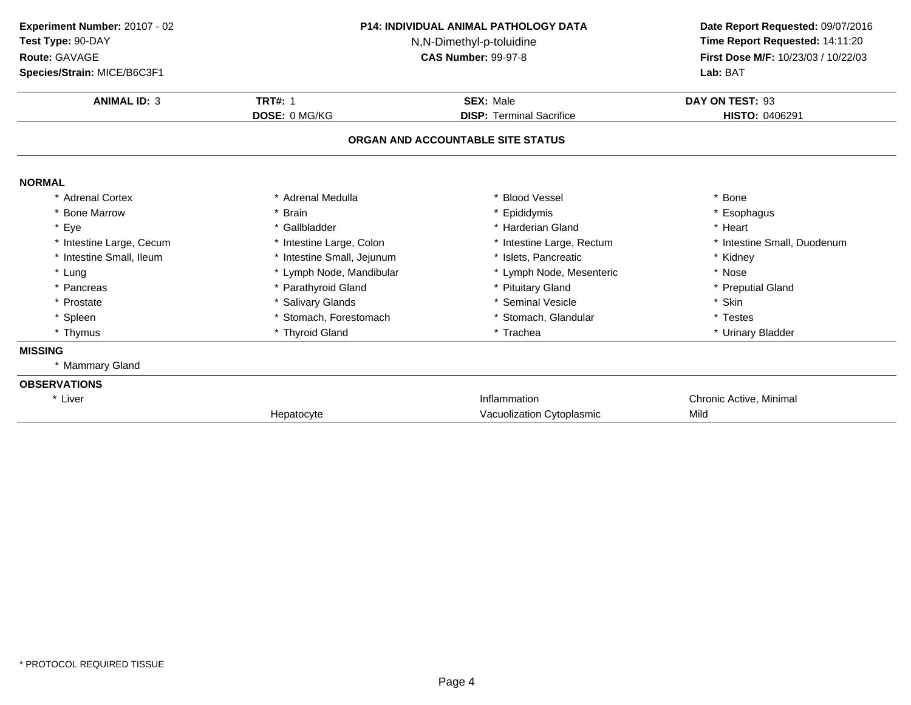**Experiment Number:** 20107 - 02
**Test Type:** 90-DAY
**Route:** GAVAGE
**Species/Strain:** MICE/B6C3F1

**P14: INDIVIDUAL ANIMAL PATHOLOGY DATA**
N,N-Dimethyl-p-toluidine
**CAS Number:** 99-97-8

**Date Report Requested:** 09/07/2016
**Time Report Requested:** 14:11:20
**First Dose M/F:** 10/23/03 / 10/22/03
**Lab:** BAT

| **ANIMAL ID:** 3 | **TRT#:** 1 | **SEX:** Male | **DAY ON TEST:** 93 |
|---|---|---|---|
| | **DOSE:** 0 MG/KG | **DISP:** Terminal Sacrifice | **HISTO:** 0406291 |

## ORGAN AND ACCOUNTABLE SITE STATUS

**NORMAL**

| | | | |
|---|---|---|---|
| * Adrenal Cortex | * Adrenal Medulla | * Blood Vessel | * Bone |
| * Bone Marrow | * Brain | * Epididymis | * Esophagus |
| * Eye | * Gallbladder | * Harderian Gland | * Heart |
| * Intestine Large, Cecum | * Intestine Large, Colon | * Intestine Large, Rectum | * Intestine Small, Duodenum |
| * Intestine Small, Ileum | * Intestine Small, Jejunum | * Islets, Pancreatic | * Kidney |
| * Lung | * Lymph Node, Mandibular | * Lymph Node, Mesenteric | * Nose |
| * Pancreas | * Parathyroid Gland | * Pituitary Gland | * Preputial Gland |
| * Prostate | * Salivary Glands | * Seminal Vesicle | * Skin |
| * Spleen | * Stomach, Forestomach | * Stomach, Glandular | * Testes |
| * Thymus | * Thyroid Gland | * Trachea | * Urinary Bladder |

**MISSING**

* Mammary Gland

**OBSERVATIONS**

| | | | |
|---|---|---|---|
| * Liver | | Inflammation | Chronic Active, Minimal |
| | Hepatocyte | Vacuolization Cytoplasmic | Mild |

* PROTOCOL REQUIRED TISSUE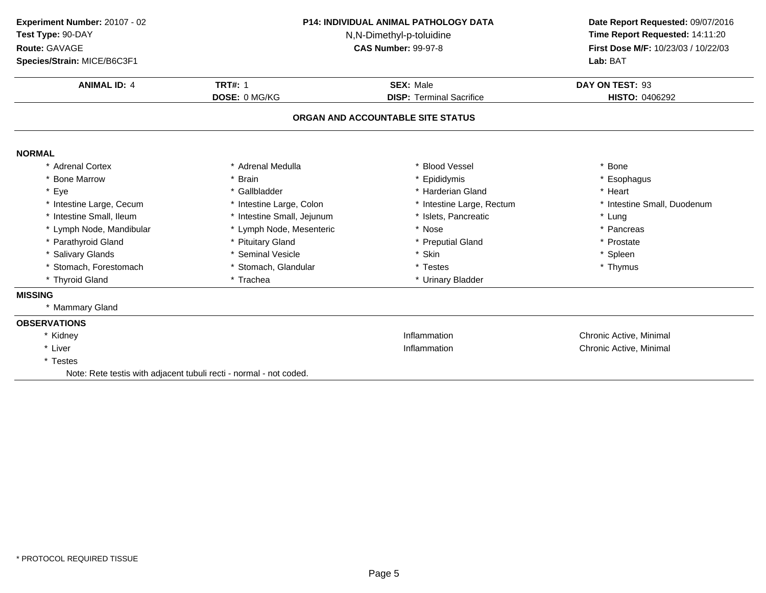**Experiment Number:** 20107 - 02
**Test Type:** 90-DAY
**Route:** GAVAGE
**Species/Strain:** MICE/B6C3F1

**P14: INDIVIDUAL ANIMAL PATHOLOGY DATA**
N,N-Dimethyl-p-toluidine
**CAS Number:** 99-97-8

**Date Report Requested:** 09/07/2016
**Time Report Requested:** 14:11:20
**First Dose M/F:** 10/23/03 / 10/22/03
**Lab:** BAT

| **ANIMAL ID:** 4 | **TRT#:** 1 | **SEX:** Male | **DAY ON TEST:** 93 |
|---|---|---|---|
| | **DOSE:** 0 MG/KG | **DISP:** Terminal Sacrifice | **HISTO:** 0406292 |

## ORGAN AND ACCOUNTABLE SITE STATUS

**NORMAL**

| | | | |
|---|---|---|---|
| * Adrenal Cortex | * Adrenal Medulla | * Blood Vessel | * Bone |
| * Bone Marrow | * Brain | * Epididymis | * Esophagus |
| * Eye | * Gallbladder | * Harderian Gland | * Heart |
| * Intestine Large, Cecum | * Intestine Large, Colon | * Intestine Large, Rectum | * Intestine Small, Duodenum |
| * Intestine Small, Ileum | * Intestine Small, Jejunum | * Islets, Pancreatic | * Lung |
| * Lymph Node, Mandibular | * Lymph Node, Mesenteric | * Nose | * Pancreas |
| * Parathyroid Gland | * Pituitary Gland | * Preputial Gland | * Prostate |
| * Salivary Glands | * Seminal Vesicle | * Skin | * Spleen |
| * Stomach, Forestomach | * Stomach, Glandular | * Testes | * Thymus |
| * Thyroid Gland | * Trachea | * Urinary Bladder | |

**MISSING**

* Mammary Gland

**OBSERVATIONS**

| | | |
|---|---|---|
| * Kidney | Inflammation | Chronic Active, Minimal |
| * Liver | Inflammation | Chronic Active, Minimal |
| * Testes | | |

Note: Rete testis with adjacent tubuli recti - normal - not coded.

* PROTOCOL REQUIRED TISSUE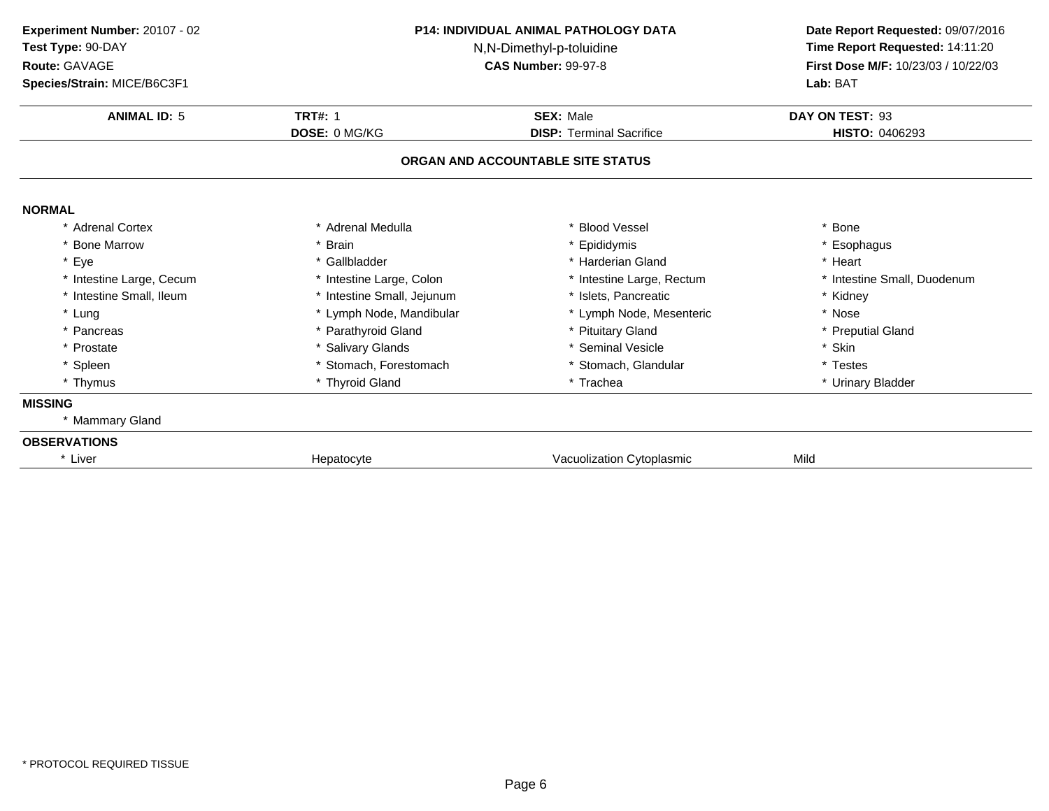**Experiment Number:** 20107 - 02
**Test Type:** 90-DAY
**Route:** GAVAGE
**Species/Strain:** MICE/B6C3F1

**P14: INDIVIDUAL ANIMAL PATHOLOGY DATA**
N,N-Dimethyl-p-toluidine
**CAS Number:** 99-97-8

**Date Report Requested:** 09/07/2016
**Time Report Requested:** 14:11:20
**First Dose M/F:** 10/23/03 / 10/22/03
**Lab:** BAT

| **ANIMAL ID:** 5 | **TRT#:** 1 | **SEX:** Male | **DAY ON TEST:** 93 |
|---|---|---|---|
| | **DOSE:** 0 MG/KG | **DISP:** Terminal Sacrifice | **HISTO:** 0406293 |

## ORGAN AND ACCOUNTABLE SITE STATUS

**NORMAL**

| | | | |
|---|---|---|---|
| * Adrenal Cortex | * Adrenal Medulla | * Blood Vessel | * Bone |
| * Bone Marrow | * Brain | * Epididymis | * Esophagus |
| * Eye | * Gallbladder | * Harderian Gland | * Heart |
| * Intestine Large, Cecum | * Intestine Large, Colon | * Intestine Large, Rectum | * Intestine Small, Duodenum |
| * Intestine Small, Ileum | * Intestine Small, Jejunum | * Islets, Pancreatic | * Kidney |
| * Lung | * Lymph Node, Mandibular | * Lymph Node, Mesenteric | * Nose |
| * Pancreas | * Parathyroid Gland | * Pituitary Gland | * Preputial Gland |
| * Prostate | * Salivary Glands | * Seminal Vesicle | * Skin |
| * Spleen | * Stomach, Forestomach | * Stomach, Glandular | * Testes |
| * Thymus | * Thyroid Gland | * Trachea | * Urinary Bladder |

**MISSING**

* Mammary Gland

**OBSERVATIONS**

| | | | |
|---|---|---|---|
| * Liver | Hepatocyte | Vacuolization Cytoplasmic | Mild |

* PROTOCOL REQUIRED TISSUE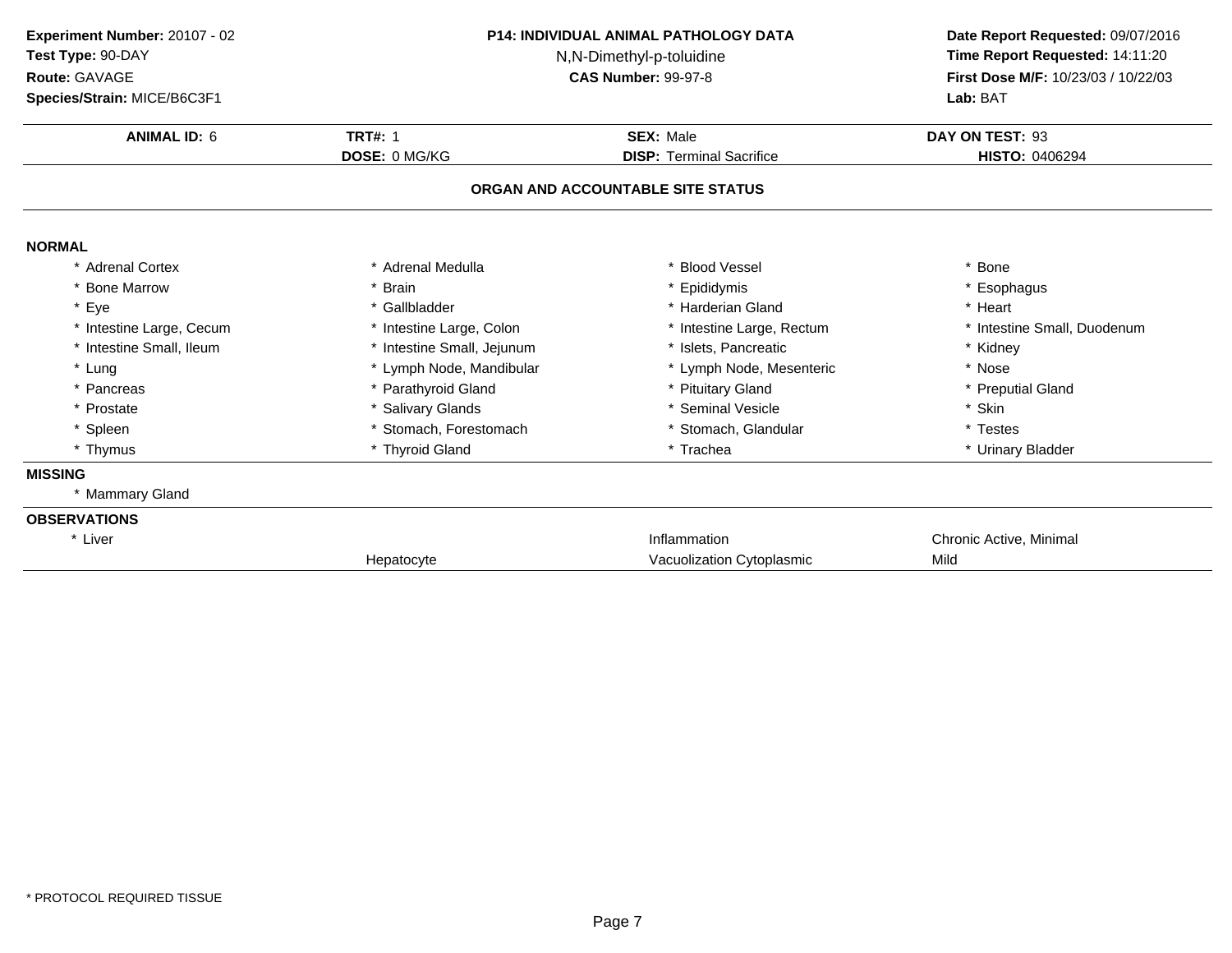**Experiment Number:** 20107 - 02
**Test Type:** 90-DAY
**Route:** GAVAGE
**Species/Strain:** MICE/B6C3F1

**P14: INDIVIDUAL ANIMAL PATHOLOGY DATA**
N,N-Dimethyl-p-toluidine
**CAS Number:** 99-97-8

**Date Report Requested:** 09/07/2016
**Time Report Requested:** 14:11:20
**First Dose M/F:** 10/23/03 / 10/22/03
**Lab:** BAT

| **ANIMAL ID:** 6 | **TRT#:** 1 | **SEX:** Male | **DAY ON TEST:** 93 |
|---|---|---|---|
| | **DOSE:** 0 MG/KG | **DISP:** Terminal Sacrifice | **HISTO:** 0406294 |

## ORGAN AND ACCOUNTABLE SITE STATUS

**NORMAL**

| | | | |
|---|---|---|---|
| * Adrenal Cortex | * Adrenal Medulla | * Blood Vessel | * Bone |
| * Bone Marrow | * Brain | * Epididymis | * Esophagus |
| * Eye | * Gallbladder | * Harderian Gland | * Heart |
| * Intestine Large, Cecum | * Intestine Large, Colon | * Intestine Large, Rectum | * Intestine Small, Duodenum |
| * Intestine Small, Ileum | * Intestine Small, Jejunum | * Islets, Pancreatic | * Kidney |
| * Lung | * Lymph Node, Mandibular | * Lymph Node, Mesenteric | * Nose |
| * Pancreas | * Parathyroid Gland | * Pituitary Gland | * Preputial Gland |
| * Prostate | * Salivary Glands | * Seminal Vesicle | * Skin |
| * Spleen | * Stomach, Forestomach | * Stomach, Glandular | * Testes |
| * Thymus | * Thyroid Gland | * Trachea | * Urinary Bladder |

**MISSING**

* Mammary Gland

**OBSERVATIONS**

| | | | |
|---|---|---|---|
| * Liver | | Inflammation | Chronic Active, Minimal |
| | Hepatocyte | Vacuolization Cytoplasmic | Mild |

* PROTOCOL REQUIRED TISSUE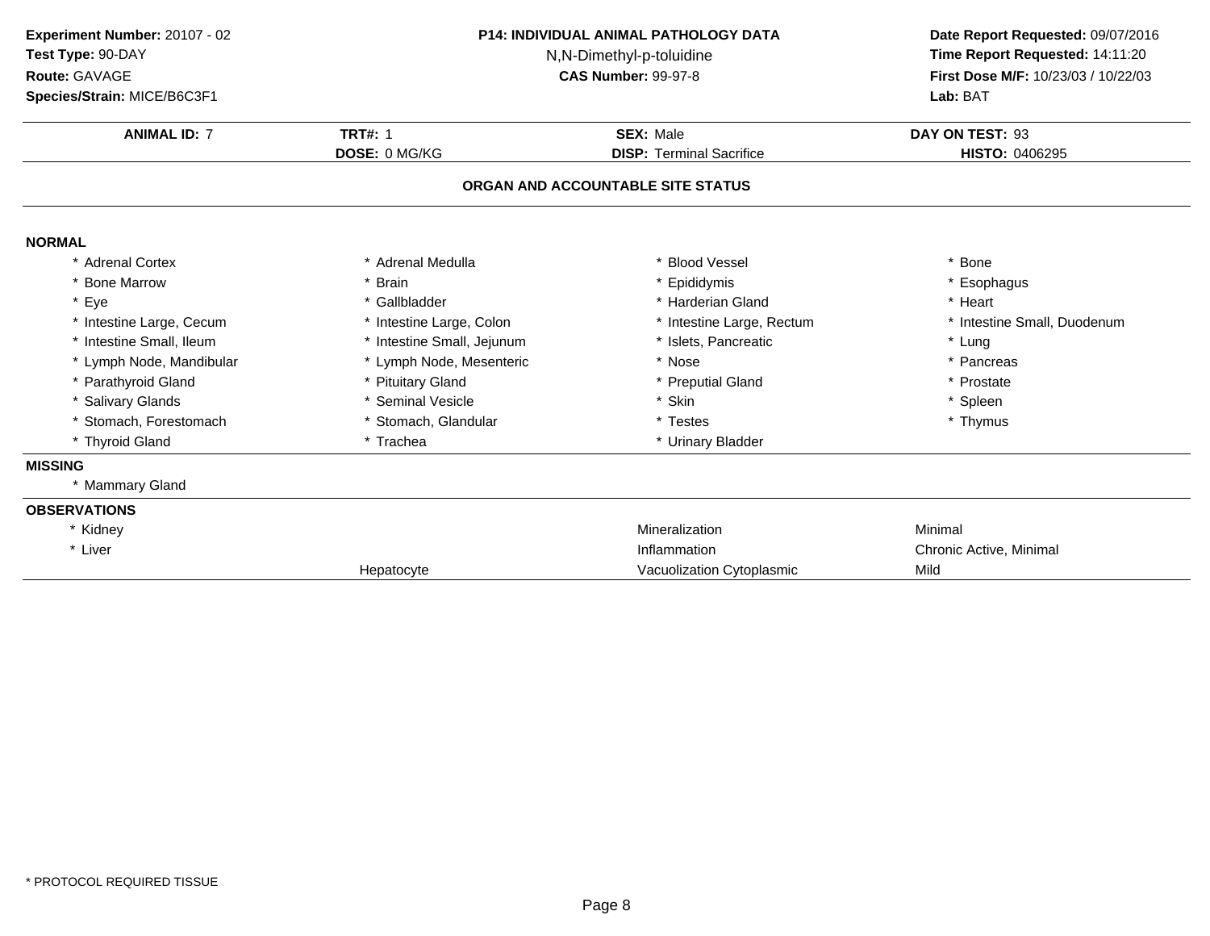**Experiment Number:** 20107 - 02
**Test Type:** 90-DAY
**Route:** GAVAGE
**Species/Strain:** MICE/B6C3F1

**P14: INDIVIDUAL ANIMAL PATHOLOGY DATA**
N,N-Dimethyl-p-toluidine
**CAS Number:** 99-97-8

**Date Report Requested:** 09/07/2016
**Time Report Requested:** 14:11:20
**First Dose M/F:** 10/23/03 / 10/22/03
**Lab:** BAT

| **ANIMAL ID:** 7 | **TRT#:** 1 | **SEX:** Male | **DAY ON TEST:** 93 |
|---|---|---|---|
| | **DOSE:** 0 MG/KG | **DISP:** Terminal Sacrifice | **HISTO:** 0406295 |

**ORGAN AND ACCOUNTABLE SITE STATUS**

**NORMAL**

| | | | |
|---|---|---|---|
| * Adrenal Cortex | * Adrenal Medulla | * Blood Vessel | * Bone |
| * Bone Marrow | * Brain | * Epididymis | * Esophagus |
| * Eye | * Gallbladder | * Harderian Gland | * Heart |
| * Intestine Large, Cecum | * Intestine Large, Colon | * Intestine Large, Rectum | * Intestine Small, Duodenum |
| * Intestine Small, Ileum | * Intestine Small, Jejunum | * Islets, Pancreatic | * Lung |
| * Lymph Node, Mandibular | * Lymph Node, Mesenteric | * Nose | * Pancreas |
| * Parathyroid Gland | * Pituitary Gland | * Preputial Gland | * Prostate |
| * Salivary Glands | * Seminal Vesicle | * Skin | * Spleen |
| * Stomach, Forestomach | * Stomach, Glandular | * Testes | * Thymus |
| * Thyroid Gland | * Trachea | * Urinary Bladder | |

**MISSING**

* Mammary Gland

**OBSERVATIONS**

| | | | |
|---|---|---|---|
| * Kidney | | Mineralization | Minimal |
| * Liver | | Inflammation | Chronic Active, Minimal |
| | Hepatocyte | Vacuolization Cytoplasmic | Mild |

* PROTOCOL REQUIRED TISSUE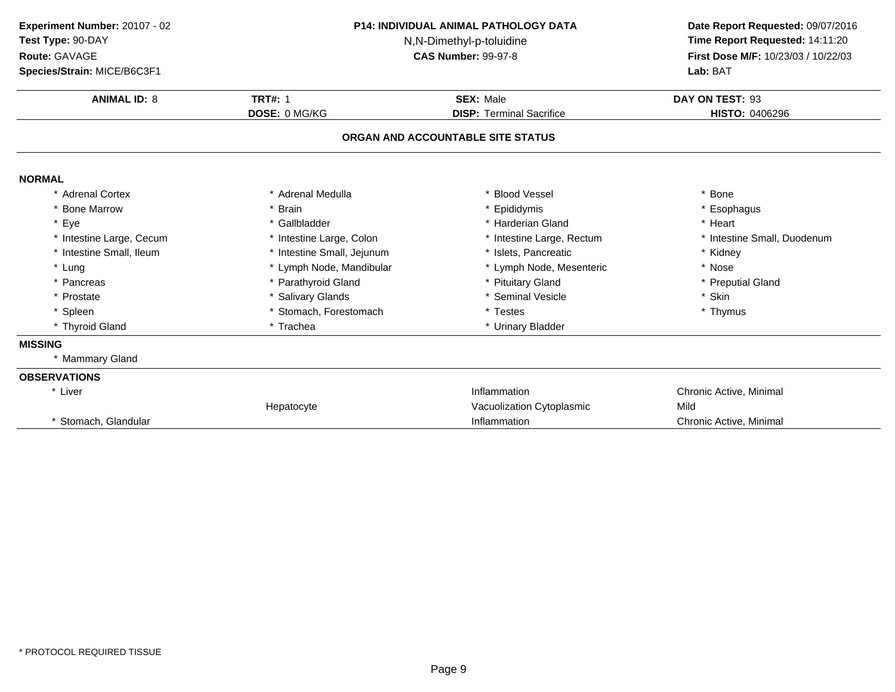**Experiment Number:** 20107 - 02
**Test Type:** 90-DAY
**Route:** GAVAGE
**Species/Strain:** MICE/B6C3F1

**P14: INDIVIDUAL ANIMAL PATHOLOGY DATA**
N,N-Dimethyl-p-toluidine
**CAS Number:** 99-97-8

**Date Report Requested:** 09/07/2016
**Time Report Requested:** 14:11:20
**First Dose M/F:** 10/23/03 / 10/22/03
**Lab:** BAT

| **ANIMAL ID:** 8 | **TRT#:** 1 | **SEX:** Male | **DAY ON TEST:** 93 |
|---|---|---|---|
| | **DOSE:** 0 MG/KG | **DISP:** Terminal Sacrifice | **HISTO:** 0406296 |

**ORGAN AND ACCOUNTABLE SITE STATUS**

**NORMAL**

| | | | |
|---|---|---|---|
| * Adrenal Cortex | * Adrenal Medulla | * Blood Vessel | * Bone |
| * Bone Marrow | * Brain | * Epididymis | * Esophagus |
| * Eye | * Gallbladder | * Harderian Gland | * Heart |
| * Intestine Large, Cecum | * Intestine Large, Colon | * Intestine Large, Rectum | * Intestine Small, Duodenum |
| * Intestine Small, Ileum | * Intestine Small, Jejunum | * Islets, Pancreatic | * Kidney |
| * Lung | * Lymph Node, Mandibular | * Lymph Node, Mesenteric | * Nose |
| * Pancreas | * Parathyroid Gland | * Pituitary Gland | * Preputial Gland |
| * Prostate | * Salivary Glands | * Seminal Vesicle | * Skin |
| * Spleen | * Stomach, Forestomach | * Testes | * Thymus |
| * Thyroid Gland | * Trachea | * Urinary Bladder | |

**MISSING**

* Mammary Gland

**OBSERVATIONS**

| | | | |
|---|---|---|---|
| * Liver | | Inflammation | Chronic Active, Minimal |
| | Hepatocyte | Vacuolization Cytoplasmic | Mild |
| * Stomach, Glandular | | Inflammation | Chronic Active, Minimal |

* PROTOCOL REQUIRED TISSUE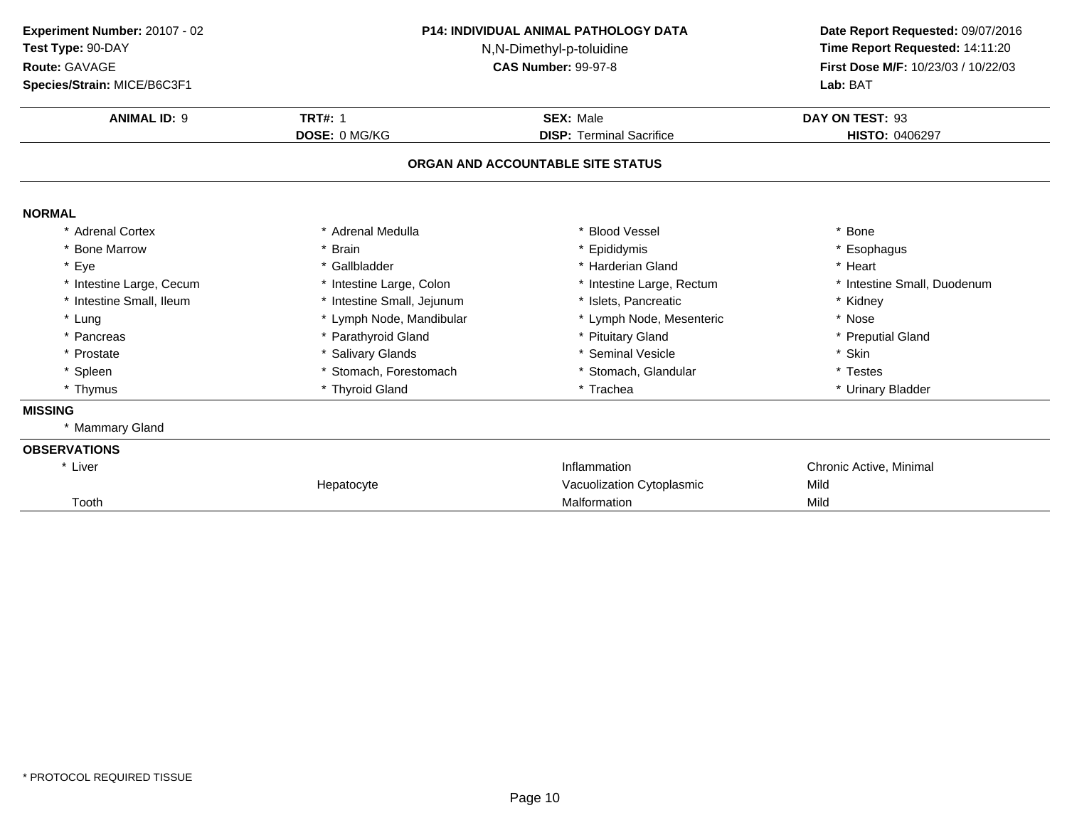**Experiment Number:** 20107 - 02
**Test Type:** 90-DAY
**Route:** GAVAGE
**Species/Strain:** MICE/B6C3F1

**P14: INDIVIDUAL ANIMAL PATHOLOGY DATA**
N,N-Dimethyl-p-toluidine
**CAS Number:** 99-97-8

**Date Report Requested:** 09/07/2016
**Time Report Requested:** 14:11:20
**First Dose M/F:** 10/23/03 / 10/22/03
**Lab:** BAT

| **ANIMAL ID:** 9 | **TRT#:** 1 | **SEX:** Male | **DAY ON TEST:** 93 |
|---|---|---|---|
| | **DOSE:** 0 MG/KG | **DISP:** Terminal Sacrifice | **HISTO:** 0406297 |

## ORGAN AND ACCOUNTABLE SITE STATUS

**NORMAL**

| | | | |
|---|---|---|---|
| * Adrenal Cortex | * Adrenal Medulla | * Blood Vessel | * Bone |
| * Bone Marrow | * Brain | * Epididymis | * Esophagus |
| * Eye | * Gallbladder | * Harderian Gland | * Heart |
| * Intestine Large, Cecum | * Intestine Large, Colon | * Intestine Large, Rectum | * Intestine Small, Duodenum |
| * Intestine Small, Ileum | * Intestine Small, Jejunum | * Islets, Pancreatic | * Kidney |
| * Lung | * Lymph Node, Mandibular | * Lymph Node, Mesenteric | * Nose |
| * Pancreas | * Parathyroid Gland | * Pituitary Gland | * Preputial Gland |
| * Prostate | * Salivary Glands | * Seminal Vesicle | * Skin |
| * Spleen | * Stomach, Forestomach | * Stomach, Glandular | * Testes |
| * Thymus | * Thyroid Gland | * Trachea | * Urinary Bladder |

**MISSING**

* Mammary Gland

**OBSERVATIONS**

| | | | |
|---|---|---|---|
| * Liver | | Inflammation | Chronic Active, Minimal |
| | Hepatocyte | Vacuolization Cytoplasmic | Mild |
| Tooth | | Malformation | Mild |

* PROTOCOL REQUIRED TISSUE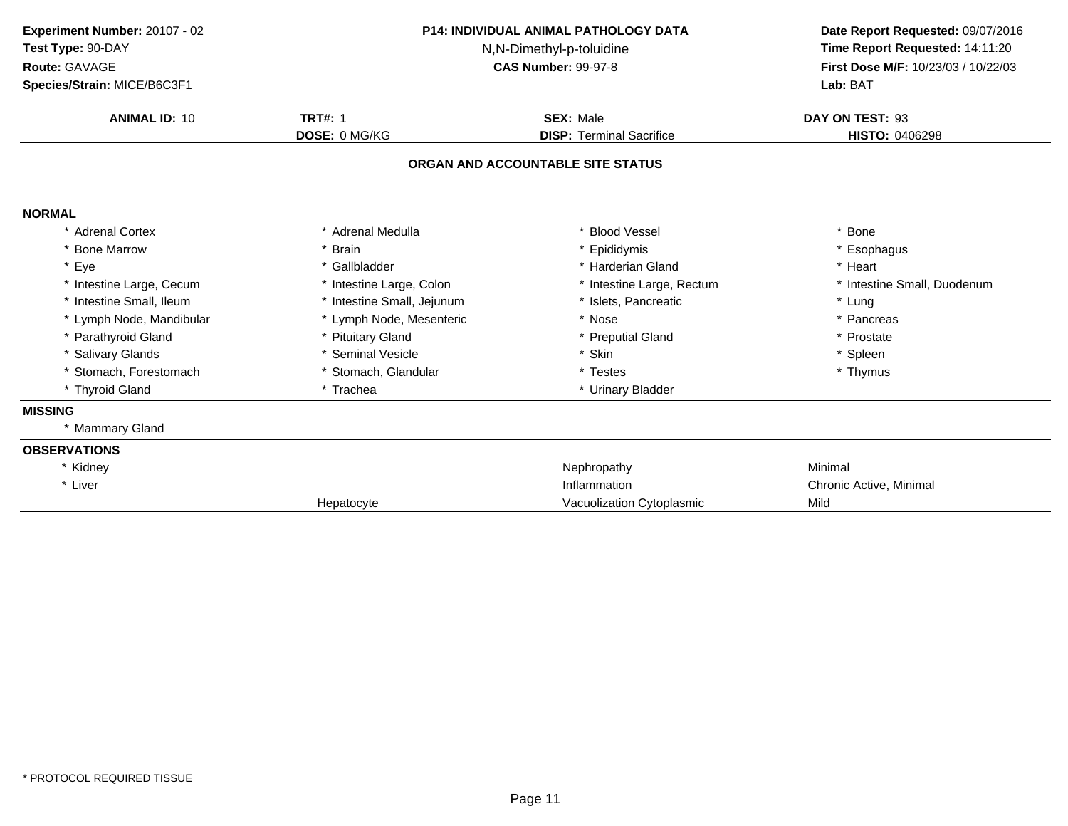**Experiment Number:** 20107 - 02
**Test Type:** 90-DAY
**Route:** GAVAGE
**Species/Strain:** MICE/B6C3F1

**P14: INDIVIDUAL ANIMAL PATHOLOGY DATA**
N,N-Dimethyl-p-toluidine
**CAS Number:** 99-97-8

**Date Report Requested:** 09/07/2016
**Time Report Requested:** 14:11:20
**First Dose M/F:** 10/23/03 / 10/22/03
**Lab:** BAT

| **ANIMAL ID:** 10 | **TRT#:** 1 | **SEX:** Male | **DAY ON TEST:** 93 |
|---|---|---|---|
| | **DOSE:** 0 MG/KG | **DISP:** Terminal Sacrifice | **HISTO:** 0406298 |

## ORGAN AND ACCOUNTABLE SITE STATUS

**NORMAL**

| | | | |
|---|---|---|---|
| * Adrenal Cortex | * Adrenal Medulla | * Blood Vessel | * Bone |
| * Bone Marrow | * Brain | * Epididymis | * Esophagus |
| * Eye | * Gallbladder | * Harderian Gland | * Heart |
| * Intestine Large, Cecum | * Intestine Large, Colon | * Intestine Large, Rectum | * Intestine Small, Duodenum |
| * Intestine Small, Ileum | * Intestine Small, Jejunum | * Islets, Pancreatic | * Lung |
| * Lymph Node, Mandibular | * Lymph Node, Mesenteric | * Nose | * Pancreas |
| * Parathyroid Gland | * Pituitary Gland | * Preputial Gland | * Prostate |
| * Salivary Glands | * Seminal Vesicle | * Skin | * Spleen |
| * Stomach, Forestomach | * Stomach, Glandular | * Testes | * Thymus |
| * Thyroid Gland | * Trachea | * Urinary Bladder | |

**MISSING**

* Mammary Gland

**OBSERVATIONS**

| | | | |
|---|---|---|---|
| * Kidney | | Nephropathy | Minimal |
| * Liver | | Inflammation | Chronic Active, Minimal |
| | Hepatocyte | Vacuolization Cytoplasmic | Mild |

* PROTOCOL REQUIRED TISSUE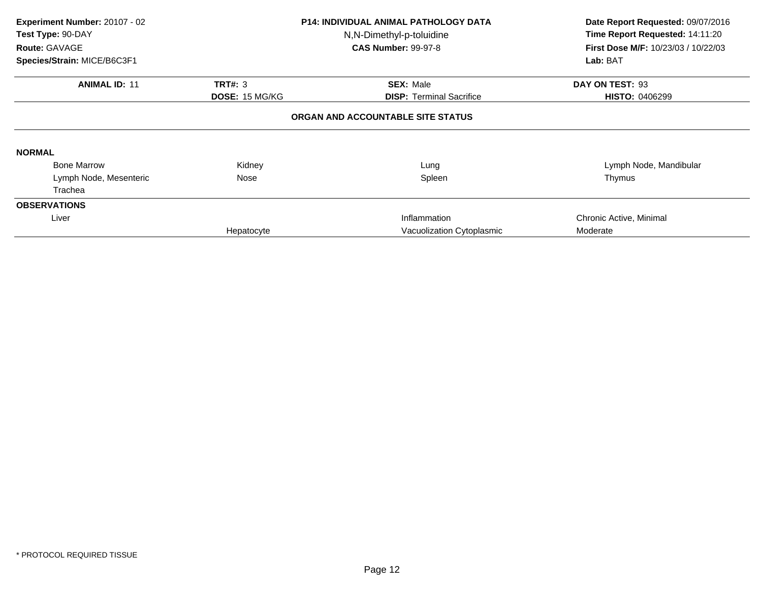**Experiment Number:** 20107 - 02
**Test Type:** 90-DAY
**Route:** GAVAGE
**Species/Strain:** MICE/B6C3F1

**P14: INDIVIDUAL ANIMAL PATHOLOGY DATA**
N,N-Dimethyl-p-toluidine
**CAS Number:** 99-97-8

**Date Report Requested:** 09/07/2016
**Time Report Requested:** 14:11:20
**First Dose M/F:** 10/23/03 / 10/22/03
**Lab:** BAT

| **ANIMAL ID:** 11 | **TRT#:** 3 | **SEX:** Male | **DAY ON TEST:** 93 |
|---|---|---|---|
| | **DOSE:** 15 MG/KG | **DISP:** Terminal Sacrifice | **HISTO:** 0406299 |

**ORGAN AND ACCOUNTABLE SITE STATUS**

**NORMAL**

| | | | |
|---|---|---|---|
| Bone Marrow | Kidney | Lung | Lymph Node, Mandibular |
| Lymph Node, Mesenteric | Nose | Spleen | Thymus |
| Trachea | | | |

**OBSERVATIONS**

| | | | |
|---|---|---|---|
| Liver | | Inflammation | Chronic Active, Minimal |
| | Hepatocyte | Vacuolization Cytoplasmic | Moderate |

* PROTOCOL REQUIRED TISSUE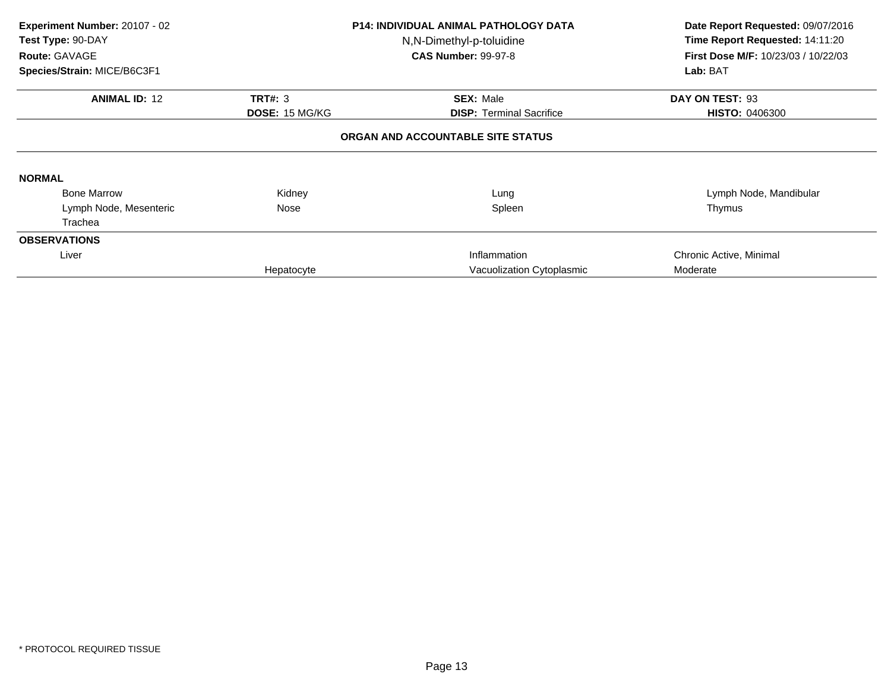**Experiment Number:** 20107 - 02
**Test Type:** 90-DAY
**Route:** GAVAGE
**Species/Strain:** MICE/B6C3F1

**P14: INDIVIDUAL ANIMAL PATHOLOGY DATA**
N,N-Dimethyl-p-toluidine
**CAS Number:** 99-97-8

**Date Report Requested:** 09/07/2016
**Time Report Requested:** 14:11:20
**First Dose M/F:** 10/23/03 / 10/22/03
**Lab:** BAT

| **ANIMAL ID:** 12 | **TRT#:** 3 | **SEX:** Male | **DAY ON TEST:** 93 |
|---|---|---|---|
| | **DOSE:** 15 MG/KG | **DISP:** Terminal Sacrifice | **HISTO:** 0406300 |

## ORGAN AND ACCOUNTABLE SITE STATUS

**NORMAL**

| | | | |
|---|---|---|---|
| Bone Marrow | Kidney | Lung | Lymph Node, Mandibular |
| Lymph Node, Mesenteric | Nose | Spleen | Thymus |
| Trachea | | | |

**OBSERVATIONS**

| | | | |
|---|---|---|---|
| Liver | | Inflammation | Chronic Active, Minimal |
| | Hepatocyte | Vacuolization Cytoplasmic | Moderate |

\* PROTOCOL REQUIRED TISSUE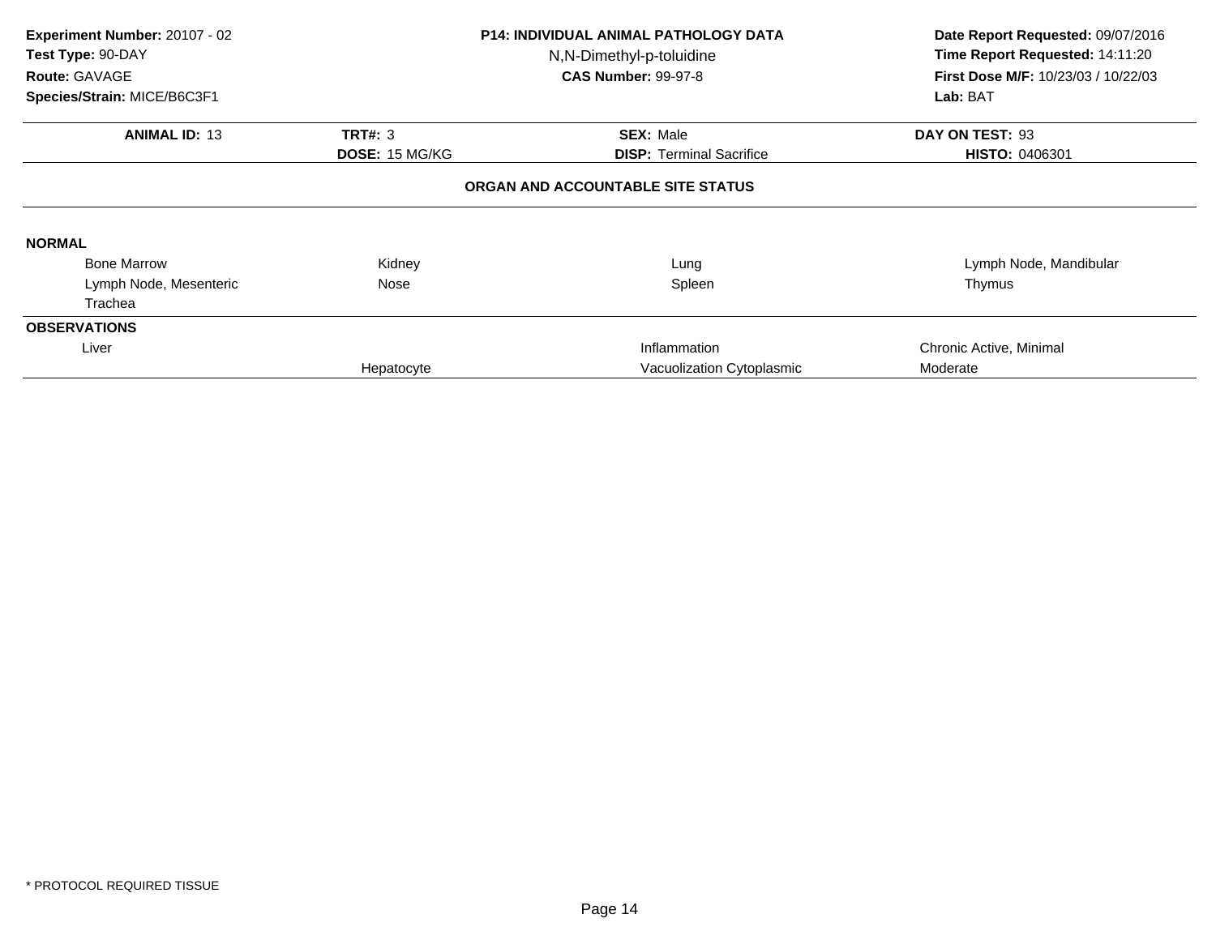**Experiment Number:** 20107 - 02
**Test Type:** 90-DAY
**Route:** GAVAGE
**Species/Strain:** MICE/B6C3F1

**P14: INDIVIDUAL ANIMAL PATHOLOGY DATA**
N,N-Dimethyl-p-toluidine
**CAS Number:** 99-97-8

**Date Report Requested:** 09/07/2016
**Time Report Requested:** 14:11:20
**First Dose M/F:** 10/23/03 / 10/22/03
**Lab:** BAT

| **ANIMAL ID:** 13 | **TRT#:** 3 | **SEX:** Male | **DAY ON TEST:** 93 |
|---|---|---|---|
| | **DOSE:** 15 MG/KG | **DISP:** Terminal Sacrifice | **HISTO:** 0406301 |

## ORGAN AND ACCOUNTABLE SITE STATUS

**NORMAL**

| | | | |
|---|---|---|---|
| Bone Marrow | Kidney | Lung | Lymph Node, Mandibular |
| Lymph Node, Mesenteric | Nose | Spleen | Thymus |
| Trachea | | | |

**OBSERVATIONS**

| | | | |
|---|---|---|---|
| Liver | | Inflammation | Chronic Active, Minimal |
| | Hepatocyte | Vacuolization Cytoplasmic | Moderate |

\* PROTOCOL REQUIRED TISSUE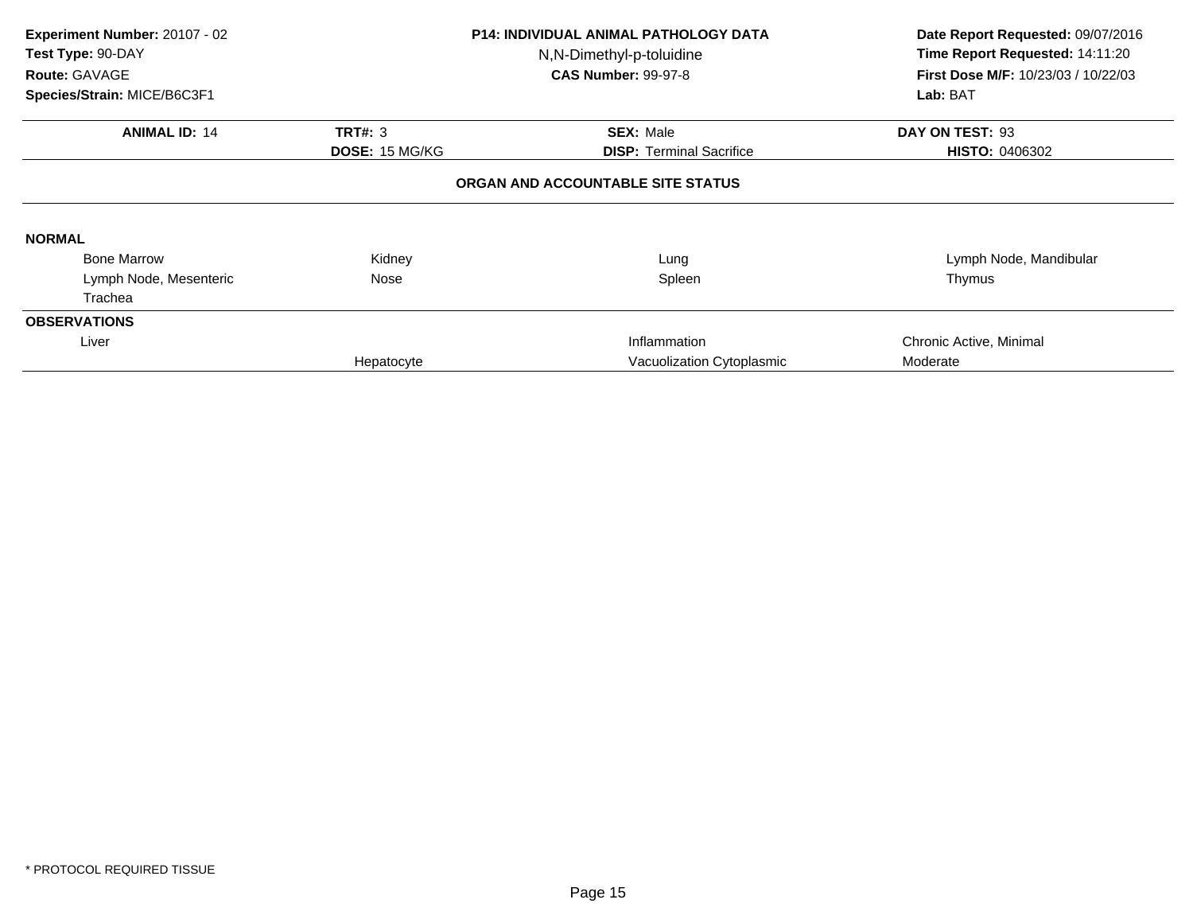**Experiment Number:** 20107 - 02
**Test Type:** 90-DAY
**Route:** GAVAGE
**Species/Strain:** MICE/B6C3F1

**P14: INDIVIDUAL ANIMAL PATHOLOGY DATA**
N,N-Dimethyl-p-toluidine
**CAS Number:** 99-97-8

**Date Report Requested:** 09/07/2016
**Time Report Requested:** 14:11:20
**First Dose M/F:** 10/23/03 / 10/22/03
**Lab:** BAT

| **ANIMAL ID:** 14 | **TRT#:** 3 | **SEX:** Male | **DAY ON TEST:** 93 |
|---|---|---|---|
| | **DOSE:** 15 MG/KG | **DISP:** Terminal Sacrifice | **HISTO:** 0406302 |

## ORGAN AND ACCOUNTABLE SITE STATUS

**NORMAL**

| | | | |
|---|---|---|---|
| Bone Marrow | Kidney | Lung | Lymph Node, Mandibular |
| Lymph Node, Mesenteric | Nose | Spleen | Thymus |
| Trachea | | | |

**OBSERVATIONS**

| | | | |
|---|---|---|---|
| Liver | | Inflammation | Chronic Active, Minimal |
| | Hepatocyte | Vacuolization Cytoplasmic | Moderate |

* PROTOCOL REQUIRED TISSUE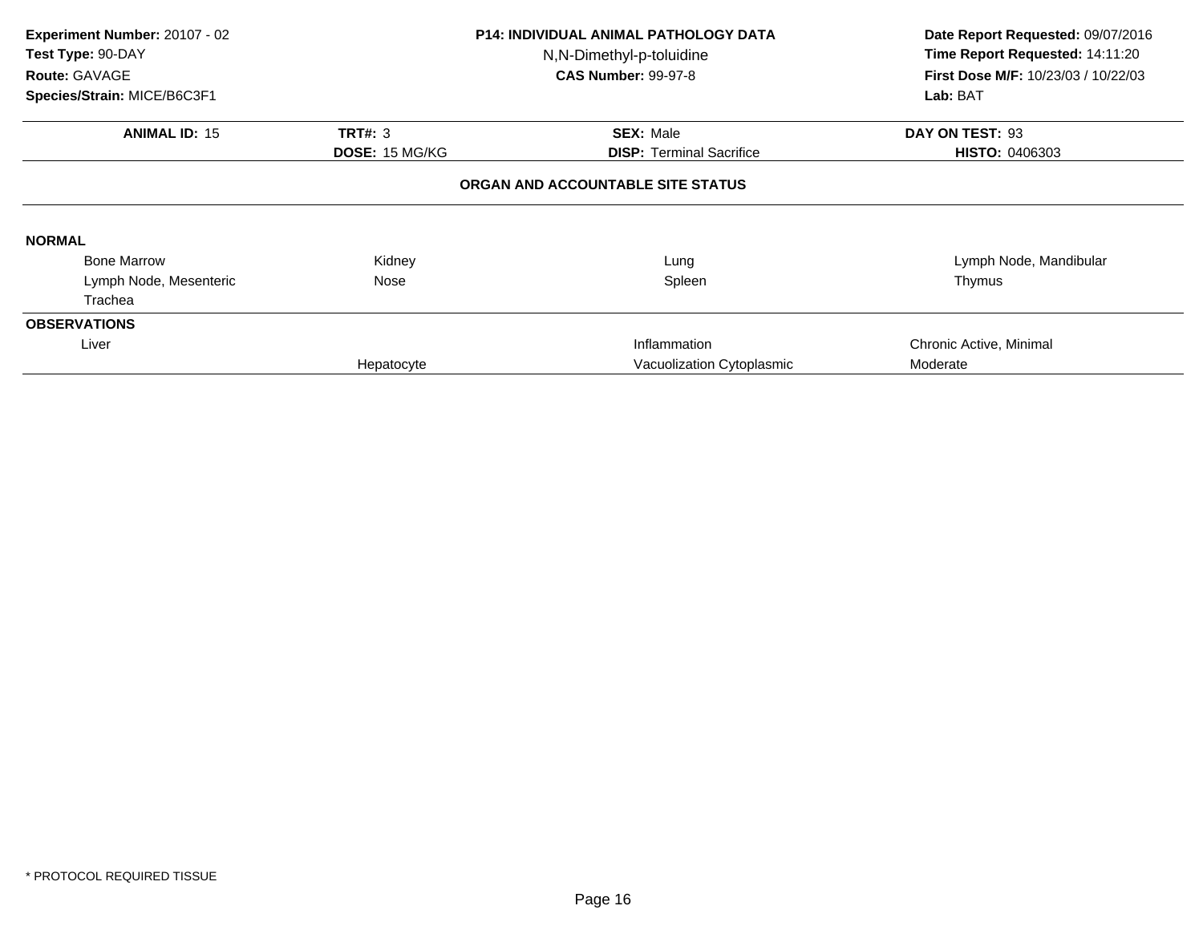**Experiment Number:** 20107 - 02
**Test Type:** 90-DAY
**Route:** GAVAGE
**Species/Strain:** MICE/B6C3F1

**P14: INDIVIDUAL ANIMAL PATHOLOGY DATA**
N,N-Dimethyl-p-toluidine
**CAS Number:** 99-97-8

**Date Report Requested:** 09/07/2016
**Time Report Requested:** 14:11:20
**First Dose M/F:** 10/23/03 / 10/22/03
**Lab:** BAT

| **ANIMAL ID:** 15 | **TRT#:** 3 | **SEX:** Male | **DAY ON TEST:** 93 |
|---|---|---|---|
| | **DOSE:** 15 MG/KG | **DISP:** Terminal Sacrifice | **HISTO:** 0406303 |

**ORGAN AND ACCOUNTABLE SITE STATUS**

**NORMAL**

| | | | |
|---|---|---|---|
| Bone Marrow | Kidney | Lung | Lymph Node, Mandibular |
| Lymph Node, Mesenteric | Nose | Spleen | Thymus |
| Trachea | | | |

**OBSERVATIONS**

| | | | |
|---|---|---|---|
| Liver | | Inflammation | Chronic Active, Minimal |
| | Hepatocyte | Vacuolization Cytoplasmic | Moderate |

* PROTOCOL REQUIRED TISSUE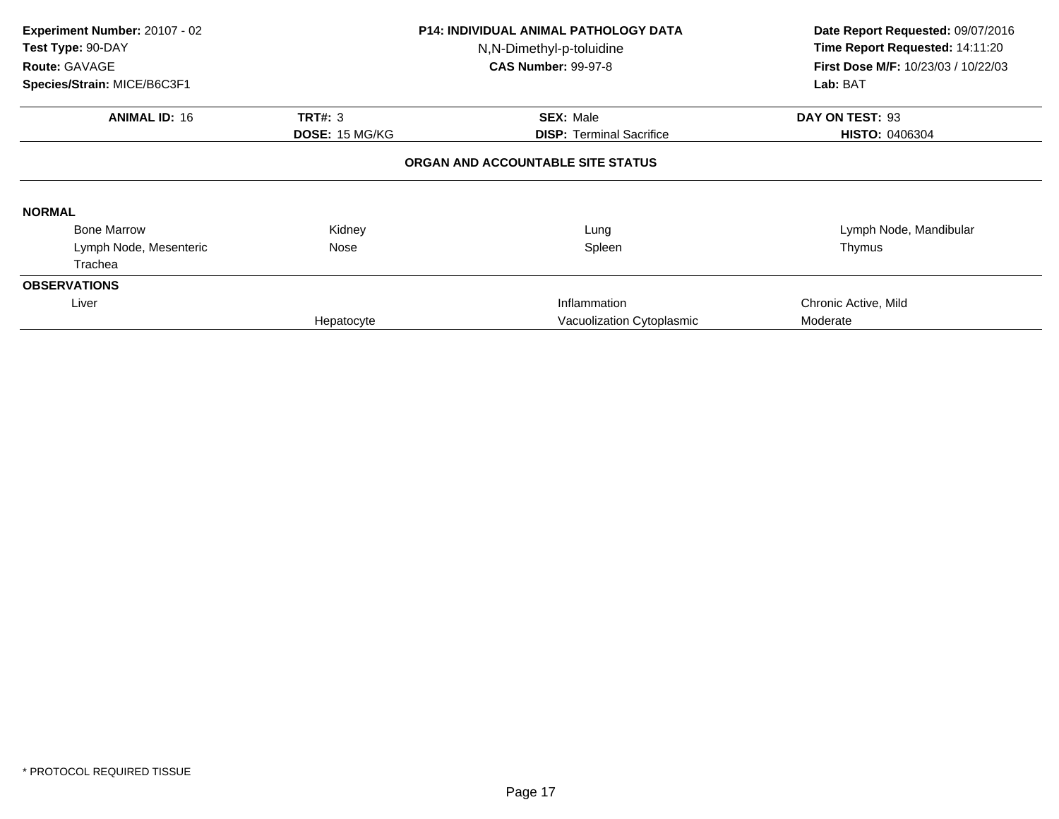**Experiment Number:** 20107 - 02
**Test Type:** 90-DAY
**Route:** GAVAGE
**Species/Strain:** MICE/B6C3F1

**P14: INDIVIDUAL ANIMAL PATHOLOGY DATA**
N,N-Dimethyl-p-toluidine
**CAS Number:** 99-97-8

**Date Report Requested:** 09/07/2016
**Time Report Requested:** 14:11:20
**First Dose M/F:** 10/23/03 / 10/22/03
**Lab:** BAT

| **ANIMAL ID:** 16 | **TRT#:** 3 | **SEX:** Male | **DAY ON TEST:** 93 |
|---|---|---|---|
| | **DOSE:** 15 MG/KG | **DISP:** Terminal Sacrifice | **HISTO:** 0406304 |

**ORGAN AND ACCOUNTABLE SITE STATUS**

**NORMAL**

| | | | |
|---|---|---|---|
| Bone Marrow | Kidney | Lung | Lymph Node, Mandibular |
| Lymph Node, Mesenteric | Nose | Spleen | Thymus |
| Trachea | | | |

**OBSERVATIONS**

| | | | |
|---|---|---|---|
| Liver | | Inflammation | Chronic Active, Mild |
| | Hepatocyte | Vacuolization Cytoplasmic | Moderate |

* PROTOCOL REQUIRED TISSUE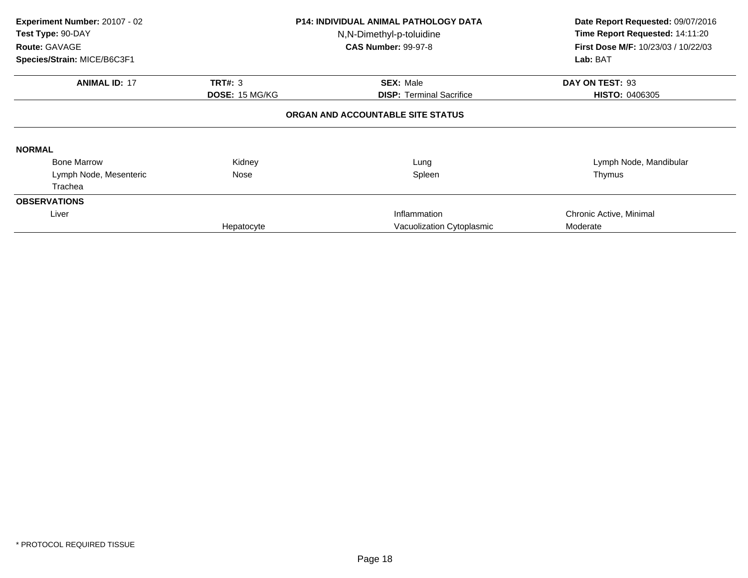**Experiment Number:** 20107 - 02
**Test Type:** 90-DAY
**Route:** GAVAGE
**Species/Strain:** MICE/B6C3F1

**P14: INDIVIDUAL ANIMAL PATHOLOGY DATA**
N,N-Dimethyl-p-toluidine
**CAS Number:** 99-97-8

**Date Report Requested:** 09/07/2016
**Time Report Requested:** 14:11:20
**First Dose M/F:** 10/23/03 / 10/22/03
**Lab:** BAT

| **ANIMAL ID:** 17 | **TRT#:** 3 | **SEX:** Male | **DAY ON TEST:** 93 |
|---|---|---|---|
| | **DOSE:** 15 MG/KG | **DISP:** Terminal Sacrifice | **HISTO:** 0406305 |

**ORGAN AND ACCOUNTABLE SITE STATUS**

**NORMAL**

| | | | |
|---|---|---|---|
| Bone Marrow | Kidney | Lung | Lymph Node, Mandibular |
| Lymph Node, Mesenteric | Nose | Spleen | Thymus |
| Trachea | | | |

**OBSERVATIONS**

| | | | |
|---|---|---|---|
| Liver | | Inflammation | Chronic Active, Minimal |
| | Hepatocyte | Vacuolization Cytoplasmic | Moderate |

\* PROTOCOL REQUIRED TISSUE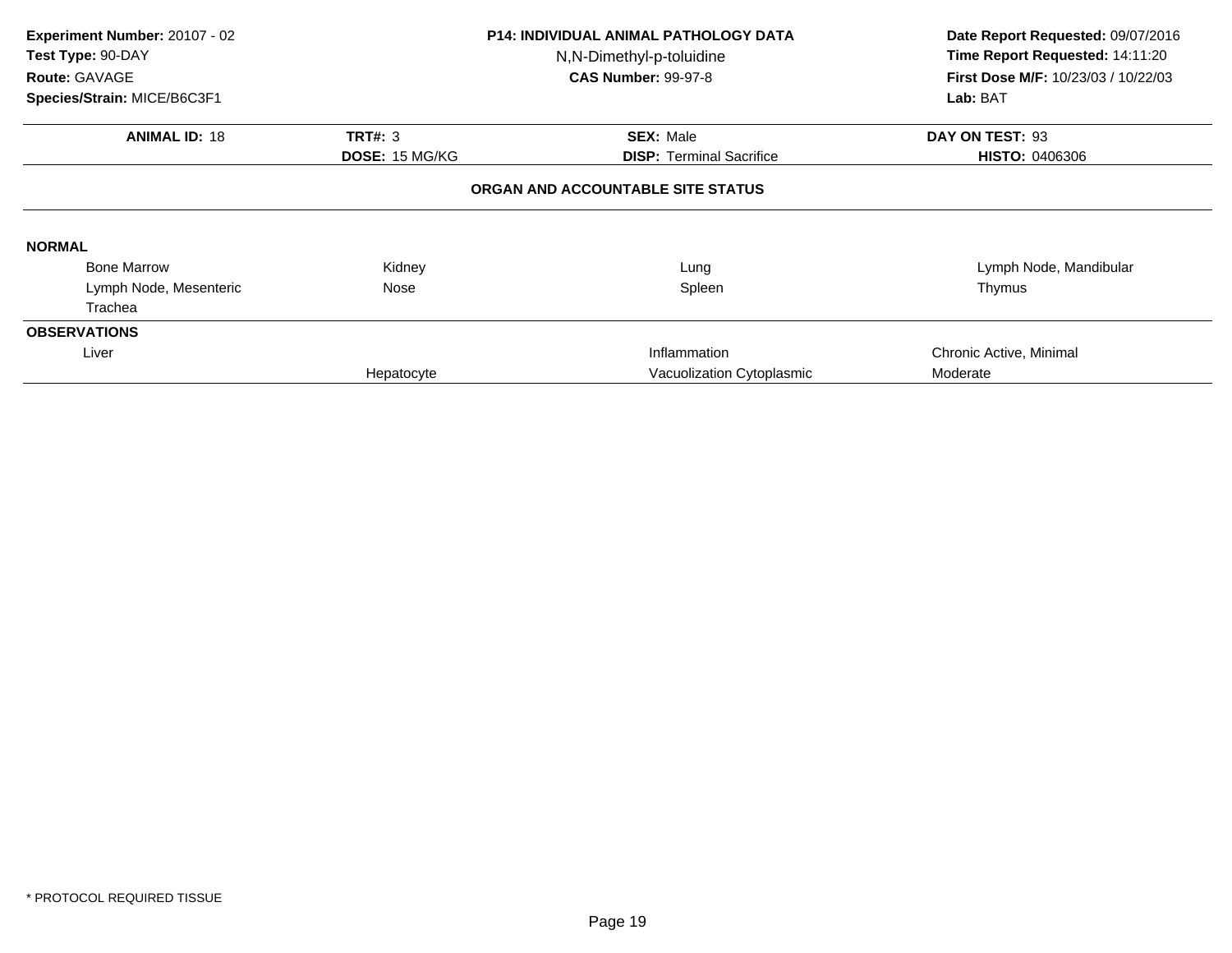**Experiment Number:** 20107 - 02
**Test Type:** 90-DAY
**Route:** GAVAGE
**Species/Strain:** MICE/B6C3F1

**P14: INDIVIDUAL ANIMAL PATHOLOGY DATA**
N,N-Dimethyl-p-toluidine
**CAS Number:** 99-97-8

**Date Report Requested:** 09/07/2016
**Time Report Requested:** 14:11:20
**First Dose M/F:** 10/23/03 / 10/22/03
**Lab:** BAT

| **ANIMAL ID:** 18 | **TRT#:** 3 | **SEX:** Male | **DAY ON TEST:** 93 |
|---|---|---|---|
| | **DOSE:** 15 MG/KG | **DISP:** Terminal Sacrifice | **HISTO:** 0406306 |

**ORGAN AND ACCOUNTABLE SITE STATUS**

**NORMAL**

| | | | |
|---|---|---|---|
| Bone Marrow | Kidney | Lung | Lymph Node, Mandibular |
| Lymph Node, Mesenteric | Nose | Spleen | Thymus |
| Trachea | | | |

**OBSERVATIONS**

| | | | |
|---|---|---|---|
| Liver | | Inflammation | Chronic Active, Minimal |
| | Hepatocyte | Vacuolization Cytoplasmic | Moderate |

* PROTOCOL REQUIRED TISSUE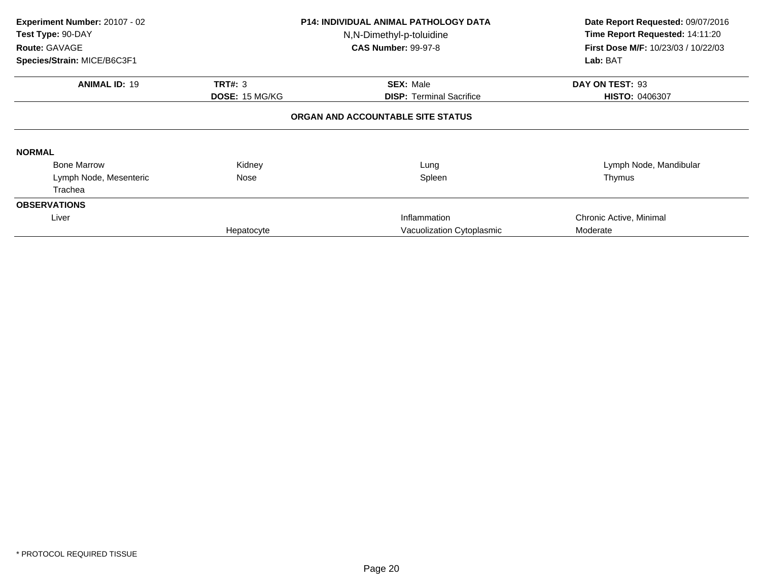**Experiment Number:** 20107 - 02
**Test Type:** 90-DAY
**Route:** GAVAGE
**Species/Strain:** MICE/B6C3F1

**P14: INDIVIDUAL ANIMAL PATHOLOGY DATA**
N,N-Dimethyl-p-toluidine
**CAS Number:** 99-97-8

**Date Report Requested:** 09/07/2016
**Time Report Requested:** 14:11:20
**First Dose M/F:** 10/23/03 / 10/22/03
**Lab:** BAT

| **ANIMAL ID:** 19 | **TRT#:** 3 | **SEX:** Male | **DAY ON TEST:** 93 |
|---|---|---|---|
| | **DOSE:** 15 MG/KG | **DISP:** Terminal Sacrifice | **HISTO:** 0406307 |

**ORGAN AND ACCOUNTABLE SITE STATUS**

**NORMAL**

| | | | |
|---|---|---|---|
| Bone Marrow | Kidney | Lung | Lymph Node, Mandibular |
| Lymph Node, Mesenteric | Nose | Spleen | Thymus |
| Trachea | | | |

**OBSERVATIONS**

| | | | |
|---|---|---|---|
| Liver | | Inflammation | Chronic Active, Minimal |
| | Hepatocyte | Vacuolization Cytoplasmic | Moderate |

* PROTOCOL REQUIRED TISSUE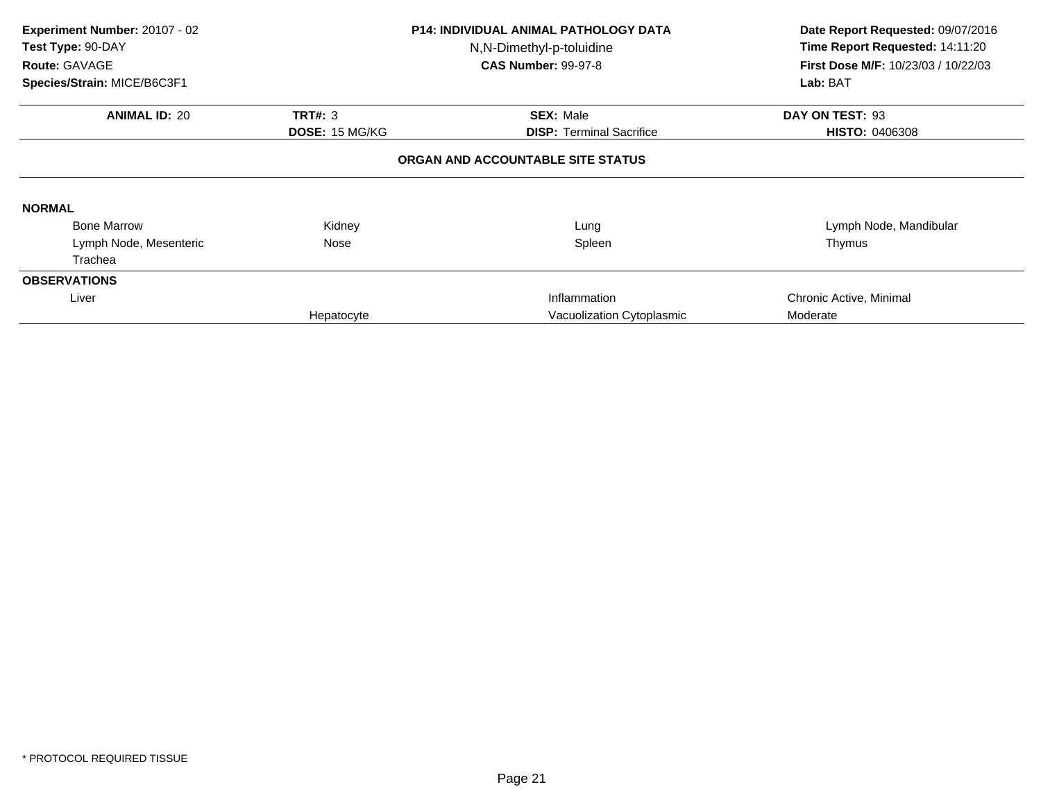**Experiment Number:** 20107 - 02
**Test Type:** 90-DAY
**Route:** GAVAGE
**Species/Strain:** MICE/B6C3F1

**P14: INDIVIDUAL ANIMAL PATHOLOGY DATA**
N,N-Dimethyl-p-toluidine
**CAS Number:** 99-97-8

**Date Report Requested:** 09/07/2016
**Time Report Requested:** 14:11:20
**First Dose M/F:** 10/23/03 / 10/22/03
**Lab:** BAT

| **ANIMAL ID:** 20 | **TRT#:** 3 | **SEX:** Male | **DAY ON TEST:** 93 |
|---|---|---|---|
| | **DOSE:** 15 MG/KG | **DISP:** Terminal Sacrifice | **HISTO:** 0406308 |

**ORGAN AND ACCOUNTABLE SITE STATUS**

**NORMAL**

| | | | |
|---|---|---|---|
| Bone Marrow | Kidney | Lung | Lymph Node, Mandibular |
| Lymph Node, Mesenteric | Nose | Spleen | Thymus |
| Trachea | | | |

**OBSERVATIONS**

| | | | |
|---|---|---|---|
| Liver | | Inflammation | Chronic Active, Minimal |
| | Hepatocyte | Vacuolization Cytoplasmic | Moderate |

* PROTOCOL REQUIRED TISSUE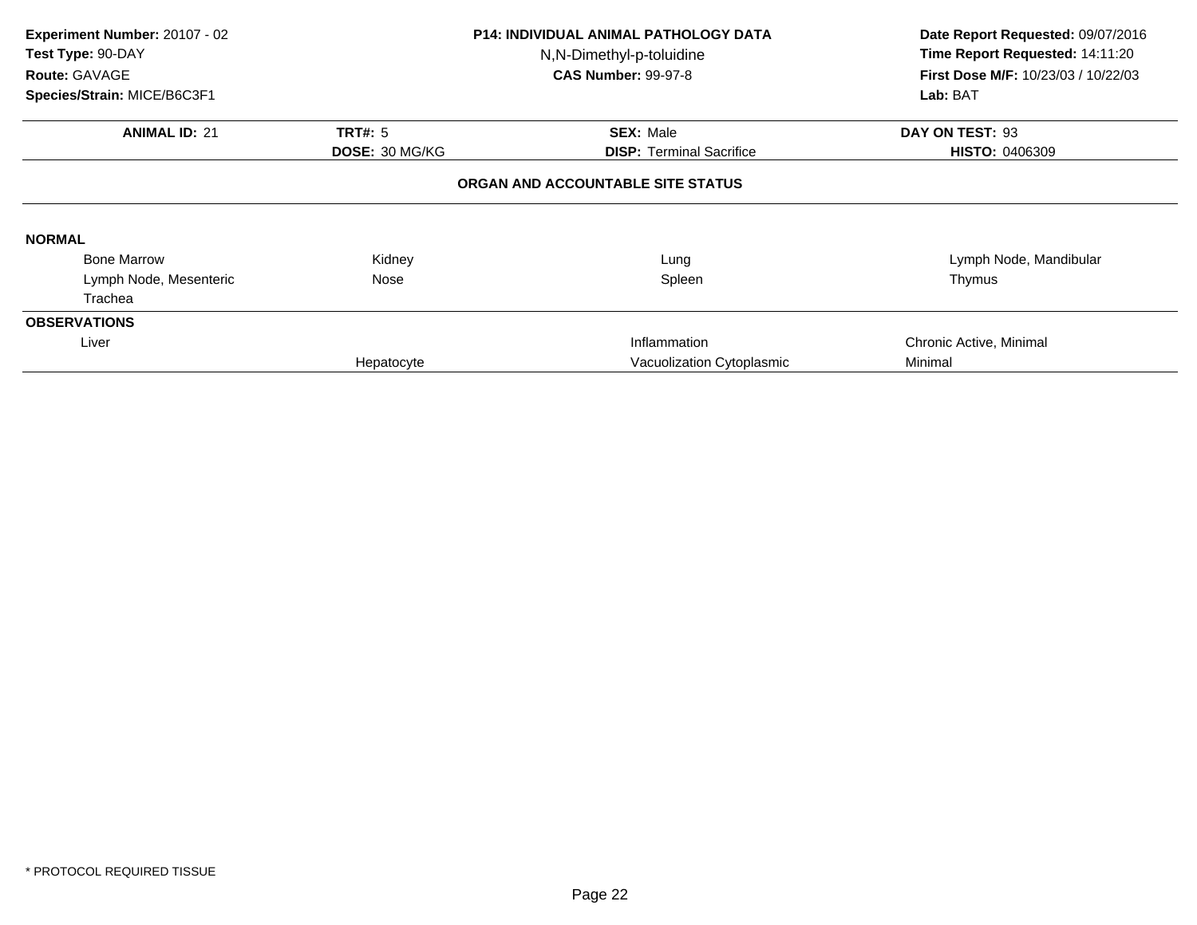**Experiment Number:** 20107 - 02
**Test Type:** 90-DAY
**Route:** GAVAGE
**Species/Strain:** MICE/B6C3F1

**P14: INDIVIDUAL ANIMAL PATHOLOGY DATA**
N,N-Dimethyl-p-toluidine
**CAS Number:** 99-97-8

**Date Report Requested:** 09/07/2016
**Time Report Requested:** 14:11:20
**First Dose M/F:** 10/23/03 / 10/22/03
**Lab:** BAT

| **ANIMAL ID:** 21 | **TRT#:** 5 | **SEX:** Male | **DAY ON TEST:** 93 |
|---|---|---|---|
| | **DOSE:** 30 MG/KG | **DISP:** Terminal Sacrifice | **HISTO:** 0406309 |

**ORGAN AND ACCOUNTABLE SITE STATUS**

**NORMAL**

| | | | |
|---|---|---|---|
| Bone Marrow | Kidney | Lung | Lymph Node, Mandibular |
| Lymph Node, Mesenteric | Nose | Spleen | Thymus |
| Trachea | | | |

**OBSERVATIONS**

| | | | |
|---|---|---|---|
| Liver | | Inflammation | Chronic Active, Minimal |
| | Hepatocyte | Vacuolization Cytoplasmic | Minimal |

* PROTOCOL REQUIRED TISSUE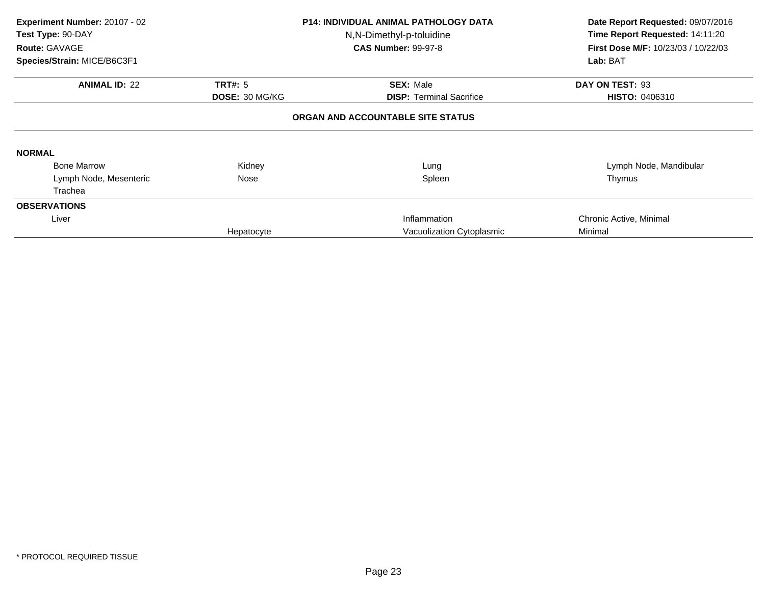**Experiment Number:** 20107 - 02
**Test Type:** 90-DAY
**Route:** GAVAGE
**Species/Strain:** MICE/B6C3F1

**P14: INDIVIDUAL ANIMAL PATHOLOGY DATA**
N,N-Dimethyl-p-toluidine
**CAS Number:** 99-97-8

**Date Report Requested:** 09/07/2016
**Time Report Requested:** 14:11:20
**First Dose M/F:** 10/23/03 / 10/22/03
**Lab:** BAT

| **ANIMAL ID:** 22 | **TRT#:** 5 | **SEX:** Male | **DAY ON TEST:** 93 |
|---|---|---|---|
| | **DOSE:** 30 MG/KG | **DISP:** Terminal Sacrifice | **HISTO:** 0406310 |

**ORGAN AND ACCOUNTABLE SITE STATUS**

**NORMAL**

| | | | |
|---|---|---|---|
| Bone Marrow | Kidney | Lung | Lymph Node, Mandibular |
| Lymph Node, Mesenteric | Nose | Spleen | Thymus |
| Trachea | | | |

**OBSERVATIONS**

| | | | |
|---|---|---|---|
| Liver | | Inflammation | Chronic Active, Minimal |
| | Hepatocyte | Vacuolization Cytoplasmic | Minimal |

* PROTOCOL REQUIRED TISSUE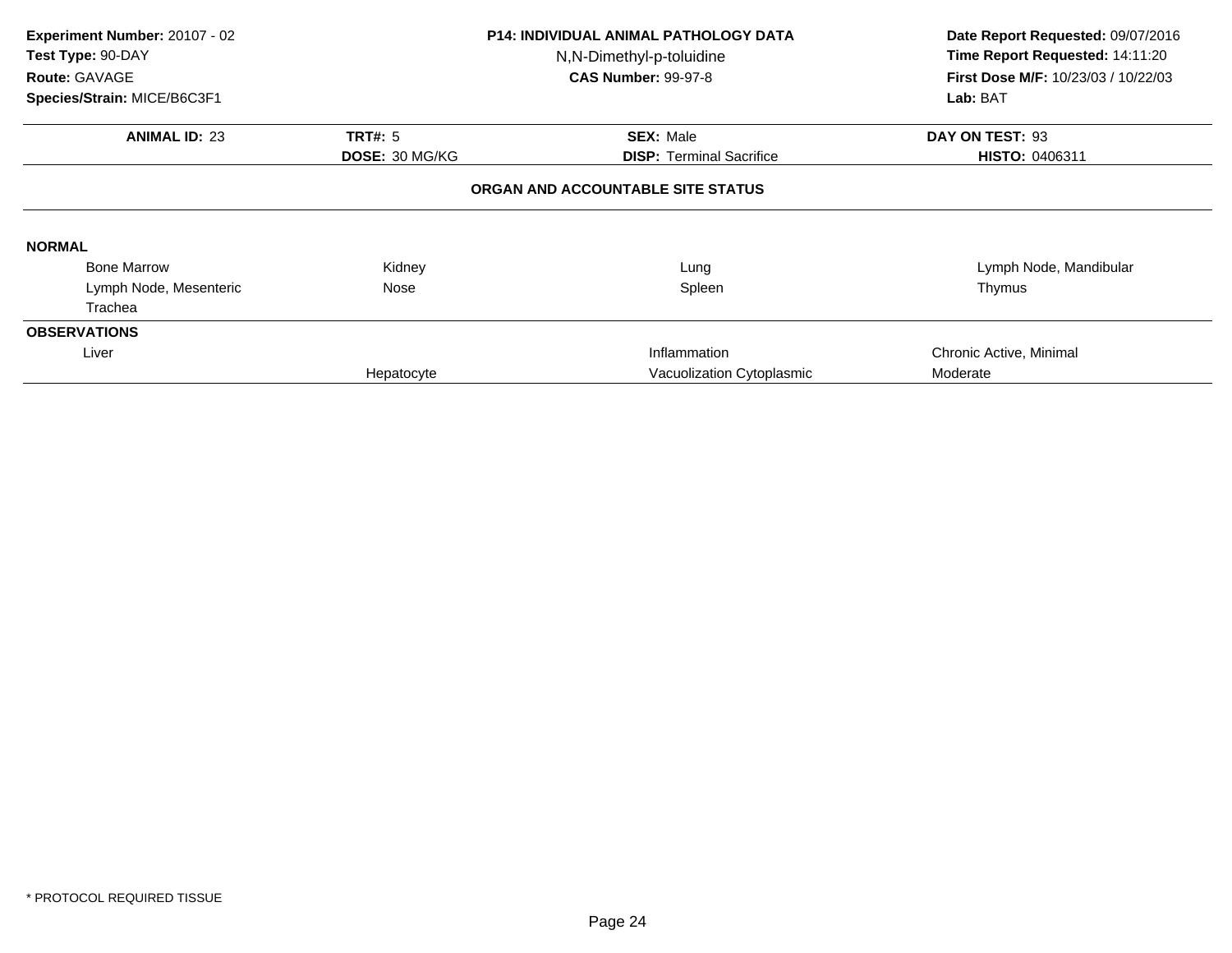**Experiment Number:** 20107 - 02
**Test Type:** 90-DAY
**Route:** GAVAGE
**Species/Strain:** MICE/B6C3F1

**P14: INDIVIDUAL ANIMAL PATHOLOGY DATA**
N,N-Dimethyl-p-toluidine
**CAS Number:** 99-97-8

**Date Report Requested:** 09/07/2016
**Time Report Requested:** 14:11:20
**First Dose M/F:** 10/23/03 / 10/22/03
**Lab:** BAT

| **ANIMAL ID:** 23 | **TRT#:** 5 | **SEX:** Male | **DAY ON TEST:** 93 |
|---|---|---|---|
| | **DOSE:** 30 MG/KG | **DISP:** Terminal Sacrifice | **HISTO:** 0406311 |

**ORGAN AND ACCOUNTABLE SITE STATUS**

**NORMAL**

| | | | |
|---|---|---|---|
| Bone Marrow | Kidney | Lung | Lymph Node, Mandibular |
| Lymph Node, Mesenteric | Nose | Spleen | Thymus |
| Trachea | | | |

**OBSERVATIONS**

| | | | |
|---|---|---|---|
| Liver | | Inflammation | Chronic Active, Minimal |
| | Hepatocyte | Vacuolization Cytoplasmic | Moderate |

\* PROTOCOL REQUIRED TISSUE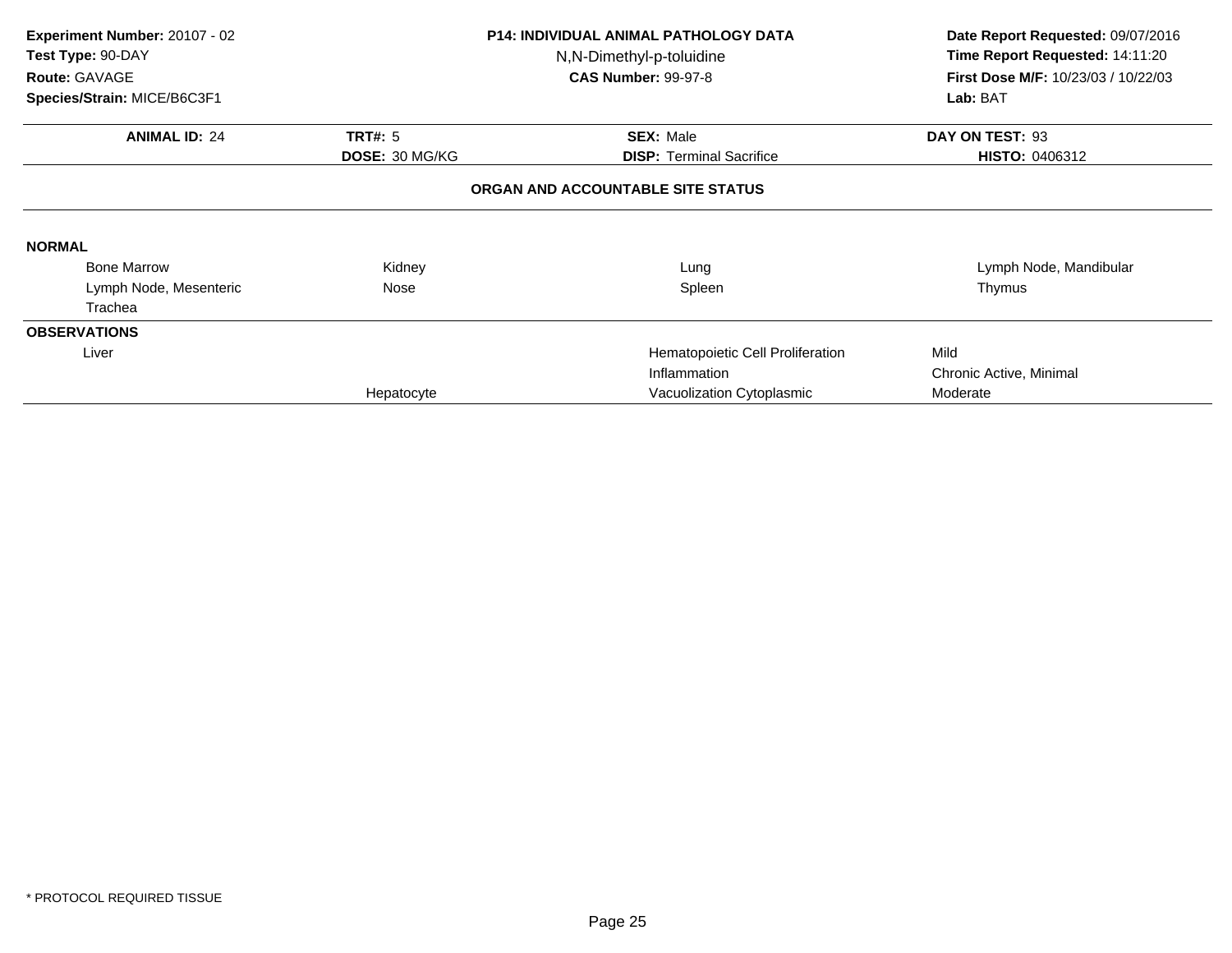**Experiment Number:** 20107 - 02
**Test Type:** 90-DAY
**Route:** GAVAGE
**Species/Strain:** MICE/B6C3F1

**P14: INDIVIDUAL ANIMAL PATHOLOGY DATA**
N,N-Dimethyl-p-toluidine
**CAS Number:** 99-97-8

**Date Report Requested:** 09/07/2016
**Time Report Requested:** 14:11:20
**First Dose M/F:** 10/23/03 / 10/22/03
**Lab:** BAT

| **ANIMAL ID:** 24 | **TRT#:** 5 | **SEX:** Male | **DAY ON TEST:** 93 |
|---|---|---|---|
| | **DOSE:** 30 MG/KG | **DISP:** Terminal Sacrifice | **HISTO:** 0406312 |

**ORGAN AND ACCOUNTABLE SITE STATUS**

**NORMAL**

| | | | |
|---|---|---|---|
| Bone Marrow | Kidney | Lung | Lymph Node, Mandibular |
| Lymph Node, Mesenteric | Nose | Spleen | Thymus |
| Trachea | | | |

**OBSERVATIONS**

| | | | |
|---|---|---|---|
| Liver | | Hematopoietic Cell Proliferation | Mild |
| | | Inflammation | Chronic Active, Minimal |
| | Hepatocyte | Vacuolization Cytoplasmic | Moderate |

\* PROTOCOL REQUIRED TISSUE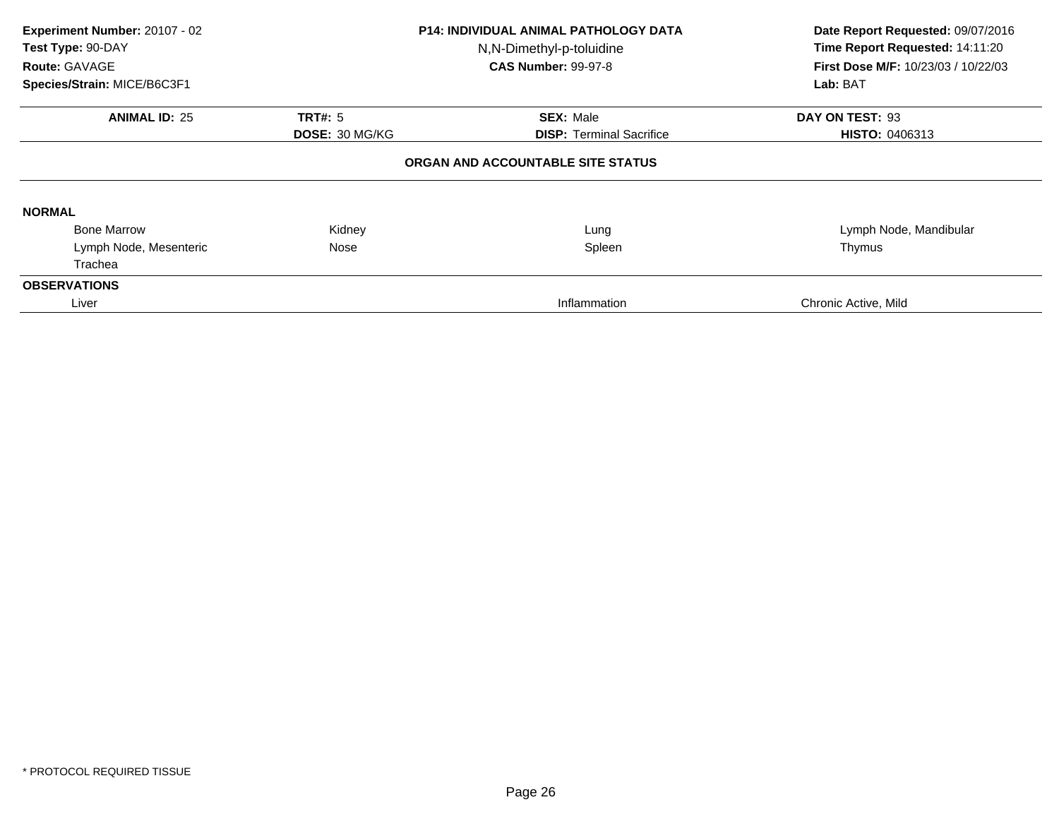**Experiment Number:** 20107 - 02
**Test Type:** 90-DAY
**Route:** GAVAGE
**Species/Strain:** MICE/B6C3F1

**P14: INDIVIDUAL ANIMAL PATHOLOGY DATA**
N,N-Dimethyl-p-toluidine
**CAS Number:** 99-97-8

**Date Report Requested:** 09/07/2016
**Time Report Requested:** 14:11:20
**First Dose M/F:** 10/23/03 / 10/22/03
**Lab:** BAT

| **ANIMAL ID:** 25 | **TRT#:** 5 | **SEX:** Male | **DAY ON TEST:** 93 |
|---|---|---|---|
| | **DOSE:** 30 MG/KG | **DISP:** Terminal Sacrifice | **HISTO:** 0406313 |

**ORGAN AND ACCOUNTABLE SITE STATUS**

**NORMAL**

| | | | |
|---|---|---|---|
| Bone Marrow | Kidney | Lung | Lymph Node, Mandibular |
| Lymph Node, Mesenteric | Nose | Spleen | Thymus |
| Trachea | | | |

**OBSERVATIONS**

| | | |
|---|---|---|
| Liver | Inflammation | Chronic Active, Mild |

\* PROTOCOL REQUIRED TISSUE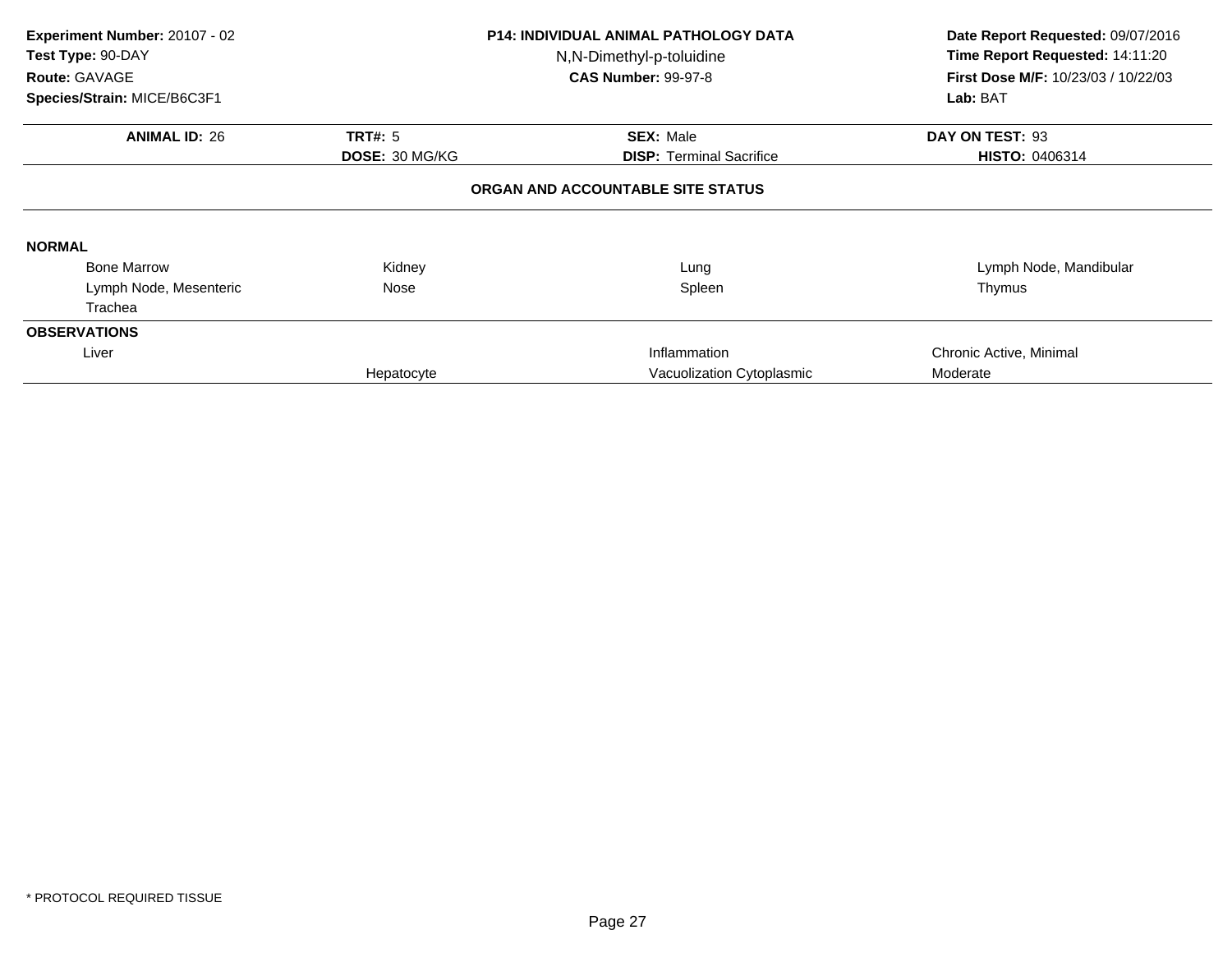**Experiment Number:** 20107 - 02
**Test Type:** 90-DAY
**Route:** GAVAGE
**Species/Strain:** MICE/B6C3F1

**P14: INDIVIDUAL ANIMAL PATHOLOGY DATA**
N,N-Dimethyl-p-toluidine
**CAS Number:** 99-97-8

**Date Report Requested:** 09/07/2016
**Time Report Requested:** 14:11:20
**First Dose M/F:** 10/23/03 / 10/22/03
**Lab:** BAT

| **ANIMAL ID:** 26 | **TRT#:** 5 | **SEX:** Male | **DAY ON TEST:** 93 |
|---|---|---|---|
| | **DOSE:** 30 MG/KG | **DISP:** Terminal Sacrifice | **HISTO:** 0406314 |

**ORGAN AND ACCOUNTABLE SITE STATUS**

**NORMAL**

| | | | |
|---|---|---|---|
| Bone Marrow | Kidney | Lung | Lymph Node, Mandibular |
| Lymph Node, Mesenteric | Nose | Spleen | Thymus |
| Trachea | | | |

**OBSERVATIONS**

| | | | |
|---|---|---|---|
| Liver | | Inflammation | Chronic Active, Minimal |
| | Hepatocyte | Vacuolization Cytoplasmic | Moderate |

* PROTOCOL REQUIRED TISSUE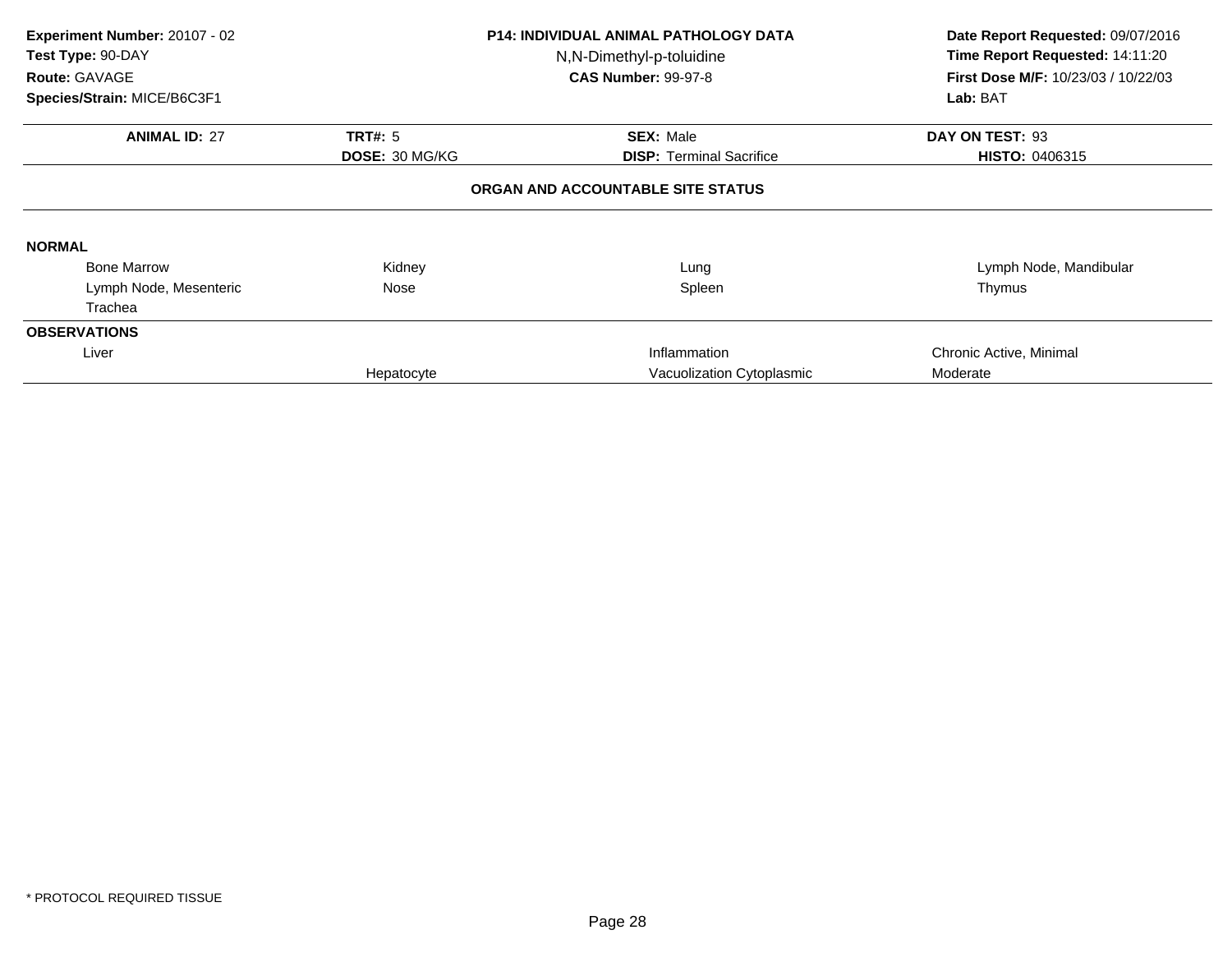**Experiment Number:** 20107 - 02
**Test Type:** 90-DAY
**Route:** GAVAGE
**Species/Strain:** MICE/B6C3F1

**P14: INDIVIDUAL ANIMAL PATHOLOGY DATA**
N,N-Dimethyl-p-toluidine
**CAS Number:** 99-97-8

**Date Report Requested:** 09/07/2016
**Time Report Requested:** 14:11:20
**First Dose M/F:** 10/23/03 / 10/22/03
**Lab:** BAT

| **ANIMAL ID:** 27 | **TRT#:** 5 | **SEX:** Male | **DAY ON TEST:** 93 |
|---|---|---|---|
| | **DOSE:** 30 MG/KG | **DISP:** Terminal Sacrifice | **HISTO:** 0406315 |

**ORGAN AND ACCOUNTABLE SITE STATUS**

**NORMAL**

| | | | |
|---|---|---|---|
| Bone Marrow | Kidney | Lung | Lymph Node, Mandibular |
| Lymph Node, Mesenteric | Nose | Spleen | Thymus |
| Trachea | | | |

**OBSERVATIONS**

| | | | |
|---|---|---|---|
| Liver | | Inflammation | Chronic Active, Minimal |
| | Hepatocyte | Vacuolization Cytoplasmic | Moderate |

\* PROTOCOL REQUIRED TISSUE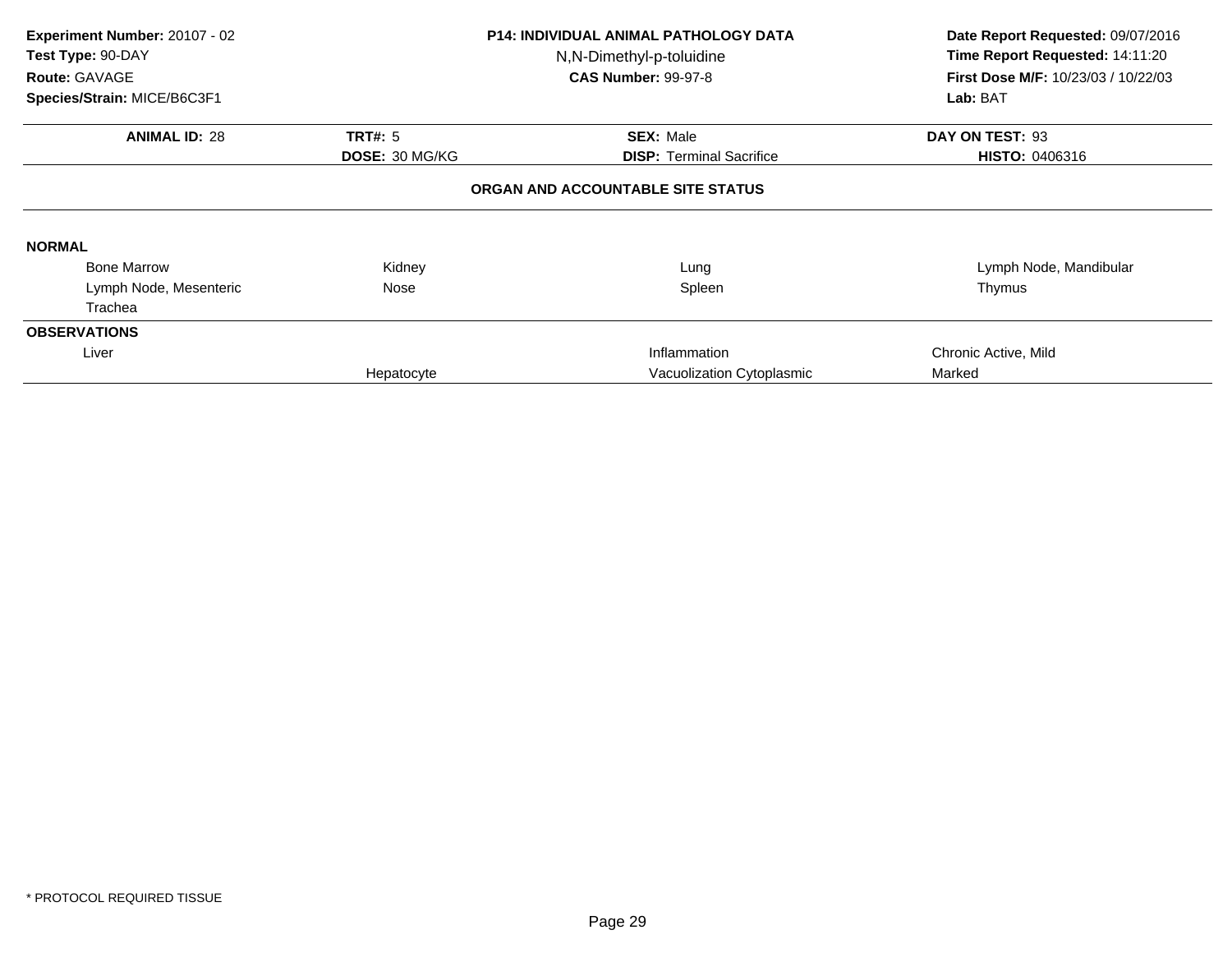**Experiment Number:** 20107 - 02
**Test Type:** 90-DAY
**Route:** GAVAGE
**Species/Strain:** MICE/B6C3F1

**P14: INDIVIDUAL ANIMAL PATHOLOGY DATA**
N,N-Dimethyl-p-toluidine
**CAS Number:** 99-97-8

**Date Report Requested:** 09/07/2016
**Time Report Requested:** 14:11:20
**First Dose M/F:** 10/23/03 / 10/22/03
**Lab:** BAT

| **ANIMAL ID:** 28 | **TRT#:** 5 | **SEX:** Male | **DAY ON TEST:** 93 |
|---|---|---|---|
| | **DOSE:** 30 MG/KG | **DISP:** Terminal Sacrifice | **HISTO:** 0406316 |

**ORGAN AND ACCOUNTABLE SITE STATUS**

**NORMAL**

| | | | |
|---|---|---|---|
| Bone Marrow | Kidney | Lung | Lymph Node, Mandibular |
| Lymph Node, Mesenteric | Nose | Spleen | Thymus |
| Trachea | | | |

**OBSERVATIONS**

| | | | |
|---|---|---|---|
| Liver | | Inflammation | Chronic Active, Mild |
| | Hepatocyte | Vacuolization Cytoplasmic | Marked |

* PROTOCOL REQUIRED TISSUE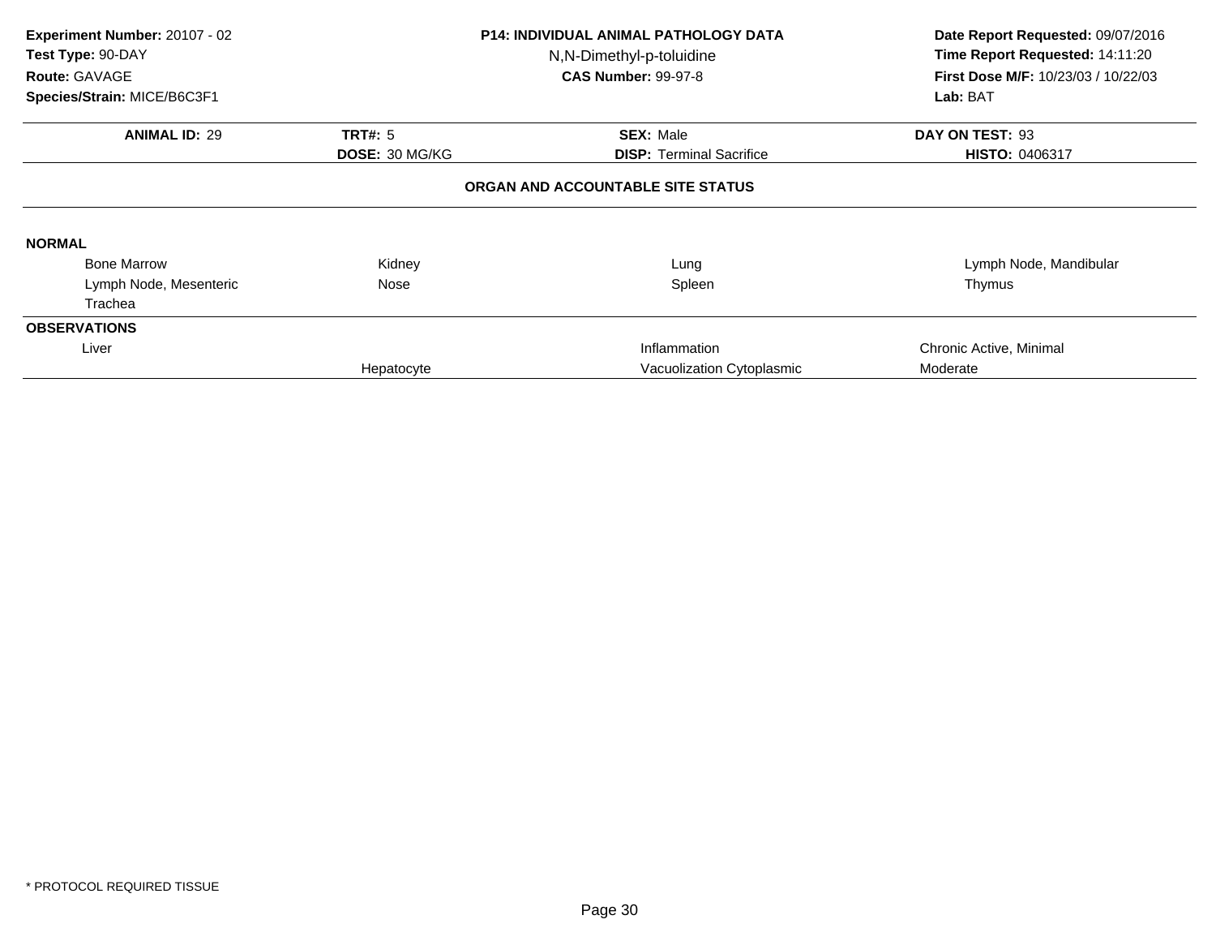**Experiment Number:** 20107 - 02
**Test Type:** 90-DAY
**Route:** GAVAGE
**Species/Strain:** MICE/B6C3F1

**P14: INDIVIDUAL ANIMAL PATHOLOGY DATA**
N,N-Dimethyl-p-toluidine
**CAS Number:** 99-97-8

**Date Report Requested:** 09/07/2016
**Time Report Requested:** 14:11:20
**First Dose M/F:** 10/23/03 / 10/22/03
**Lab:** BAT

| **ANIMAL ID:** 29 | **TRT#:** 5 | **SEX:** Male | **DAY ON TEST:** 93 |
|---|---|---|---|
| | **DOSE:** 30 MG/KG | **DISP:** Terminal Sacrifice | **HISTO:** 0406317 |

**ORGAN AND ACCOUNTABLE SITE STATUS**

**NORMAL**

| | | | |
|---|---|---|---|
| Bone Marrow | Kidney | Lung | Lymph Node, Mandibular |
| Lymph Node, Mesenteric | Nose | Spleen | Thymus |
| Trachea | | | |

**OBSERVATIONS**

| | | | |
|---|---|---|---|
| Liver | | Inflammation | Chronic Active, Minimal |
| | Hepatocyte | Vacuolization Cytoplasmic | Moderate |

\* PROTOCOL REQUIRED TISSUE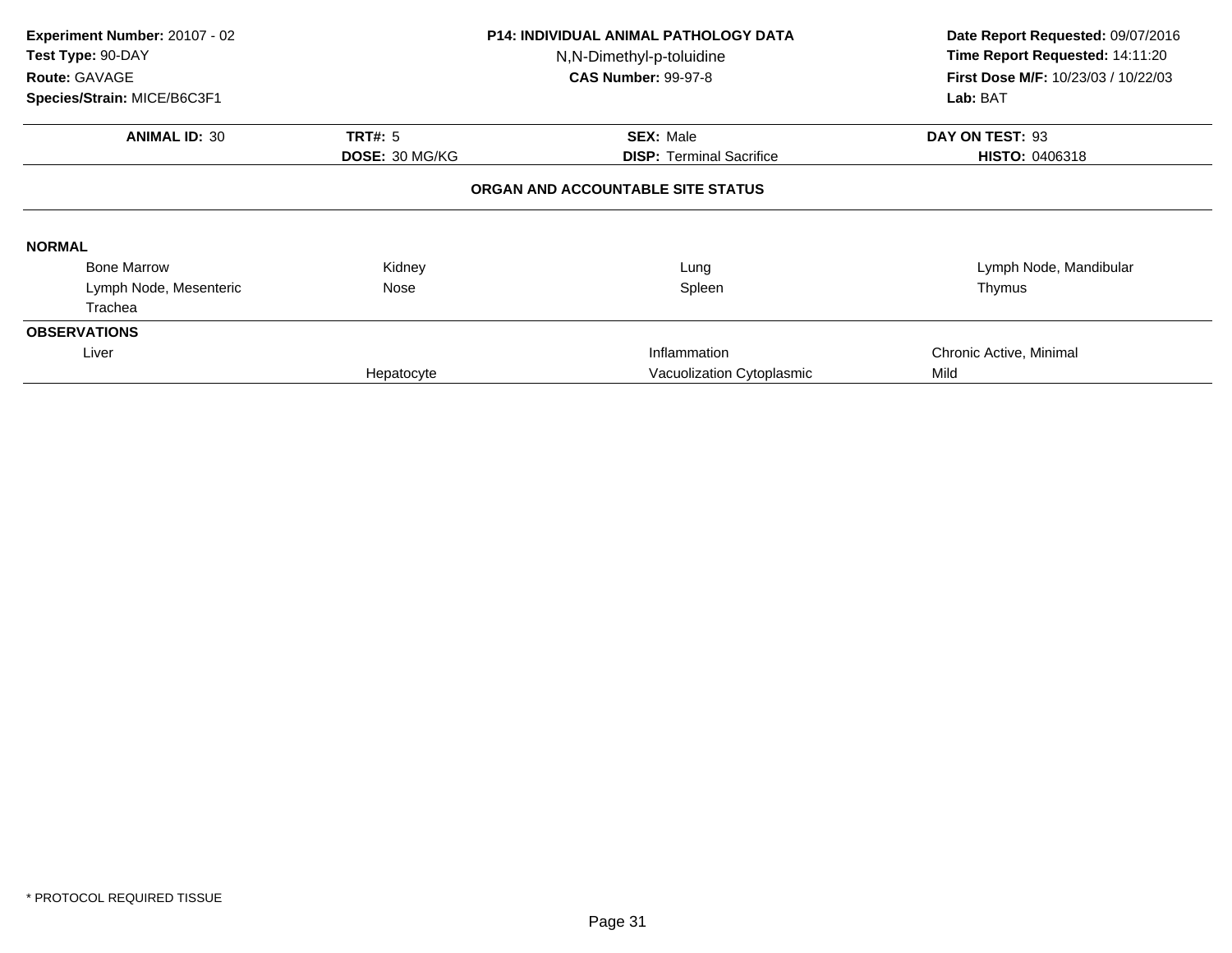**Experiment Number:** 20107 - 02
**Test Type:** 90-DAY
**Route:** GAVAGE
**Species/Strain:** MICE/B6C3F1

**P14: INDIVIDUAL ANIMAL PATHOLOGY DATA**
N,N-Dimethyl-p-toluidine
**CAS Number:** 99-97-8

**Date Report Requested:** 09/07/2016
**Time Report Requested:** 14:11:20
**First Dose M/F:** 10/23/03 / 10/22/03
**Lab:** BAT

| **ANIMAL ID:** 30 | **TRT#:** 5 | **SEX:** Male | **DAY ON TEST:** 93 |
|---|---|---|---|
| | **DOSE:** 30 MG/KG | **DISP:** Terminal Sacrifice | **HISTO:** 0406318 |

**ORGAN AND ACCOUNTABLE SITE STATUS**

**NORMAL**

| | | | |
|---|---|---|---|
| Bone Marrow | Kidney | Lung | Lymph Node, Mandibular |
| Lymph Node, Mesenteric | Nose | Spleen | Thymus |
| Trachea | | | |

**OBSERVATIONS**

| | | | |
|---|---|---|---|
| Liver | | Inflammation | Chronic Active, Minimal |
| | Hepatocyte | Vacuolization Cytoplasmic | Mild |

\* PROTOCOL REQUIRED TISSUE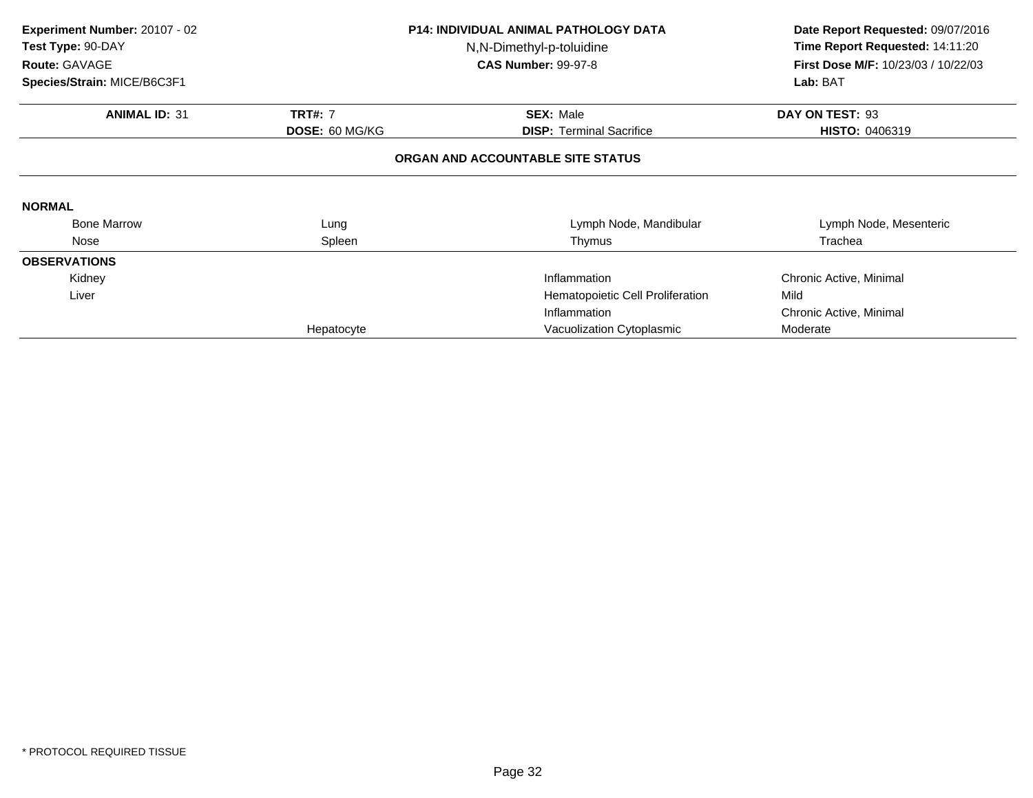**Experiment Number:** 20107 - 02
**Test Type:** 90-DAY
**Route:** GAVAGE
**Species/Strain:** MICE/B6C3F1

**P14: INDIVIDUAL ANIMAL PATHOLOGY DATA**
N,N-Dimethyl-p-toluidine
**CAS Number:** 99-97-8

**Date Report Requested:** 09/07/2016
**Time Report Requested:** 14:11:20
**First Dose M/F:** 10/23/03 / 10/22/03
**Lab:** BAT

| **ANIMAL ID:** 31 | **TRT#:** 7 | **SEX:** Male | **DAY ON TEST:** 93 |
|---|---|---|---|
| | **DOSE:** 60 MG/KG | **DISP:** Terminal Sacrifice | **HISTO:** 0406319 |

**ORGAN AND ACCOUNTABLE SITE STATUS**

**NORMAL**

| | | | |
|---|---|---|---|
| Bone Marrow | Lung | Lymph Node, Mandibular | Lymph Node, Mesenteric |
| Nose | Spleen | Thymus | Trachea |

**OBSERVATIONS**

| | | | |
|---|---|---|---|
| Kidney | | Inflammation | Chronic Active, Minimal |
| Liver | | Hematopoietic Cell Proliferation | Mild |
| | | Inflammation | Chronic Active, Minimal |
| | Hepatocyte | Vacuolization Cytoplasmic | Moderate |

* PROTOCOL REQUIRED TISSUE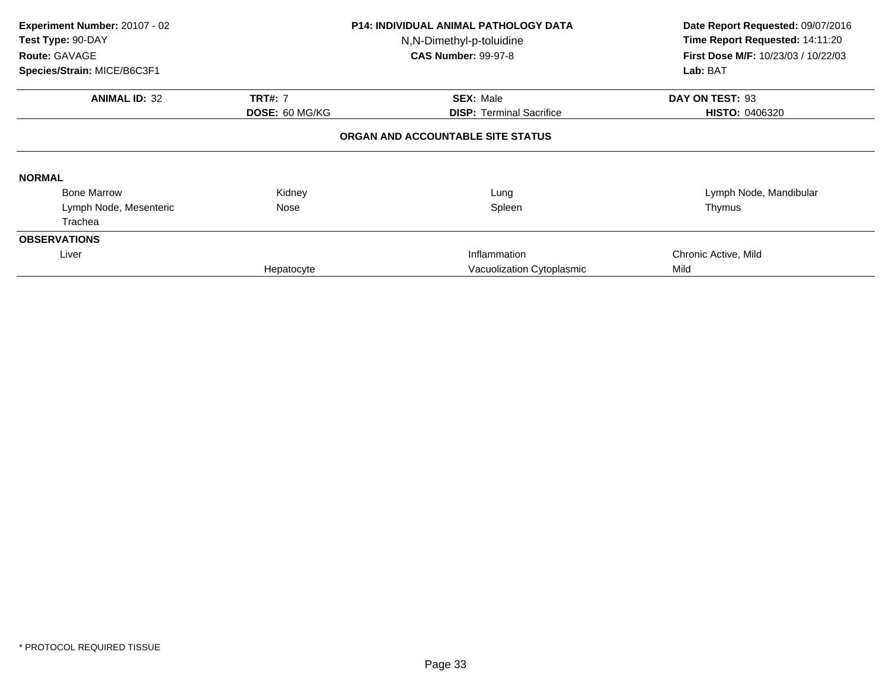**Experiment Number:** 20107 - 02
**Test Type:** 90-DAY
**Route:** GAVAGE
**Species/Strain:** MICE/B6C3F1

**P14: INDIVIDUAL ANIMAL PATHOLOGY DATA**
N,N-Dimethyl-p-toluidine
**CAS Number:** 99-97-8

**Date Report Requested:** 09/07/2016
**Time Report Requested:** 14:11:20
**First Dose M/F:** 10/23/03 / 10/22/03
**Lab:** BAT

| **ANIMAL ID:** 32 | **TRT#:** 7 | **SEX:** Male | **DAY ON TEST:** 93 |
|---|---|---|---|
| | **DOSE:** 60 MG/KG | **DISP:** Terminal Sacrifice | **HISTO:** 0406320 |

**ORGAN AND ACCOUNTABLE SITE STATUS**

**NORMAL**

| | | | |
|---|---|---|---|
| Bone Marrow | Kidney | Lung | Lymph Node, Mandibular |
| Lymph Node, Mesenteric | Nose | Spleen | Thymus |
| Trachea | | | |

**OBSERVATIONS**

| | | | |
|---|---|---|---|
| Liver | | Inflammation | Chronic Active, Mild |
| | Hepatocyte | Vacuolization Cytoplasmic | Mild |

\* PROTOCOL REQUIRED TISSUE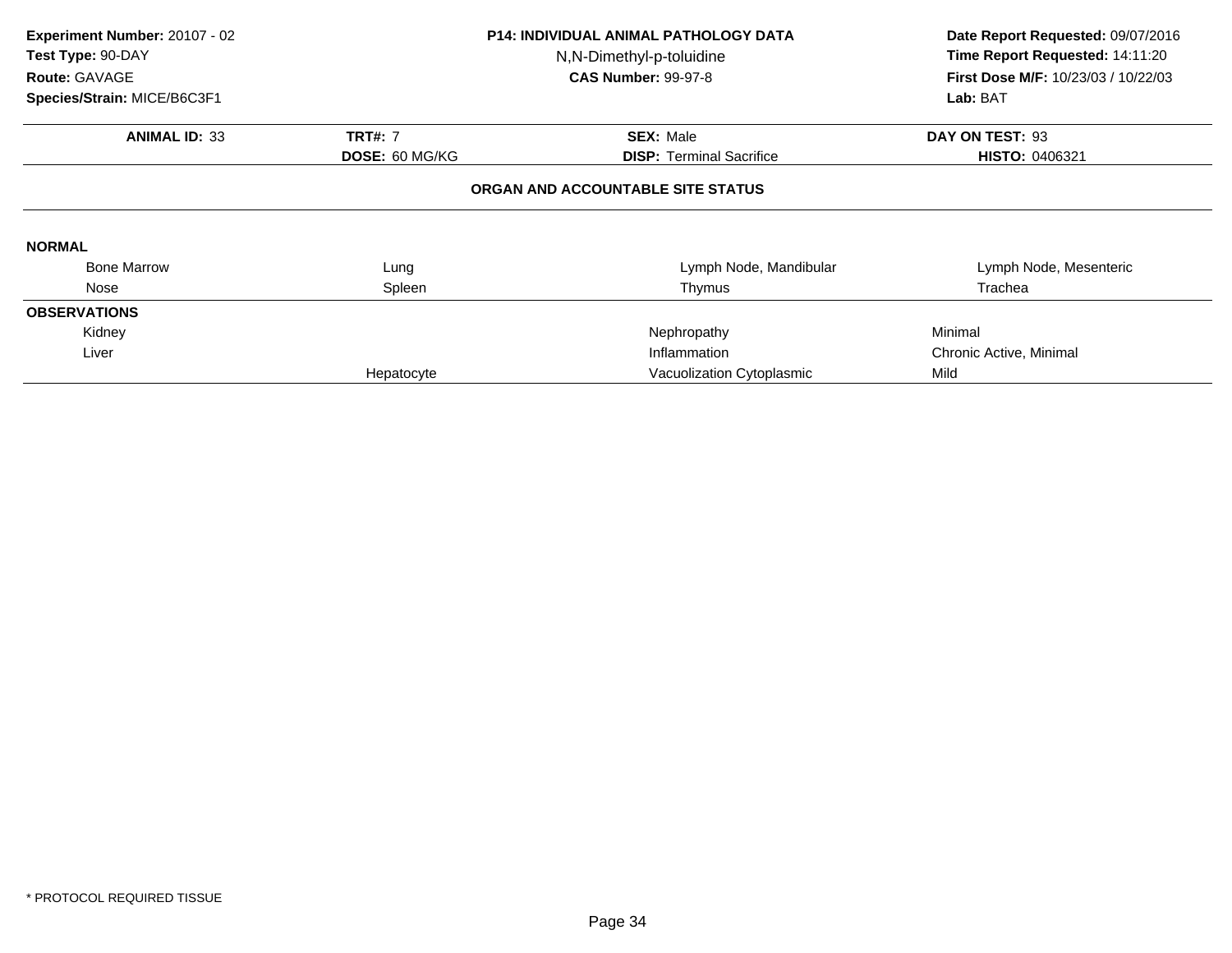**Experiment Number:** 20107 - 02
**Test Type:** 90-DAY
**Route:** GAVAGE
**Species/Strain:** MICE/B6C3F1

**P14: INDIVIDUAL ANIMAL PATHOLOGY DATA**
N,N-Dimethyl-p-toluidine
**CAS Number:** 99-97-8

**Date Report Requested:** 09/07/2016
**Time Report Requested:** 14:11:20
**First Dose M/F:** 10/23/03 / 10/22/03
**Lab:** BAT

| **ANIMAL ID:** 33 | **TRT#:** 7 | **SEX:** Male | **DAY ON TEST:** 93 |
|---|---|---|---|
| | **DOSE:** 60 MG/KG | **DISP:** Terminal Sacrifice | **HISTO:** 0406321 |

## ORGAN AND ACCOUNTABLE SITE STATUS

**NORMAL**

| | | | |
|---|---|---|---|
| Bone Marrow | Lung | Lymph Node, Mandibular | Lymph Node, Mesenteric |
| Nose | Spleen | Thymus | Trachea |

**OBSERVATIONS**

| | | | |
|---|---|---|---|
| Kidney | | Nephropathy | Minimal |
| Liver | | Inflammation | Chronic Active, Minimal |
| | Hepatocyte | Vacuolization Cytoplasmic | Mild |

\* PROTOCOL REQUIRED TISSUE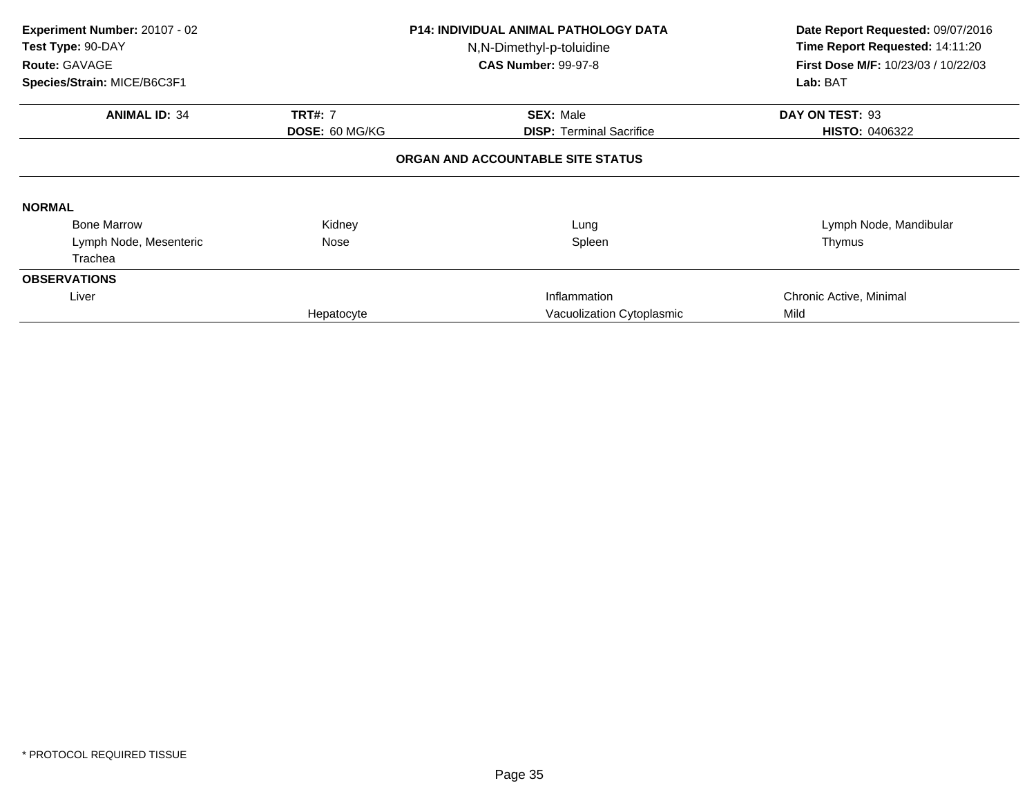**Experiment Number:** 20107 - 02
**Test Type:** 90-DAY
**Route:** GAVAGE
**Species/Strain:** MICE/B6C3F1

**P14: INDIVIDUAL ANIMAL PATHOLOGY DATA**
N,N-Dimethyl-p-toluidine
**CAS Number:** 99-97-8

**Date Report Requested:** 09/07/2016
**Time Report Requested:** 14:11:20
**First Dose M/F:** 10/23/03 / 10/22/03
**Lab:** BAT

| **ANIMAL ID:** 34 | **TRT#:** 7 | **SEX:** Male | **DAY ON TEST:** 93 |
|---|---|---|---|
| | **DOSE:** 60 MG/KG | **DISP:** Terminal Sacrifice | **HISTO:** 0406322 |

**ORGAN AND ACCOUNTABLE SITE STATUS**

**NORMAL**

| | | | |
|---|---|---|---|
| Bone Marrow | Kidney | Lung | Lymph Node, Mandibular |
| Lymph Node, Mesenteric | Nose | Spleen | Thymus |
| Trachea | | | |

**OBSERVATIONS**

| | | | |
|---|---|---|---|
| Liver | | Inflammation | Chronic Active, Minimal |
| | Hepatocyte | Vacuolization Cytoplasmic | Mild |

\* PROTOCOL REQUIRED TISSUE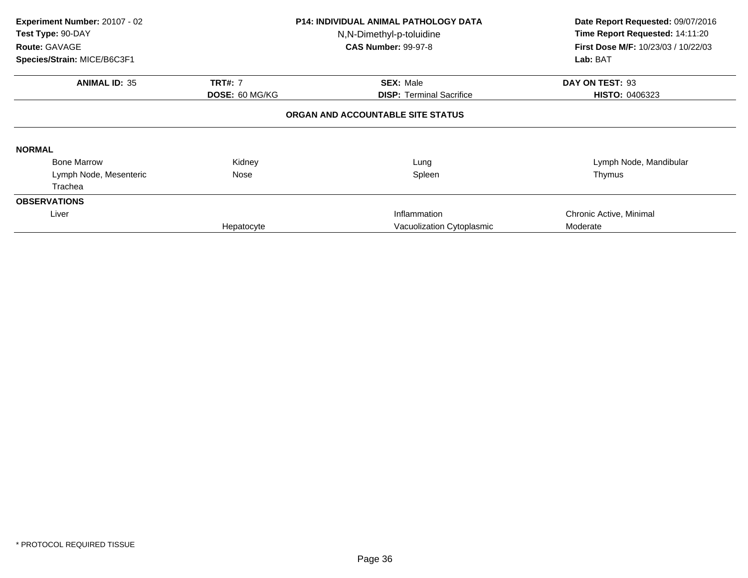**Experiment Number:** 20107 - 02
**Test Type:** 90-DAY
**Route:** GAVAGE
**Species/Strain:** MICE/B6C3F1

**P14: INDIVIDUAL ANIMAL PATHOLOGY DATA**
N,N-Dimethyl-p-toluidine
**CAS Number:** 99-97-8

**Date Report Requested:** 09/07/2016
**Time Report Requested:** 14:11:20
**First Dose M/F:** 10/23/03 / 10/22/03
**Lab:** BAT

| **ANIMAL ID:** 35 | **TRT#:** 7 | **SEX:** Male | **DAY ON TEST:** 93 |
|---|---|---|---|
| | **DOSE:** 60 MG/KG | **DISP:** Terminal Sacrifice | **HISTO:** 0406323 |

**ORGAN AND ACCOUNTABLE SITE STATUS**

**NORMAL**

| | | | |
|---|---|---|---|
| Bone Marrow | Kidney | Lung | Lymph Node, Mandibular |
| Lymph Node, Mesenteric | Nose | Spleen | Thymus |
| Trachea | | | |

**OBSERVATIONS**

| | | | |
|---|---|---|---|
| Liver | | Inflammation | Chronic Active, Minimal |
| | Hepatocyte | Vacuolization Cytoplasmic | Moderate |

\* PROTOCOL REQUIRED TISSUE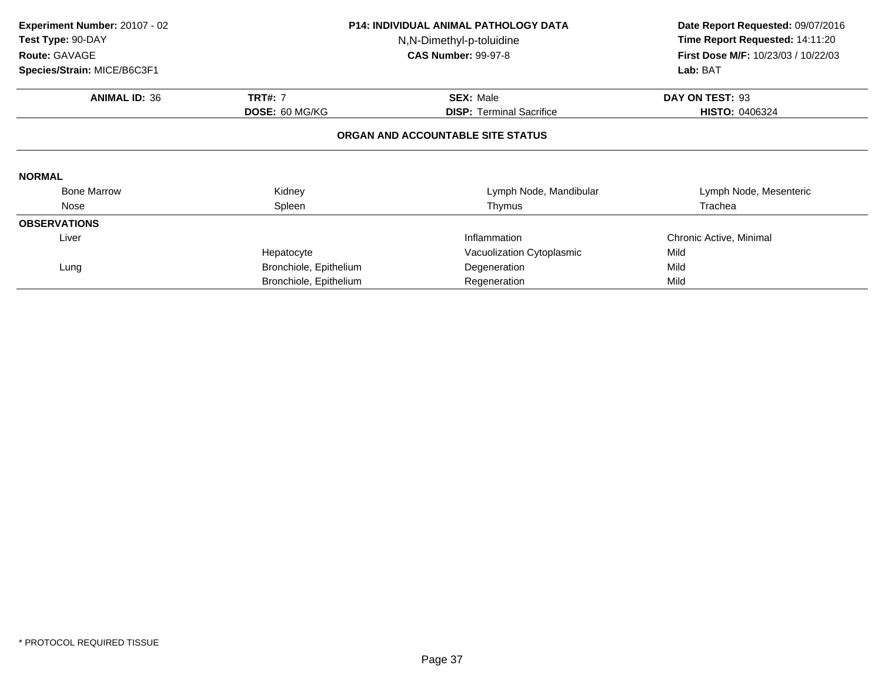**Experiment Number:** 20107 - 02
**Test Type:** 90-DAY
**Route:** GAVAGE
**Species/Strain:** MICE/B6C3F1

**P14: INDIVIDUAL ANIMAL PATHOLOGY DATA**
N,N-Dimethyl-p-toluidine
**CAS Number:** 99-97-8

**Date Report Requested:** 09/07/2016
**Time Report Requested:** 14:11:20
**First Dose M/F:** 10/23/03 / 10/22/03
**Lab:** BAT

| **ANIMAL ID:** 36 | **TRT#:** 7 | **SEX:** Male | **DAY ON TEST:** 93 |
|---|---|---|---|
| | **DOSE:** 60 MG/KG | **DISP:** Terminal Sacrifice | **HISTO:** 0406324 |

**ORGAN AND ACCOUNTABLE SITE STATUS**

**NORMAL**

| | | | |
|---|---|---|---|
| Bone Marrow | Kidney | Lymph Node, Mandibular | Lymph Node, Mesenteric |
| Nose | Spleen | Thymus | Trachea |

**OBSERVATIONS**

| | | | |
|---|---|---|---|
| Liver | | Inflammation | Chronic Active, Minimal |
| | Hepatocyte | Vacuolization Cytoplasmic | Mild |
| Lung | Bronchiole, Epithelium | Degeneration | Mild |
| | Bronchiole, Epithelium | Regeneration | Mild |

\* PROTOCOL REQUIRED TISSUE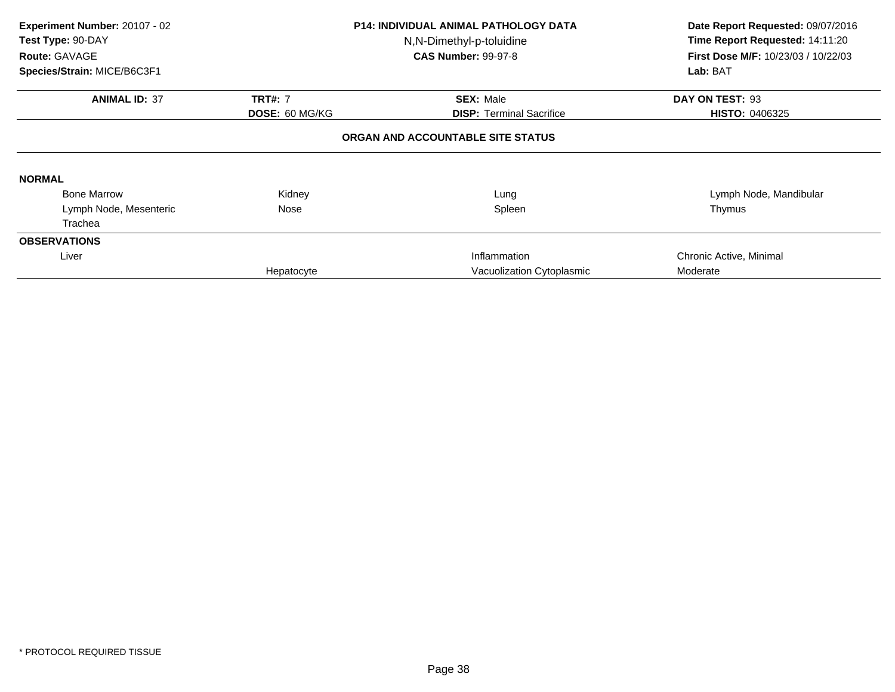**Experiment Number:** 20107 - 02
**Test Type:** 90-DAY
**Route:** GAVAGE
**Species/Strain:** MICE/B6C3F1

**P14: INDIVIDUAL ANIMAL PATHOLOGY DATA**
N,N-Dimethyl-p-toluidine
**CAS Number:** 99-97-8

**Date Report Requested:** 09/07/2016
**Time Report Requested:** 14:11:20
**First Dose M/F:** 10/23/03 / 10/22/03
**Lab:** BAT

| **ANIMAL ID:** 37 | **TRT#:** 7 | **SEX:** Male | **DAY ON TEST:** 93 |
|---|---|---|---|
| | **DOSE:** 60 MG/KG | **DISP:** Terminal Sacrifice | **HISTO:** 0406325 |

**ORGAN AND ACCOUNTABLE SITE STATUS**

**NORMAL**

| | | | |
|---|---|---|---|
| Bone Marrow | Kidney | Lung | Lymph Node, Mandibular |
| Lymph Node, Mesenteric | Nose | Spleen | Thymus |
| Trachea | | | |

**OBSERVATIONS**

| | | | |
|---|---|---|---|
| Liver | | Inflammation | Chronic Active, Minimal |
| | Hepatocyte | Vacuolization Cytoplasmic | Moderate |

* PROTOCOL REQUIRED TISSUE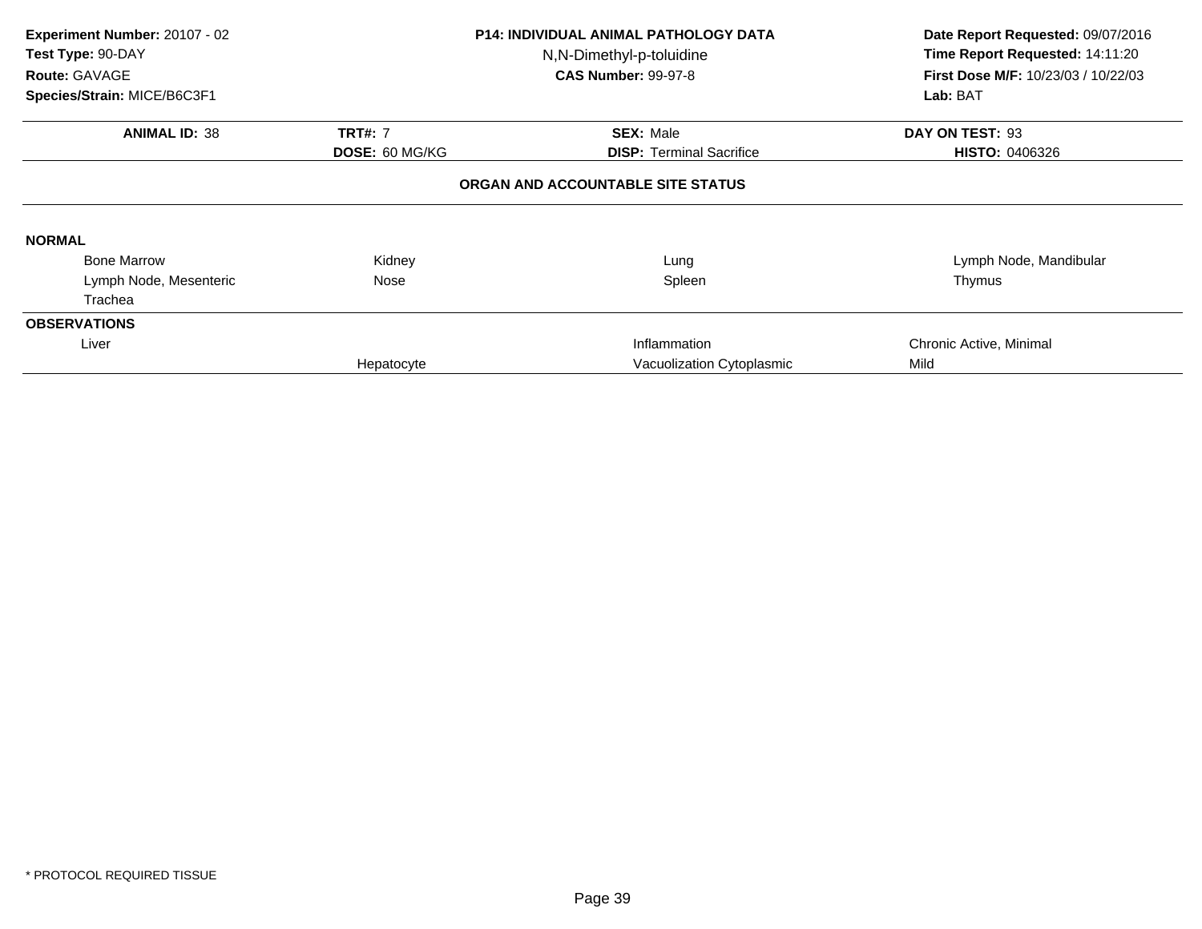**Experiment Number:** 20107 - 02
**Test Type:** 90-DAY
**Route:** GAVAGE
**Species/Strain:** MICE/B6C3F1

**P14: INDIVIDUAL ANIMAL PATHOLOGY DATA**
N,N-Dimethyl-p-toluidine
**CAS Number:** 99-97-8

**Date Report Requested:** 09/07/2016
**Time Report Requested:** 14:11:20
**First Dose M/F:** 10/23/03 / 10/22/03
**Lab:** BAT

| **ANIMAL ID:** 38 | **TRT#:** 7 | **SEX:** Male | **DAY ON TEST:** 93 |
|---|---|---|---|
| | **DOSE:** 60 MG/KG | **DISP:** Terminal Sacrifice | **HISTO:** 0406326 |

**ORGAN AND ACCOUNTABLE SITE STATUS**

**NORMAL**

| | | | |
|---|---|---|---|
| Bone Marrow | Kidney | Lung | Lymph Node, Mandibular |
| Lymph Node, Mesenteric | Nose | Spleen | Thymus |
| Trachea | | | |

**OBSERVATIONS**

| | | | |
|---|---|---|---|
| Liver | | Inflammation | Chronic Active, Minimal |
| | Hepatocyte | Vacuolization Cytoplasmic | Mild |

* PROTOCOL REQUIRED TISSUE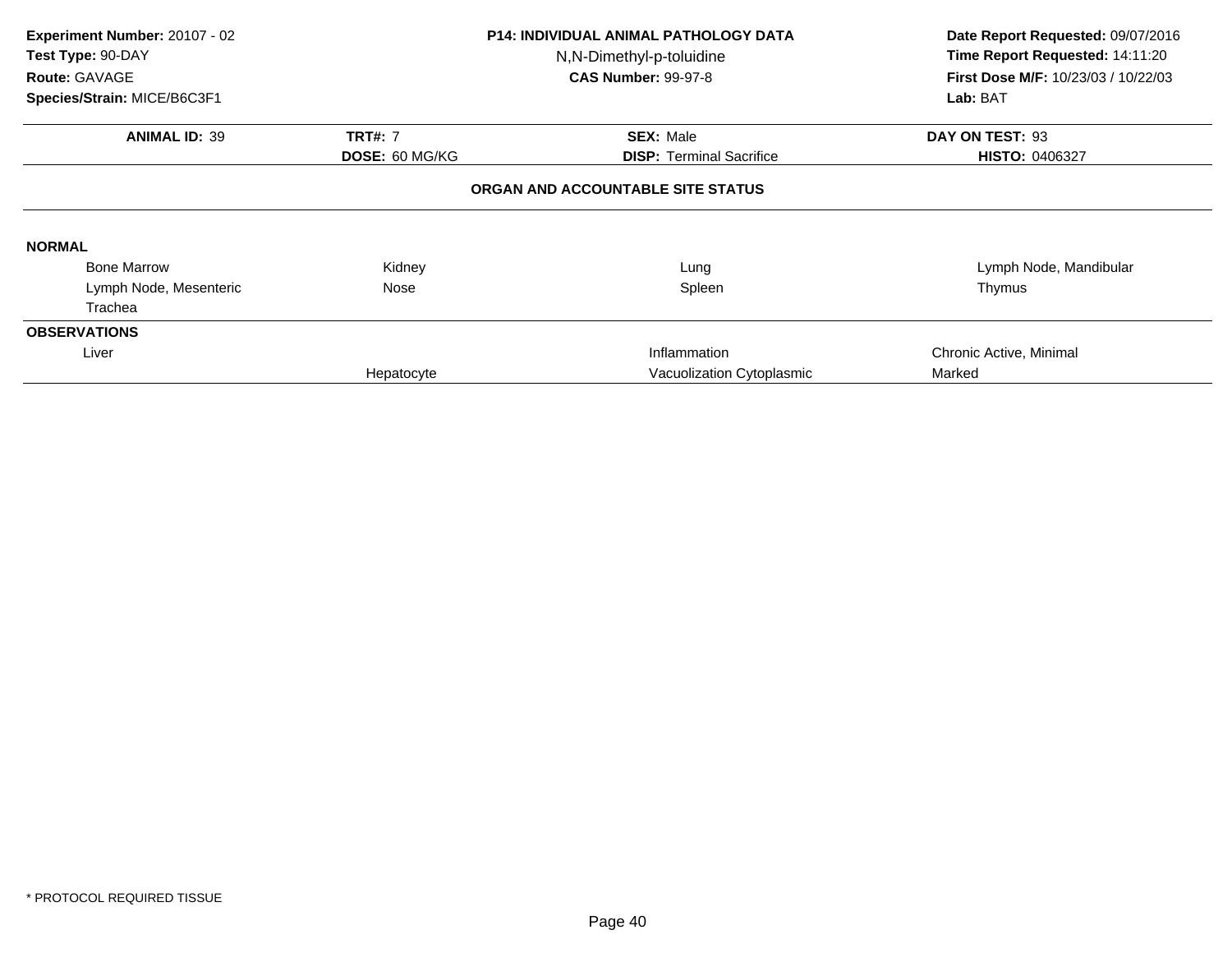**Experiment Number:** 20107 - 02
**Test Type:** 90-DAY
**Route:** GAVAGE
**Species/Strain:** MICE/B6C3F1

**P14: INDIVIDUAL ANIMAL PATHOLOGY DATA**
N,N-Dimethyl-p-toluidine
**CAS Number:** 99-97-8

**Date Report Requested:** 09/07/2016
**Time Report Requested:** 14:11:20
**First Dose M/F:** 10/23/03 / 10/22/03
**Lab:** BAT

| **ANIMAL ID:** 39 | **TRT#:** 7 | **SEX:** Male | **DAY ON TEST:** 93 |
|---|---|---|---|
| | **DOSE:** 60 MG/KG | **DISP:** Terminal Sacrifice | **HISTO:** 0406327 |

**ORGAN AND ACCOUNTABLE SITE STATUS**

**NORMAL**

| | | | |
|---|---|---|---|
| Bone Marrow | Kidney | Lung | Lymph Node, Mandibular |
| Lymph Node, Mesenteric | Nose | Spleen | Thymus |
| Trachea | | | |

**OBSERVATIONS**

| | | | |
|---|---|---|---|
| Liver | | Inflammation | Chronic Active, Minimal |
| | Hepatocyte | Vacuolization Cytoplasmic | Marked |

* PROTOCOL REQUIRED TISSUE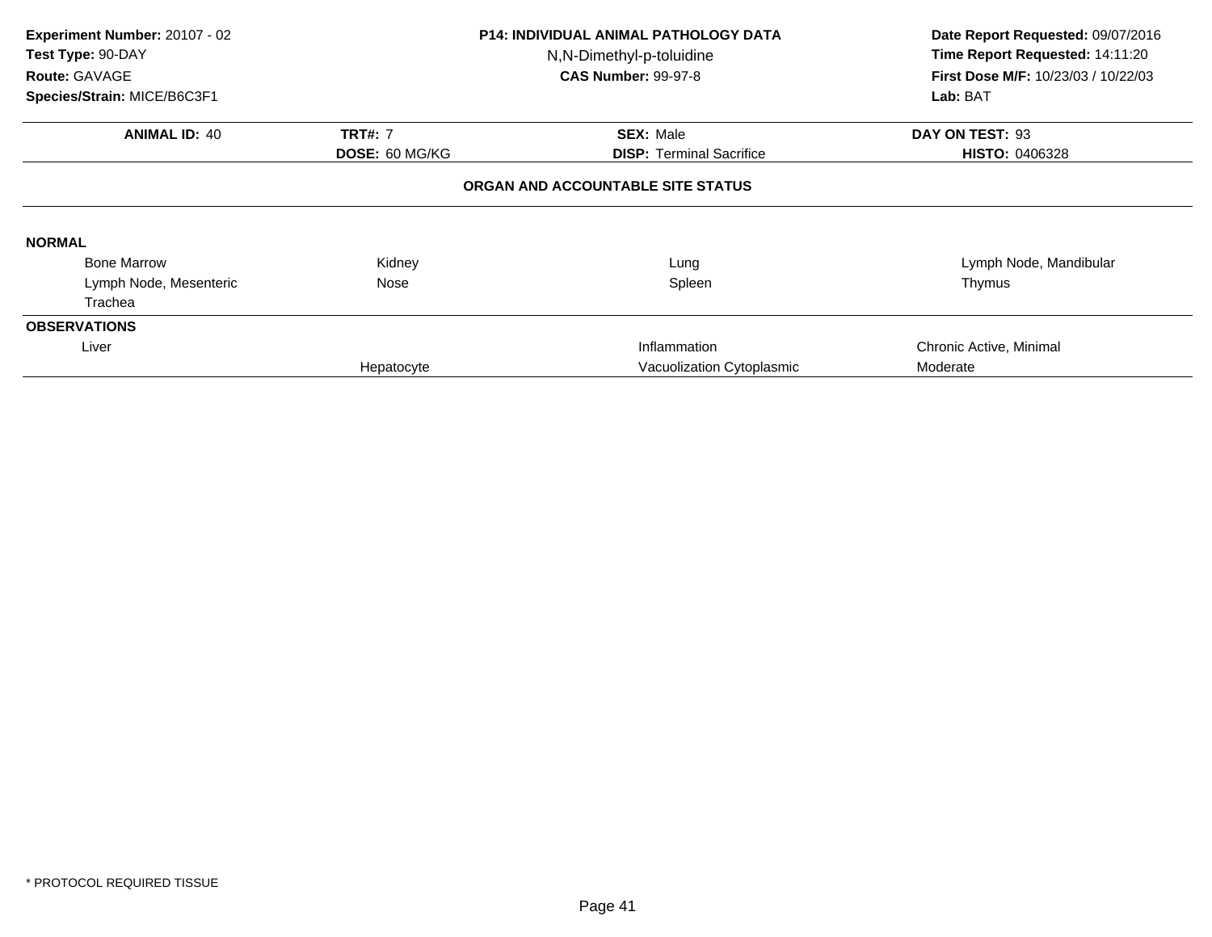**Experiment Number:** 20107 - 02
**Test Type:** 90-DAY
**Route:** GAVAGE
**Species/Strain:** MICE/B6C3F1

**P14: INDIVIDUAL ANIMAL PATHOLOGY DATA**
N,N-Dimethyl-p-toluidine
**CAS Number:** 99-97-8

**Date Report Requested:** 09/07/2016
**Time Report Requested:** 14:11:20
**First Dose M/F:** 10/23/03 / 10/22/03
**Lab:** BAT

| **ANIMAL ID:** 40 | **TRT#:** 7 | **SEX:** Male | **DAY ON TEST:** 93 |
|---|---|---|---|
| | **DOSE:** 60 MG/KG | **DISP:** Terminal Sacrifice | **HISTO:** 0406328 |

**ORGAN AND ACCOUNTABLE SITE STATUS**

**NORMAL**

| | | | |
|---|---|---|---|
| Bone Marrow | Kidney | Lung | Lymph Node, Mandibular |
| Lymph Node, Mesenteric | Nose | Spleen | Thymus |
| Trachea | | | |

**OBSERVATIONS**

| | | | |
|---|---|---|---|
| Liver | | Inflammation | Chronic Active, Minimal |
| | Hepatocyte | Vacuolization Cytoplasmic | Moderate |

\* PROTOCOL REQUIRED TISSUE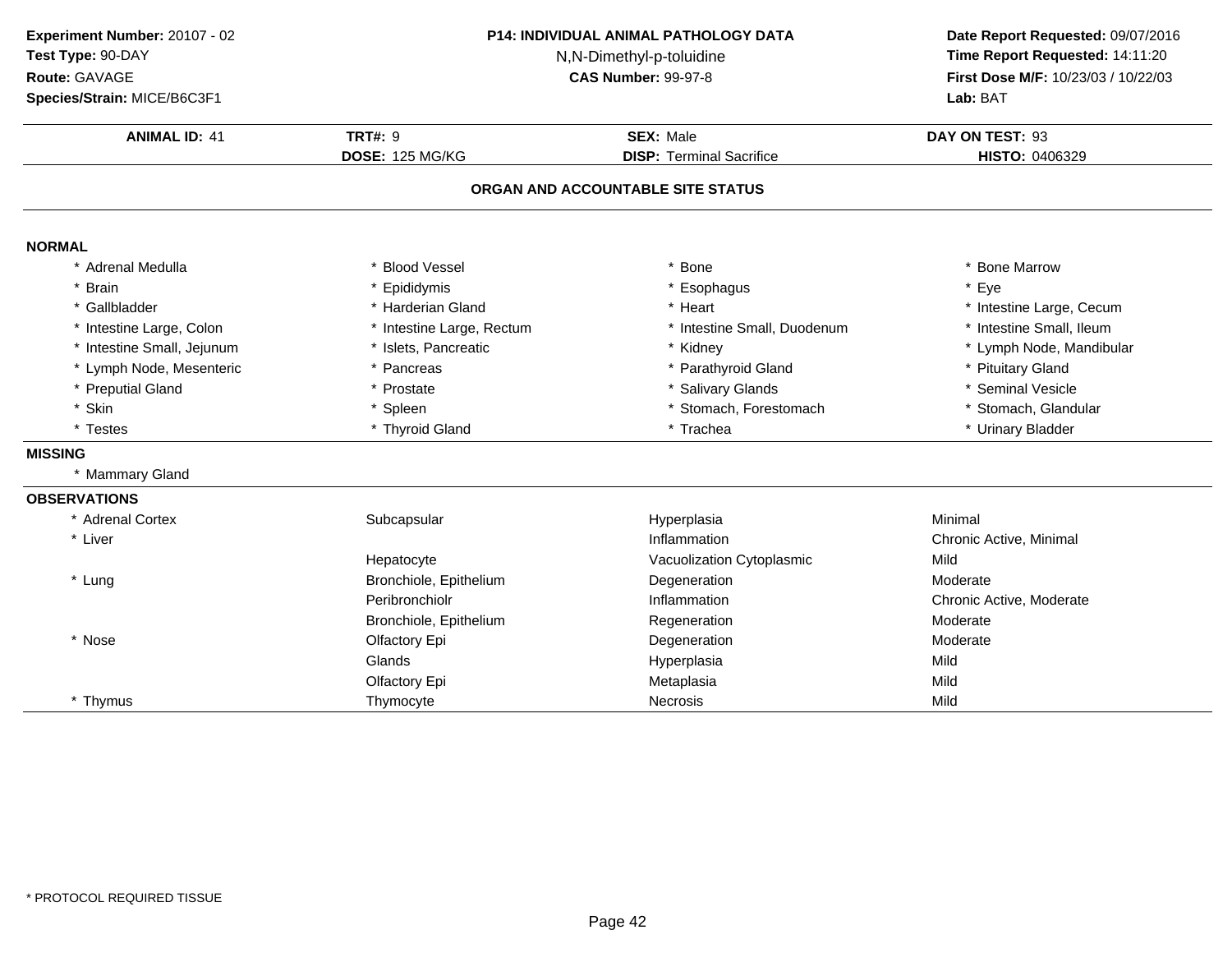**Experiment Number:** 20107 - 02
**Test Type:** 90-DAY
**Route:** GAVAGE
**Species/Strain:** MICE/B6C3F1

**P14: INDIVIDUAL ANIMAL PATHOLOGY DATA**
N,N-Dimethyl-p-toluidine
**CAS Number:** 99-97-8

**Date Report Requested:** 09/07/2016
**Time Report Requested:** 14:11:20
**First Dose M/F:** 10/23/03 / 10/22/03
**Lab:** BAT

| **ANIMAL ID:** 41 | **TRT#:** 9 | **SEX:** Male | **DAY ON TEST:** 93 |
|---|---|---|---|
| | **DOSE:** 125 MG/KG | **DISP:** Terminal Sacrifice | **HISTO:** 0406329 |

## ORGAN AND ACCOUNTABLE SITE STATUS

**NORMAL**

| | | | |
|---|---|---|---|
| * Adrenal Medulla | * Blood Vessel | * Bone | * Bone Marrow |
| * Brain | * Epididymis | * Esophagus | * Eye |
| * Gallbladder | * Harderian Gland | * Heart | * Intestine Large, Cecum |
| * Intestine Large, Colon | * Intestine Large, Rectum | * Intestine Small, Duodenum | * Intestine Small, Ileum |
| * Intestine Small, Jejunum | * Islets, Pancreatic | * Kidney | * Lymph Node, Mandibular |
| * Lymph Node, Mesenteric | * Pancreas | * Parathyroid Gland | * Pituitary Gland |
| * Preputial Gland | * Prostate | * Salivary Glands | * Seminal Vesicle |
| * Skin | * Spleen | * Stomach, Forestomach | * Stomach, Glandular |
| * Testes | * Thyroid Gland | * Trachea | * Urinary Bladder |

**MISSING**

* Mammary Gland

**OBSERVATIONS**

| | | | |
|---|---|---|---|
| * Adrenal Cortex | Subcapsular | Hyperplasia | Minimal |
| * Liver | | Inflammation | Chronic Active, Minimal |
| | Hepatocyte | Vacuolization Cytoplasmic | Mild |
| * Lung | Bronchiole, Epithelium | Degeneration | Moderate |
| | Peribronchiolr | Inflammation | Chronic Active, Moderate |
| | Bronchiole, Epithelium | Regeneration | Moderate |
| * Nose | Olfactory Epi | Degeneration | Moderate |
| | Glands | Hyperplasia | Mild |
| | Olfactory Epi | Metaplasia | Mild |
| * Thymus | Thymocyte | Necrosis | Mild |

* PROTOCOL REQUIRED TISSUE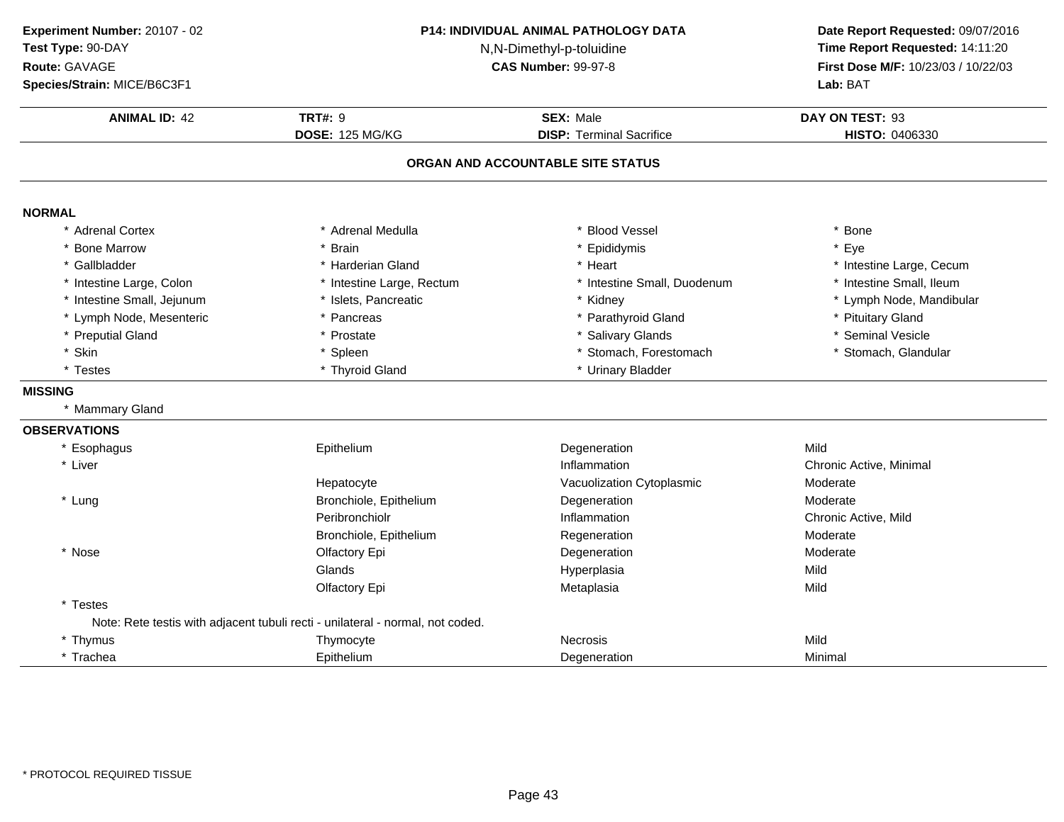**Experiment Number:** 20107 - 02
**Test Type:** 90-DAY
**Route:** GAVAGE
**Species/Strain:** MICE/B6C3F1

**P14: INDIVIDUAL ANIMAL PATHOLOGY DATA**
N,N-Dimethyl-p-toluidine
**CAS Number:** 99-97-8

**Date Report Requested:** 09/07/2016
**Time Report Requested:** 14:11:20
**First Dose M/F:** 10/23/03 / 10/22/03
**Lab:** BAT

| **ANIMAL ID:** 42 | **TRT#:** 9 | **SEX:** Male | **DAY ON TEST:** 93 |
|---|---|---|---|
| | **DOSE:** 125 MG/KG | **DISP:** Terminal Sacrifice | **HISTO:** 0406330 |

## ORGAN AND ACCOUNTABLE SITE STATUS

**NORMAL**

| | | | |
|---|---|---|---|
| * Adrenal Cortex | * Adrenal Medulla | * Blood Vessel | * Bone |
| * Bone Marrow | * Brain | * Epididymis | * Eye |
| * Gallbladder | * Harderian Gland | * Heart | * Intestine Large, Cecum |
| * Intestine Large, Colon | * Intestine Large, Rectum | * Intestine Small, Duodenum | * Intestine Small, Ileum |
| * Intestine Small, Jejunum | * Islets, Pancreatic | * Kidney | * Lymph Node, Mandibular |
| * Lymph Node, Mesenteric | * Pancreas | * Parathyroid Gland | * Pituitary Gland |
| * Preputial Gland | * Prostate | * Salivary Glands | * Seminal Vesicle |
| * Skin | * Spleen | * Stomach, Forestomach | * Stomach, Glandular |
| * Testes | * Thyroid Gland | * Urinary Bladder | |

**MISSING**

* Mammary Gland

**OBSERVATIONS**

| | | | |
|---|---|---|---|
| * Esophagus | Epithelium | Degeneration | Mild |
| * Liver | | Inflammation | Chronic Active, Minimal |
| | Hepatocyte | Vacuolization Cytoplasmic | Moderate |
| * Lung | Bronchiole, Epithelium | Degeneration | Moderate |
| | Peribronchiolr | Inflammation | Chronic Active, Mild |
| | Bronchiole, Epithelium | Regeneration | Moderate |
| * Nose | Olfactory Epi | Degeneration | Moderate |
| | Glands | Hyperplasia | Mild |
| | Olfactory Epi | Metaplasia | Mild |
| * Testes | | | |
| Note: Rete testis with adjacent tubuli recti - unilateral - normal, not coded. | | | |
| * Thymus | Thymocyte | Necrosis | Mild |
| * Trachea | Epithelium | Degeneration | Minimal |

* PROTOCOL REQUIRED TISSUE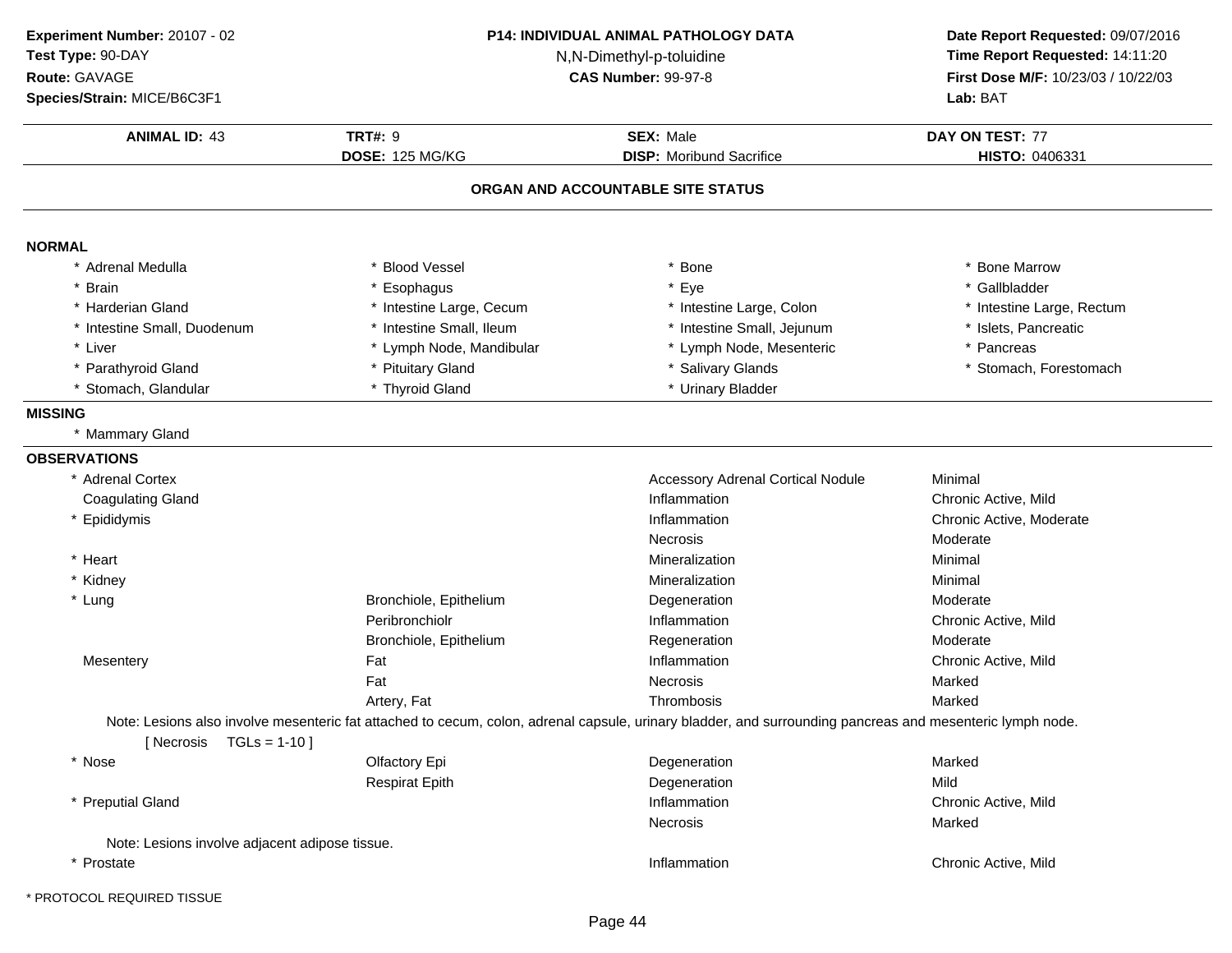**Experiment Number:** 20107 - 02
**Test Type:** 90-DAY
**Route:** GAVAGE
**Species/Strain:** MICE/B6C3F1

**P14: INDIVIDUAL ANIMAL PATHOLOGY DATA**
N,N-Dimethyl-p-toluidine
**CAS Number:** 99-97-8

**Date Report Requested:** 09/07/2016
**Time Report Requested:** 14:11:20
**First Dose M/F:** 10/23/03 / 10/22/03
**Lab:** BAT

| **ANIMAL ID:** 43 | **TRT#:** 9 | **SEX:** Male | **DAY ON TEST:** 77 |
|---|---|---|---|
| | **DOSE:** 125 MG/KG | **DISP:** Moribund Sacrifice | **HISTO:** 0406331 |

## ORGAN AND ACCOUNTABLE SITE STATUS

**NORMAL**

| | | | |
|---|---|---|---|
| * Adrenal Medulla | * Blood Vessel | * Bone | * Bone Marrow |
| * Brain | * Esophagus | * Eye | * Gallbladder |
| * Harderian Gland | * Intestine Large, Cecum | * Intestine Large, Colon | * Intestine Large, Rectum |
| * Intestine Small, Duodenum | * Intestine Small, Ileum | * Intestine Small, Jejunum | * Islets, Pancreatic |
| * Liver | * Lymph Node, Mandibular | * Lymph Node, Mesenteric | * Pancreas |
| * Parathyroid Gland | * Pituitary Gland | * Salivary Glands | * Stomach, Forestomach |
| * Stomach, Glandular | * Thyroid Gland | * Urinary Bladder | |

**MISSING**

* Mammary Gland

**OBSERVATIONS**

| Organ | Site | Observation | Severity |
|---|---|---|---|
| * Adrenal Cortex | | Accessory Adrenal Cortical Nodule | Minimal |
| Coagulating Gland | | Inflammation | Chronic Active, Mild |
| * Epididymis | | Inflammation | Chronic Active, Moderate |
| | | Necrosis | Moderate |
| * Heart | | Mineralization | Minimal |
| * Kidney | | Mineralization | Minimal |
| * Lung | Bronchiole, Epithelium | Degeneration | Moderate |
| | Peribronchiolr | Inflammation | Chronic Active, Mild |
| | Bronchiole, Epithelium | Regeneration | Moderate |
| Mesentery | Fat | Inflammation | Chronic Active, Mild |
| | Fat | Necrosis | Marked |
| | Artery, Fat | Thrombosis | Marked |

Note: Lesions also involve mesenteric fat attached to cecum, colon, adrenal capsule, urinary bladder, and surrounding pancreas and mesenteric lymph node.
[ Necrosis TGLs = 1-10 ]

| Organ | Site | Observation | Severity |
|---|---|---|---|
| * Nose | Olfactory Epi | Degeneration | Marked |
| | Respirat Epith | Degeneration | Mild |
| * Preputial Gland | | Inflammation | Chronic Active, Mild |
| | | Necrosis | Marked |

Note: Lesions involve adjacent adipose tissue.

| Organ | Site | Observation | Severity |
|---|---|---|---|
| * Prostate | | Inflammation | Chronic Active, Mild |

* PROTOCOL REQUIRED TISSUE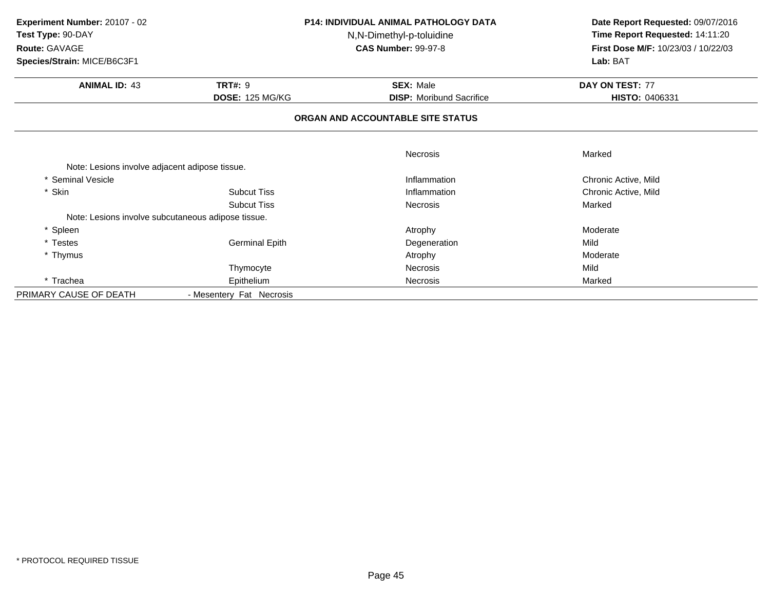**Experiment Number:** 20107 - 02
**Test Type:** 90-DAY
**Route:** GAVAGE
**Species/Strain:** MICE/B6C3F1

**P14: INDIVIDUAL ANIMAL PATHOLOGY DATA**
N,N-Dimethyl-p-toluidine
**CAS Number:** 99-97-8

**Date Report Requested:** 09/07/2016
**Time Report Requested:** 14:11:20
**First Dose M/F:** 10/23/03 / 10/22/03
**Lab:** BAT

| **ANIMAL ID:** 43 | **TRT#:** 9 | **SEX:** Male | **DAY ON TEST:** 77 |
|---|---|---|---|
| | **DOSE:** 125 MG/KG | **DISP:** Moribund Sacrifice | **HISTO:** 0406331 |

## ORGAN AND ACCOUNTABLE SITE STATUS

| | | | |
|---|---|---|---|
| | | Necrosis | Marked |
| Note: Lesions involve adjacent adipose tissue. | | | |
| * Seminal Vesicle | | Inflammation | Chronic Active, Mild |
| * Skin | Subcut Tiss | Inflammation | Chronic Active, Mild |
| | Subcut Tiss | Necrosis | Marked |
| Note: Lesions involve subcutaneous adipose tissue. | | | |
| * Spleen | | Atrophy | Moderate |
| * Testes | Germinal Epith | Degeneration | Mild |
| * Thymus | | Atrophy | Moderate |
| | Thymocyte | Necrosis | Mild |
| * Trachea | Epithelium | Necrosis | Marked |
| PRIMARY CAUSE OF DEATH | - Mesentery Fat Necrosis | | |

* PROTOCOL REQUIRED TISSUE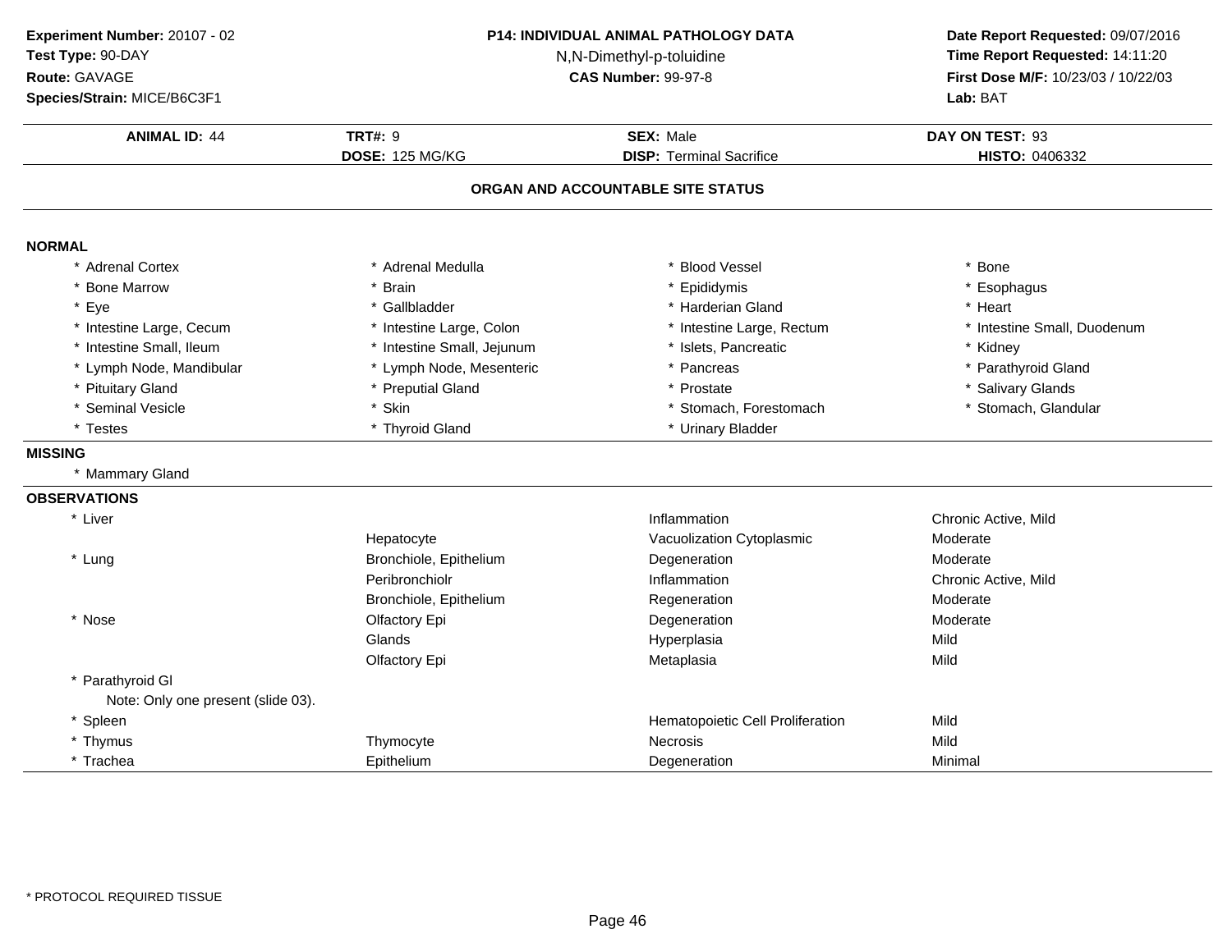**Experiment Number:** 20107 - 02
**Test Type:** 90-DAY
**Route:** GAVAGE
**Species/Strain:** MICE/B6C3F1

**P14: INDIVIDUAL ANIMAL PATHOLOGY DATA**
N,N-Dimethyl-p-toluidine
**CAS Number:** 99-97-8

**Date Report Requested:** 09/07/2016
**Time Report Requested:** 14:11:20
**First Dose M/F:** 10/23/03 / 10/22/03
**Lab:** BAT

| **ANIMAL ID:** 44 | **TRT#:** 9 | **SEX:** Male | **DAY ON TEST:** 93 |
|---|---|---|---|
| | **DOSE:** 125 MG/KG | **DISP:** Terminal Sacrifice | **HISTO:** 0406332 |

## ORGAN AND ACCOUNTABLE SITE STATUS

**NORMAL**

| | | | |
|---|---|---|---|
| * Adrenal Cortex | * Adrenal Medulla | * Blood Vessel | * Bone |
| * Bone Marrow | * Brain | * Epididymis | * Esophagus |
| * Eye | * Gallbladder | * Harderian Gland | * Heart |
| * Intestine Large, Cecum | * Intestine Large, Colon | * Intestine Large, Rectum | * Intestine Small, Duodenum |
| * Intestine Small, Ileum | * Intestine Small, Jejunum | * Islets, Pancreatic | * Kidney |
| * Lymph Node, Mandibular | * Lymph Node, Mesenteric | * Pancreas | * Parathyroid Gland |
| * Pituitary Gland | * Preputial Gland | * Prostate | * Salivary Glands |
| * Seminal Vesicle | * Skin | * Stomach, Forestomach | * Stomach, Glandular |
| * Testes | * Thyroid Gland | * Urinary Bladder | |

**MISSING**

* Mammary Gland

**OBSERVATIONS**

| | | | |
|---|---|---|---|
| * Liver | | Inflammation | Chronic Active, Mild |
| | Hepatocyte | Vacuolization Cytoplasmic | Moderate |
| * Lung | Bronchiole, Epithelium | Degeneration | Moderate |
| | Peribronchiolr | Inflammation | Chronic Active, Mild |
| | Bronchiole, Epithelium | Regeneration | Moderate |
| * Nose | Olfactory Epi | Degeneration | Moderate |
| | Glands | Hyperplasia | Mild |
| | Olfactory Epi | Metaplasia | Mild |
| * Parathyroid Gl | | | |
| Note: Only one present (slide 03). | | | |
| * Spleen | | Hematopoietic Cell Proliferation | Mild |
| * Thymus | Thymocyte | Necrosis | Mild |
| * Trachea | Epithelium | Degeneration | Minimal |

* PROTOCOL REQUIRED TISSUE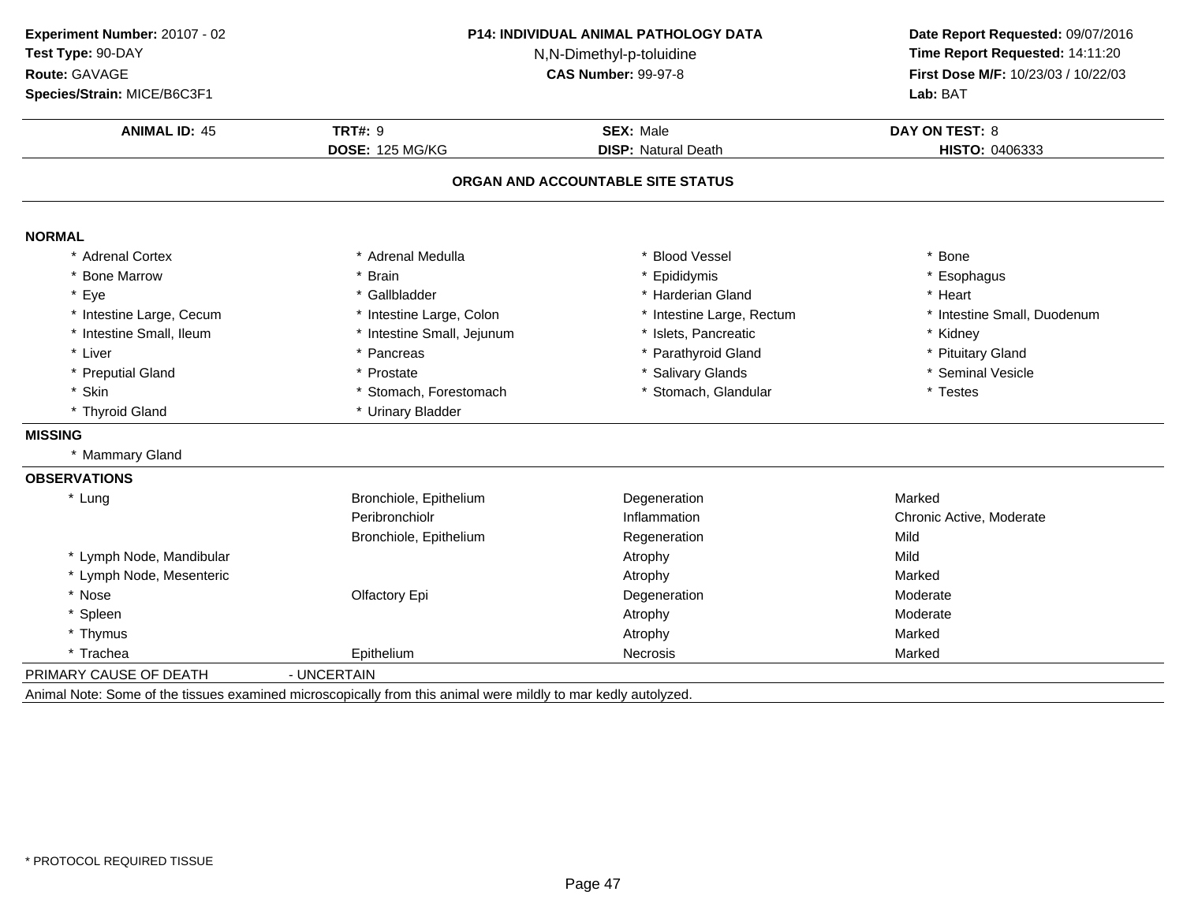**Experiment Number:** 20107 - 02
**Test Type:** 90-DAY
**Route:** GAVAGE
**Species/Strain:** MICE/B6C3F1

**P14: INDIVIDUAL ANIMAL PATHOLOGY DATA**
N,N-Dimethyl-p-toluidine
**CAS Number:** 99-97-8

**Date Report Requested:** 09/07/2016
**Time Report Requested:** 14:11:20
**First Dose M/F:** 10/23/03 / 10/22/03
**Lab:** BAT

| **ANIMAL ID:** 45 | **TRT#:** 9 | **SEX:** Male | **DAY ON TEST:** 8 |
|---|---|---|---|
| | **DOSE:** 125 MG/KG | **DISP:** Natural Death | **HISTO:** 0406333 |

## ORGAN AND ACCOUNTABLE SITE STATUS

**NORMAL**

| | | | |
|---|---|---|---|
| * Adrenal Cortex | * Adrenal Medulla | * Blood Vessel | * Bone |
| * Bone Marrow | * Brain | * Epididymis | * Esophagus |
| * Eye | * Gallbladder | * Harderian Gland | * Heart |
| * Intestine Large, Cecum | * Intestine Large, Colon | * Intestine Large, Rectum | * Intestine Small, Duodenum |
| * Intestine Small, Ileum | * Intestine Small, Jejunum | * Islets, Pancreatic | * Kidney |
| * Liver | * Pancreas | * Parathyroid Gland | * Pituitary Gland |
| * Preputial Gland | * Prostate | * Salivary Glands | * Seminal Vesicle |
| * Skin | * Stomach, Forestomach | * Stomach, Glandular | * Testes |
| * Thyroid Gland | * Urinary Bladder | | |

**MISSING**

* Mammary Gland

**OBSERVATIONS**

| | | | |
|---|---|---|---|
| * Lung | Bronchiole, Epithelium | Degeneration | Marked |
| | Peribronchiolr | Inflammation | Chronic Active, Moderate |
| | Bronchiole, Epithelium | Regeneration | Mild |
| * Lymph Node, Mandibular | | Atrophy | Mild |
| * Lymph Node, Mesenteric | | Atrophy | Marked |
| * Nose | Olfactory Epi | Degeneration | Moderate |
| * Spleen | | Atrophy | Moderate |
| * Thymus | | Atrophy | Marked |
| * Trachea | Epithelium | Necrosis | Marked |

PRIMARY CAUSE OF DEATH - UNCERTAIN

Animal Note: Some of the tissues examined microscopically from this animal were mildly to mar kedly autolyzed.

* PROTOCOL REQUIRED TISSUE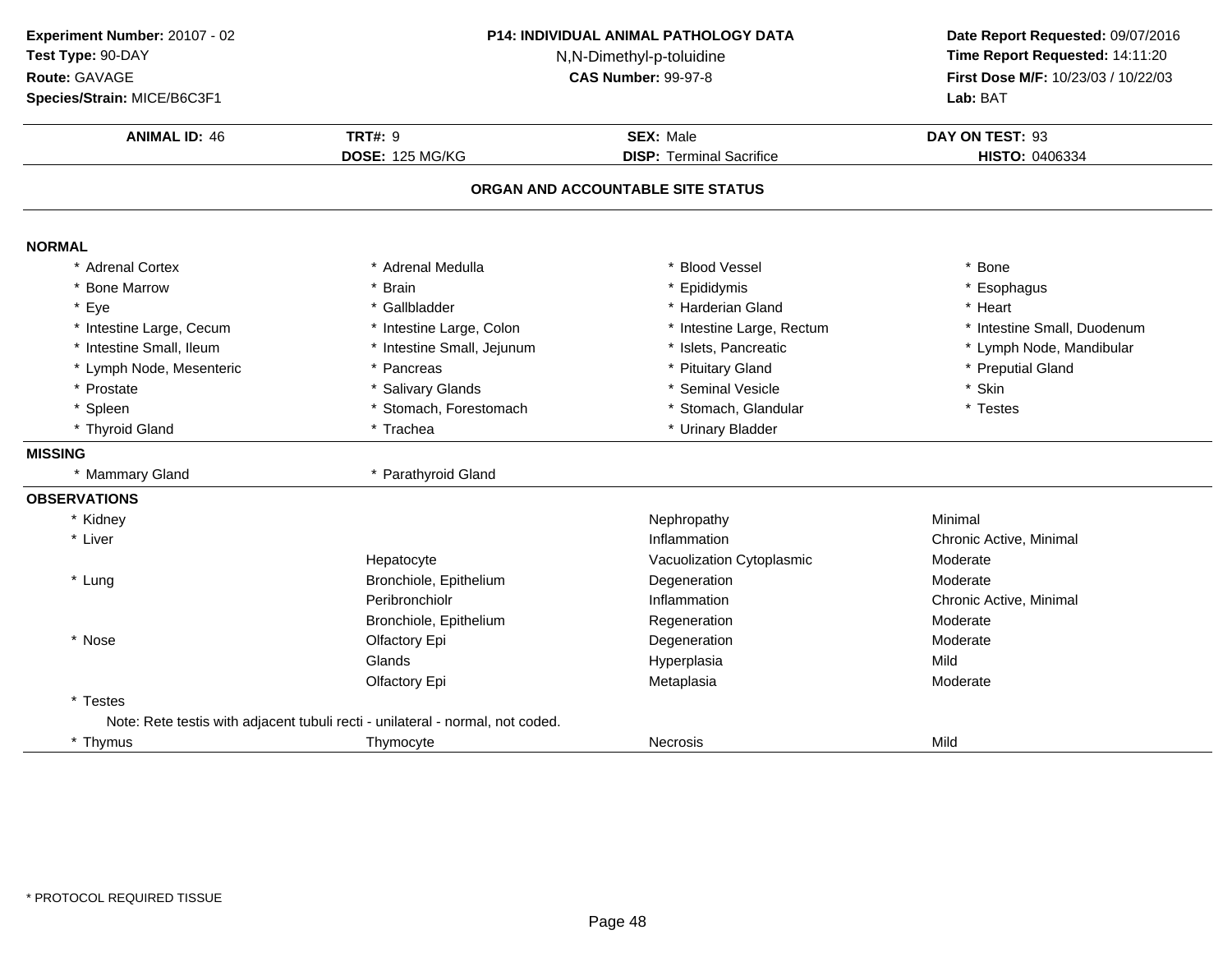**Experiment Number:** 20107 - 02
**Test Type:** 90-DAY
**Route:** GAVAGE
**Species/Strain:** MICE/B6C3F1

**P14: INDIVIDUAL ANIMAL PATHOLOGY DATA**
N,N-Dimethyl-p-toluidine
**CAS Number:** 99-97-8

**Date Report Requested:** 09/07/2016
**Time Report Requested:** 14:11:20
**First Dose M/F:** 10/23/03 / 10/22/03
**Lab:** BAT

| **ANIMAL ID:** 46 | **TRT#:** 9 | **SEX:** Male | **DAY ON TEST:** 93 |
|---|---|---|---|
| | **DOSE:** 125 MG/KG | **DISP:** Terminal Sacrifice | **HISTO:** 0406334 |

## ORGAN AND ACCOUNTABLE SITE STATUS

**NORMAL**

| | | | |
|---|---|---|---|
| * Adrenal Cortex | * Adrenal Medulla | * Blood Vessel | * Bone |
| * Bone Marrow | * Brain | * Epididymis | * Esophagus |
| * Eye | * Gallbladder | * Harderian Gland | * Heart |
| * Intestine Large, Cecum | * Intestine Large, Colon | * Intestine Large, Rectum | * Intestine Small, Duodenum |
| * Intestine Small, Ileum | * Intestine Small, Jejunum | * Islets, Pancreatic | * Lymph Node, Mandibular |
| * Lymph Node, Mesenteric | * Pancreas | * Pituitary Gland | * Preputial Gland |
| * Prostate | * Salivary Glands | * Seminal Vesicle | * Skin |
| * Spleen | * Stomach, Forestomach | * Stomach, Glandular | * Testes |
| * Thyroid Gland | * Trachea | * Urinary Bladder | |

**MISSING**

| | |
|---|---|
| * Mammary Gland | * Parathyroid Gland |

**OBSERVATIONS**

| | | | |
|---|---|---|---|
| * Kidney | | Nephropathy | Minimal |
| * Liver | | Inflammation | Chronic Active, Minimal |
| | Hepatocyte | Vacuolization Cytoplasmic | Moderate |
| * Lung | Bronchiole, Epithelium | Degeneration | Moderate |
| | Peribronchiolr | Inflammation | Chronic Active, Minimal |
| | Bronchiole, Epithelium | Regeneration | Moderate |
| * Nose | Olfactory Epi | Degeneration | Moderate |
| | Glands | Hyperplasia | Mild |
| | Olfactory Epi | Metaplasia | Moderate |
| * Testes | | | |

Note: Rete testis with adjacent tubuli recti - unilateral - normal, not coded.

| | | | |
|---|---|---|---|
| * Thymus | Thymocyte | Necrosis | Mild |

* PROTOCOL REQUIRED TISSUE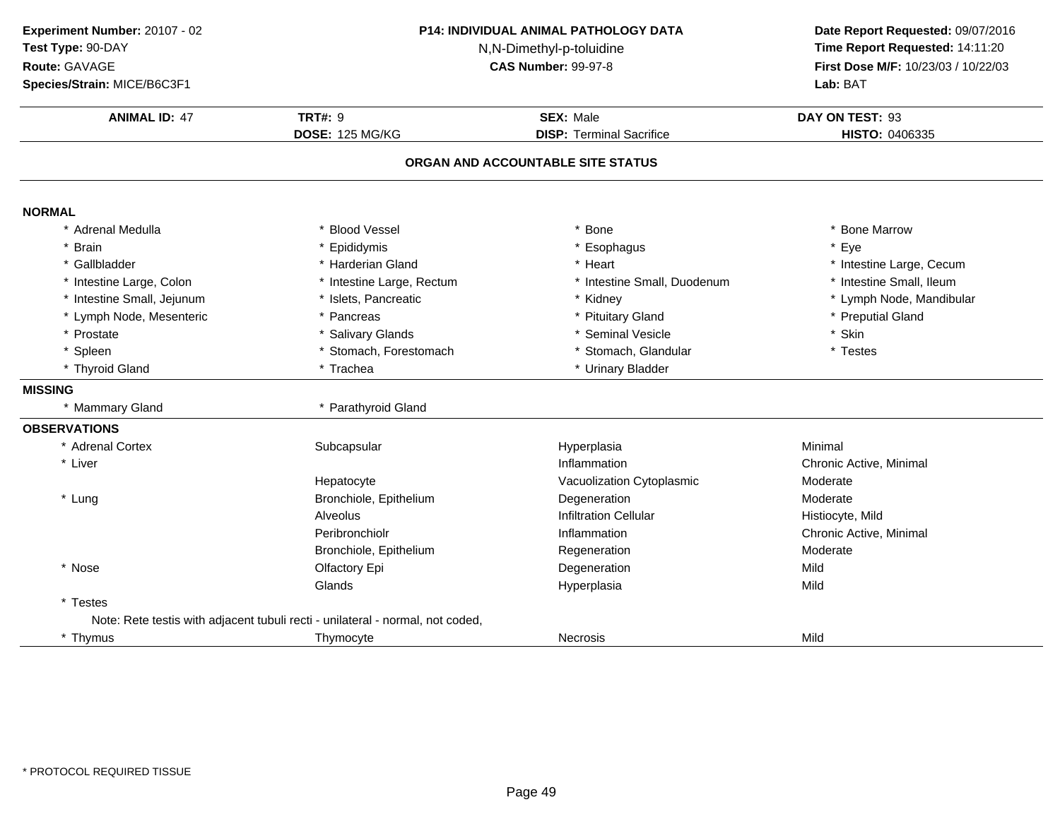**Experiment Number:** 20107 - 02
**Test Type:** 90-DAY
**Route:** GAVAGE
**Species/Strain:** MICE/B6C3F1

**P14: INDIVIDUAL ANIMAL PATHOLOGY DATA**
N,N-Dimethyl-p-toluidine
**CAS Number:** 99-97-8

**Date Report Requested:** 09/07/2016
**Time Report Requested:** 14:11:20
**First Dose M/F:** 10/23/03 / 10/22/03
**Lab:** BAT

| **ANIMAL ID:** 47 | **TRT#:** 9 | **SEX:** Male | **DAY ON TEST:** 93 |
|---|---|---|---|
| | **DOSE:** 125 MG/KG | **DISP:** Terminal Sacrifice | **HISTO:** 0406335 |

## ORGAN AND ACCOUNTABLE SITE STATUS

**NORMAL**

| | | | |
|---|---|---|---|
| * Adrenal Medulla | * Blood Vessel | * Bone | * Bone Marrow |
| * Brain | * Epididymis | * Esophagus | * Eye |
| * Gallbladder | * Harderian Gland | * Heart | * Intestine Large, Cecum |
| * Intestine Large, Colon | * Intestine Large, Rectum | * Intestine Small, Duodenum | * Intestine Small, Ileum |
| * Intestine Small, Jejunum | * Islets, Pancreatic | * Kidney | * Lymph Node, Mandibular |
| * Lymph Node, Mesenteric | * Pancreas | * Pituitary Gland | * Preputial Gland |
| * Prostate | * Salivary Glands | * Seminal Vesicle | * Skin |
| * Spleen | * Stomach, Forestomach | * Stomach, Glandular | * Testes |
| * Thyroid Gland | * Trachea | * Urinary Bladder | |

**MISSING**

| | |
|---|---|
| * Mammary Gland | * Parathyroid Gland |

**OBSERVATIONS**

| | | | |
|---|---|---|---|
| * Adrenal Cortex | Subcapsular | Hyperplasia | Minimal |
| * Liver | | Inflammation | Chronic Active, Minimal |
| | Hepatocyte | Vacuolization Cytoplasmic | Moderate |
| * Lung | Bronchiole, Epithelium | Degeneration | Moderate |
| | Alveolus | Infiltration Cellular | Histiocyte, Mild |
| | Peribronchiolr | Inflammation | Chronic Active, Minimal |
| | Bronchiole, Epithelium | Regeneration | Moderate |
| * Nose | Olfactory Epi | Degeneration | Mild |
| | Glands | Hyperplasia | Mild |
| * Testes | | | |
| Note: Rete testis with adjacent tubuli recti - unilateral - normal, not coded, | | | |
| * Thymus | Thymocyte | Necrosis | Mild |

* PROTOCOL REQUIRED TISSUE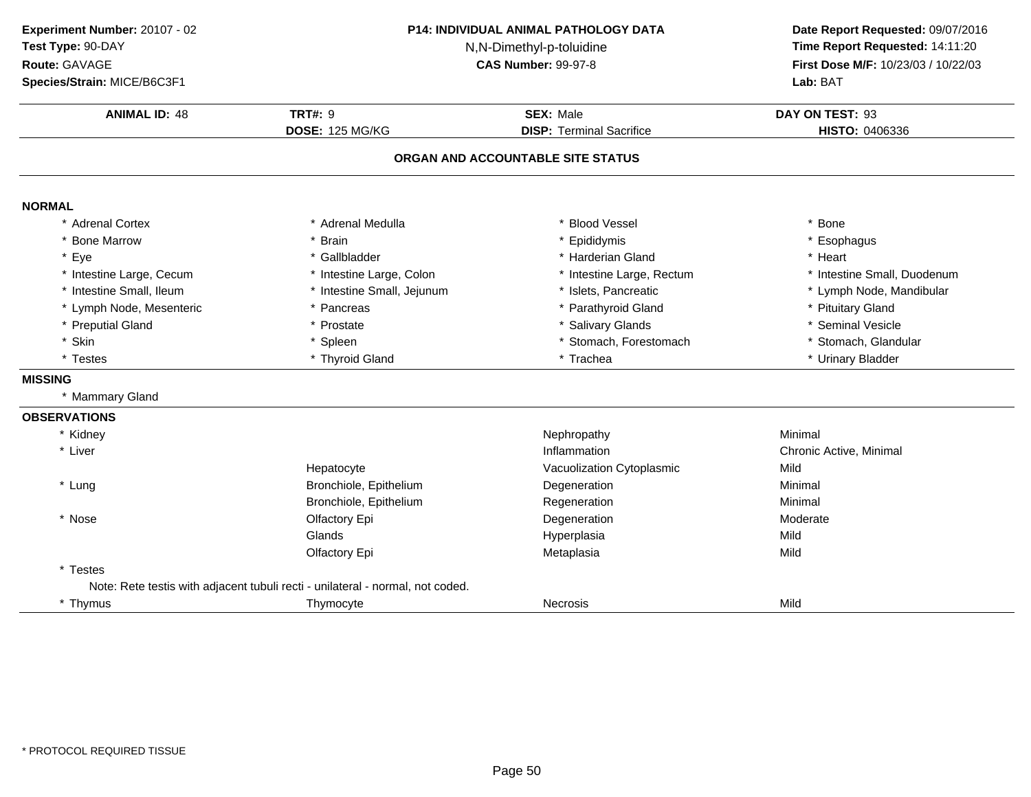**Experiment Number:** 20107 - 02
**Test Type:** 90-DAY
**Route:** GAVAGE
**Species/Strain:** MICE/B6C3F1

**P14: INDIVIDUAL ANIMAL PATHOLOGY DATA**
N,N-Dimethyl-p-toluidine
**CAS Number:** 99-97-8

**Date Report Requested:** 09/07/2016
**Time Report Requested:** 14:11:20
**First Dose M/F:** 10/23/03 / 10/22/03
**Lab:** BAT

| **ANIMAL ID:** 48 | **TRT#:** 9 | **SEX:** Male | **DAY ON TEST:** 93 |
|---|---|---|---|
| | **DOSE:** 125 MG/KG | **DISP:** Terminal Sacrifice | **HISTO:** 0406336 |

## ORGAN AND ACCOUNTABLE SITE STATUS

**NORMAL**

| | | | |
|---|---|---|---|
| * Adrenal Cortex | * Adrenal Medulla | * Blood Vessel | * Bone |
| * Bone Marrow | * Brain | * Epididymis | * Esophagus |
| * Eye | * Gallbladder | * Harderian Gland | * Heart |
| * Intestine Large, Cecum | * Intestine Large, Colon | * Intestine Large, Rectum | * Intestine Small, Duodenum |
| * Intestine Small, Ileum | * Intestine Small, Jejunum | * Islets, Pancreatic | * Lymph Node, Mandibular |
| * Lymph Node, Mesenteric | * Pancreas | * Parathyroid Gland | * Pituitary Gland |
| * Preputial Gland | * Prostate | * Salivary Glands | * Seminal Vesicle |
| * Skin | * Spleen | * Stomach, Forestomach | * Stomach, Glandular |
| * Testes | * Thyroid Gland | * Trachea | * Urinary Bladder |

**MISSING**

* Mammary Gland

**OBSERVATIONS**

| | | | |
|---|---|---|---|
| * Kidney | | Nephropathy | Minimal |
| * Liver | | Inflammation | Chronic Active, Minimal |
| | Hepatocyte | Vacuolization Cytoplasmic | Mild |
| * Lung | Bronchiole, Epithelium | Degeneration | Minimal |
| | Bronchiole, Epithelium | Regeneration | Minimal |
| * Nose | Olfactory Epi | Degeneration | Moderate |
| | Glands | Hyperplasia | Mild |
| | Olfactory Epi | Metaplasia | Mild |
| * Testes | | | |
| Note: Rete testis with adjacent tubuli recti - unilateral - normal, not coded. | | | |
| * Thymus | Thymocyte | Necrosis | Mild |

* PROTOCOL REQUIRED TISSUE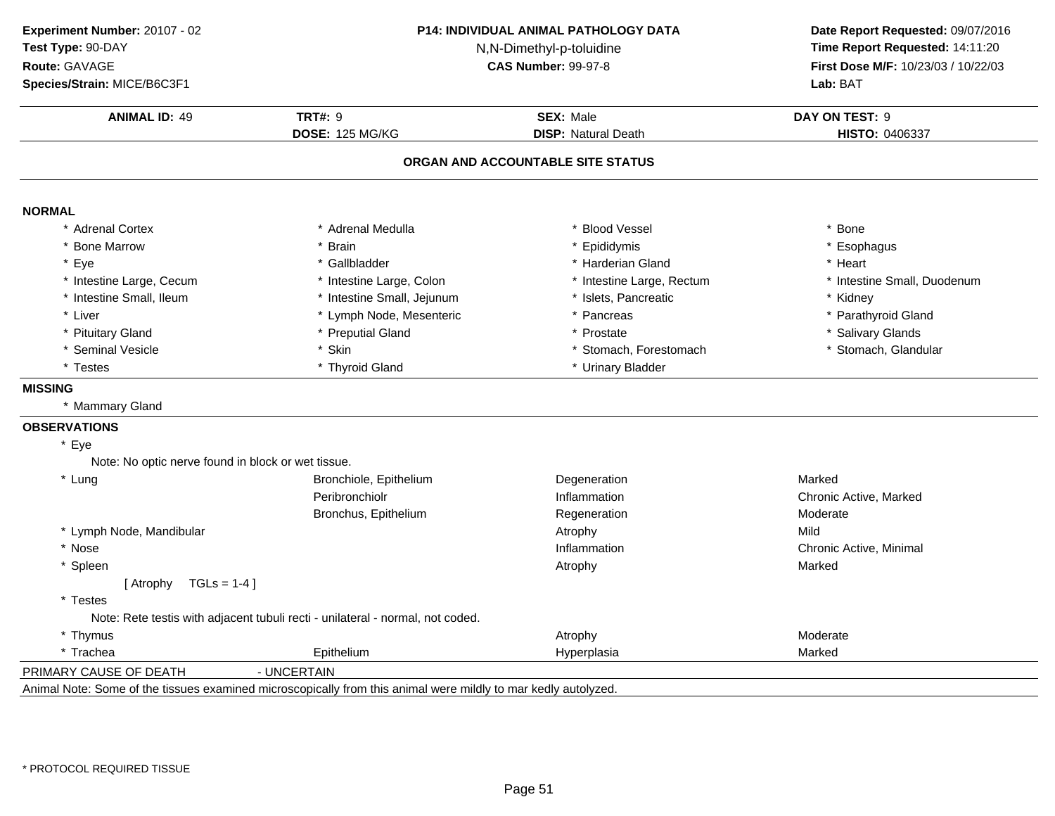**Experiment Number:** 20107 - 02
**Test Type:** 90-DAY
**Route:** GAVAGE
**Species/Strain:** MICE/B6C3F1

**P14: INDIVIDUAL ANIMAL PATHOLOGY DATA**
N,N-Dimethyl-p-toluidine
**CAS Number:** 99-97-8

**Date Report Requested:** 09/07/2016
**Time Report Requested:** 14:11:20
**First Dose M/F:** 10/23/03 / 10/22/03
**Lab:** BAT

| **ANIMAL ID:** 49 | **TRT#:** 9 | **SEX:** Male | **DAY ON TEST:** 9 |
|---|---|---|---|
| | **DOSE:** 125 MG/KG | **DISP:** Natural Death | **HISTO:** 0406337 |

## ORGAN AND ACCOUNTABLE SITE STATUS

### NORMAL

| | | | |
|---|---|---|---|
| * Adrenal Cortex | * Adrenal Medulla | * Blood Vessel | * Bone |
| * Bone Marrow | * Brain | * Epididymis | * Esophagus |
| * Eye | * Gallbladder | * Harderian Gland | * Heart |
| * Intestine Large, Cecum | * Intestine Large, Colon | * Intestine Large, Rectum | * Intestine Small, Duodenum |
| * Intestine Small, Ileum | * Intestine Small, Jejunum | * Islets, Pancreatic | * Kidney |
| * Liver | * Lymph Node, Mesenteric | * Pancreas | * Parathyroid Gland |
| * Pituitary Gland | * Preputial Gland | * Prostate | * Salivary Glands |
| * Seminal Vesicle | * Skin | * Stomach, Forestomach | * Stomach, Glandular |
| * Testes | * Thyroid Gland | * Urinary Bladder | |

### MISSING

* Mammary Gland

### OBSERVATIONS

* Eye
    Note: No optic nerve found in block or wet tissue.

| | | | |
|---|---|---|---|
| * Lung | Bronchiole, Epithelium | Degeneration | Marked |
| | Peribronchiolr | Inflammation | Chronic Active, Marked |
| | Bronchus, Epithelium | Regeneration | Moderate |
| * Lymph Node, Mandibular | | Atrophy | Mild |
| * Nose | | Inflammation | Chronic Active, Minimal |
| * Spleen | | Atrophy | Marked |

[ Atrophy TGLs = 1-4 ]

* Testes
    Note: Rete testis with adjacent tubuli recti - unilateral - normal, not coded.

| | | | |
|---|---|---|---|
| * Thymus | | Atrophy | Moderate |
| * Trachea | Epithelium | Hyperplasia | Marked |

PRIMARY CAUSE OF DEATH - UNCERTAIN

Animal Note: Some of the tissues examined microscopically from this animal were mildly to mar kedly autolyzed.

* PROTOCOL REQUIRED TISSUE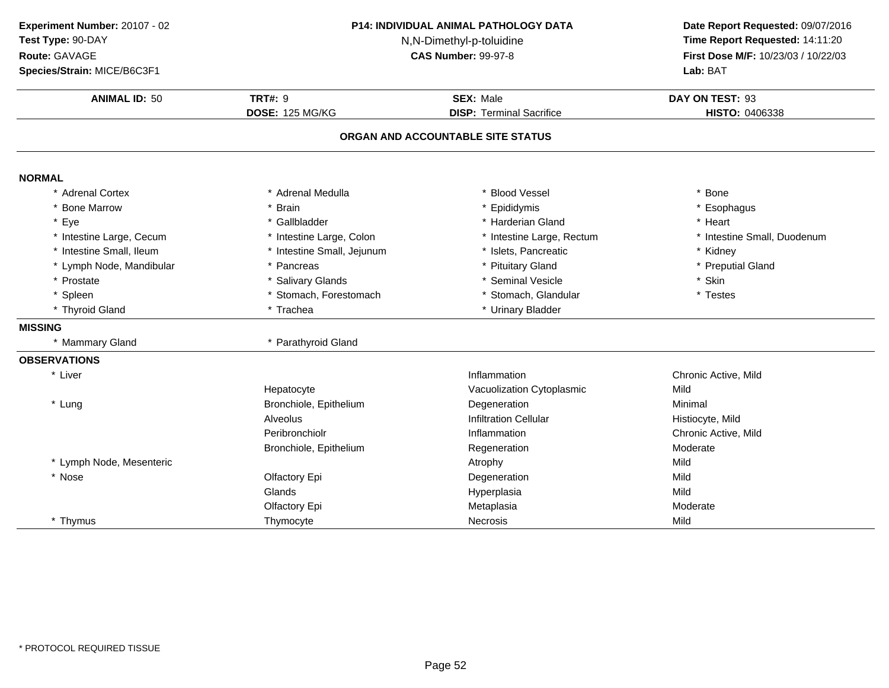**Experiment Number:** 20107 - 02
**Test Type:** 90-DAY
**Route:** GAVAGE
**Species/Strain:** MICE/B6C3F1

**P14: INDIVIDUAL ANIMAL PATHOLOGY DATA**
N,N-Dimethyl-p-toluidine
**CAS Number:** 99-97-8

**Date Report Requested:** 09/07/2016
**Time Report Requested:** 14:11:20
**First Dose M/F:** 10/23/03 / 10/22/03
**Lab:** BAT

| **ANIMAL ID:** 50 | **TRT#:** 9 | **SEX:** Male | **DAY ON TEST:** 93 |
|---|---|---|---|
| | **DOSE:** 125 MG/KG | **DISP:** Terminal Sacrifice | **HISTO:** 0406338 |

## ORGAN AND ACCOUNTABLE SITE STATUS

**NORMAL**

| | | | |
|---|---|---|---|
| * Adrenal Cortex | * Adrenal Medulla | * Blood Vessel | * Bone |
| * Bone Marrow | * Brain | * Epididymis | * Esophagus |
| * Eye | * Gallbladder | * Harderian Gland | * Heart |
| * Intestine Large, Cecum | * Intestine Large, Colon | * Intestine Large, Rectum | * Intestine Small, Duodenum |
| * Intestine Small, Ileum | * Intestine Small, Jejunum | * Islets, Pancreatic | * Kidney |
| * Lymph Node, Mandibular | * Pancreas | * Pituitary Gland | * Preputial Gland |
| * Prostate | * Salivary Glands | * Seminal Vesicle | * Skin |
| * Spleen | * Stomach, Forestomach | * Stomach, Glandular | * Testes |
| * Thyroid Gland | * Trachea | * Urinary Bladder | |

**MISSING**

| | |
|---|---|
| * Mammary Gland | * Parathyroid Gland |

**OBSERVATIONS**

| | | | |
|---|---|---|---|
| * Liver | | Inflammation | Chronic Active, Mild |
| | Hepatocyte | Vacuolization Cytoplasmic | Mild |
| * Lung | Bronchiole, Epithelium | Degeneration | Minimal |
| | Alveolus | Infiltration Cellular | Histiocyte, Mild |
| | Peribronchiolr | Inflammation | Chronic Active, Mild |
| | Bronchiole, Epithelium | Regeneration | Moderate |
| * Lymph Node, Mesenteric | | Atrophy | Mild |
| * Nose | Olfactory Epi | Degeneration | Mild |
| | Glands | Hyperplasia | Mild |
| | Olfactory Epi | Metaplasia | Moderate |
| * Thymus | Thymocyte | Necrosis | Mild |

* PROTOCOL REQUIRED TISSUE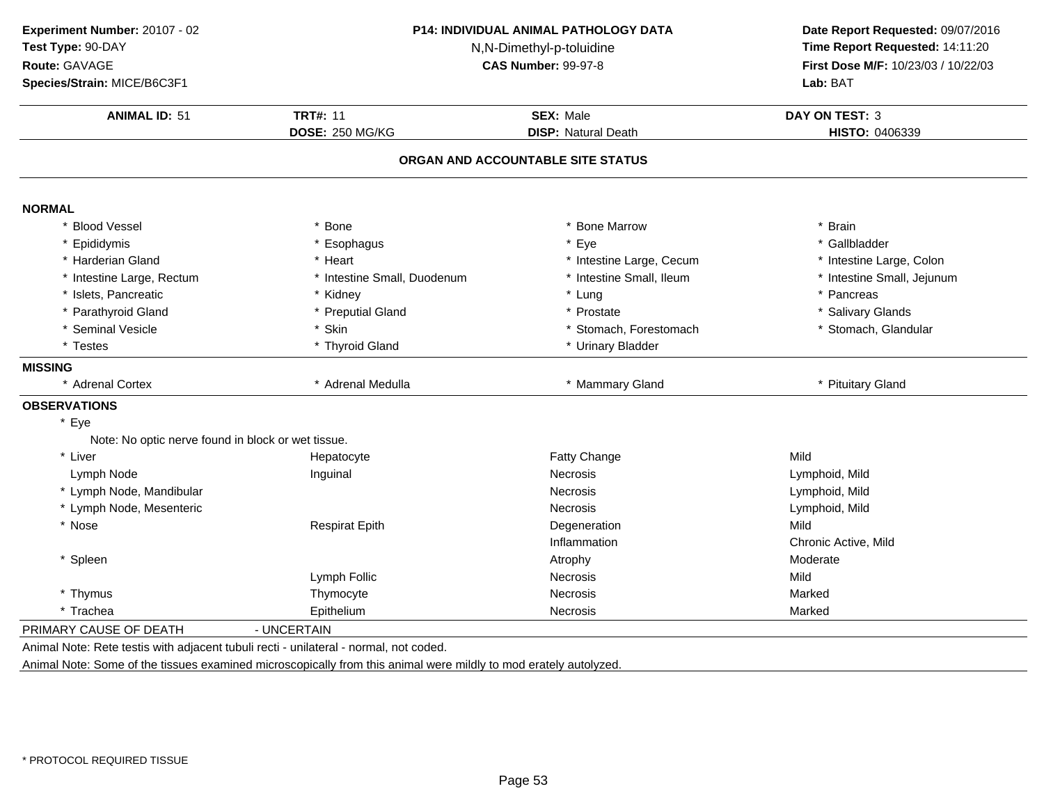**Experiment Number:** 20107 - 02
**Test Type:** 90-DAY
**Route:** GAVAGE
**Species/Strain:** MICE/B6C3F1

**P14: INDIVIDUAL ANIMAL PATHOLOGY DATA**
N,N-Dimethyl-p-toluidine
**CAS Number:** 99-97-8

**Date Report Requested:** 09/07/2016
**Time Report Requested:** 14:11:20
**First Dose M/F:** 10/23/03 / 10/22/03
**Lab:** BAT

| **ANIMAL ID:** 51 | **TRT#:** 11 | **SEX:** Male | **DAY ON TEST:** 3 |
|---|---|---|---|
| | **DOSE:** 250 MG/KG | **DISP:** Natural Death | **HISTO:** 0406339 |

## ORGAN AND ACCOUNTABLE SITE STATUS

**NORMAL**

| | | | |
|---|---|---|---|
| * Blood Vessel | * Bone | * Bone Marrow | * Brain |
| * Epididymis | * Esophagus | * Eye | * Gallbladder |
| * Harderian Gland | * Heart | * Intestine Large, Cecum | * Intestine Large, Colon |
| * Intestine Large, Rectum | * Intestine Small, Duodenum | * Intestine Small, Ileum | * Intestine Small, Jejunum |
| * Islets, Pancreatic | * Kidney | * Lung | * Pancreas |
| * Parathyroid Gland | * Preputial Gland | * Prostate | * Salivary Glands |
| * Seminal Vesicle | * Skin | * Stomach, Forestomach | * Stomach, Glandular |
| * Testes | * Thyroid Gland | * Urinary Bladder | |

**MISSING**

| | | | |
|---|---|---|---|
| * Adrenal Cortex | * Adrenal Medulla | * Mammary Gland | * Pituitary Gland |

**OBSERVATIONS**

* Eye
  Note: No optic nerve found in block or wet tissue.

| | | | |
|---|---|---|---|
| * Liver | Hepatocyte | Fatty Change | Mild |
| Lymph Node | Inguinal | Necrosis | Lymphoid, Mild |
| * Lymph Node, Mandibular | | Necrosis | Lymphoid, Mild |
| * Lymph Node, Mesenteric | | Necrosis | Lymphoid, Mild |
| * Nose | Respirat Epith | Degeneration | Mild |
| | | Inflammation | Chronic Active, Mild |
| * Spleen | | Atrophy | Moderate |
| | Lymph Follic | Necrosis | Mild |
| * Thymus | Thymocyte | Necrosis | Marked |
| * Trachea | Epithelium | Necrosis | Marked |

PRIMARY CAUSE OF DEATH - UNCERTAIN

Animal Note: Rete testis with adjacent tubuli recti - unilateral - normal, not coded.

Animal Note: Some of the tissues examined microscopically from this animal were mildly to mod erately autolyzed.

\* PROTOCOL REQUIRED TISSUE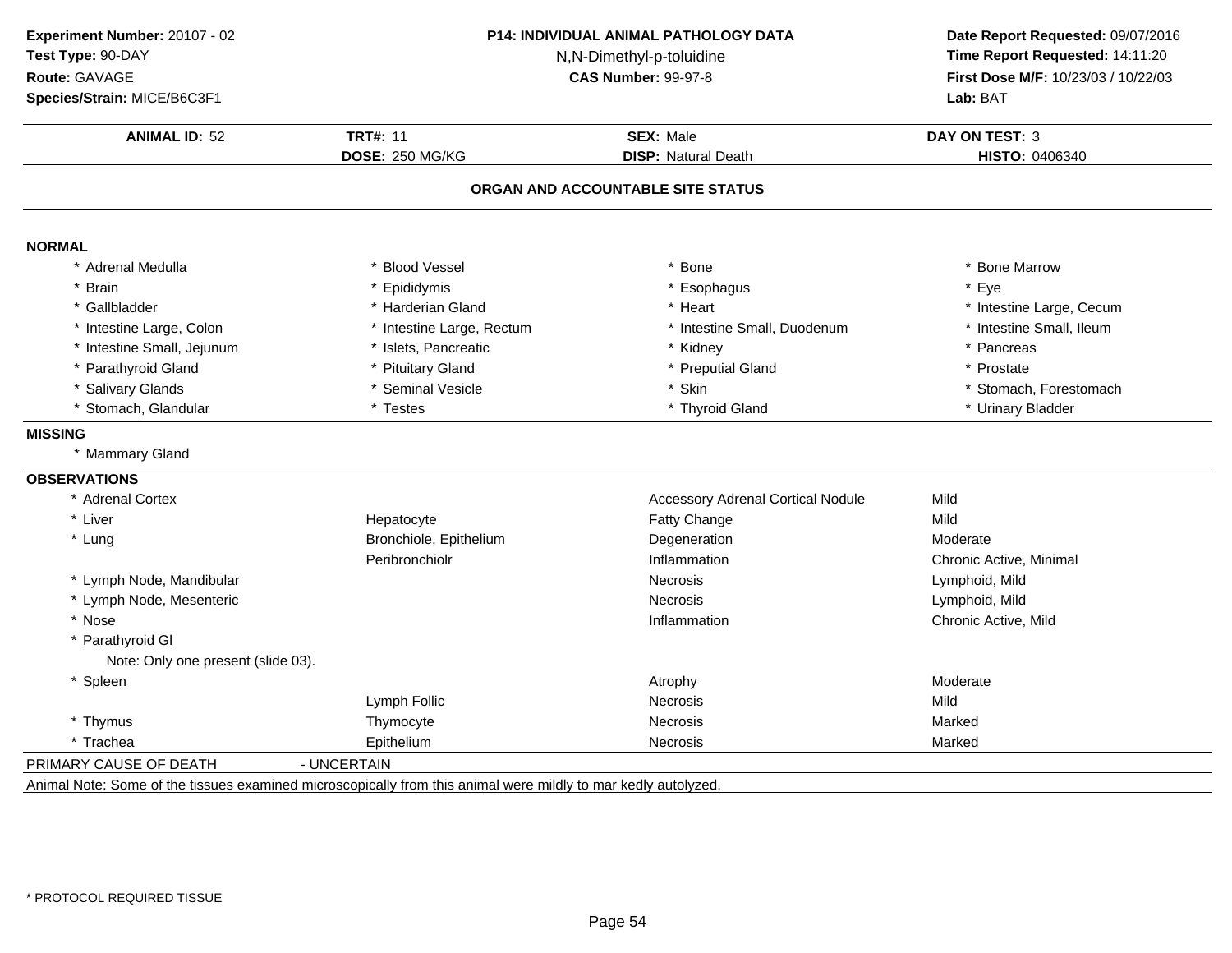**Experiment Number:** 20107 - 02
**Test Type:** 90-DAY
**Route:** GAVAGE
**Species/Strain:** MICE/B6C3F1

**P14: INDIVIDUAL ANIMAL PATHOLOGY DATA**
N,N-Dimethyl-p-toluidine
**CAS Number:** 99-97-8

**Date Report Requested:** 09/07/2016
**Time Report Requested:** 14:11:20
**First Dose M/F:** 10/23/03 / 10/22/03
**Lab:** BAT

| ANIMAL ID: 52 | TRT#: 11 | SEX: Male | DAY ON TEST: 3 |
|---|---|---|---|
| | DOSE: 250 MG/KG | DISP: Natural Death | HISTO: 0406340 |

## ORGAN AND ACCOUNTABLE SITE STATUS

**NORMAL**

| | | | |
|---|---|---|---|
| * Adrenal Medulla | * Blood Vessel | * Bone | * Bone Marrow |
| * Brain | * Epididymis | * Esophagus | * Eye |
| * Gallbladder | * Harderian Gland | * Heart | * Intestine Large, Cecum |
| * Intestine Large, Colon | * Intestine Large, Rectum | * Intestine Small, Duodenum | * Intestine Small, Ileum |
| * Intestine Small, Jejunum | * Islets, Pancreatic | * Kidney | * Pancreas |
| * Parathyroid Gland | * Pituitary Gland | * Preputial Gland | * Prostate |
| * Salivary Glands | * Seminal Vesicle | * Skin | * Stomach, Forestomach |
| * Stomach, Glandular | * Testes | * Thyroid Gland | * Urinary Bladder |

**MISSING**

* Mammary Gland

**OBSERVATIONS**

| | | | |
|---|---|---|---|
| * Adrenal Cortex | | Accessory Adrenal Cortical Nodule | Mild |
| * Liver | Hepatocyte | Fatty Change | Mild |
| * Lung | Bronchiole, Epithelium | Degeneration | Moderate |
| | Peribronchiolr | Inflammation | Chronic Active, Minimal |
| * Lymph Node, Mandibular | | Necrosis | Lymphoid, Mild |
| * Lymph Node, Mesenteric | | Necrosis | Lymphoid, Mild |
| * Nose | | Inflammation | Chronic Active, Mild |
| * Parathyroid Gl | | | |
| Note: Only one present (slide 03). | | | |
| * Spleen | | Atrophy | Moderate |
| | Lymph Follic | Necrosis | Mild |
| * Thymus | Thymocyte | Necrosis | Marked |
| * Trachea | Epithelium | Necrosis | Marked |

PRIMARY CAUSE OF DEATH - UNCERTAIN

Animal Note: Some of the tissues examined microscopically from this animal were mildly to mar kedly autolyzed.

\* PROTOCOL REQUIRED TISSUE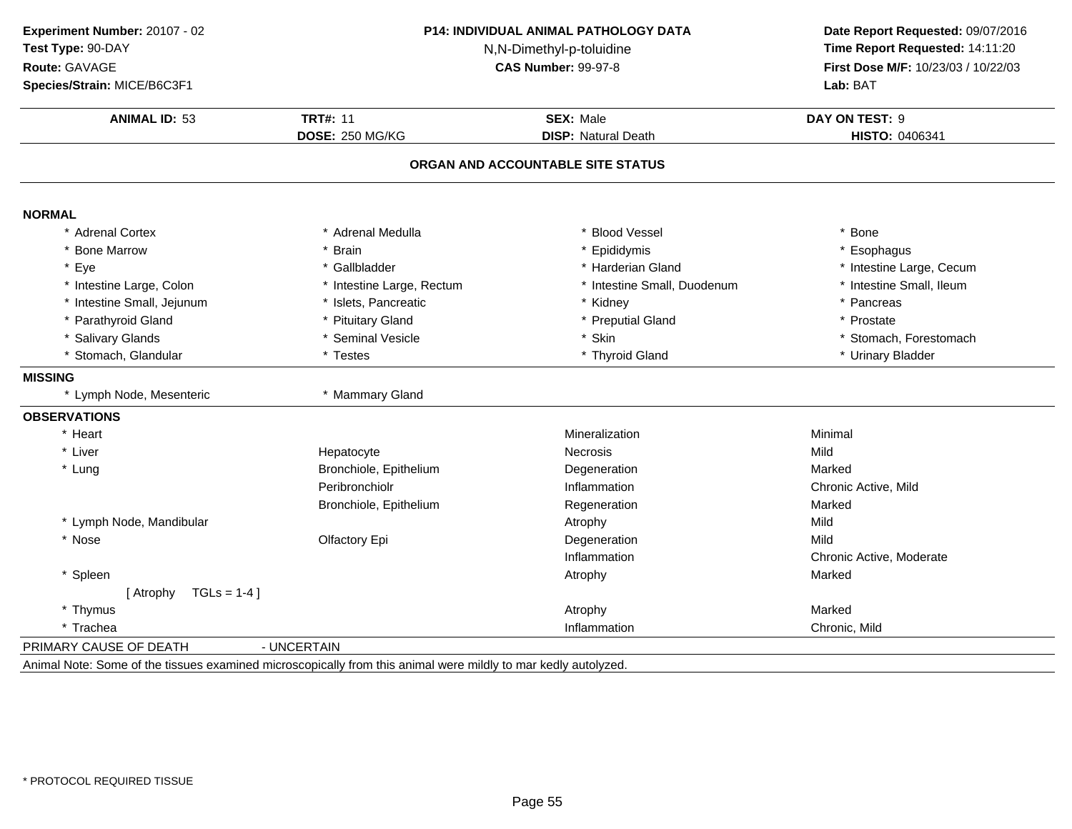**Experiment Number:** 20107 - 02
**Test Type:** 90-DAY
**Route:** GAVAGE
**Species/Strain:** MICE/B6C3F1

**P14: INDIVIDUAL ANIMAL PATHOLOGY DATA**
N,N-Dimethyl-p-toluidine
**CAS Number:** 99-97-8

**Date Report Requested:** 09/07/2016
**Time Report Requested:** 14:11:20
**First Dose M/F:** 10/23/03 / 10/22/03
**Lab:** BAT

| **ANIMAL ID:** 53 | **TRT#:** 11 | **SEX:** Male | **DAY ON TEST:** 9 |
|---|---|---|---|
| | **DOSE:** 250 MG/KG | **DISP:** Natural Death | **HISTO:** 0406341 |

## ORGAN AND ACCOUNTABLE SITE STATUS

**NORMAL**

| | | | |
|---|---|---|---|
| * Adrenal Cortex | * Adrenal Medulla | * Blood Vessel | * Bone |
| * Bone Marrow | * Brain | * Epididymis | * Esophagus |
| * Eye | * Gallbladder | * Harderian Gland | * Intestine Large, Cecum |
| * Intestine Large, Colon | * Intestine Large, Rectum | * Intestine Small, Duodenum | * Intestine Small, Ileum |
| * Intestine Small, Jejunum | * Islets, Pancreatic | * Kidney | * Pancreas |
| * Parathyroid Gland | * Pituitary Gland | * Preputial Gland | * Prostate |
| * Salivary Glands | * Seminal Vesicle | * Skin | * Stomach, Forestomach |
| * Stomach, Glandular | * Testes | * Thyroid Gland | * Urinary Bladder |

**MISSING**

| | |
|---|---|
| * Lymph Node, Mesenteric | * Mammary Gland |

**OBSERVATIONS**

| | | | |
|---|---|---|---|
| * Heart | | Mineralization | Minimal |
| * Liver | Hepatocyte | Necrosis | Mild |
| * Lung | Bronchiole, Epithelium | Degeneration | Marked |
| | Peribronchiolr | Inflammation | Chronic Active, Mild |
| | Bronchiole, Epithelium | Regeneration | Marked |
| * Lymph Node, Mandibular | | Atrophy | Mild |
| * Nose | Olfactory Epi | Degeneration | Mild |
| | | Inflammation | Chronic Active, Moderate |
| * Spleen | | Atrophy | Marked |
| [ Atrophy TGLs = 1-4 ] | | | |
| * Thymus | | Atrophy | Marked |
| * Trachea | | Inflammation | Chronic, Mild |

PRIMARY CAUSE OF DEATH - UNCERTAIN

Animal Note: Some of the tissues examined microscopically from this animal were mildly to mar kedly autolyzed.

* PROTOCOL REQUIRED TISSUE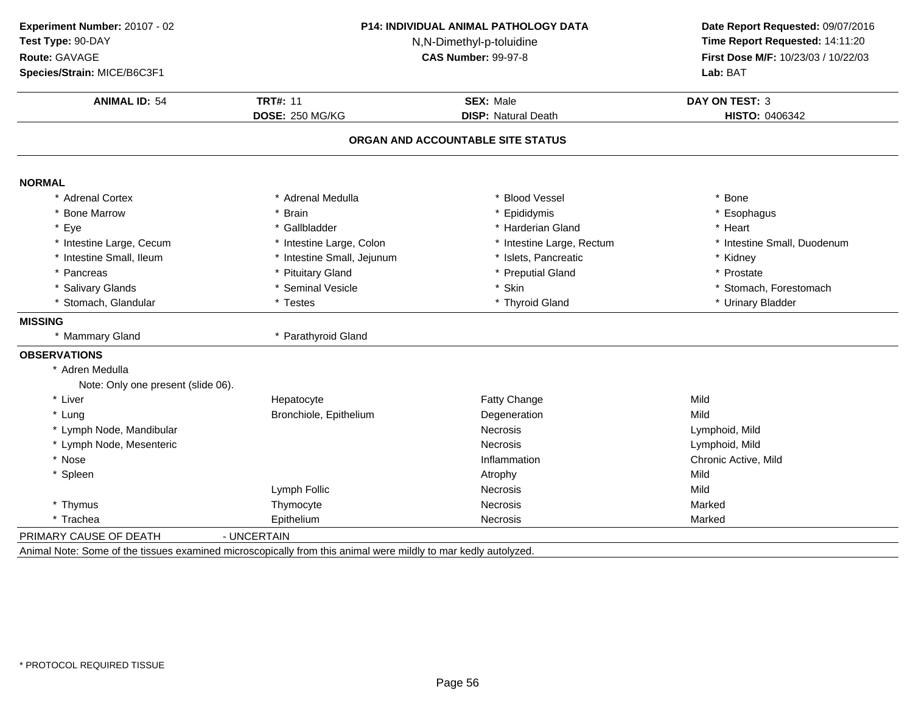**Experiment Number:** 20107 - 02
**Test Type:** 90-DAY
**Route:** GAVAGE
**Species/Strain:** MICE/B6C3F1

**P14: INDIVIDUAL ANIMAL PATHOLOGY DATA**
N,N-Dimethyl-p-toluidine
**CAS Number:** 99-97-8

**Date Report Requested:** 09/07/2016
**Time Report Requested:** 14:11:20
**First Dose M/F:** 10/23/03 / 10/22/03
**Lab:** BAT

| **ANIMAL ID:** 54 | **TRT#:** 11 | **SEX:** Male | **DAY ON TEST:** 3 |
|---|---|---|---|
| | **DOSE:** 250 MG/KG | **DISP:** Natural Death | **HISTO:** 0406342 |

## ORGAN AND ACCOUNTABLE SITE STATUS

**NORMAL**

| | | | |
|---|---|---|---|
| * Adrenal Cortex | * Adrenal Medulla | * Blood Vessel | * Bone |
| * Bone Marrow | * Brain | * Epididymis | * Esophagus |
| * Eye | * Gallbladder | * Harderian Gland | * Heart |
| * Intestine Large, Cecum | * Intestine Large, Colon | * Intestine Large, Rectum | * Intestine Small, Duodenum |
| * Intestine Small, Ileum | * Intestine Small, Jejunum | * Islets, Pancreatic | * Kidney |
| * Pancreas | * Pituitary Gland | * Preputial Gland | * Prostate |
| * Salivary Glands | * Seminal Vesicle | * Skin | * Stomach, Forestomach |
| * Stomach, Glandular | * Testes | * Thyroid Gland | * Urinary Bladder |

**MISSING**

* Mammary Gland
* Parathyroid Gland

**OBSERVATIONS**

| | | | |
|---|---|---|---|
| * Adren Medulla | | | |
| Note: Only one present (slide 06). | | | |
| * Liver | Hepatocyte | Fatty Change | Mild |
| * Lung | Bronchiole, Epithelium | Degeneration | Mild |
| * Lymph Node, Mandibular | | Necrosis | Lymphoid, Mild |
| * Lymph Node, Mesenteric | | Necrosis | Lymphoid, Mild |
| * Nose | | Inflammation | Chronic Active, Mild |
| * Spleen | | Atrophy | Mild |
| | Lymph Follic | Necrosis | Mild |
| * Thymus | Thymocyte | Necrosis | Marked |
| * Trachea | Epithelium | Necrosis | Marked |

PRIMARY CAUSE OF DEATH - UNCERTAIN

Animal Note: Some of the tissues examined microscopically from this animal were mildly to mar kedly autolyzed.

* PROTOCOL REQUIRED TISSUE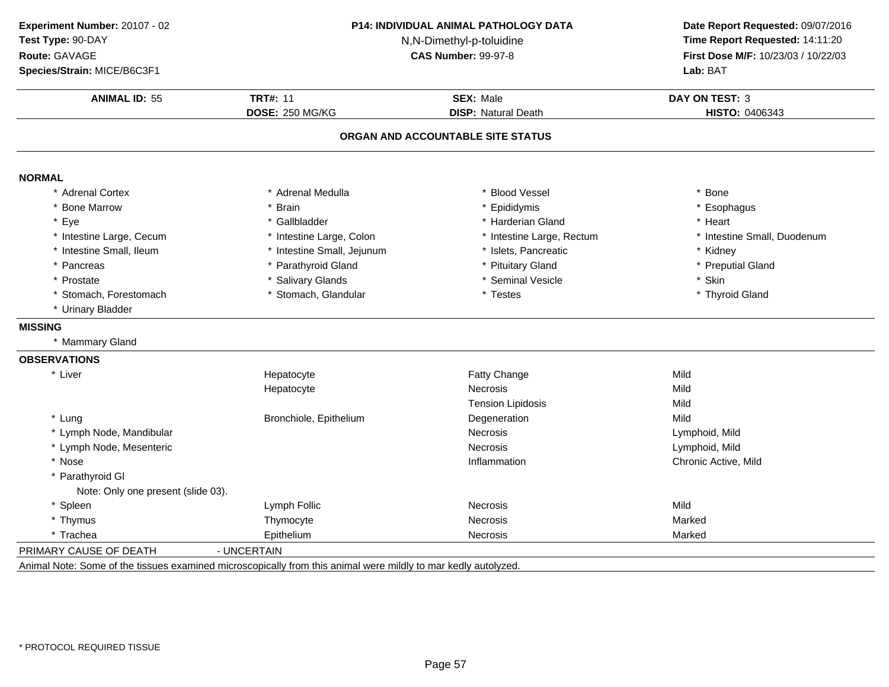**Experiment Number:** 20107 - 02
**Test Type:** 90-DAY
**Route:** GAVAGE
**Species/Strain:** MICE/B6C3F1

**P14: INDIVIDUAL ANIMAL PATHOLOGY DATA**
N,N-Dimethyl-p-toluidine
**CAS Number:** 99-97-8

**Date Report Requested:** 09/07/2016
**Time Report Requested:** 14:11:20
**First Dose M/F:** 10/23/03 / 10/22/03
**Lab:** BAT

| **ANIMAL ID:** 55 | **TRT#:** 11 | **SEX:** Male | **DAY ON TEST:** 3 |
|---|---|---|---|
| | **DOSE:** 250 MG/KG | **DISP:** Natural Death | **HISTO:** 0406343 |

## ORGAN AND ACCOUNTABLE SITE STATUS

**NORMAL**

| | | | |
|---|---|---|---|
| * Adrenal Cortex | * Adrenal Medulla | * Blood Vessel | * Bone |
| * Bone Marrow | * Brain | * Epididymis | * Esophagus |
| * Eye | * Gallbladder | * Harderian Gland | * Heart |
| * Intestine Large, Cecum | * Intestine Large, Colon | * Intestine Large, Rectum | * Intestine Small, Duodenum |
| * Intestine Small, Ileum | * Intestine Small, Jejunum | * Islets, Pancreatic | * Kidney |
| * Pancreas | * Parathyroid Gland | * Pituitary Gland | * Preputial Gland |
| * Prostate | * Salivary Glands | * Seminal Vesicle | * Skin |
| * Stomach, Forestomach | * Stomach, Glandular | * Testes | * Thyroid Gland |
| * Urinary Bladder | | | |

**MISSING**

* Mammary Gland

**OBSERVATIONS**

| | | | |
|---|---|---|---|
| * Liver | Hepatocyte | Fatty Change | Mild |
| | Hepatocyte | Necrosis | Mild |
| | | Tension Lipidosis | Mild |
| * Lung | Bronchiole, Epithelium | Degeneration | Mild |
| * Lymph Node, Mandibular | | Necrosis | Lymphoid, Mild |
| * Lymph Node, Mesenteric | | Necrosis | Lymphoid, Mild |
| * Nose | | Inflammation | Chronic Active, Mild |
| * Parathyroid Gl | | | |
| Note: Only one present (slide 03). | | | |
| * Spleen | Lymph Follic | Necrosis | Mild |
| * Thymus | Thymocyte | Necrosis | Marked |
| * Trachea | Epithelium | Necrosis | Marked |

PRIMARY CAUSE OF DEATH - UNCERTAIN

Animal Note: Some of the tissues examined microscopically from this animal were mildly to mar kedly autolyzed.

* PROTOCOL REQUIRED TISSUE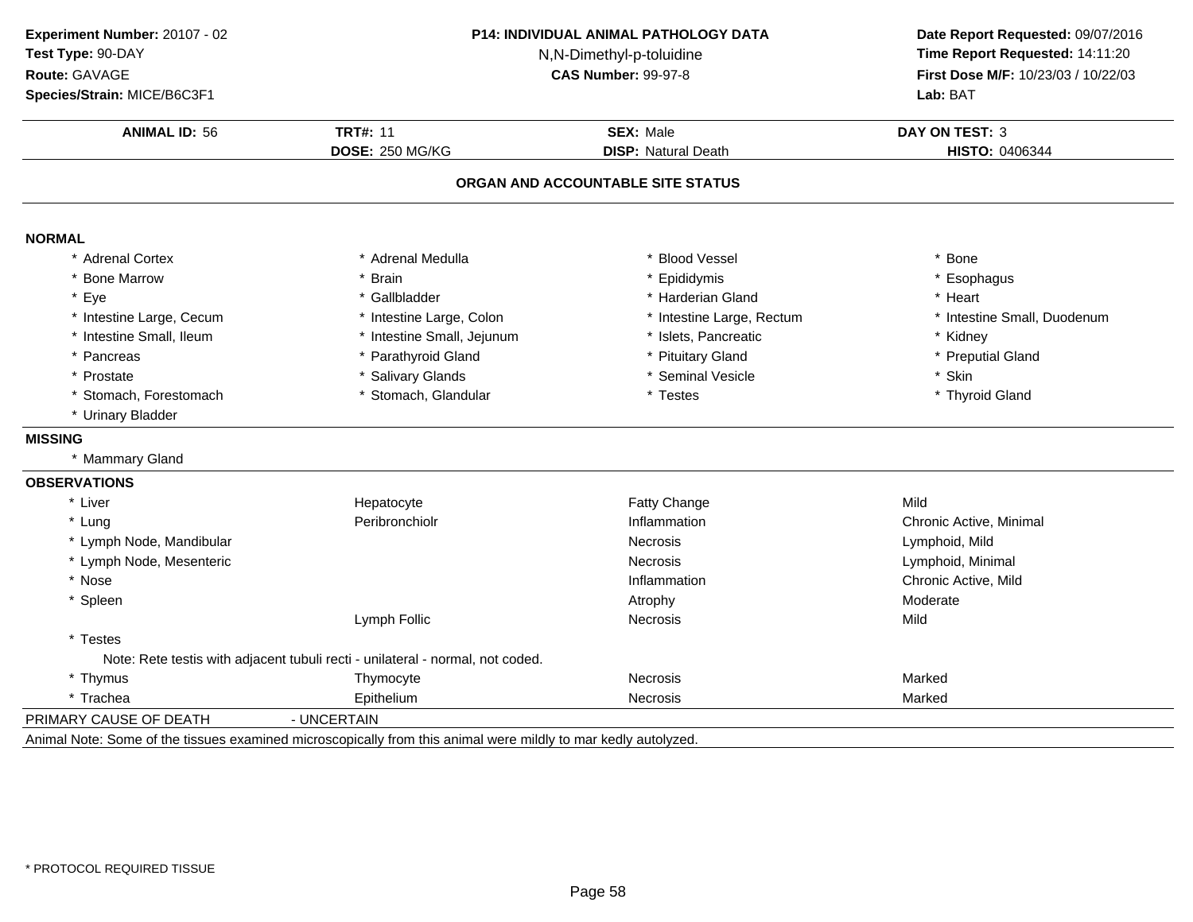**Experiment Number:** 20107 - 02
**Test Type:** 90-DAY
**Route:** GAVAGE
**Species/Strain:** MICE/B6C3F1

**P14: INDIVIDUAL ANIMAL PATHOLOGY DATA**
N,N-Dimethyl-p-toluidine
**CAS Number:** 99-97-8

**Date Report Requested:** 09/07/2016
**Time Report Requested:** 14:11:20
**First Dose M/F:** 10/23/03 / 10/22/03
**Lab:** BAT

| **ANIMAL ID:** 56 | **TRT#:** 11 | **SEX:** Male | **DAY ON TEST:** 3 |
|---|---|---|---|
| | **DOSE:** 250 MG/KG | **DISP:** Natural Death | **HISTO:** 0406344 |

## ORGAN AND ACCOUNTABLE SITE STATUS

**NORMAL**

| | | | |
|---|---|---|---|
| * Adrenal Cortex | * Adrenal Medulla | * Blood Vessel | * Bone |
| * Bone Marrow | * Brain | * Epididymis | * Esophagus |
| * Eye | * Gallbladder | * Harderian Gland | * Heart |
| * Intestine Large, Cecum | * Intestine Large, Colon | * Intestine Large, Rectum | * Intestine Small, Duodenum |
| * Intestine Small, Ileum | * Intestine Small, Jejunum | * Islets, Pancreatic | * Kidney |
| * Pancreas | * Parathyroid Gland | * Pituitary Gland | * Preputial Gland |
| * Prostate | * Salivary Glands | * Seminal Vesicle | * Skin |
| * Stomach, Forestomach | * Stomach, Glandular | * Testes | * Thyroid Gland |
| * Urinary Bladder | | | |

**MISSING**

* Mammary Gland

**OBSERVATIONS**

| | | | |
|---|---|---|---|
| * Liver | Hepatocyte | Fatty Change | Mild |
| * Lung | Peribronchiolr | Inflammation | Chronic Active, Minimal |
| * Lymph Node, Mandibular | | Necrosis | Lymphoid, Mild |
| * Lymph Node, Mesenteric | | Necrosis | Lymphoid, Minimal |
| * Nose | | Inflammation | Chronic Active, Mild |
| * Spleen | | Atrophy | Moderate |
| | Lymph Follic | Necrosis | Mild |
| * Testes | | | |
| Note: Rete testis with adjacent tubuli recti - unilateral - normal, not coded. | | | |
| * Thymus | Thymocyte | Necrosis | Marked |
| * Trachea | Epithelium | Necrosis | Marked |

PRIMARY CAUSE OF DEATH - UNCERTAIN

Animal Note: Some of the tissues examined microscopically from this animal were mildly to mar kedly autolyzed.

\* PROTOCOL REQUIRED TISSUE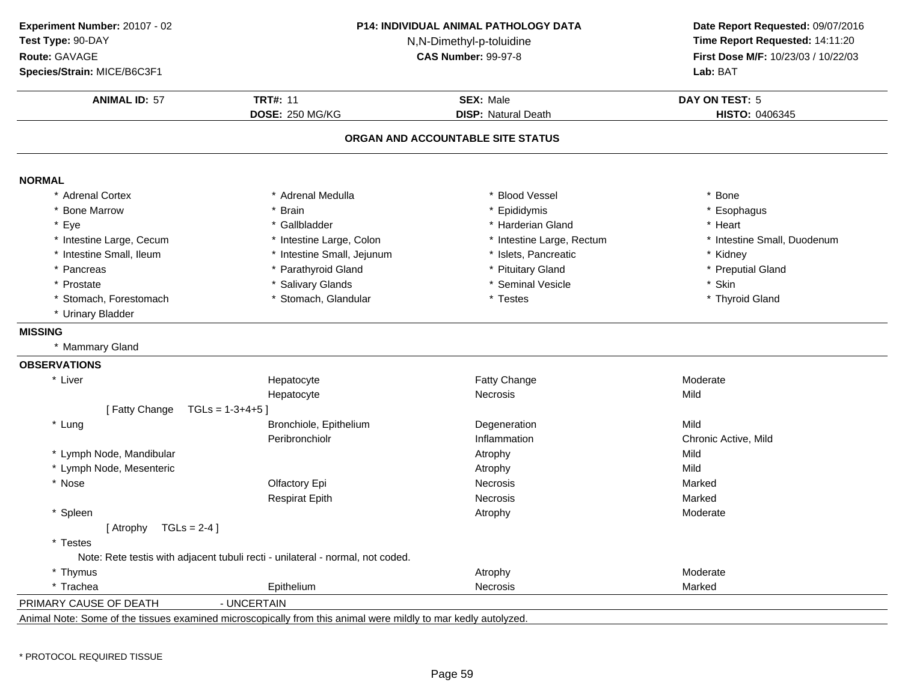**Experiment Number:** 20107 - 02
**Test Type:** 90-DAY
**Route:** GAVAGE
**Species/Strain:** MICE/B6C3F1

**P14: INDIVIDUAL ANIMAL PATHOLOGY DATA**
N,N-Dimethyl-p-toluidine
**CAS Number:** 99-97-8

**Date Report Requested:** 09/07/2016
**Time Report Requested:** 14:11:20
**First Dose M/F:** 10/23/03 / 10/22/03
**Lab:** BAT

| **ANIMAL ID:** 57 | **TRT#:** 11 | **SEX:** Male | **DAY ON TEST:** 5 |
|---|---|---|---|
| | **DOSE:** 250 MG/KG | **DISP:** Natural Death | **HISTO:** 0406345 |

## ORGAN AND ACCOUNTABLE SITE STATUS

**NORMAL**

| | | | |
|---|---|---|---|
| * Adrenal Cortex | * Adrenal Medulla | * Blood Vessel | * Bone |
| * Bone Marrow | * Brain | * Epididymis | * Esophagus |
| * Eye | * Gallbladder | * Harderian Gland | * Heart |
| * Intestine Large, Cecum | * Intestine Large, Colon | * Intestine Large, Rectum | * Intestine Small, Duodenum |
| * Intestine Small, Ileum | * Intestine Small, Jejunum | * Islets, Pancreatic | * Kidney |
| * Pancreas | * Parathyroid Gland | * Pituitary Gland | * Preputial Gland |
| * Prostate | * Salivary Glands | * Seminal Vesicle | * Skin |
| * Stomach, Forestomach | * Stomach, Glandular | * Testes | * Thyroid Gland |
| * Urinary Bladder | | | |

**MISSING**

* Mammary Gland

**OBSERVATIONS**

| | | | |
|---|---|---|---|
| * Liver | Hepatocyte | Fatty Change | Moderate |
| | Hepatocyte | Necrosis | Mild |
| [ Fatty Change TGLs = 1-3+4+5 ] | | | |
| * Lung | Bronchiole, Epithelium | Degeneration | Mild |
| | Peribronchiolr | Inflammation | Chronic Active, Mild |
| * Lymph Node, Mandibular | | Atrophy | Mild |
| * Lymph Node, Mesenteric | | Atrophy | Mild |
| * Nose | Olfactory Epi | Necrosis | Marked |
| | Respirat Epith | Necrosis | Marked |
| * Spleen | | Atrophy | Moderate |
| [ Atrophy TGLs = 2-4 ] | | | |
| * Testes | | | |
| Note: Rete testis with adjacent tubuli recti - unilateral - normal, not coded. | | | |
| * Thymus | | Atrophy | Moderate |
| * Trachea | Epithelium | Necrosis | Marked |

PRIMARY CAUSE OF DEATH - UNCERTAIN

Animal Note: Some of the tissues examined microscopically from this animal were mildly to mar kedly autolyzed.

\* PROTOCOL REQUIRED TISSUE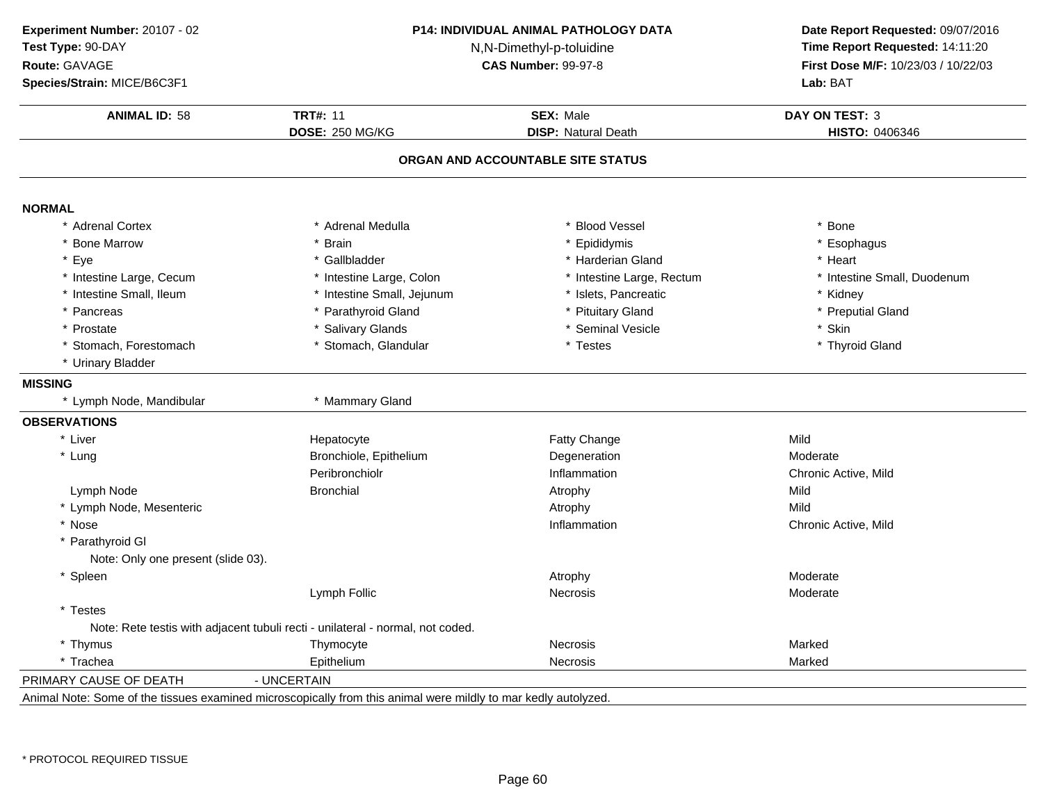**Experiment Number:** 20107 - 02
**Test Type:** 90-DAY
**Route:** GAVAGE
**Species/Strain:** MICE/B6C3F1

**P14: INDIVIDUAL ANIMAL PATHOLOGY DATA**
N,N-Dimethyl-p-toluidine
**CAS Number:** 99-97-8

**Date Report Requested:** 09/07/2016
**Time Report Requested:** 14:11:20
**First Dose M/F:** 10/23/03 / 10/22/03
**Lab:** BAT

| **ANIMAL ID:** 58 | **TRT#:** 11 | **SEX:** Male | **DAY ON TEST:** 3 |
|---|---|---|---|
| | **DOSE:** 250 MG/KG | **DISP:** Natural Death | **HISTO:** 0406346 |

## ORGAN AND ACCOUNTABLE SITE STATUS

**NORMAL**

| | | | |
|---|---|---|---|
| * Adrenal Cortex | * Adrenal Medulla | * Blood Vessel | * Bone |
| * Bone Marrow | * Brain | * Epididymis | * Esophagus |
| * Eye | * Gallbladder | * Harderian Gland | * Heart |
| * Intestine Large, Cecum | * Intestine Large, Colon | * Intestine Large, Rectum | * Intestine Small, Duodenum |
| * Intestine Small, Ileum | * Intestine Small, Jejunum | * Islets, Pancreatic | * Kidney |
| * Pancreas | * Parathyroid Gland | * Pituitary Gland | * Preputial Gland |
| * Prostate | * Salivary Glands | * Seminal Vesicle | * Skin |
| * Stomach, Forestomach | * Stomach, Glandular | * Testes | * Thyroid Gland |
| * Urinary Bladder | | | |

**MISSING**

| | |
|---|---|
| * Lymph Node, Mandibular | * Mammary Gland |

**OBSERVATIONS**

| | | | |
|---|---|---|---|
| * Liver | Hepatocyte | Fatty Change | Mild |
| * Lung | Bronchiole, Epithelium | Degeneration | Moderate |
| | Peribronchiolr | Inflammation | Chronic Active, Mild |
| Lymph Node | Bronchial | Atrophy | Mild |
| * Lymph Node, Mesenteric | | Atrophy | Mild |
| * Nose | | Inflammation | Chronic Active, Mild |
| * Parathyroid Gl | | | |
| Note: Only one present (slide 03). | | | |
| * Spleen | | Atrophy | Moderate |
| | Lymph Follic | Necrosis | Moderate |
| * Testes | | | |
| Note: Rete testis with adjacent tubuli recti - unilateral - normal, not coded. | | | |
| * Thymus | Thymocyte | Necrosis | Marked |
| * Trachea | Epithelium | Necrosis | Marked |

PRIMARY CAUSE OF DEATH - UNCERTAIN

Animal Note: Some of the tissues examined microscopically from this animal were mildly to mar kedly autolyzed.

\* PROTOCOL REQUIRED TISSUE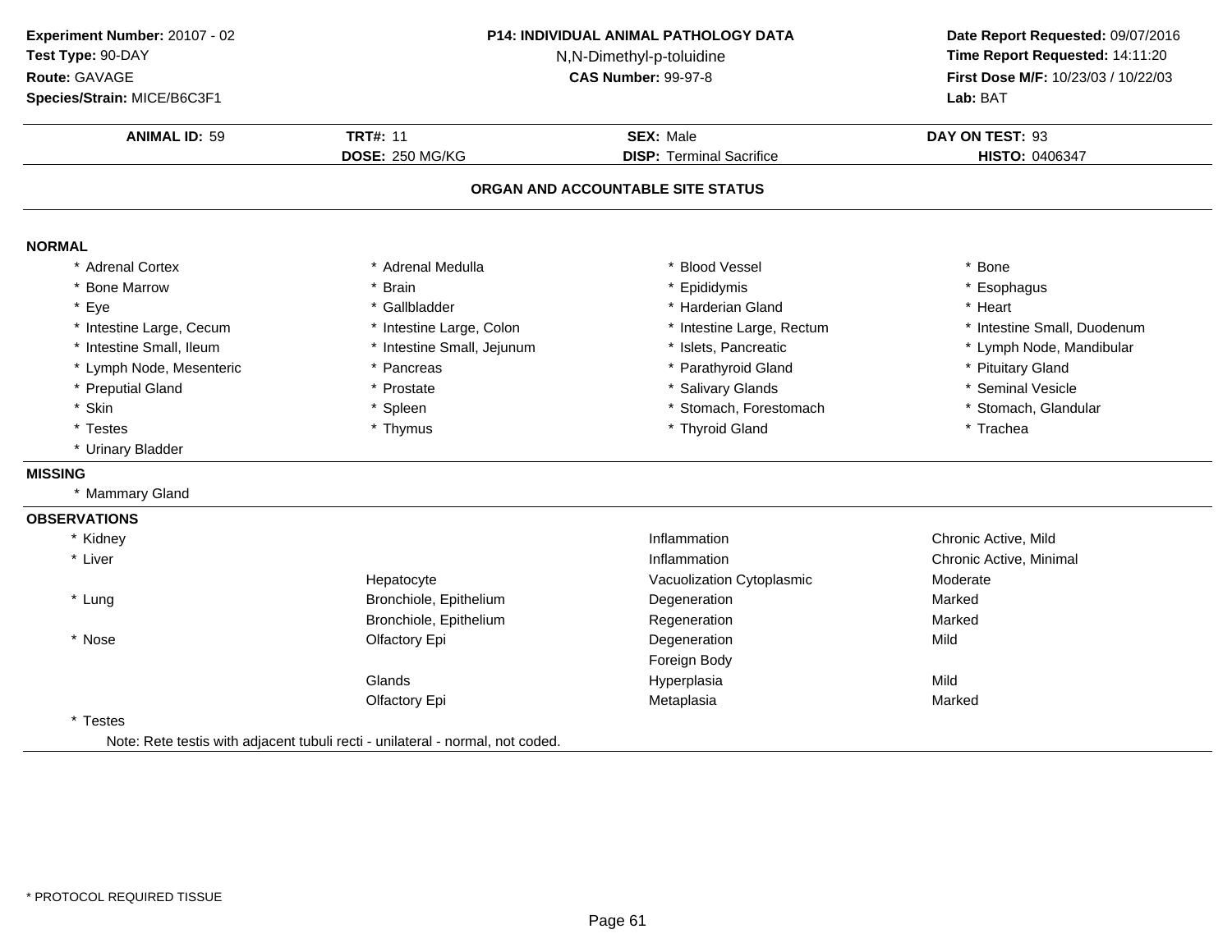**Experiment Number:** 20107 - 02
**Test Type:** 90-DAY
**Route:** GAVAGE
**Species/Strain:** MICE/B6C3F1

**P14: INDIVIDUAL ANIMAL PATHOLOGY DATA**
N,N-Dimethyl-p-toluidine
**CAS Number:** 99-97-8

**Date Report Requested:** 09/07/2016
**Time Report Requested:** 14:11:20
**First Dose M/F:** 10/23/03 / 10/22/03
**Lab:** BAT

| **ANIMAL ID:** 59 | **TRT#:** 11 | **SEX:** Male | **DAY ON TEST:** 93 |
|---|---|---|---|
| | **DOSE:** 250 MG/KG | **DISP:** Terminal Sacrifice | **HISTO:** 0406347 |

## ORGAN AND ACCOUNTABLE SITE STATUS

**NORMAL**

| | | | |
|---|---|---|---|
| * Adrenal Cortex | * Adrenal Medulla | * Blood Vessel | * Bone |
| * Bone Marrow | * Brain | * Epididymis | * Esophagus |
| * Eye | * Gallbladder | * Harderian Gland | * Heart |
| * Intestine Large, Cecum | * Intestine Large, Colon | * Intestine Large, Rectum | * Intestine Small, Duodenum |
| * Intestine Small, Ileum | * Intestine Small, Jejunum | * Islets, Pancreatic | * Lymph Node, Mandibular |
| * Lymph Node, Mesenteric | * Pancreas | * Parathyroid Gland | * Pituitary Gland |
| * Preputial Gland | * Prostate | * Salivary Glands | * Seminal Vesicle |
| * Skin | * Spleen | * Stomach, Forestomach | * Stomach, Glandular |
| * Testes | * Thymus | * Thyroid Gland | * Trachea |
| * Urinary Bladder | | | |

**MISSING**

* Mammary Gland

**OBSERVATIONS**

| | | | |
|---|---|---|---|
| * Kidney | | Inflammation | Chronic Active, Mild |
| * Liver | | Inflammation | Chronic Active, Minimal |
| | Hepatocyte | Vacuolization Cytoplasmic | Moderate |
| * Lung | Bronchiole, Epithelium | Degeneration | Marked |
| | Bronchiole, Epithelium | Regeneration | Marked |
| * Nose | Olfactory Epi | Degeneration | Mild |
| | | Foreign Body | |
| | Glands | Hyperplasia | Mild |
| | Olfactory Epi | Metaplasia | Marked |
| * Testes | | | |

Note: Rete testis with adjacent tubuli recti - unilateral - normal, not coded.

* PROTOCOL REQUIRED TISSUE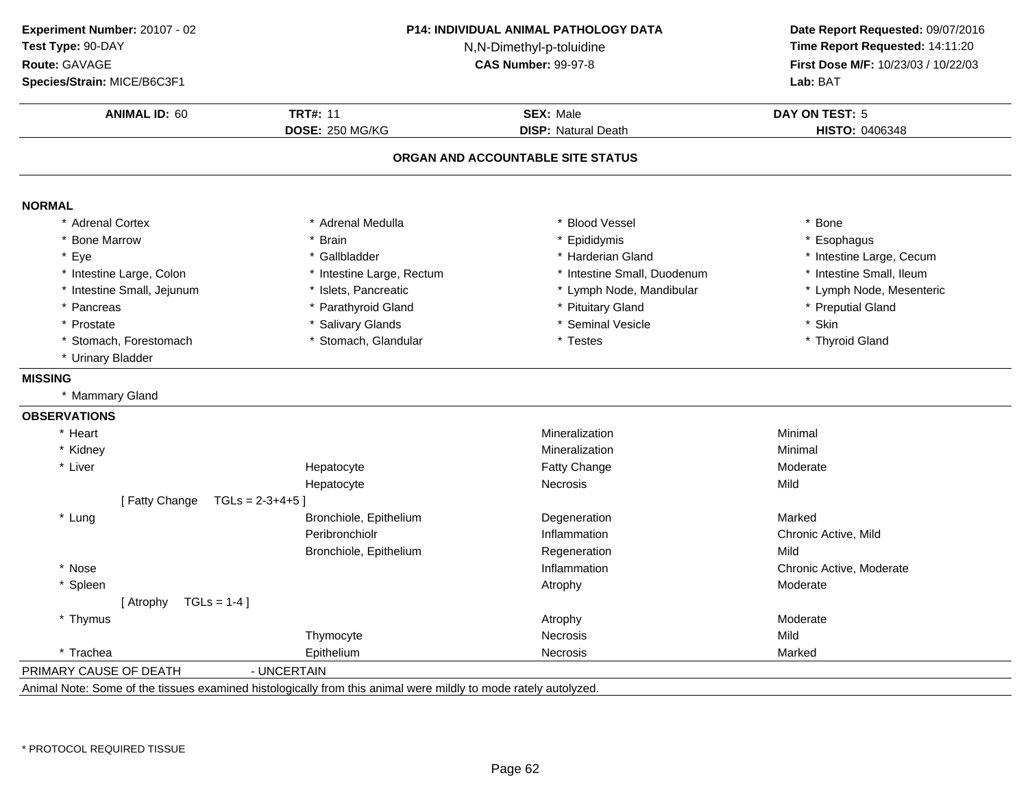**Experiment Number:** 20107 - 02
**Test Type:** 90-DAY
**Route:** GAVAGE
**Species/Strain:** MICE/B6C3F1

**P14: INDIVIDUAL ANIMAL PATHOLOGY DATA**
N,N-Dimethyl-p-toluidine
**CAS Number:** 99-97-8

**Date Report Requested:** 09/07/2016
**Time Report Requested:** 14:11:20
**First Dose M/F:** 10/23/03 / 10/22/03
**Lab:** BAT

| **ANIMAL ID:** 60 | **TRT#:** 11 | **SEX:** Male | **DAY ON TEST:** 5 |
|---|---|---|---|
| | **DOSE:** 250 MG/KG | **DISP:** Natural Death | **HISTO:** 0406348 |

## ORGAN AND ACCOUNTABLE SITE STATUS

**NORMAL**

| | | | |
|---|---|---|---|
| * Adrenal Cortex | * Adrenal Medulla | * Blood Vessel | * Bone |
| * Bone Marrow | * Brain | * Epididymis | * Esophagus |
| * Eye | * Gallbladder | * Harderian Gland | * Intestine Large, Cecum |
| * Intestine Large, Colon | * Intestine Large, Rectum | * Intestine Small, Duodenum | * Intestine Small, Ileum |
| * Intestine Small, Jejunum | * Islets, Pancreatic | * Lymph Node, Mandibular | * Lymph Node, Mesenteric |
| * Pancreas | * Parathyroid Gland | * Pituitary Gland | * Preputial Gland |
| * Prostate | * Salivary Glands | * Seminal Vesicle | * Skin |
| * Stomach, Forestomach | * Stomach, Glandular | * Testes | * Thyroid Gland |
| * Urinary Bladder | | | |

**MISSING**

* Mammary Gland

**OBSERVATIONS**

| Organ | Site | Finding | Severity |
|---|---|---|---|
| * Heart | | Mineralization | Minimal |
| * Kidney | | Mineralization | Minimal |
| * Liver | Hepatocyte | Fatty Change | Moderate |
| | Hepatocyte | Necrosis | Mild |
| [ Fatty Change TGLs = 2-3+4+5 ] | | | |
| * Lung | Bronchiole, Epithelium | Degeneration | Marked |
| | Peribronchiolr | Inflammation | Chronic Active, Mild |
| | Bronchiole, Epithelium | Regeneration | Mild |
| * Nose | | Inflammation | Chronic Active, Moderate |
| * Spleen | | Atrophy | Moderate |
| [ Atrophy TGLs = 1-4 ] | | | |
| * Thymus | | Atrophy | Moderate |
| | Thymocyte | Necrosis | Mild |
| * Trachea | Epithelium | Necrosis | Marked |

PRIMARY CAUSE OF DEATH - UNCERTAIN

Animal Note: Some of the tissues examined histologically from this animal were mildly to mode rately autolyzed.

* PROTOCOL REQUIRED TISSUE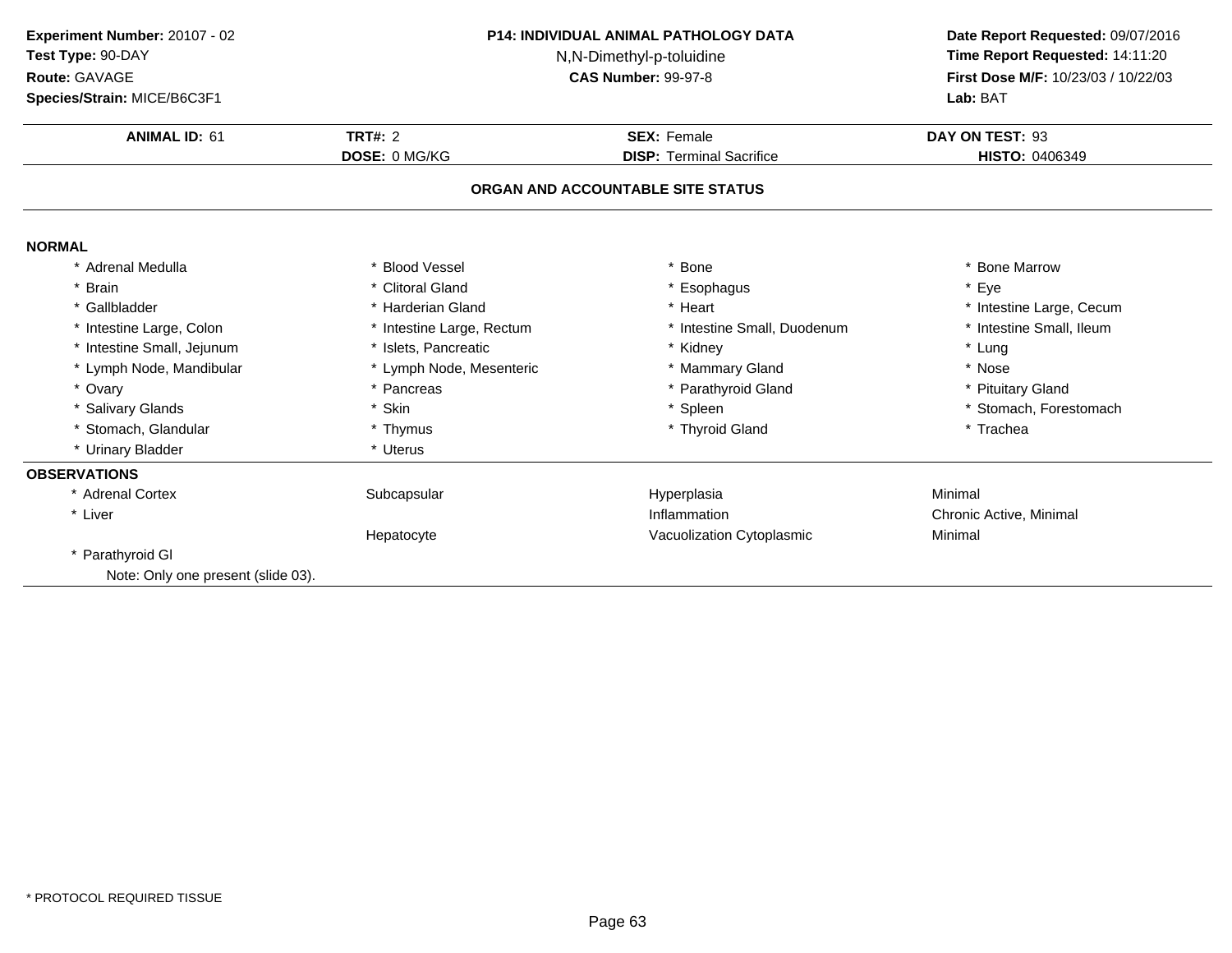**Experiment Number:** 20107 - 02
**Test Type:** 90-DAY
**Route:** GAVAGE
**Species/Strain:** MICE/B6C3F1

**P14: INDIVIDUAL ANIMAL PATHOLOGY DATA**
N,N-Dimethyl-p-toluidine
**CAS Number:** 99-97-8

**Date Report Requested:** 09/07/2016
**Time Report Requested:** 14:11:20
**First Dose M/F:** 10/23/03 / 10/22/03
**Lab:** BAT

| **ANIMAL ID:** 61 | **TRT#:** 2 | **SEX:** Female | **DAY ON TEST:** 93 |
|---|---|---|---|
| | **DOSE:** 0 MG/KG | **DISP:** Terminal Sacrifice | **HISTO:** 0406349 |

## ORGAN AND ACCOUNTABLE SITE STATUS

**NORMAL**

| | | | |
|---|---|---|---|
| * Adrenal Medulla | * Blood Vessel | * Bone | * Bone Marrow |
| * Brain | * Clitoral Gland | * Esophagus | * Eye |
| * Gallbladder | * Harderian Gland | * Heart | * Intestine Large, Cecum |
| * Intestine Large, Colon | * Intestine Large, Rectum | * Intestine Small, Duodenum | * Intestine Small, Ileum |
| * Intestine Small, Jejunum | * Islets, Pancreatic | * Kidney | * Lung |
| * Lymph Node, Mandibular | * Lymph Node, Mesenteric | * Mammary Gland | * Nose |
| * Ovary | * Pancreas | * Parathyroid Gland | * Pituitary Gland |
| * Salivary Glands | * Skin | * Spleen | * Stomach, Forestomach |
| * Stomach, Glandular | * Thymus | * Thyroid Gland | * Trachea |
| * Urinary Bladder | * Uterus | | |

**OBSERVATIONS**

| | | | |
|---|---|---|---|
| * Adrenal Cortex | Subcapsular | Hyperplasia | Minimal |
| * Liver | | Inflammation | Chronic Active, Minimal |
| | Hepatocyte | Vacuolization Cytoplasmic | Minimal |
| * Parathyroid Gl | | | |

Note: Only one present (slide 03).

* PROTOCOL REQUIRED TISSUE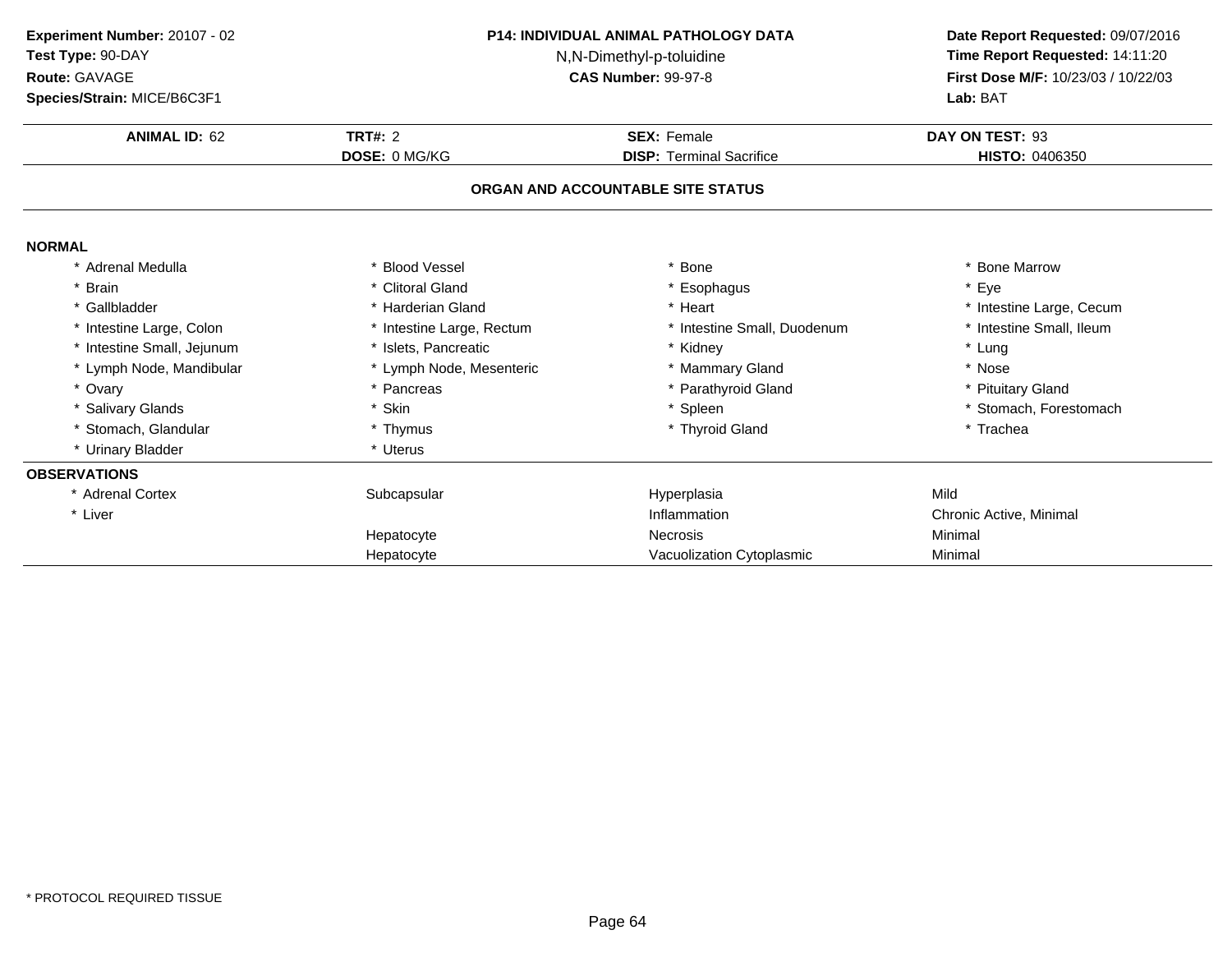**Experiment Number:** 20107 - 02
**Test Type:** 90-DAY
**Route:** GAVAGE
**Species/Strain:** MICE/B6C3F1

**P14: INDIVIDUAL ANIMAL PATHOLOGY DATA**
N,N-Dimethyl-p-toluidine
**CAS Number:** 99-97-8

**Date Report Requested:** 09/07/2016
**Time Report Requested:** 14:11:20
**First Dose M/F:** 10/23/03 / 10/22/03
**Lab:** BAT

| **ANIMAL ID:** 62 | **TRT#:** 2 | **SEX:** Female | **DAY ON TEST:** 93 |
|---|---|---|---|
| | **DOSE:** 0 MG/KG | **DISP:** Terminal Sacrifice | **HISTO:** 0406350 |

## ORGAN AND ACCOUNTABLE SITE STATUS

**NORMAL**

| | | | |
|---|---|---|---|
| * Adrenal Medulla | * Blood Vessel | * Bone | * Bone Marrow |
| * Brain | * Clitoral Gland | * Esophagus | * Eye |
| * Gallbladder | * Harderian Gland | * Heart | * Intestine Large, Cecum |
| * Intestine Large, Colon | * Intestine Large, Rectum | * Intestine Small, Duodenum | * Intestine Small, Ileum |
| * Intestine Small, Jejunum | * Islets, Pancreatic | * Kidney | * Lung |
| * Lymph Node, Mandibular | * Lymph Node, Mesenteric | * Mammary Gland | * Nose |
| * Ovary | * Pancreas | * Parathyroid Gland | * Pituitary Gland |
| * Salivary Glands | * Skin | * Spleen | * Stomach, Forestomach |
| * Stomach, Glandular | * Thymus | * Thyroid Gland | * Trachea |
| * Urinary Bladder | * Uterus | | |

**OBSERVATIONS**

| | | | |
|---|---|---|---|
| * Adrenal Cortex | Subcapsular | Hyperplasia | Mild |
| * Liver | | Inflammation | Chronic Active, Minimal |
| | Hepatocyte | Necrosis | Minimal |
| | Hepatocyte | Vacuolization Cytoplasmic | Minimal |

* PROTOCOL REQUIRED TISSUE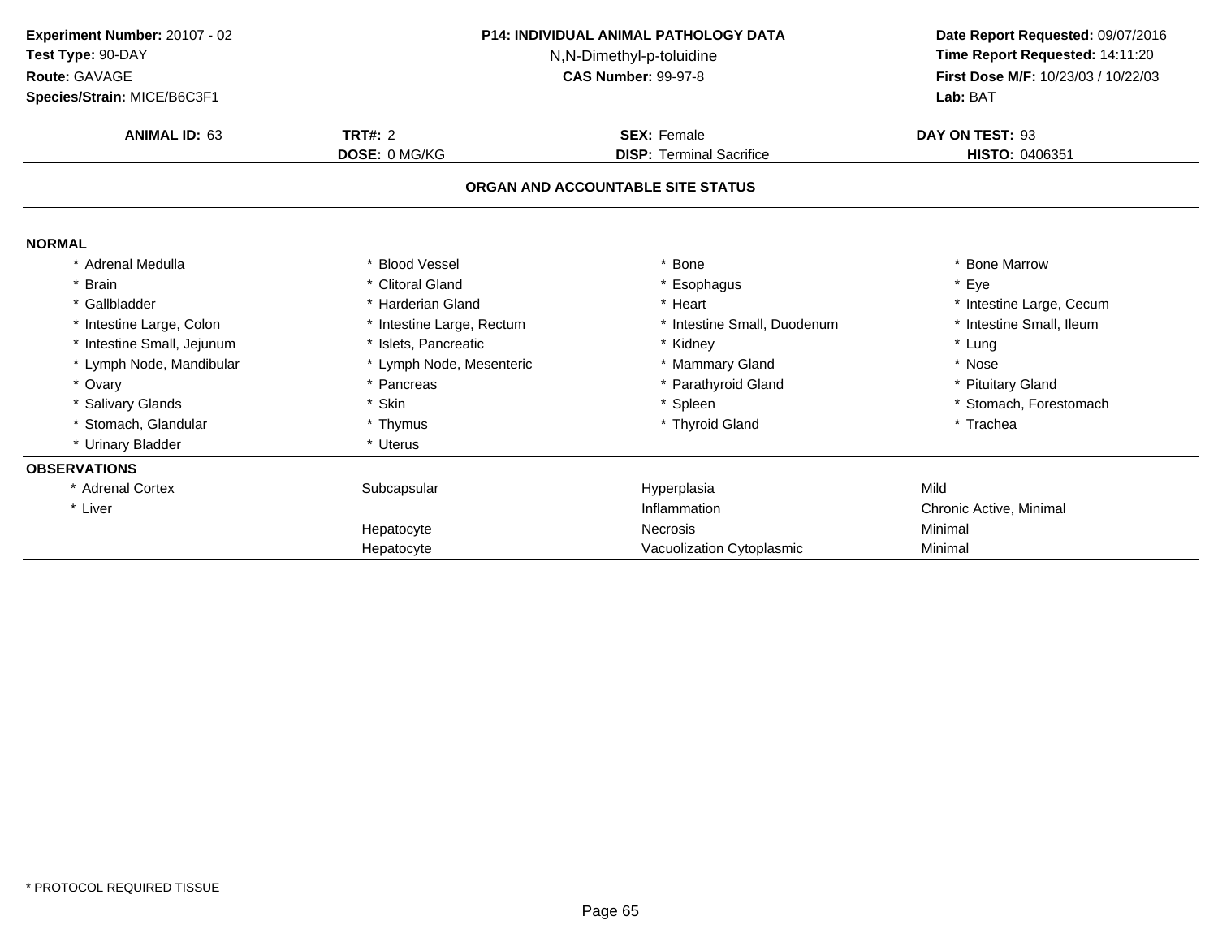**Experiment Number:** 20107 - 02
**Test Type:** 90-DAY
**Route:** GAVAGE
**Species/Strain:** MICE/B6C3F1

**P14: INDIVIDUAL ANIMAL PATHOLOGY DATA**
N,N-Dimethyl-p-toluidine
**CAS Number:** 99-97-8

**Date Report Requested:** 09/07/2016
**Time Report Requested:** 14:11:20
**First Dose M/F:** 10/23/03 / 10/22/03
**Lab:** BAT

| **ANIMAL ID:** 63 | **TRT#:** 2 | **SEX:** Female | **DAY ON TEST:** 93 |
|---|---|---|---|
| | **DOSE:** 0 MG/KG | **DISP:** Terminal Sacrifice | **HISTO:** 0406351 |

## ORGAN AND ACCOUNTABLE SITE STATUS

**NORMAL**

| | | | |
|---|---|---|---|
| * Adrenal Medulla | * Blood Vessel | * Bone | * Bone Marrow |
| * Brain | * Clitoral Gland | * Esophagus | * Eye |
| * Gallbladder | * Harderian Gland | * Heart | * Intestine Large, Cecum |
| * Intestine Large, Colon | * Intestine Large, Rectum | * Intestine Small, Duodenum | * Intestine Small, Ileum |
| * Intestine Small, Jejunum | * Islets, Pancreatic | * Kidney | * Lung |
| * Lymph Node, Mandibular | * Lymph Node, Mesenteric | * Mammary Gland | * Nose |
| * Ovary | * Pancreas | * Parathyroid Gland | * Pituitary Gland |
| * Salivary Glands | * Skin | * Spleen | * Stomach, Forestomach |
| * Stomach, Glandular | * Thymus | * Thyroid Gland | * Trachea |
| * Urinary Bladder | * Uterus | | |

**OBSERVATIONS**

| | | | |
|---|---|---|---|
| * Adrenal Cortex | Subcapsular | Hyperplasia | Mild |
| * Liver | | Inflammation | Chronic Active, Minimal |
| | Hepatocyte | Necrosis | Minimal |
| | Hepatocyte | Vacuolization Cytoplasmic | Minimal |

* PROTOCOL REQUIRED TISSUE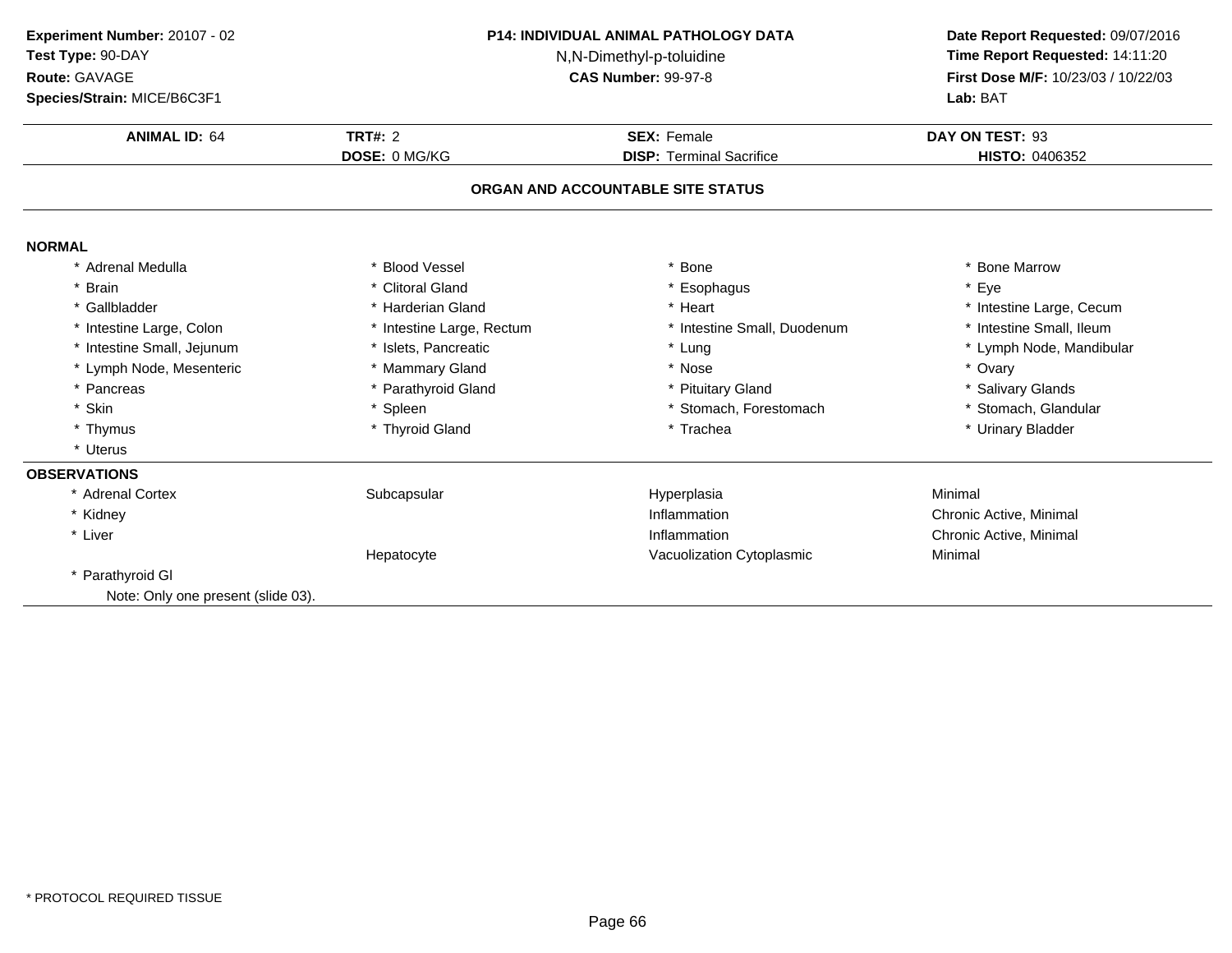**Experiment Number:** 20107 - 02
**Test Type:** 90-DAY
**Route:** GAVAGE
**Species/Strain:** MICE/B6C3F1

**P14: INDIVIDUAL ANIMAL PATHOLOGY DATA**
N,N-Dimethyl-p-toluidine
**CAS Number:** 99-97-8

**Date Report Requested:** 09/07/2016
**Time Report Requested:** 14:11:20
**First Dose M/F:** 10/23/03 / 10/22/03
**Lab:** BAT

| **ANIMAL ID:** 64 | **TRT#:** 2 | **SEX:** Female | **DAY ON TEST:** 93 |
|---|---|---|---|
| | **DOSE:** 0 MG/KG | **DISP:** Terminal Sacrifice | **HISTO:** 0406352 |

## ORGAN AND ACCOUNTABLE SITE STATUS

**NORMAL**

| | | | |
|---|---|---|---|
| * Adrenal Medulla | * Blood Vessel | * Bone | * Bone Marrow |
| * Brain | * Clitoral Gland | * Esophagus | * Eye |
| * Gallbladder | * Harderian Gland | * Heart | * Intestine Large, Cecum |
| * Intestine Large, Colon | * Intestine Large, Rectum | * Intestine Small, Duodenum | * Intestine Small, Ileum |
| * Intestine Small, Jejunum | * Islets, Pancreatic | * Lung | * Lymph Node, Mandibular |
| * Lymph Node, Mesenteric | * Mammary Gland | * Nose | * Ovary |
| * Pancreas | * Parathyroid Gland | * Pituitary Gland | * Salivary Glands |
| * Skin | * Spleen | * Stomach, Forestomach | * Stomach, Glandular |
| * Thymus | * Thyroid Gland | * Trachea | * Urinary Bladder |
| * Uterus | | | |

**OBSERVATIONS**

| | | | |
|---|---|---|---|
| * Adrenal Cortex | Subcapsular | Hyperplasia | Minimal |
| * Kidney | | Inflammation | Chronic Active, Minimal |
| * Liver | | Inflammation | Chronic Active, Minimal |
| | Hepatocyte | Vacuolization Cytoplasmic | Minimal |
| * Parathyroid Gl | | | |
| Note: Only one present (slide 03). | | | |

* PROTOCOL REQUIRED TISSUE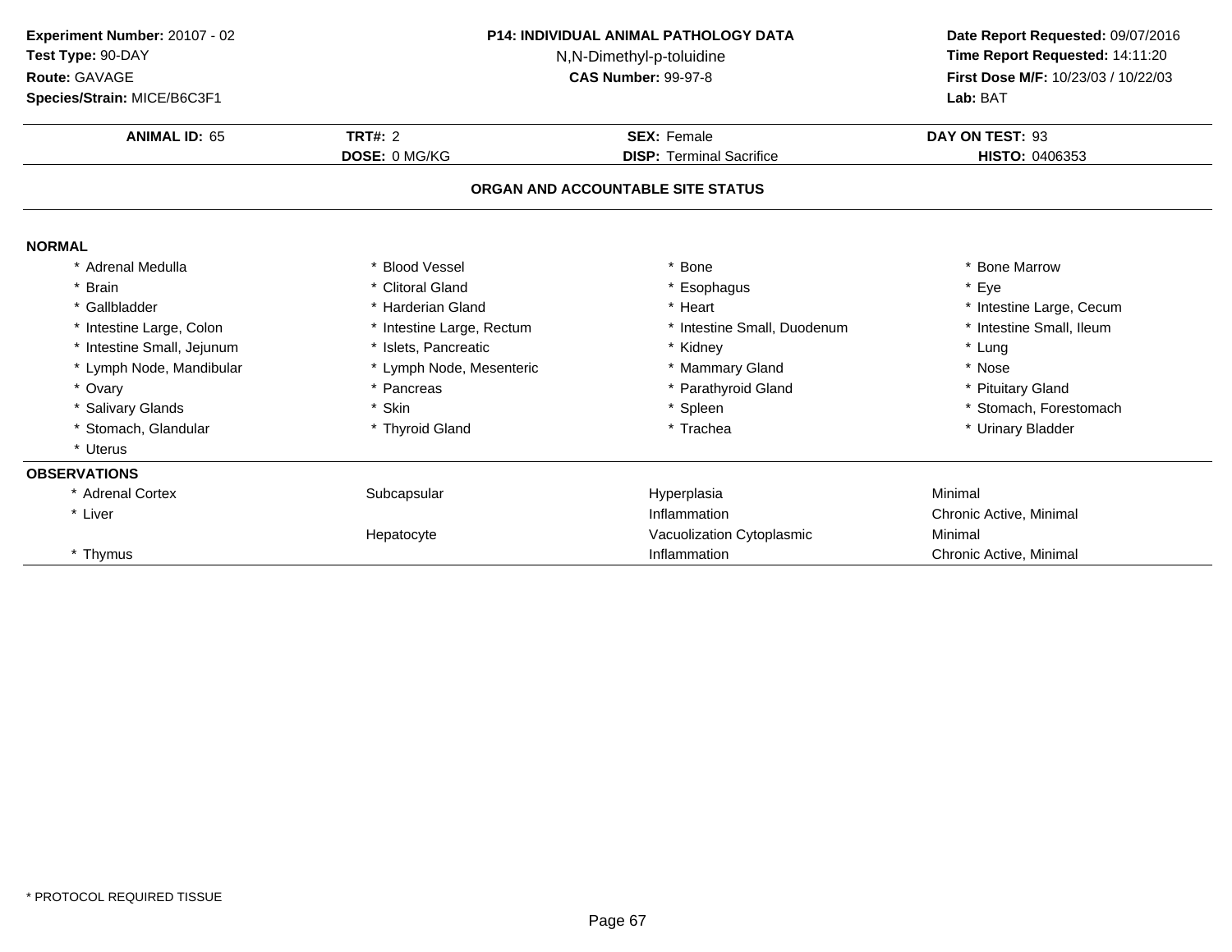**Experiment Number:** 20107 - 02
**Test Type:** 90-DAY
**Route:** GAVAGE
**Species/Strain:** MICE/B6C3F1

**P14: INDIVIDUAL ANIMAL PATHOLOGY DATA**
N,N-Dimethyl-p-toluidine
**CAS Number:** 99-97-8

**Date Report Requested:** 09/07/2016
**Time Report Requested:** 14:11:20
**First Dose M/F:** 10/23/03 / 10/22/03
**Lab:** BAT

| **ANIMAL ID:** 65 | **TRT#:** 2 | **SEX:** Female | **DAY ON TEST:** 93 |
|---|---|---|---|
| | **DOSE:** 0 MG/KG | **DISP:** Terminal Sacrifice | **HISTO:** 0406353 |

## ORGAN AND ACCOUNTABLE SITE STATUS

**NORMAL**

| | | | |
|---|---|---|---|
| * Adrenal Medulla | * Blood Vessel | * Bone | * Bone Marrow |
| * Brain | * Clitoral Gland | * Esophagus | * Eye |
| * Gallbladder | * Harderian Gland | * Heart | * Intestine Large, Cecum |
| * Intestine Large, Colon | * Intestine Large, Rectum | * Intestine Small, Duodenum | * Intestine Small, Ileum |
| * Intestine Small, Jejunum | * Islets, Pancreatic | * Kidney | * Lung |
| * Lymph Node, Mandibular | * Lymph Node, Mesenteric | * Mammary Gland | * Nose |
| * Ovary | * Pancreas | * Parathyroid Gland | * Pituitary Gland |
| * Salivary Glands | * Skin | * Spleen | * Stomach, Forestomach |
| * Stomach, Glandular | * Thyroid Gland | * Trachea | * Urinary Bladder |
| * Uterus | | | |

**OBSERVATIONS**

| | | | |
|---|---|---|---|
| * Adrenal Cortex | Subcapsular | Hyperplasia | Minimal |
| * Liver | | Inflammation | Chronic Active, Minimal |
| | Hepatocyte | Vacuolization Cytoplasmic | Minimal |
| * Thymus | | Inflammation | Chronic Active, Minimal |

* PROTOCOL REQUIRED TISSUE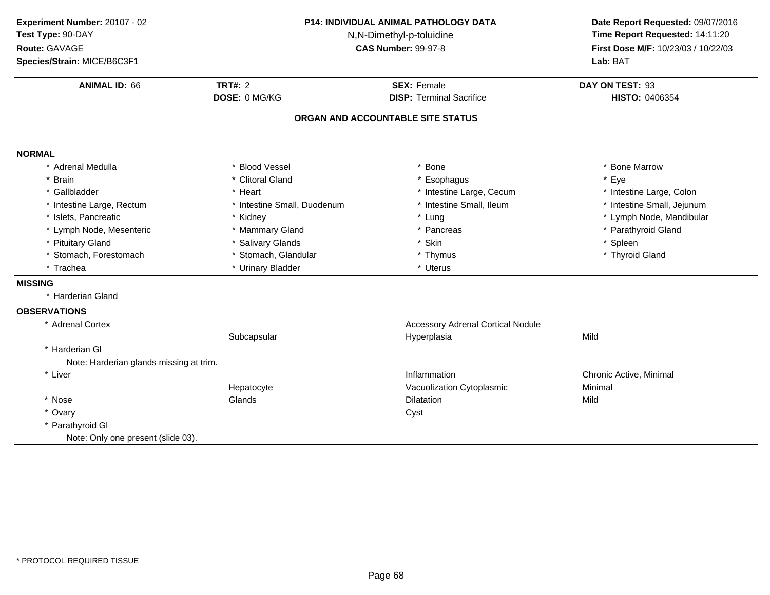**Experiment Number:** 20107 - 02
**Test Type:** 90-DAY
**Route:** GAVAGE
**Species/Strain:** MICE/B6C3F1

**P14: INDIVIDUAL ANIMAL PATHOLOGY DATA**
N,N-Dimethyl-p-toluidine
**CAS Number:** 99-97-8

**Date Report Requested:** 09/07/2016
**Time Report Requested:** 14:11:20
**First Dose M/F:** 10/23/03 / 10/22/03
**Lab:** BAT

| **ANIMAL ID:** 66 | **TRT#:** 2 | **SEX:** Female | **DAY ON TEST:** 93 |
|---|---|---|---|
| | **DOSE:** 0 MG/KG | **DISP:** Terminal Sacrifice | **HISTO:** 0406354 |

## ORGAN AND ACCOUNTABLE SITE STATUS

### NORMAL

| | | | |
|---|---|---|---|
| * Adrenal Medulla | * Blood Vessel | * Bone | * Bone Marrow |
| * Brain | * Clitoral Gland | * Esophagus | * Eye |
| * Gallbladder | * Heart | * Intestine Large, Cecum | * Intestine Large, Colon |
| * Intestine Large, Rectum | * Intestine Small, Duodenum | * Intestine Small, Ileum | * Intestine Small, Jejunum |
| * Islets, Pancreatic | * Kidney | * Lung | * Lymph Node, Mandibular |
| * Lymph Node, Mesenteric | * Mammary Gland | * Pancreas | * Parathyroid Gland |
| * Pituitary Gland | * Salivary Glands | * Skin | * Spleen |
| * Stomach, Forestomach | * Stomach, Glandular | * Thymus | * Thyroid Gland |
| * Trachea | * Urinary Bladder | * Uterus | |

### MISSING

* Harderian Gland

### OBSERVATIONS

| | | | |
|---|---|---|---|
| * Adrenal Cortex | | Accessory Adrenal Cortical Nodule | |
| | Subcapsular | Hyperplasia | Mild |
| * Harderian Gl | | | |
| Note: Harderian glands missing at trim. | | | |
| * Liver | | Inflammation | Chronic Active, Minimal |
| | Hepatocyte | Vacuolization Cytoplasmic | Minimal |
| * Nose | Glands | Dilatation | Mild |
| * Ovary | | Cyst | |
| * Parathyroid Gl | | | |
| Note: Only one present (slide 03). | | | |

* PROTOCOL REQUIRED TISSUE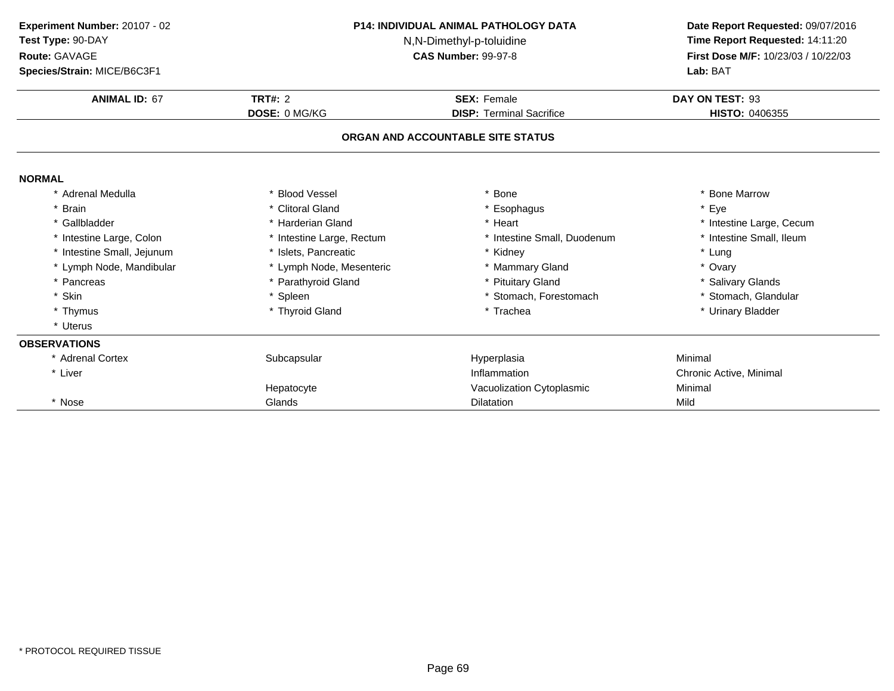**Experiment Number:** 20107 - 02
**Test Type:** 90-DAY
**Route:** GAVAGE
**Species/Strain:** MICE/B6C3F1

**P14: INDIVIDUAL ANIMAL PATHOLOGY DATA**
N,N-Dimethyl-p-toluidine
**CAS Number:** 99-97-8

**Date Report Requested:** 09/07/2016
**Time Report Requested:** 14:11:20
**First Dose M/F:** 10/23/03 / 10/22/03
**Lab:** BAT

| **ANIMAL ID:** 67 | **TRT#:** 2 | **SEX:** Female | **DAY ON TEST:** 93 |
|---|---|---|---|
| | **DOSE:** 0 MG/KG | **DISP:** Terminal Sacrifice | **HISTO:** 0406355 |

## ORGAN AND ACCOUNTABLE SITE STATUS

**NORMAL**

| | | | |
|---|---|---|---|
| * Adrenal Medulla | * Blood Vessel | * Bone | * Bone Marrow |
| * Brain | * Clitoral Gland | * Esophagus | * Eye |
| * Gallbladder | * Harderian Gland | * Heart | * Intestine Large, Cecum |
| * Intestine Large, Colon | * Intestine Large, Rectum | * Intestine Small, Duodenum | * Intestine Small, Ileum |
| * Intestine Small, Jejunum | * Islets, Pancreatic | * Kidney | * Lung |
| * Lymph Node, Mandibular | * Lymph Node, Mesenteric | * Mammary Gland | * Ovary |
| * Pancreas | * Parathyroid Gland | * Pituitary Gland | * Salivary Glands |
| * Skin | * Spleen | * Stomach, Forestomach | * Stomach, Glandular |
| * Thymus | * Thyroid Gland | * Trachea | * Urinary Bladder |
| * Uterus | | | |

**OBSERVATIONS**

| | | | |
|---|---|---|---|
| * Adrenal Cortex | Subcapsular | Hyperplasia | Minimal |
| * Liver | | Inflammation | Chronic Active, Minimal |
| | Hepatocyte | Vacuolization Cytoplasmic | Minimal |
| * Nose | Glands | Dilatation | Mild |

* PROTOCOL REQUIRED TISSUE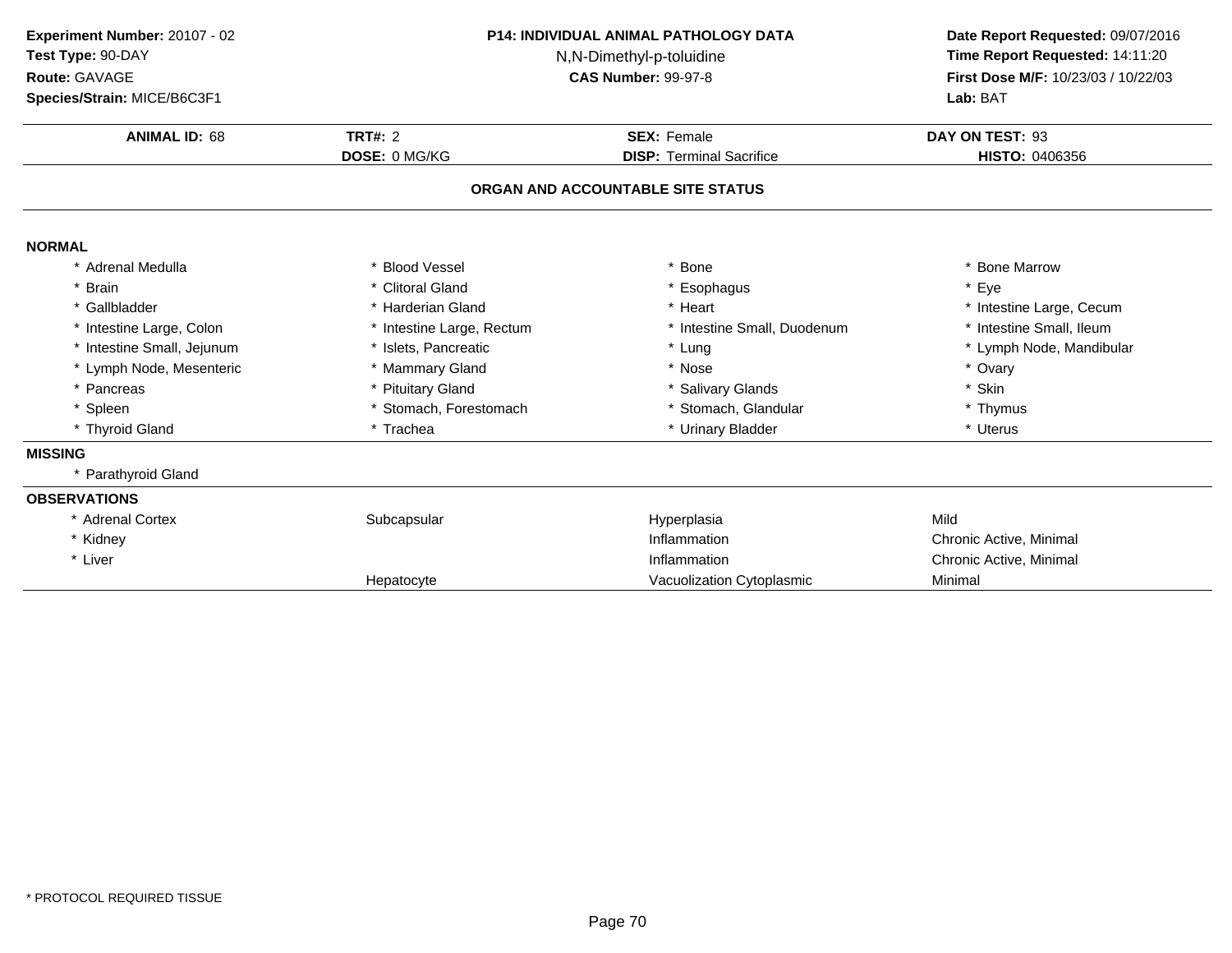**Experiment Number:** 20107 - 02
**Test Type:** 90-DAY
**Route:** GAVAGE
**Species/Strain:** MICE/B6C3F1

**P14: INDIVIDUAL ANIMAL PATHOLOGY DATA**
N,N-Dimethyl-p-toluidine
**CAS Number:** 99-97-8

**Date Report Requested:** 09/07/2016
**Time Report Requested:** 14:11:20
**First Dose M/F:** 10/23/03 / 10/22/03
**Lab:** BAT

| **ANIMAL ID:** 68 | **TRT#:** 2 | **SEX:** Female | **DAY ON TEST:** 93 |
|---|---|---|---|
| | **DOSE:** 0 MG/KG | **DISP:** Terminal Sacrifice | **HISTO:** 0406356 |

**ORGAN AND ACCOUNTABLE SITE STATUS**

**NORMAL**

| | | | |
|---|---|---|---|
| * Adrenal Medulla | * Blood Vessel | * Bone | * Bone Marrow |
| * Brain | * Clitoral Gland | * Esophagus | * Eye |
| * Gallbladder | * Harderian Gland | * Heart | * Intestine Large, Cecum |
| * Intestine Large, Colon | * Intestine Large, Rectum | * Intestine Small, Duodenum | * Intestine Small, Ileum |
| * Intestine Small, Jejunum | * Islets, Pancreatic | * Lung | * Lymph Node, Mandibular |
| * Lymph Node, Mesenteric | * Mammary Gland | * Nose | * Ovary |
| * Pancreas | * Pituitary Gland | * Salivary Glands | * Skin |
| * Spleen | * Stomach, Forestomach | * Stomach, Glandular | * Thymus |
| * Thyroid Gland | * Trachea | * Urinary Bladder | * Uterus |

**MISSING**

* Parathyroid Gland

**OBSERVATIONS**

| | | | |
|---|---|---|---|
| * Adrenal Cortex | Subcapsular | Hyperplasia | Mild |
| * Kidney | | Inflammation | Chronic Active, Minimal |
| * Liver | | Inflammation | Chronic Active, Minimal |
| | Hepatocyte | Vacuolization Cytoplasmic | Minimal |

* PROTOCOL REQUIRED TISSUE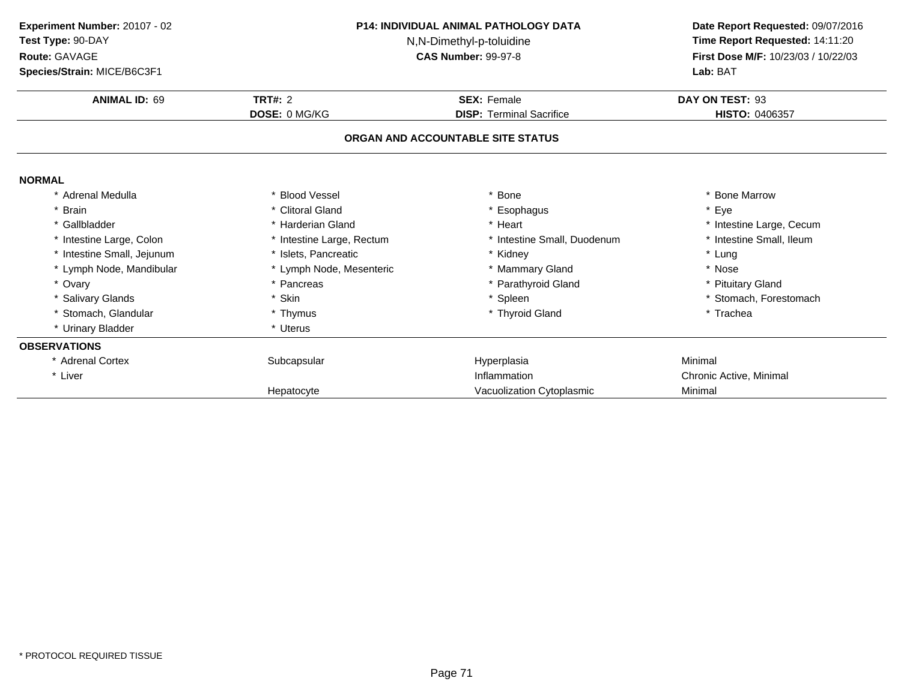**Experiment Number:** 20107 - 02
**Test Type:** 90-DAY
**Route:** GAVAGE
**Species/Strain:** MICE/B6C3F1

**P14: INDIVIDUAL ANIMAL PATHOLOGY DATA**
N,N-Dimethyl-p-toluidine
**CAS Number:** 99-97-8

**Date Report Requested:** 09/07/2016
**Time Report Requested:** 14:11:20
**First Dose M/F:** 10/23/03 / 10/22/03
**Lab:** BAT

| **ANIMAL ID:** 69 | **TRT#:** 2 | **SEX:** Female | **DAY ON TEST:** 93 |
|---|---|---|---|
| | **DOSE:** 0 MG/KG | **DISP:** Terminal Sacrifice | **HISTO:** 0406357 |

## ORGAN AND ACCOUNTABLE SITE STATUS

**NORMAL**

| | | | |
|---|---|---|---|
| * Adrenal Medulla | * Blood Vessel | * Bone | * Bone Marrow |
| * Brain | * Clitoral Gland | * Esophagus | * Eye |
| * Gallbladder | * Harderian Gland | * Heart | * Intestine Large, Cecum |
| * Intestine Large, Colon | * Intestine Large, Rectum | * Intestine Small, Duodenum | * Intestine Small, Ileum |
| * Intestine Small, Jejunum | * Islets, Pancreatic | * Kidney | * Lung |
| * Lymph Node, Mandibular | * Lymph Node, Mesenteric | * Mammary Gland | * Nose |
| * Ovary | * Pancreas | * Parathyroid Gland | * Pituitary Gland |
| * Salivary Glands | * Skin | * Spleen | * Stomach, Forestomach |
| * Stomach, Glandular | * Thymus | * Thyroid Gland | * Trachea |
| * Urinary Bladder | * Uterus | | |

**OBSERVATIONS**

| | | | |
|---|---|---|---|
| * Adrenal Cortex | Subcapsular | Hyperplasia | Minimal |
| * Liver | | Inflammation | Chronic Active, Minimal |
| | Hepatocyte | Vacuolization Cytoplasmic | Minimal |

* PROTOCOL REQUIRED TISSUE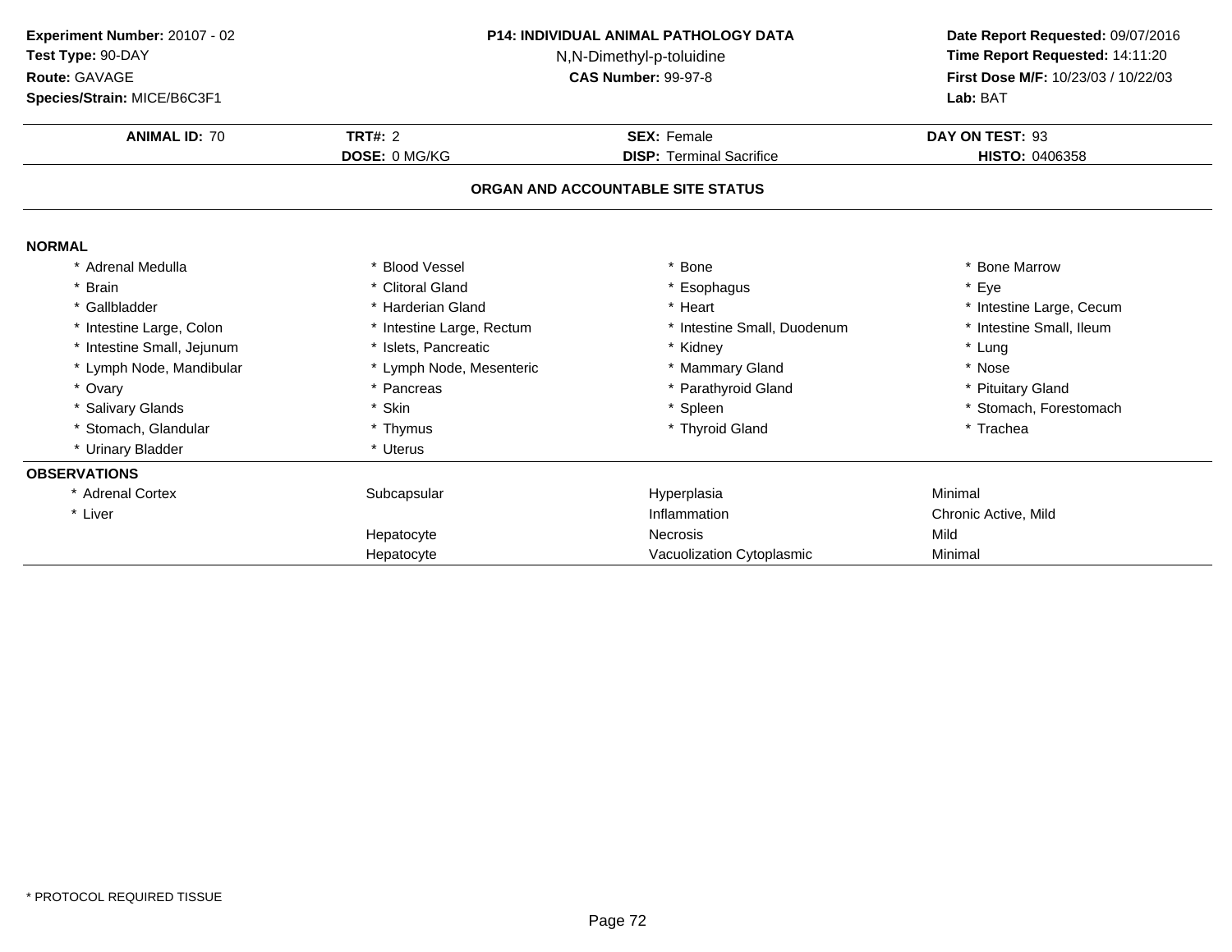**Experiment Number:** 20107 - 02
**Test Type:** 90-DAY
**Route:** GAVAGE
**Species/Strain:** MICE/B6C3F1

**P14: INDIVIDUAL ANIMAL PATHOLOGY DATA**
N,N-Dimethyl-p-toluidine
**CAS Number:** 99-97-8

**Date Report Requested:** 09/07/2016
**Time Report Requested:** 14:11:20
**First Dose M/F:** 10/23/03 / 10/22/03
**Lab:** BAT

| **ANIMAL ID:** 70 | **TRT#:** 2 | **SEX:** Female | **DAY ON TEST:** 93 |
|---|---|---|---|
| | **DOSE:** 0 MG/KG | **DISP:** Terminal Sacrifice | **HISTO:** 0406358 |

## ORGAN AND ACCOUNTABLE SITE STATUS

**NORMAL**

| | | | |
|---|---|---|---|
| * Adrenal Medulla | * Blood Vessel | * Bone | * Bone Marrow |
| * Brain | * Clitoral Gland | * Esophagus | * Eye |
| * Gallbladder | * Harderian Gland | * Heart | * Intestine Large, Cecum |
| * Intestine Large, Colon | * Intestine Large, Rectum | * Intestine Small, Duodenum | * Intestine Small, Ileum |
| * Intestine Small, Jejunum | * Islets, Pancreatic | * Kidney | * Lung |
| * Lymph Node, Mandibular | * Lymph Node, Mesenteric | * Mammary Gland | * Nose |
| * Ovary | * Pancreas | * Parathyroid Gland | * Pituitary Gland |
| * Salivary Glands | * Skin | * Spleen | * Stomach, Forestomach |
| * Stomach, Glandular | * Thymus | * Thyroid Gland | * Trachea |
| * Urinary Bladder | * Uterus | | |

**OBSERVATIONS**

| | | | |
|---|---|---|---|
| * Adrenal Cortex | Subcapsular | Hyperplasia | Minimal |
| * Liver | | Inflammation | Chronic Active, Mild |
| | Hepatocyte | Necrosis | Mild |
| | Hepatocyte | Vacuolization Cytoplasmic | Minimal |

* PROTOCOL REQUIRED TISSUE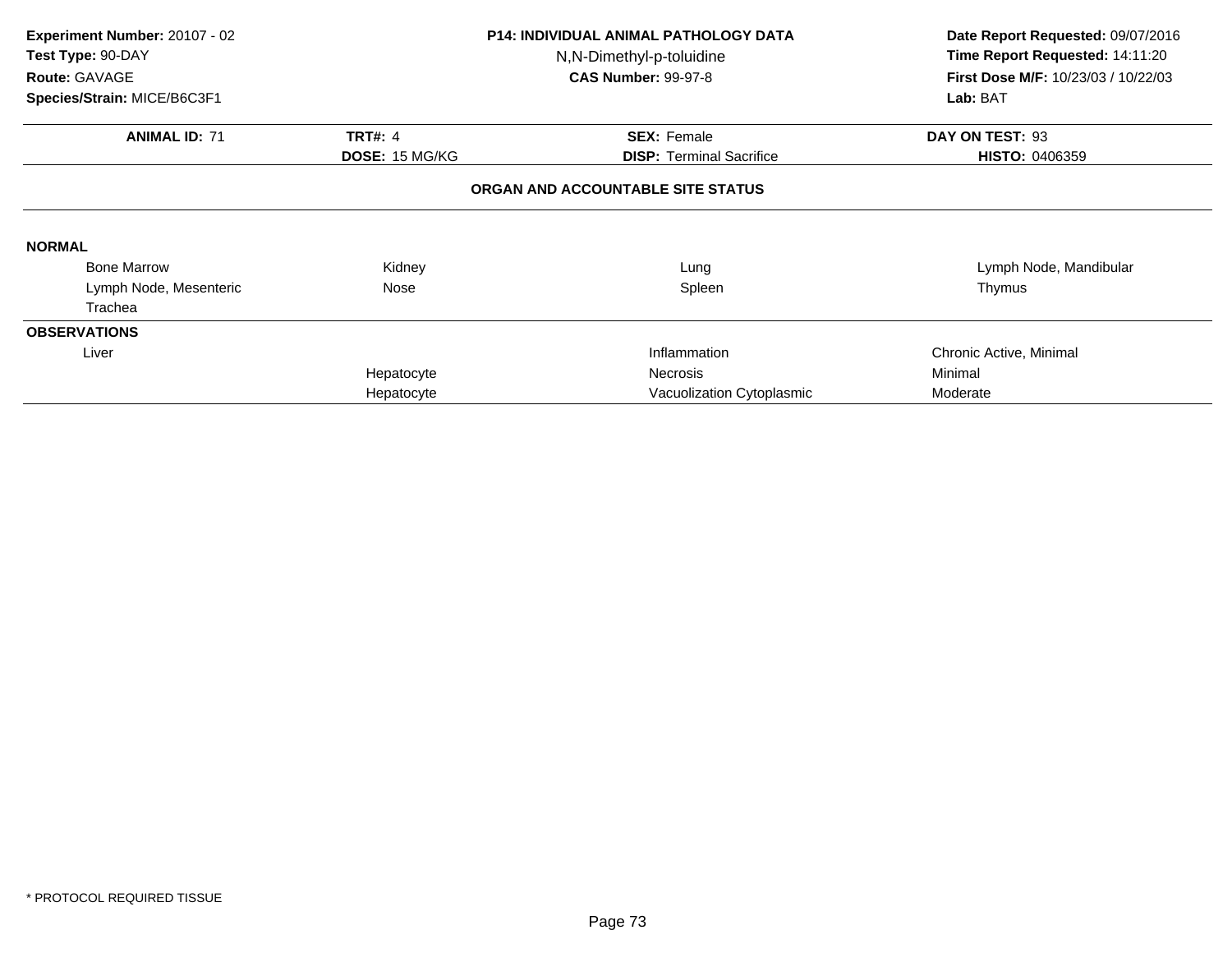**Experiment Number:** 20107 - 02
**Test Type:** 90-DAY
**Route:** GAVAGE
**Species/Strain:** MICE/B6C3F1

**P14: INDIVIDUAL ANIMAL PATHOLOGY DATA**
N,N-Dimethyl-p-toluidine
**CAS Number:** 99-97-8

**Date Report Requested:** 09/07/2016
**Time Report Requested:** 14:11:20
**First Dose M/F:** 10/23/03 / 10/22/03
**Lab:** BAT

| **ANIMAL ID:** 71 | **TRT#:** 4 | **SEX:** Female | **DAY ON TEST:** 93 |
|---|---|---|---|
| | **DOSE:** 15 MG/KG | **DISP:** Terminal Sacrifice | **HISTO:** 0406359 |

## ORGAN AND ACCOUNTABLE SITE STATUS

**NORMAL**

| | | | |
|---|---|---|---|
| Bone Marrow | Kidney | Lung | Lymph Node, Mandibular |
| Lymph Node, Mesenteric | Nose | Spleen | Thymus |
| Trachea | | | |

**OBSERVATIONS**

| | | | |
|---|---|---|---|
| Liver | | Inflammation | Chronic Active, Minimal |
| | Hepatocyte | Necrosis | Minimal |
| | Hepatocyte | Vacuolization Cytoplasmic | Moderate |

* PROTOCOL REQUIRED TISSUE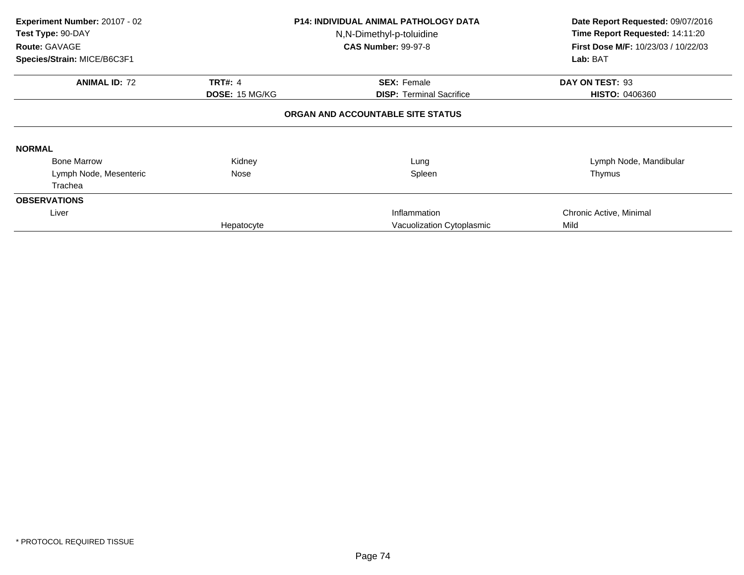**Experiment Number:** 20107 - 02
**Test Type:** 90-DAY
**Route:** GAVAGE
**Species/Strain:** MICE/B6C3F1

**P14: INDIVIDUAL ANIMAL PATHOLOGY DATA**
N,N-Dimethyl-p-toluidine
**CAS Number:** 99-97-8

**Date Report Requested:** 09/07/2016
**Time Report Requested:** 14:11:20
**First Dose M/F:** 10/23/03 / 10/22/03
**Lab:** BAT

| **ANIMAL ID:** 72 | **TRT#:** 4 | **SEX:** Female | **DAY ON TEST:** 93 |
|---|---|---|---|
| | **DOSE:** 15 MG/KG | **DISP:** Terminal Sacrifice | **HISTO:** 0406360 |

## ORGAN AND ACCOUNTABLE SITE STATUS

**NORMAL**

| | | | |
|---|---|---|---|
| Bone Marrow | Kidney | Lung | Lymph Node, Mandibular |
| Lymph Node, Mesenteric | Nose | Spleen | Thymus |
| Trachea | | | |

**OBSERVATIONS**

| | | | |
|---|---|---|---|
| Liver | | Inflammation | Chronic Active, Minimal |
| | Hepatocyte | Vacuolization Cytoplasmic | Mild |

\* PROTOCOL REQUIRED TISSUE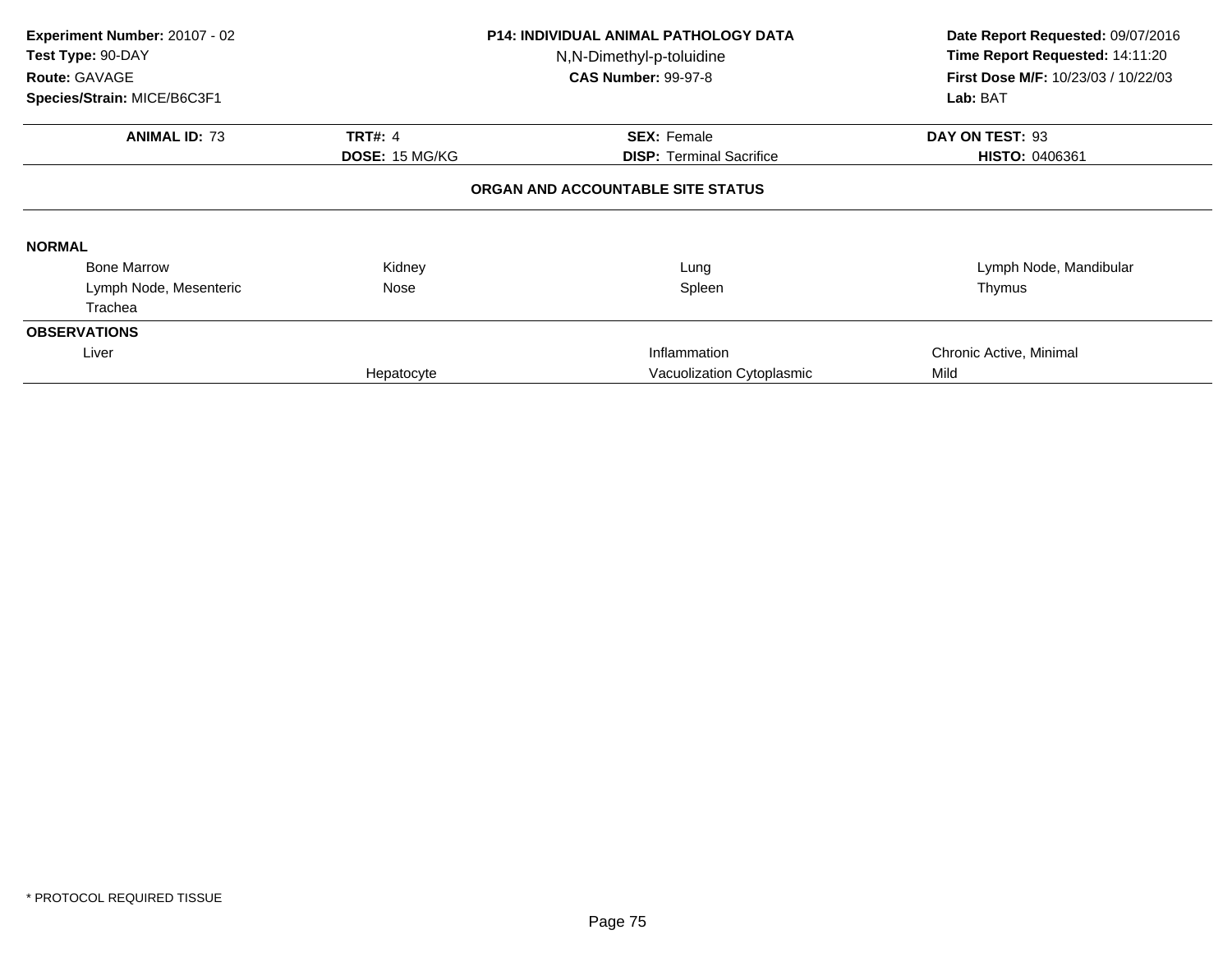**Experiment Number:** 20107 - 02
**Test Type:** 90-DAY
**Route:** GAVAGE
**Species/Strain:** MICE/B6C3F1

**P14: INDIVIDUAL ANIMAL PATHOLOGY DATA**
N,N-Dimethyl-p-toluidine
**CAS Number:** 99-97-8

**Date Report Requested:** 09/07/2016
**Time Report Requested:** 14:11:20
**First Dose M/F:** 10/23/03 / 10/22/03
**Lab:** BAT

| **ANIMAL ID:** 73 | **TRT#:** 4 | **SEX:** Female | **DAY ON TEST:** 93 |
|---|---|---|---|
| | **DOSE:** 15 MG/KG | **DISP:** Terminal Sacrifice | **HISTO:** 0406361 |

## ORGAN AND ACCOUNTABLE SITE STATUS

**NORMAL**

| | | | |
|---|---|---|---|
| Bone Marrow | Kidney | Lung | Lymph Node, Mandibular |
| Lymph Node, Mesenteric | Nose | Spleen | Thymus |
| Trachea | | | |

**OBSERVATIONS**

| | | | |
|---|---|---|---|
| Liver | | Inflammation | Chronic Active, Minimal |
| | Hepatocyte | Vacuolization Cytoplasmic | Mild |

\* PROTOCOL REQUIRED TISSUE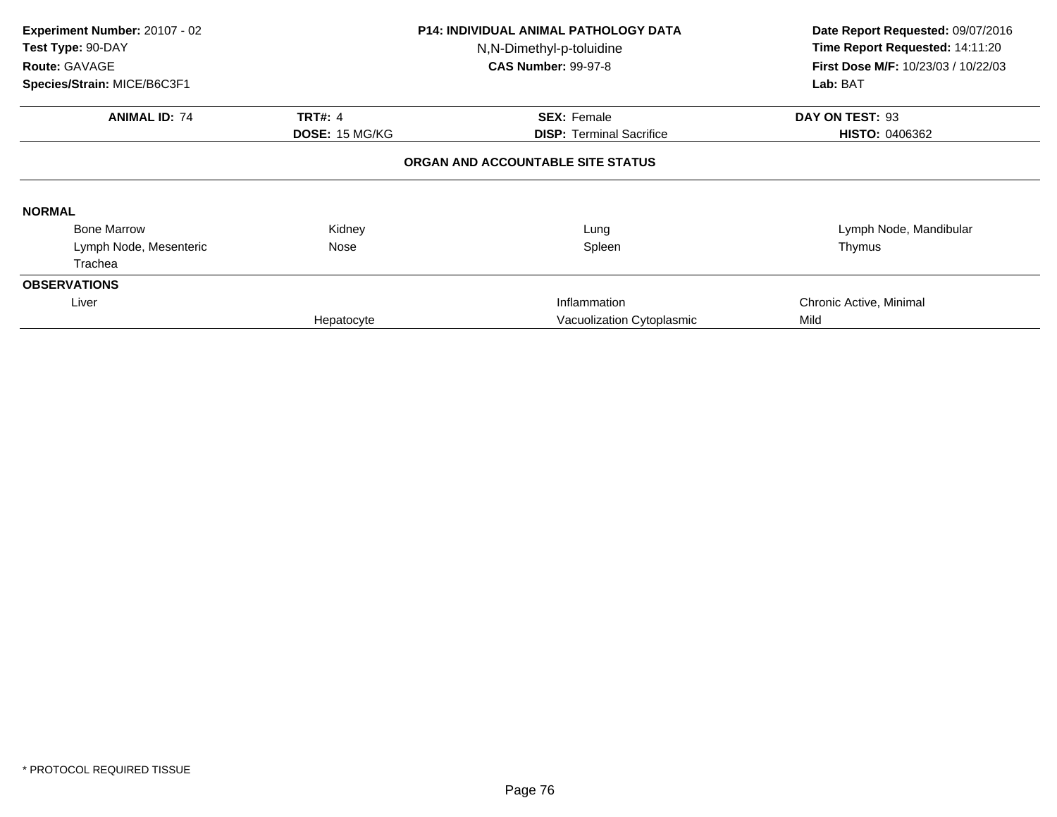**Experiment Number:** 20107 - 02
**Test Type:** 90-DAY
**Route:** GAVAGE
**Species/Strain:** MICE/B6C3F1

**P14: INDIVIDUAL ANIMAL PATHOLOGY DATA**
N,N-Dimethyl-p-toluidine
**CAS Number:** 99-97-8

**Date Report Requested:** 09/07/2016
**Time Report Requested:** 14:11:20
**First Dose M/F:** 10/23/03 / 10/22/03
**Lab:** BAT

| **ANIMAL ID:** 74 | **TRT#:** 4 | **SEX:** Female | **DAY ON TEST:** 93 |
|---|---|---|---|
| | **DOSE:** 15 MG/KG | **DISP:** Terminal Sacrifice | **HISTO:** 0406362 |

**ORGAN AND ACCOUNTABLE SITE STATUS**

**NORMAL**

| | | | |
|---|---|---|---|
| Bone Marrow | Kidney | Lung | Lymph Node, Mandibular |
| Lymph Node, Mesenteric | Nose | Spleen | Thymus |
| Trachea | | | |

**OBSERVATIONS**

| | | | |
|---|---|---|---|
| Liver | | Inflammation | Chronic Active, Minimal |
| | Hepatocyte | Vacuolization Cytoplasmic | Mild |

* PROTOCOL REQUIRED TISSUE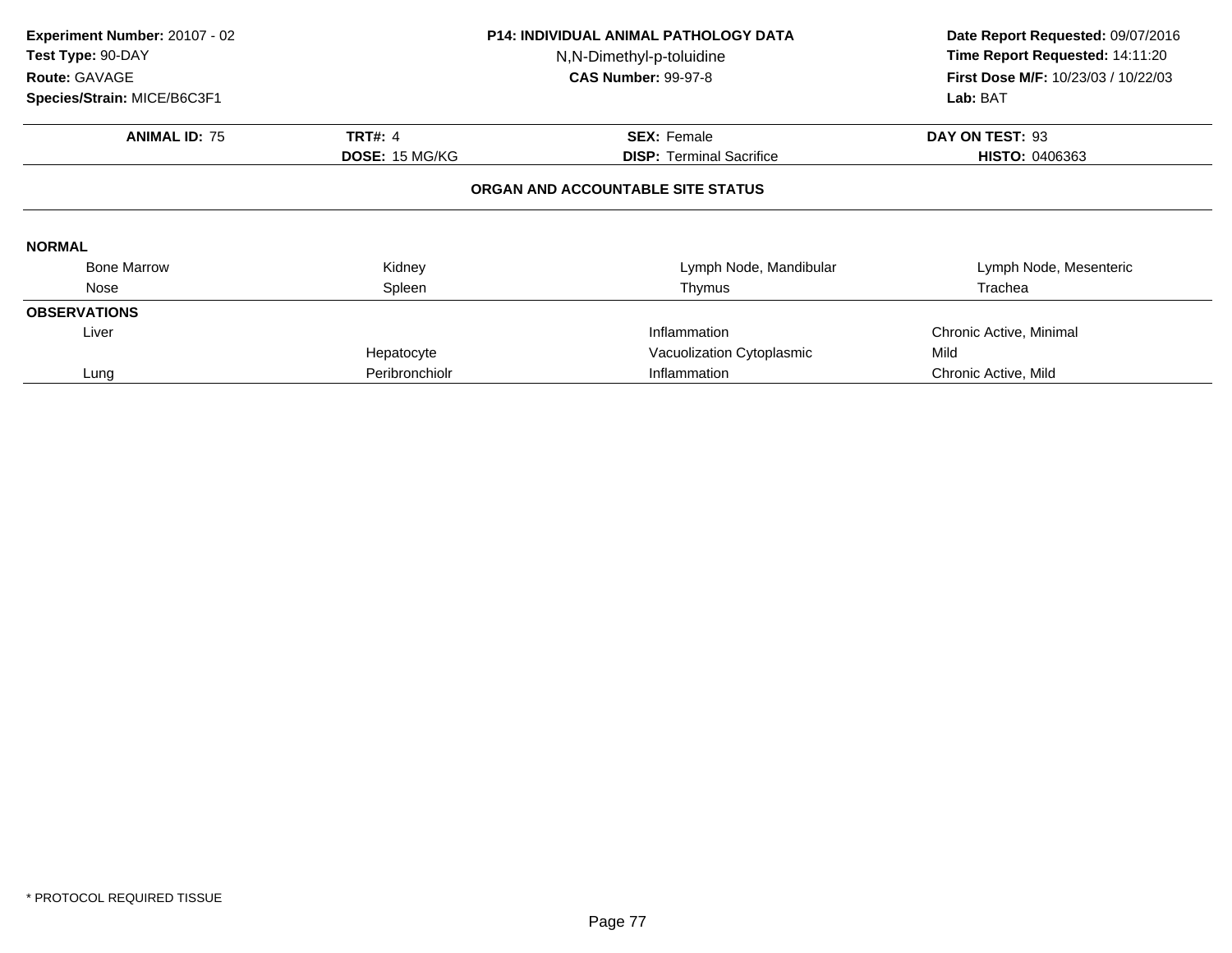**Experiment Number:** 20107 - 02
**Test Type:** 90-DAY
**Route:** GAVAGE
**Species/Strain:** MICE/B6C3F1

**P14: INDIVIDUAL ANIMAL PATHOLOGY DATA**
N,N-Dimethyl-p-toluidine
**CAS Number:** 99-97-8

**Date Report Requested:** 09/07/2016
**Time Report Requested:** 14:11:20
**First Dose M/F:** 10/23/03 / 10/22/03
**Lab:** BAT

| **ANIMAL ID:** 75 | **TRT#:** 4 | **SEX:** Female | **DAY ON TEST:** 93 |
|---|---|---|---|
| | **DOSE:** 15 MG/KG | **DISP:** Terminal Sacrifice | **HISTO:** 0406363 |

**ORGAN AND ACCOUNTABLE SITE STATUS**

**NORMAL**

| | | | |
|---|---|---|---|
| Bone Marrow | Kidney | Lymph Node, Mandibular | Lymph Node, Mesenteric |
| Nose | Spleen | Thymus | Trachea |

**OBSERVATIONS**

| | | | |
|---|---|---|---|
| Liver | | Inflammation | Chronic Active, Minimal |
| | Hepatocyte | Vacuolization Cytoplasmic | Mild |
| Lung | Peribronchiolr | Inflammation | Chronic Active, Mild |

* PROTOCOL REQUIRED TISSUE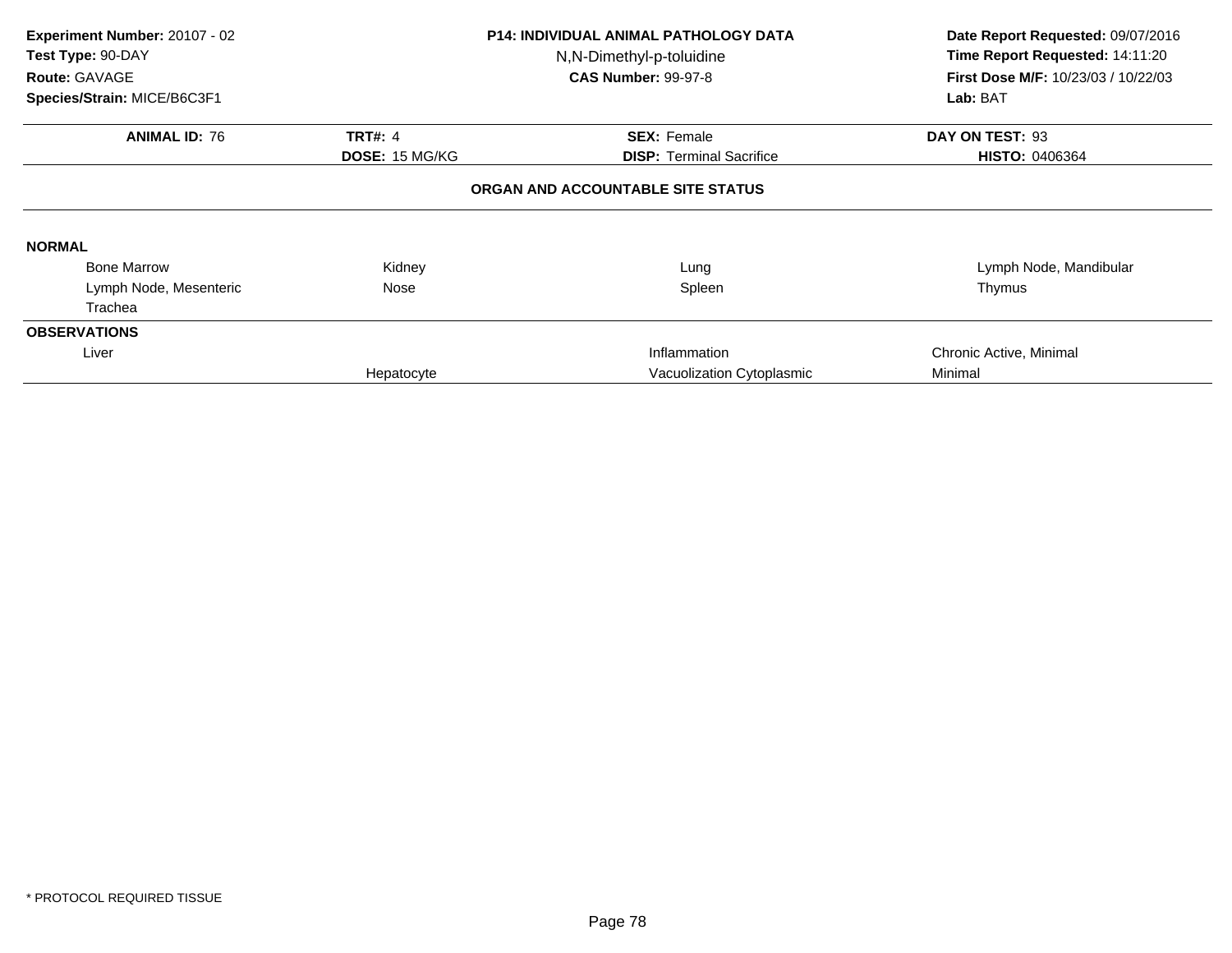**Experiment Number:** 20107 - 02
**Test Type:** 90-DAY
**Route:** GAVAGE
**Species/Strain:** MICE/B6C3F1

**P14: INDIVIDUAL ANIMAL PATHOLOGY DATA**
N,N-Dimethyl-p-toluidine
**CAS Number:** 99-97-8

**Date Report Requested:** 09/07/2016
**Time Report Requested:** 14:11:20
**First Dose M/F:** 10/23/03 / 10/22/03
**Lab:** BAT

| **ANIMAL ID:** 76 | **TRT#:** 4 | **SEX:** Female | **DAY ON TEST:** 93 |
|---|---|---|---|
| | **DOSE:** 15 MG/KG | **DISP:** Terminal Sacrifice | **HISTO:** 0406364 |

## ORGAN AND ACCOUNTABLE SITE STATUS

**NORMAL**

| | | | |
|---|---|---|---|
| Bone Marrow | Kidney | Lung | Lymph Node, Mandibular |
| Lymph Node, Mesenteric | Nose | Spleen | Thymus |
| Trachea | | | |

**OBSERVATIONS**

| | | | |
|---|---|---|---|
| Liver | | Inflammation | Chronic Active, Minimal |
| | Hepatocyte | Vacuolization Cytoplasmic | Minimal |

\* PROTOCOL REQUIRED TISSUE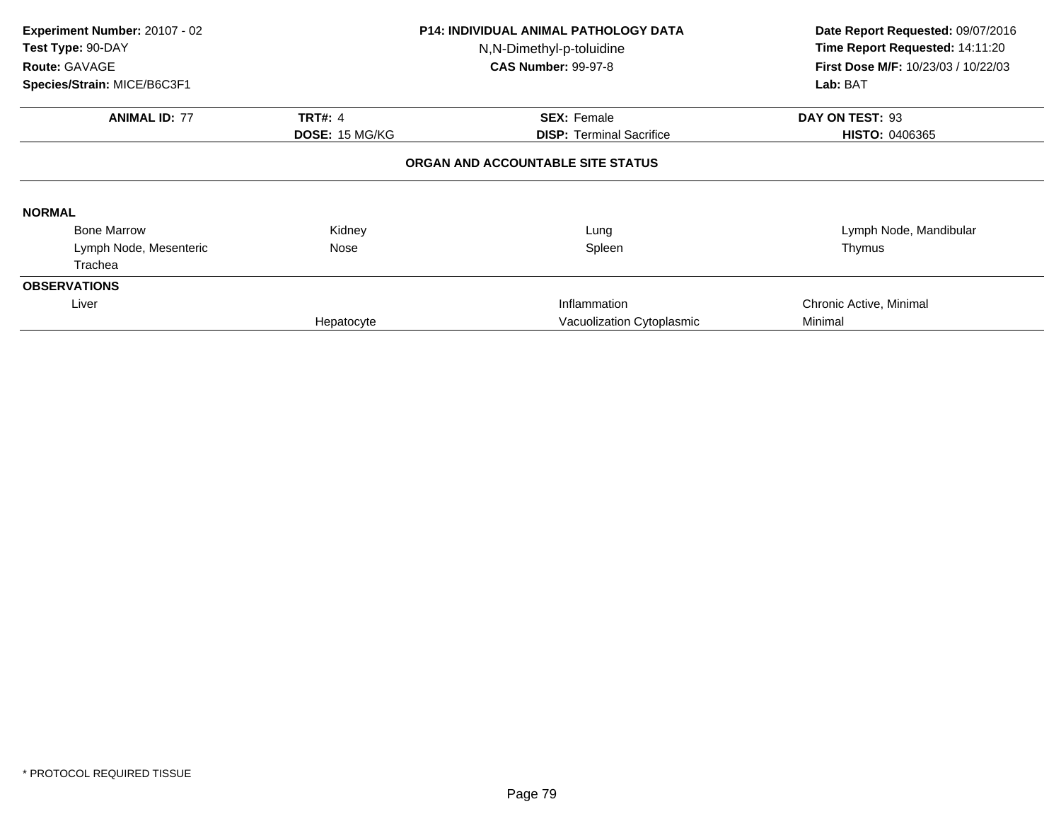**Experiment Number:** 20107 - 02
**Test Type:** 90-DAY
**Route:** GAVAGE
**Species/Strain:** MICE/B6C3F1

**P14: INDIVIDUAL ANIMAL PATHOLOGY DATA**
N,N-Dimethyl-p-toluidine
**CAS Number:** 99-97-8

**Date Report Requested:** 09/07/2016
**Time Report Requested:** 14:11:20
**First Dose M/F:** 10/23/03 / 10/22/03
**Lab:** BAT

| **ANIMAL ID:** 77 | **TRT#:** 4 | **SEX:** Female | **DAY ON TEST:** 93 |
|---|---|---|---|
| | **DOSE:** 15 MG/KG | **DISP:** Terminal Sacrifice | **HISTO:** 0406365 |

**ORGAN AND ACCOUNTABLE SITE STATUS**

**NORMAL**

| | | | |
|---|---|---|---|
| Bone Marrow | Kidney | Lung | Lymph Node, Mandibular |
| Lymph Node, Mesenteric | Nose | Spleen | Thymus |
| Trachea | | | |

**OBSERVATIONS**

| | | | |
|---|---|---|---|
| Liver | | Inflammation | Chronic Active, Minimal |
| | Hepatocyte | Vacuolization Cytoplasmic | Minimal |

\* PROTOCOL REQUIRED TISSUE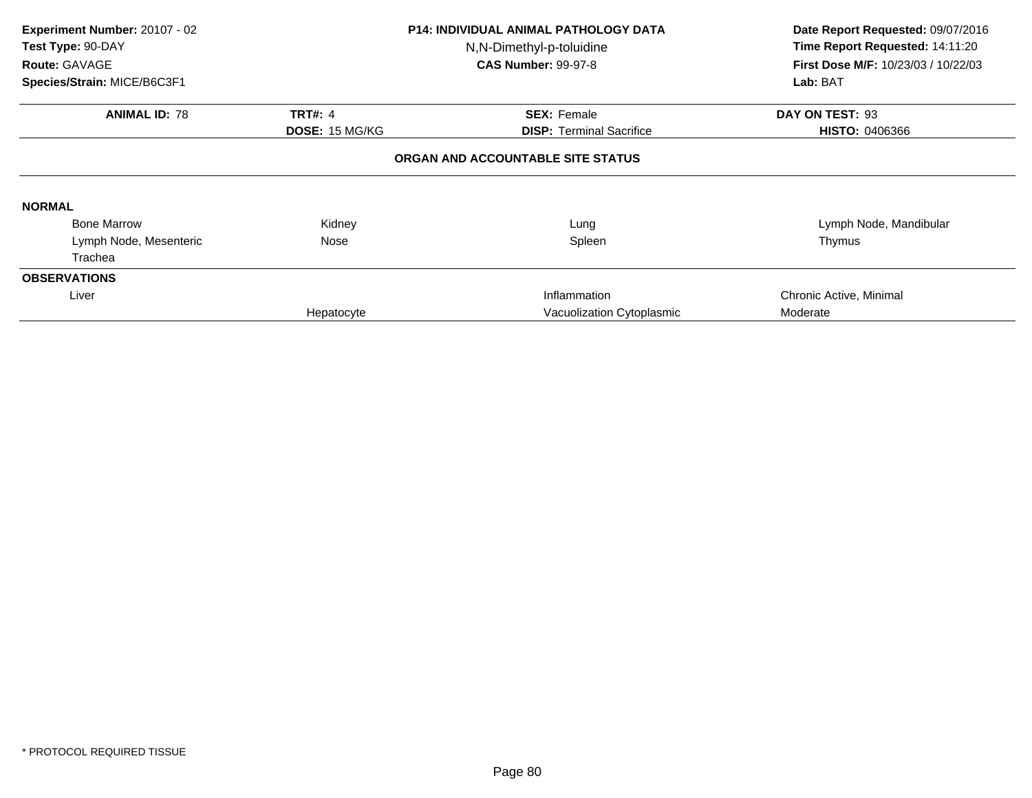**Experiment Number:** 20107 - 02
**Test Type:** 90-DAY
**Route:** GAVAGE
**Species/Strain:** MICE/B6C3F1

**P14: INDIVIDUAL ANIMAL PATHOLOGY DATA**
N,N-Dimethyl-p-toluidine
**CAS Number:** 99-97-8

**Date Report Requested:** 09/07/2016
**Time Report Requested:** 14:11:20
**First Dose M/F:** 10/23/03 / 10/22/03
**Lab:** BAT

| **ANIMAL ID:** 78 | **TRT#:** 4 | **SEX:** Female | **DAY ON TEST:** 93 |
|---|---|---|---|
| | **DOSE:** 15 MG/KG | **DISP:** Terminal Sacrifice | **HISTO:** 0406366 |

**ORGAN AND ACCOUNTABLE SITE STATUS**

**NORMAL**

| | | | |
|---|---|---|---|
| Bone Marrow | Kidney | Lung | Lymph Node, Mandibular |
| Lymph Node, Mesenteric | Nose | Spleen | Thymus |
| Trachea | | | |

**OBSERVATIONS**

| | | | |
|---|---|---|---|
| Liver | | Inflammation | Chronic Active, Minimal |
| | Hepatocyte | Vacuolization Cytoplasmic | Moderate |

\* PROTOCOL REQUIRED TISSUE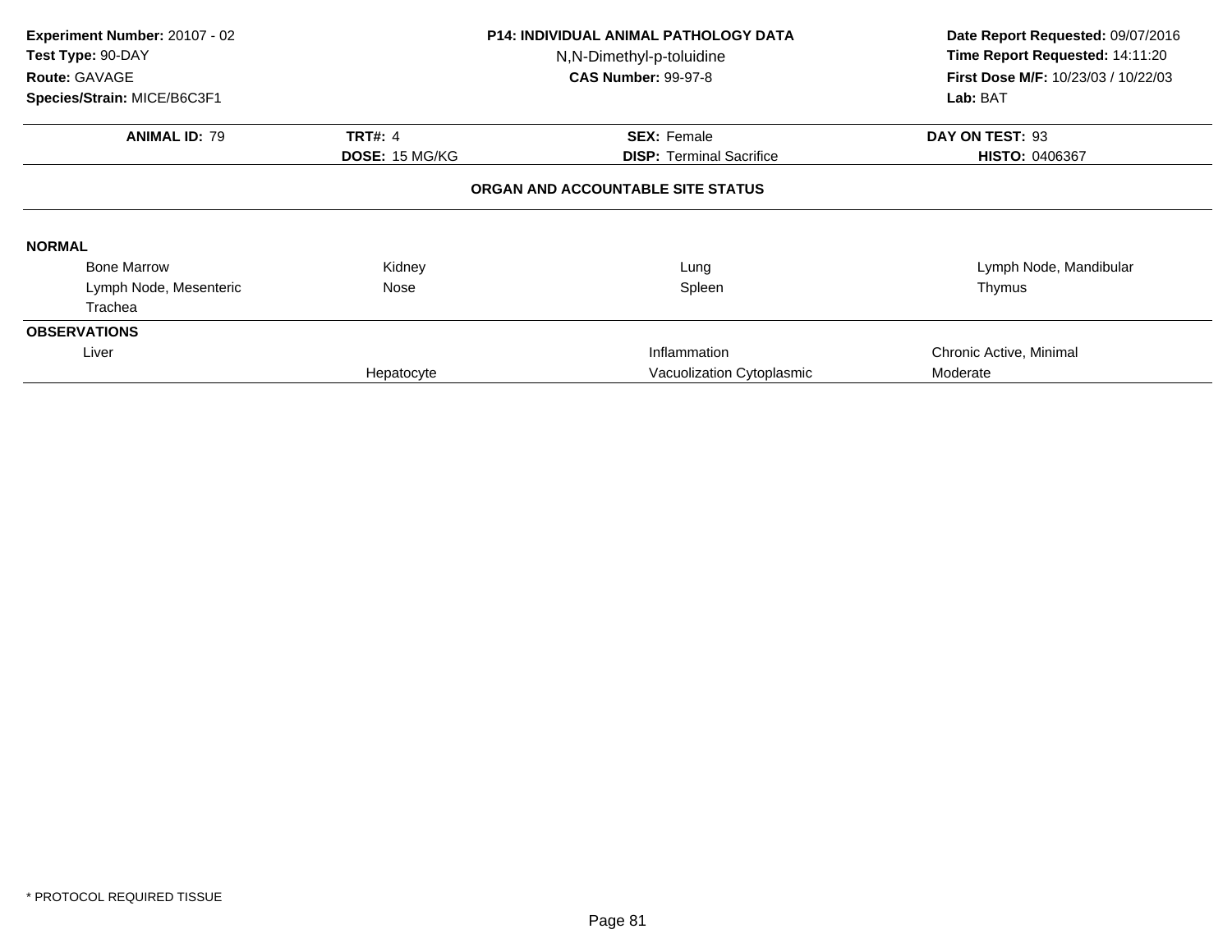**Experiment Number:** 20107 - 02
**Test Type:** 90-DAY
**Route:** GAVAGE
**Species/Strain:** MICE/B6C3F1

**P14: INDIVIDUAL ANIMAL PATHOLOGY DATA**
N,N-Dimethyl-p-toluidine
**CAS Number:** 99-97-8

**Date Report Requested:** 09/07/2016
**Time Report Requested:** 14:11:20
**First Dose M/F:** 10/23/03 / 10/22/03
**Lab:** BAT

| **ANIMAL ID:** 79 | **TRT#:** 4 | **SEX:** Female | **DAY ON TEST:** 93 |
|---|---|---|---|
| | **DOSE:** 15 MG/KG | **DISP:** Terminal Sacrifice | **HISTO:** 0406367 |

**ORGAN AND ACCOUNTABLE SITE STATUS**

**NORMAL**

| | | | |
|---|---|---|---|
| Bone Marrow | Kidney | Lung | Lymph Node, Mandibular |
| Lymph Node, Mesenteric | Nose | Spleen | Thymus |
| Trachea | | | |

**OBSERVATIONS**

| | | | |
|---|---|---|---|
| Liver | | Inflammation | Chronic Active, Minimal |
| | Hepatocyte | Vacuolization Cytoplasmic | Moderate |

* PROTOCOL REQUIRED TISSUE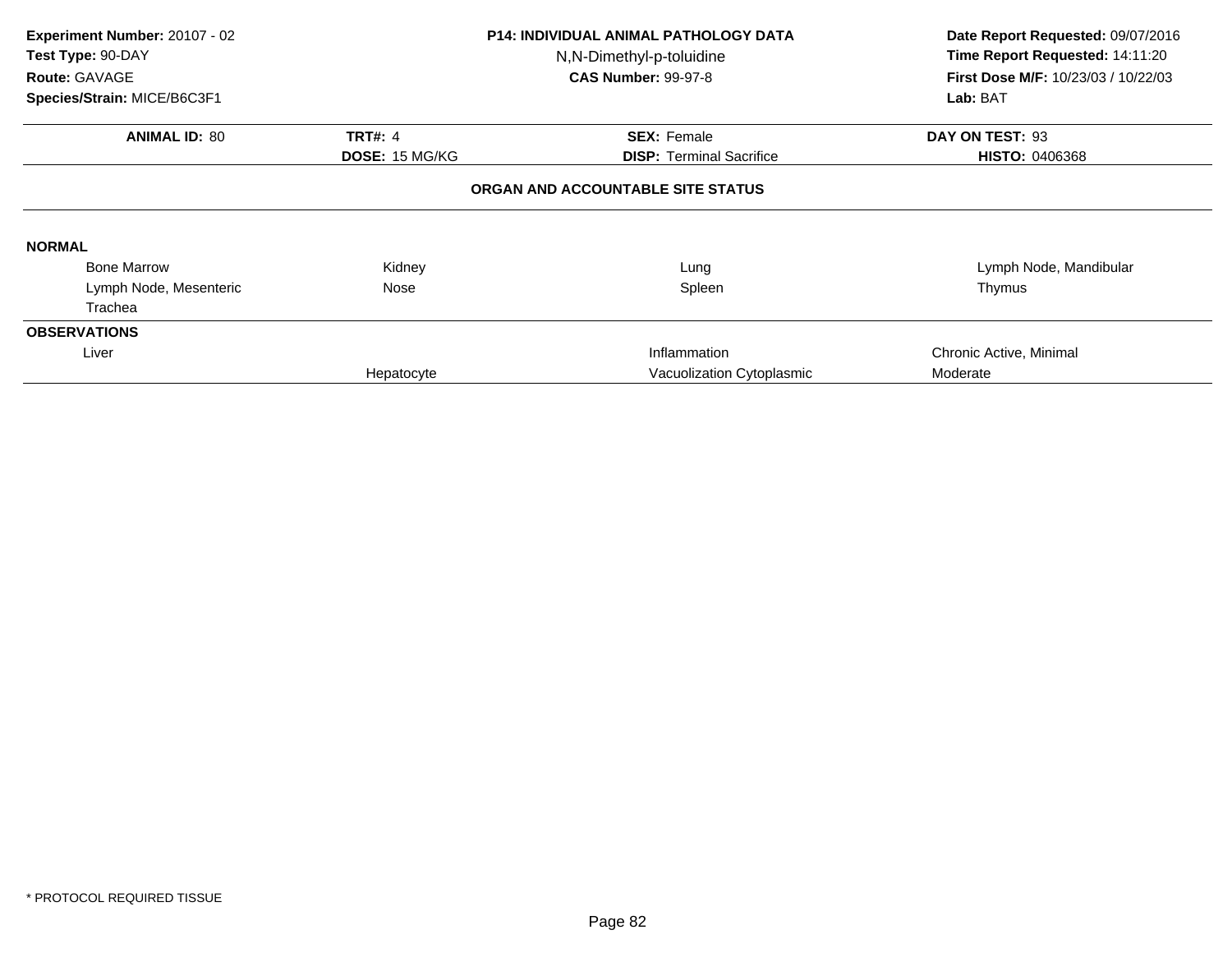**Experiment Number:** 20107 - 02
**Test Type:** 90-DAY
**Route:** GAVAGE
**Species/Strain:** MICE/B6C3F1

**P14: INDIVIDUAL ANIMAL PATHOLOGY DATA**
N,N-Dimethyl-p-toluidine
**CAS Number:** 99-97-8

**Date Report Requested:** 09/07/2016
**Time Report Requested:** 14:11:20
**First Dose M/F:** 10/23/03 / 10/22/03
**Lab:** BAT

| **ANIMAL ID:** 80 | **TRT#:** 4 | **SEX:** Female | **DAY ON TEST:** 93 |
|---|---|---|---|
| | **DOSE:** 15 MG/KG | **DISP:** Terminal Sacrifice | **HISTO:** 0406368 |

**ORGAN AND ACCOUNTABLE SITE STATUS**

**NORMAL**

| | | | |
|---|---|---|---|
| Bone Marrow | Kidney | Lung | Lymph Node, Mandibular |
| Lymph Node, Mesenteric | Nose | Spleen | Thymus |
| Trachea | | | |

**OBSERVATIONS**

| | | | |
|---|---|---|---|
| Liver | | Inflammation | Chronic Active, Minimal |
| | Hepatocyte | Vacuolization Cytoplasmic | Moderate |

* PROTOCOL REQUIRED TISSUE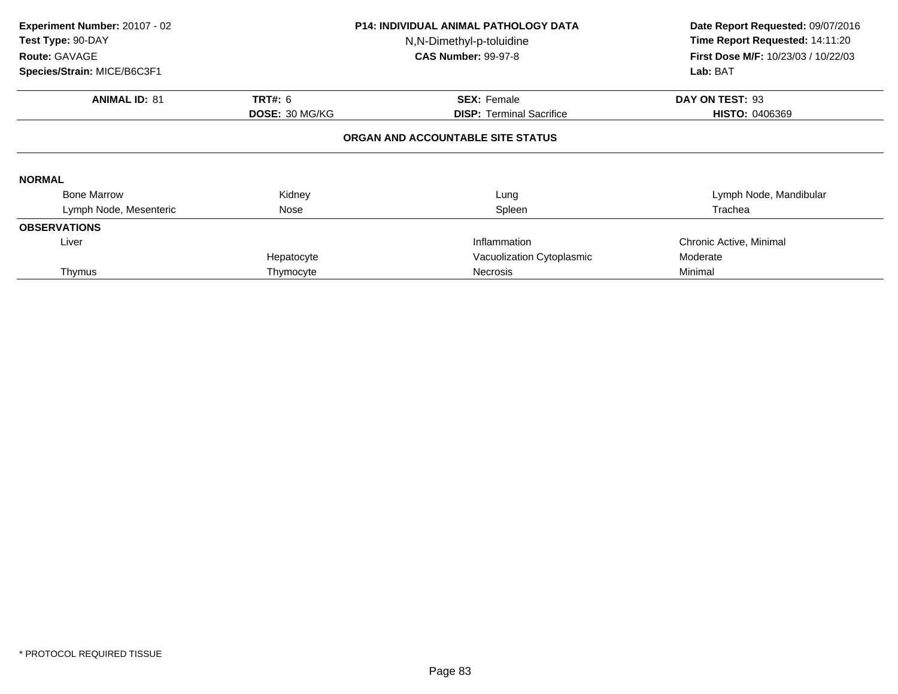**Experiment Number:** 20107 - 02
**Test Type:** 90-DAY
**Route:** GAVAGE
**Species/Strain:** MICE/B6C3F1

**P14: INDIVIDUAL ANIMAL PATHOLOGY DATA**
N,N-Dimethyl-p-toluidine
**CAS Number:** 99-97-8

**Date Report Requested:** 09/07/2016
**Time Report Requested:** 14:11:20
**First Dose M/F:** 10/23/03 / 10/22/03
**Lab:** BAT

| **ANIMAL ID:** 81 | **TRT#:** 6 | **SEX:** Female | **DAY ON TEST:** 93 |
|---|---|---|---|
| | **DOSE:** 30 MG/KG | **DISP:** Terminal Sacrifice | **HISTO:** 0406369 |

**ORGAN AND ACCOUNTABLE SITE STATUS**

**NORMAL**

| | | | |
|---|---|---|---|
| Bone Marrow | Kidney | Lung | Lymph Node, Mandibular |
| Lymph Node, Mesenteric | Nose | Spleen | Trachea |

**OBSERVATIONS**

| | | | |
|---|---|---|---|
| Liver | | Inflammation | Chronic Active, Minimal |
| | Hepatocyte | Vacuolization Cytoplasmic | Moderate |
| Thymus | Thymocyte | Necrosis | Minimal |

* PROTOCOL REQUIRED TISSUE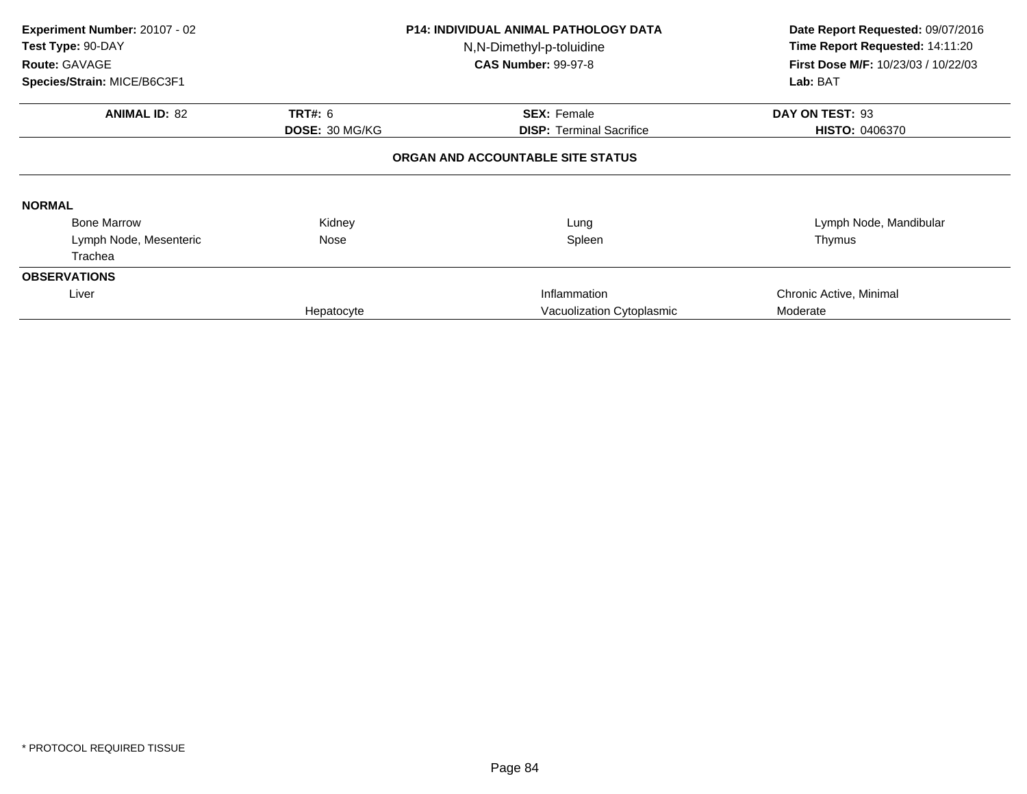**Experiment Number:** 20107 - 02
**Test Type:** 90-DAY
**Route:** GAVAGE
**Species/Strain:** MICE/B6C3F1

**P14: INDIVIDUAL ANIMAL PATHOLOGY DATA**
N,N-Dimethyl-p-toluidine
**CAS Number:** 99-97-8

**Date Report Requested:** 09/07/2016
**Time Report Requested:** 14:11:20
**First Dose M/F:** 10/23/03 / 10/22/03
**Lab:** BAT

| **ANIMAL ID:** 82 | **TRT#:** 6 | **SEX:** Female | **DAY ON TEST:** 93 |
|---|---|---|---|
| | **DOSE:** 30 MG/KG | **DISP:** Terminal Sacrifice | **HISTO:** 0406370 |

**ORGAN AND ACCOUNTABLE SITE STATUS**

**NORMAL**

| | | | |
|---|---|---|---|
| Bone Marrow | Kidney | Lung | Lymph Node, Mandibular |
| Lymph Node, Mesenteric | Nose | Spleen | Thymus |
| Trachea | | | |

**OBSERVATIONS**

| | | | |
|---|---|---|---|
| Liver | | Inflammation | Chronic Active, Minimal |
| | Hepatocyte | Vacuolization Cytoplasmic | Moderate |

\* PROTOCOL REQUIRED TISSUE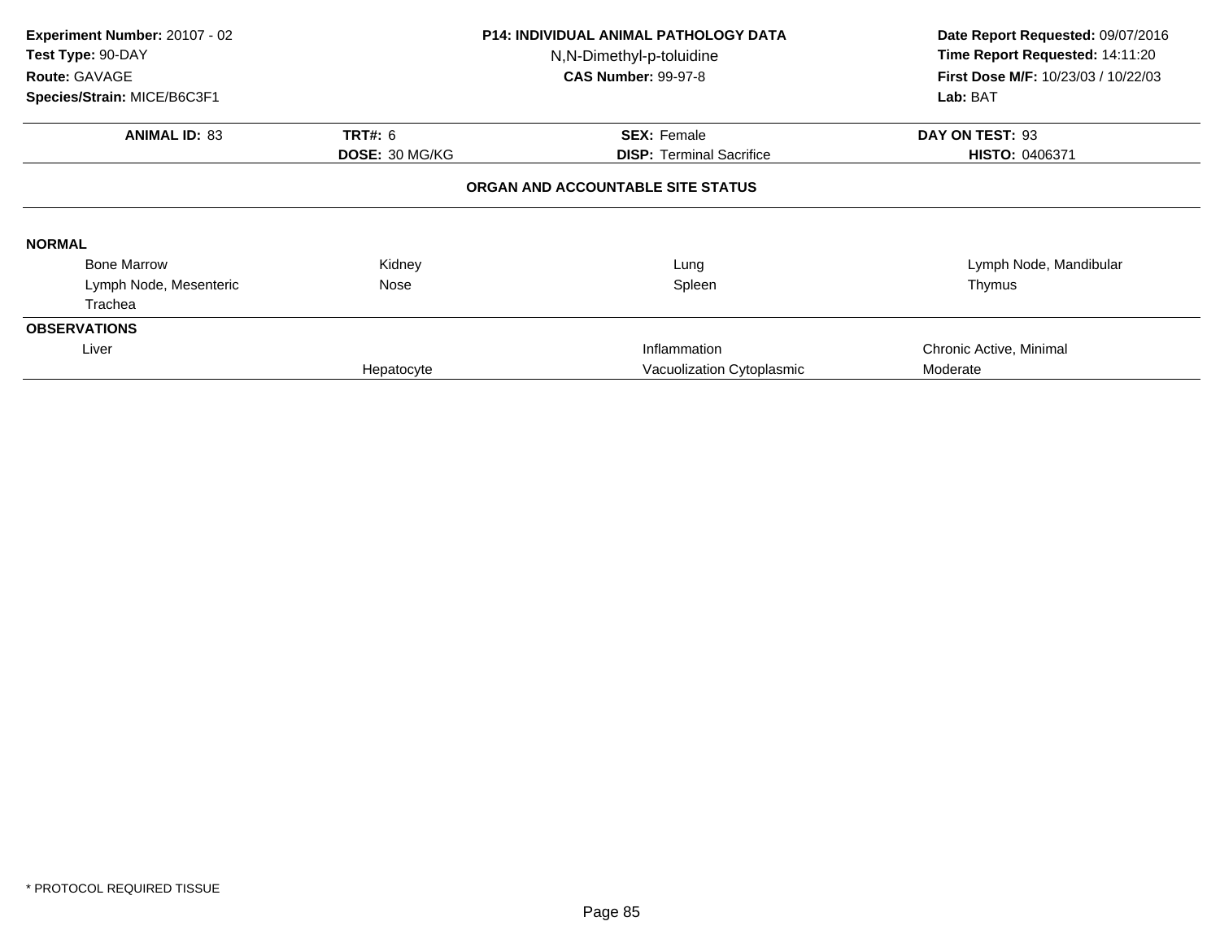**Experiment Number:** 20107 - 02
**Test Type:** 90-DAY
**Route:** GAVAGE
**Species/Strain:** MICE/B6C3F1

**P14: INDIVIDUAL ANIMAL PATHOLOGY DATA**
N,N-Dimethyl-p-toluidine
**CAS Number:** 99-97-8

**Date Report Requested:** 09/07/2016
**Time Report Requested:** 14:11:20
**First Dose M/F:** 10/23/03 / 10/22/03
**Lab:** BAT

| **ANIMAL ID:** 83 | **TRT#:** 6 | **SEX:** Female | **DAY ON TEST:** 93 |
|---|---|---|---|
| | **DOSE:** 30 MG/KG | **DISP:** Terminal Sacrifice | **HISTO:** 0406371 |

**ORGAN AND ACCOUNTABLE SITE STATUS**

**NORMAL**

| | | | |
|---|---|---|---|
| Bone Marrow | Kidney | Lung | Lymph Node, Mandibular |
| Lymph Node, Mesenteric | Nose | Spleen | Thymus |
| Trachea | | | |

**OBSERVATIONS**

| | | | |
|---|---|---|---|
| Liver | | Inflammation | Chronic Active, Minimal |
| | Hepatocyte | Vacuolization Cytoplasmic | Moderate |

* PROTOCOL REQUIRED TISSUE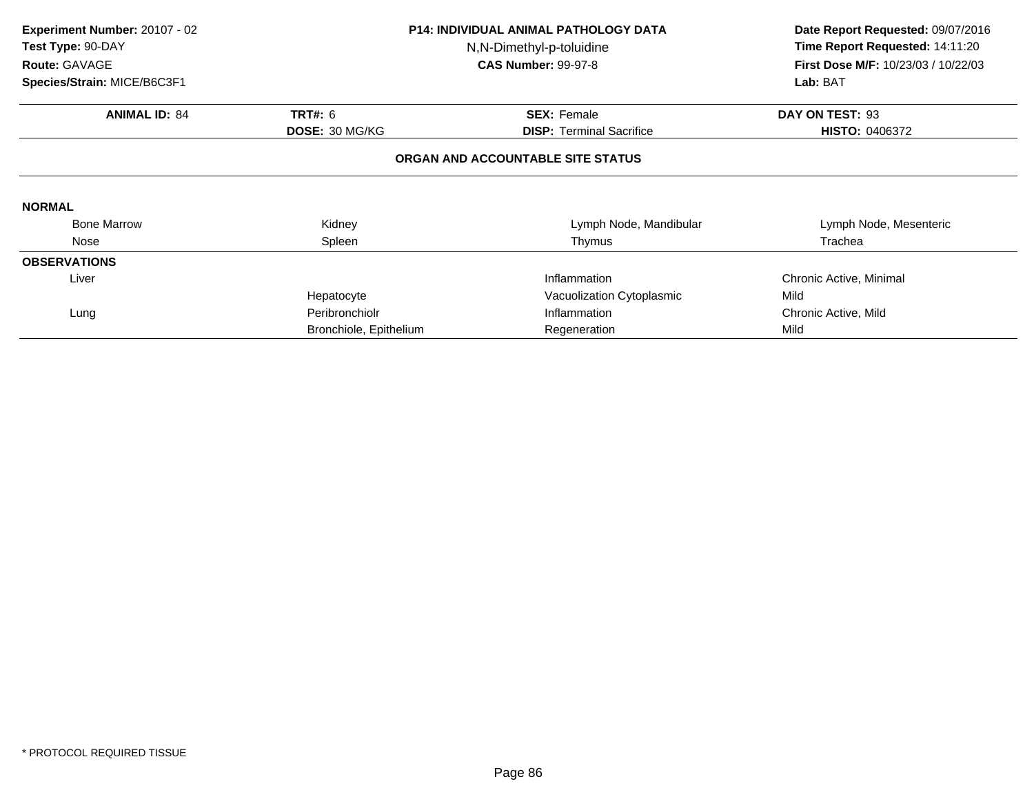**Experiment Number:** 20107 - 02
**Test Type:** 90-DAY
**Route:** GAVAGE
**Species/Strain:** MICE/B6C3F1

**P14: INDIVIDUAL ANIMAL PATHOLOGY DATA**
N,N-Dimethyl-p-toluidine
**CAS Number:** 99-97-8

**Date Report Requested:** 09/07/2016
**Time Report Requested:** 14:11:20
**First Dose M/F:** 10/23/03 / 10/22/03
**Lab:** BAT

| **ANIMAL ID:** 84 | **TRT#:** 6 | **SEX:** Female | **DAY ON TEST:** 93 |
|---|---|---|---|
| | **DOSE:** 30 MG/KG | **DISP:** Terminal Sacrifice | **HISTO:** 0406372 |

**ORGAN AND ACCOUNTABLE SITE STATUS**

**NORMAL**

| | | | |
|---|---|---|---|
| Bone Marrow | Kidney | Lymph Node, Mandibular | Lymph Node, Mesenteric |
| Nose | Spleen | Thymus | Trachea |

**OBSERVATIONS**

| | | | |
|---|---|---|---|
| Liver | | Inflammation | Chronic Active, Minimal |
| | Hepatocyte | Vacuolization Cytoplasmic | Mild |
| Lung | Peribronchiolr | Inflammation | Chronic Active, Mild |
| | Bronchiole, Epithelium | Regeneration | Mild |

\* PROTOCOL REQUIRED TISSUE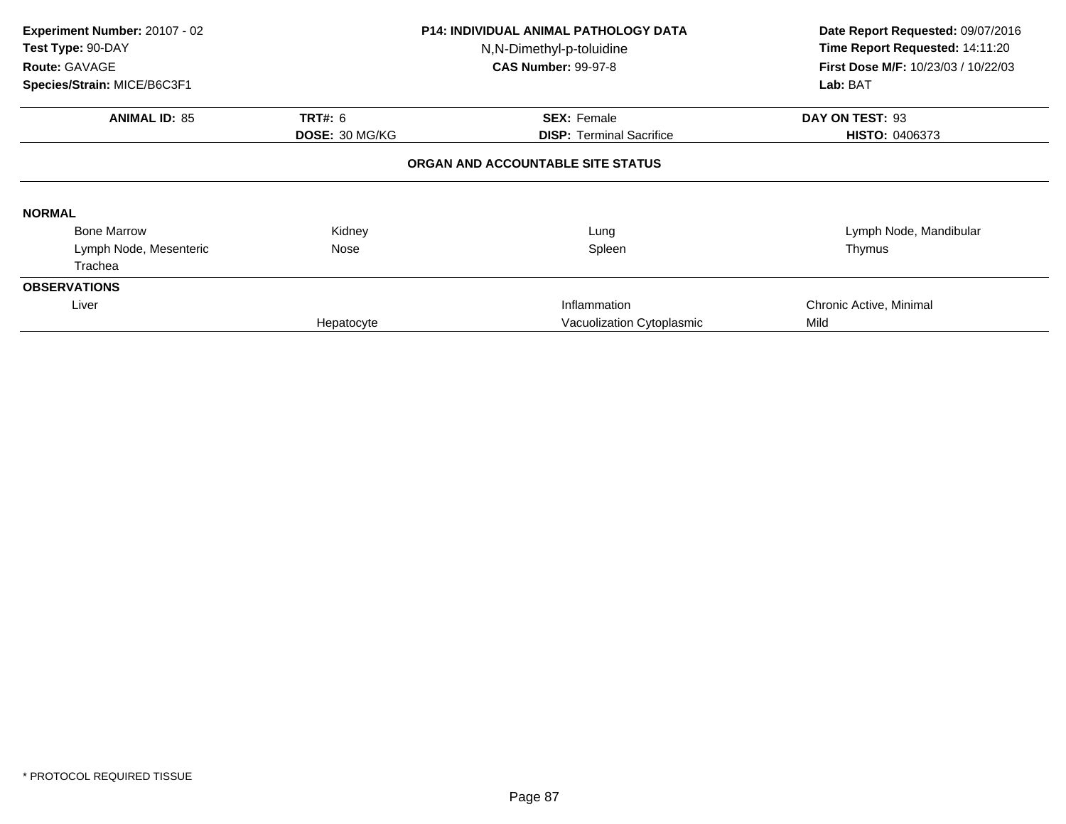**Experiment Number:** 20107 - 02
**Test Type:** 90-DAY
**Route:** GAVAGE
**Species/Strain:** MICE/B6C3F1

**P14: INDIVIDUAL ANIMAL PATHOLOGY DATA**
N,N-Dimethyl-p-toluidine
**CAS Number:** 99-97-8

**Date Report Requested:** 09/07/2016
**Time Report Requested:** 14:11:20
**First Dose M/F:** 10/23/03 / 10/22/03
**Lab:** BAT

| **ANIMAL ID:** 85 | **TRT#:** 6 | **SEX:** Female | **DAY ON TEST:** 93 |
|---|---|---|---|
| | **DOSE:** 30 MG/KG | **DISP:** Terminal Sacrifice | **HISTO:** 0406373 |

## ORGAN AND ACCOUNTABLE SITE STATUS

**NORMAL**

| | | | |
|---|---|---|---|
| Bone Marrow | Kidney | Lung | Lymph Node, Mandibular |
| Lymph Node, Mesenteric | Nose | Spleen | Thymus |
| Trachea | | | |

**OBSERVATIONS**

| | | | |
|---|---|---|---|
| Liver | | Inflammation | Chronic Active, Minimal |
| | Hepatocyte | Vacuolization Cytoplasmic | Mild |

* PROTOCOL REQUIRED TISSUE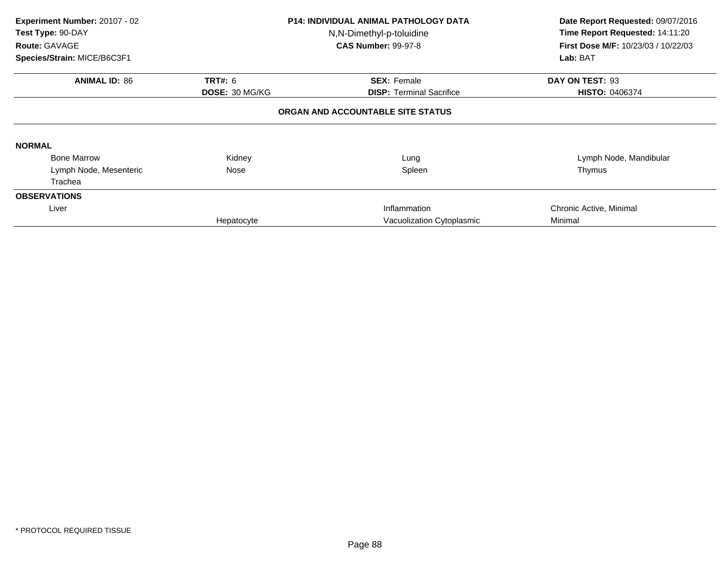**Experiment Number:** 20107 - 02
**Test Type:** 90-DAY
**Route:** GAVAGE
**Species/Strain:** MICE/B6C3F1

**P14: INDIVIDUAL ANIMAL PATHOLOGY DATA**
N,N-Dimethyl-p-toluidine
**CAS Number:** 99-97-8

**Date Report Requested:** 09/07/2016
**Time Report Requested:** 14:11:20
**First Dose M/F:** 10/23/03 / 10/22/03
**Lab:** BAT

| **ANIMAL ID:** 86 | **TRT#:** 6 | **SEX:** Female | **DAY ON TEST:** 93 |
|---|---|---|---|
| | **DOSE:** 30 MG/KG | **DISP:** Terminal Sacrifice | **HISTO:** 0406374 |

**ORGAN AND ACCOUNTABLE SITE STATUS**

**NORMAL**

| | | | |
|---|---|---|---|
| Bone Marrow | Kidney | Lung | Lymph Node, Mandibular |
| Lymph Node, Mesenteric | Nose | Spleen | Thymus |
| Trachea | | | |

**OBSERVATIONS**

| | | | |
|---|---|---|---|
| Liver | | Inflammation | Chronic Active, Minimal |
| | Hepatocyte | Vacuolization Cytoplasmic | Minimal |

\* PROTOCOL REQUIRED TISSUE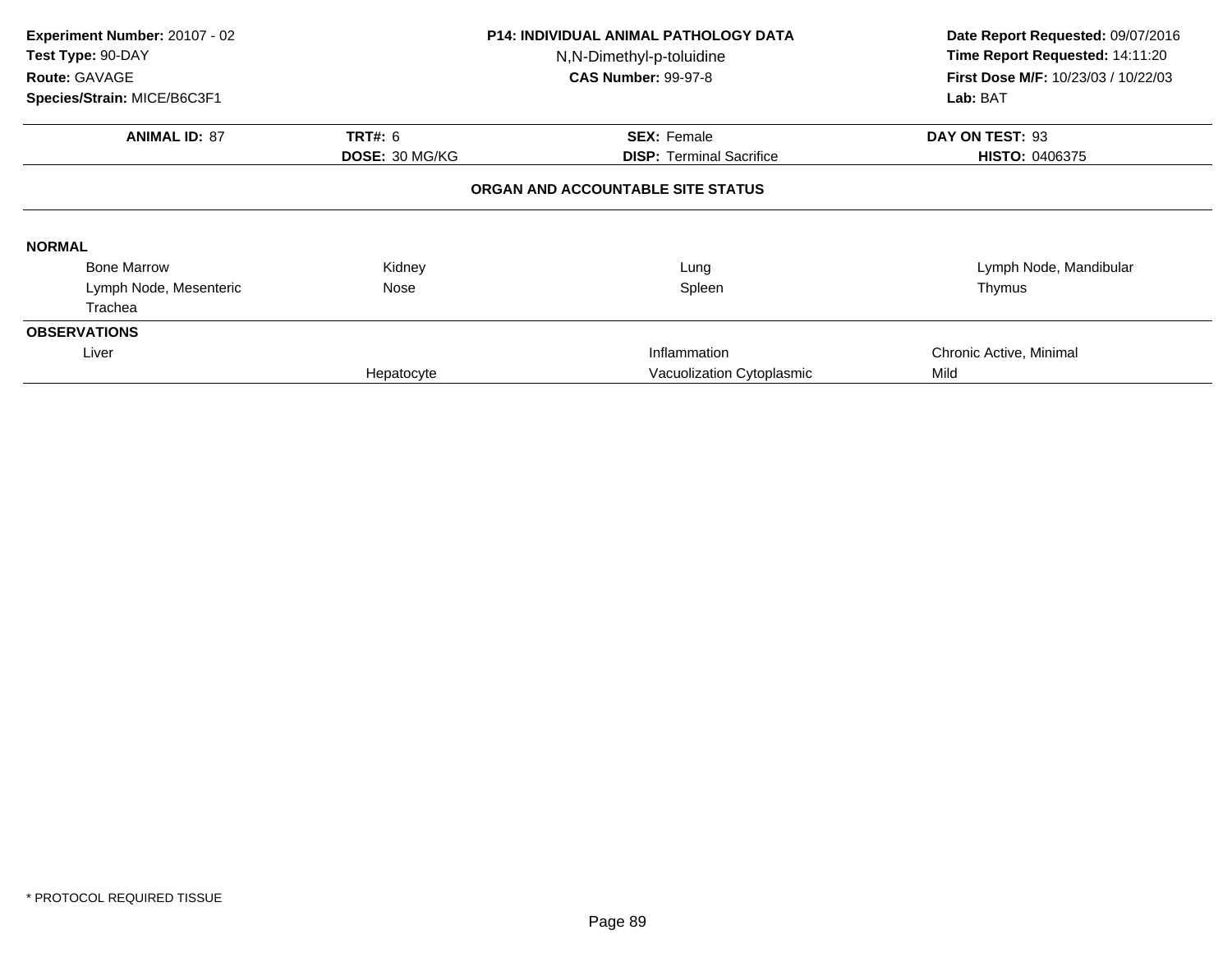**Experiment Number:** 20107 - 02
**Test Type:** 90-DAY
**Route:** GAVAGE
**Species/Strain:** MICE/B6C3F1

**P14: INDIVIDUAL ANIMAL PATHOLOGY DATA**
N,N-Dimethyl-p-toluidine
**CAS Number:** 99-97-8

**Date Report Requested:** 09/07/2016
**Time Report Requested:** 14:11:20
**First Dose M/F:** 10/23/03 / 10/22/03
**Lab:** BAT

| **ANIMAL ID:** 87 | **TRT#:** 6 | **SEX:** Female | **DAY ON TEST:** 93 |
|---|---|---|---|
| | **DOSE:** 30 MG/KG | **DISP:** Terminal Sacrifice | **HISTO:** 0406375 |

**ORGAN AND ACCOUNTABLE SITE STATUS**

**NORMAL**

| | | | |
|---|---|---|---|
| Bone Marrow | Kidney | Lung | Lymph Node, Mandibular |
| Lymph Node, Mesenteric | Nose | Spleen | Thymus |
| Trachea | | | |

**OBSERVATIONS**

| | | | |
|---|---|---|---|
| Liver | | Inflammation | Chronic Active, Minimal |
| | Hepatocyte | Vacuolization Cytoplasmic | Mild |

* PROTOCOL REQUIRED TISSUE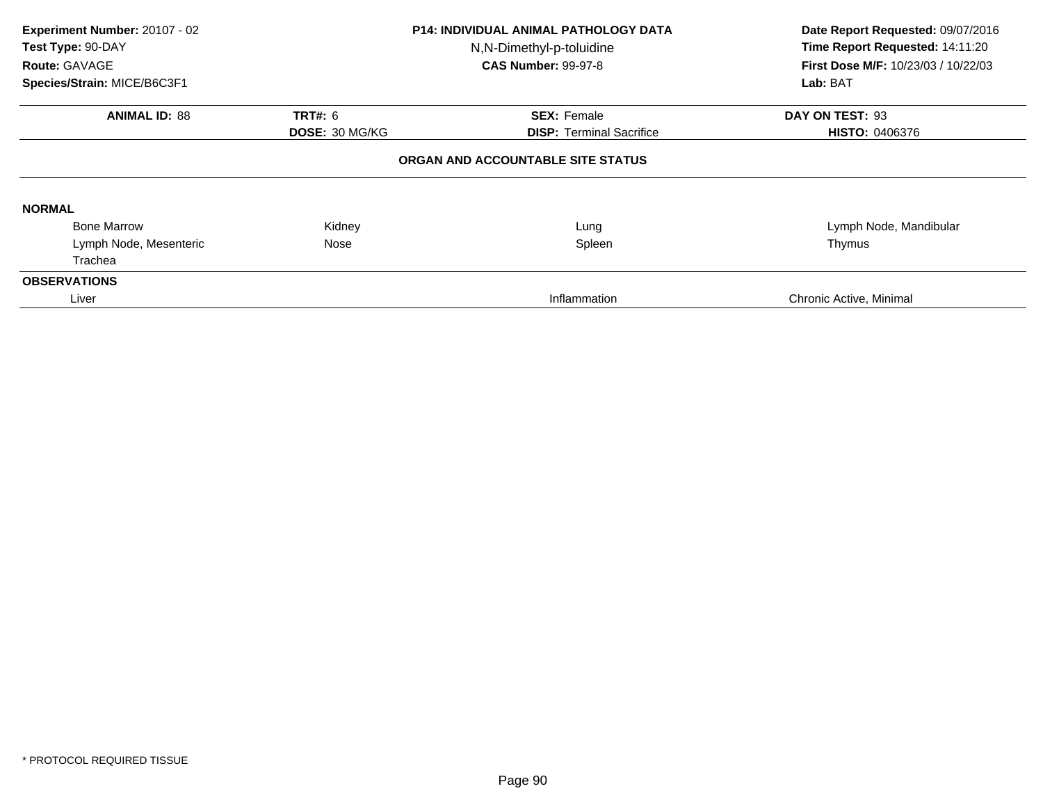**Experiment Number:** 20107 - 02
**Test Type:** 90-DAY
**Route:** GAVAGE
**Species/Strain:** MICE/B6C3F1

**P14: INDIVIDUAL ANIMAL PATHOLOGY DATA**
N,N-Dimethyl-p-toluidine
**CAS Number:** 99-97-8

**Date Report Requested:** 09/07/2016
**Time Report Requested:** 14:11:20
**First Dose M/F:** 10/23/03 / 10/22/03
**Lab:** BAT

| **ANIMAL ID:** 88 | **TRT#:** 6 | **SEX:** Female | **DAY ON TEST:** 93 |
|---|---|---|---|
| | **DOSE:** 30 MG/KG | **DISP:** Terminal Sacrifice | **HISTO:** 0406376 |

**ORGAN AND ACCOUNTABLE SITE STATUS**

**NORMAL**

| | | | |
|---|---|---|---|
| Bone Marrow | Kidney | Lung | Lymph Node, Mandibular |
| Lymph Node, Mesenteric | Nose | Spleen | Thymus |
| Trachea | | | |

**OBSERVATIONS**

| | | |
|---|---|---|
| Liver | Inflammation | Chronic Active, Minimal |

* PROTOCOL REQUIRED TISSUE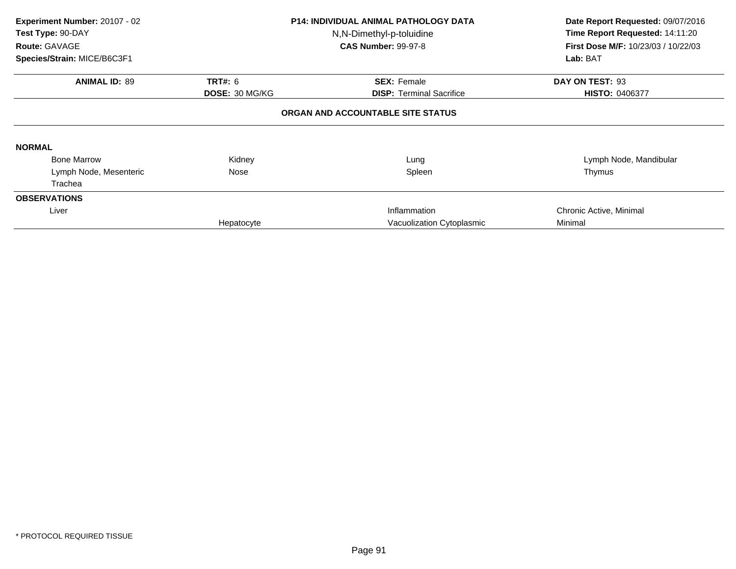**Experiment Number:** 20107 - 02
**Test Type:** 90-DAY
**Route:** GAVAGE
**Species/Strain:** MICE/B6C3F1

**P14: INDIVIDUAL ANIMAL PATHOLOGY DATA**
N,N-Dimethyl-p-toluidine
**CAS Number:** 99-97-8

**Date Report Requested:** 09/07/2016
**Time Report Requested:** 14:11:20
**First Dose M/F:** 10/23/03 / 10/22/03
**Lab:** BAT

| **ANIMAL ID:** 89 | **TRT#:** 6 | **SEX:** Female | **DAY ON TEST:** 93 |
|---|---|---|---|
| | **DOSE:** 30 MG/KG | **DISP:** Terminal Sacrifice | **HISTO:** 0406377 |

**ORGAN AND ACCOUNTABLE SITE STATUS**

**NORMAL**

| | | | |
|---|---|---|---|
| Bone Marrow | Kidney | Lung | Lymph Node, Mandibular |
| Lymph Node, Mesenteric | Nose | Spleen | Thymus |
| Trachea | | | |

**OBSERVATIONS**

| | | | |
|---|---|---|---|
| Liver | | Inflammation | Chronic Active, Minimal |
| | Hepatocyte | Vacuolization Cytoplasmic | Minimal |

\* PROTOCOL REQUIRED TISSUE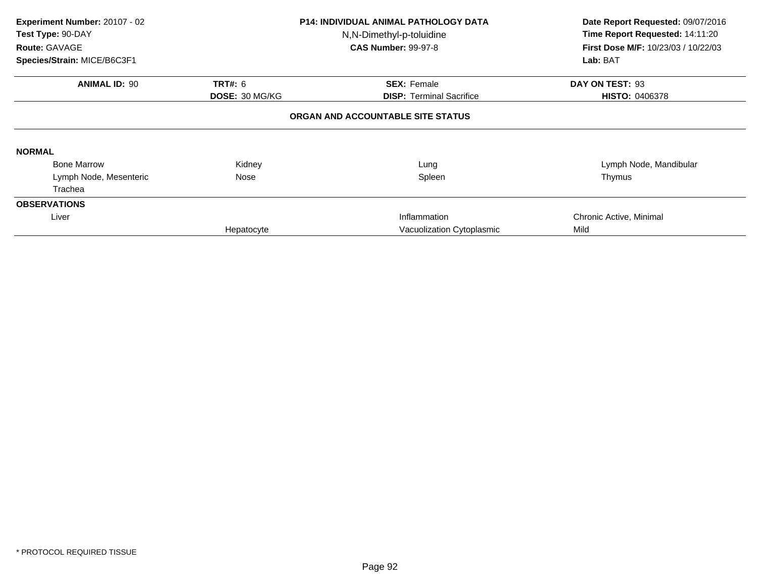**Experiment Number:** 20107 - 02
**Test Type:** 90-DAY
**Route:** GAVAGE
**Species/Strain:** MICE/B6C3F1

**P14: INDIVIDUAL ANIMAL PATHOLOGY DATA**
N,N-Dimethyl-p-toluidine
**CAS Number:** 99-97-8

**Date Report Requested:** 09/07/2016
**Time Report Requested:** 14:11:20
**First Dose M/F:** 10/23/03 / 10/22/03
**Lab:** BAT

| **ANIMAL ID:** 90 | **TRT#:** 6 | **SEX:** Female | **DAY ON TEST:** 93 |
|---|---|---|---|
| | **DOSE:** 30 MG/KG | **DISP:** Terminal Sacrifice | **HISTO:** 0406378 |

**ORGAN AND ACCOUNTABLE SITE STATUS**

**NORMAL**

| | | | |
|---|---|---|---|
| Bone Marrow | Kidney | Lung | Lymph Node, Mandibular |
| Lymph Node, Mesenteric | Nose | Spleen | Thymus |
| Trachea | | | |

**OBSERVATIONS**

| | | | |
|---|---|---|---|
| Liver | | Inflammation | Chronic Active, Minimal |
| | Hepatocyte | Vacuolization Cytoplasmic | Mild |

* PROTOCOL REQUIRED TISSUE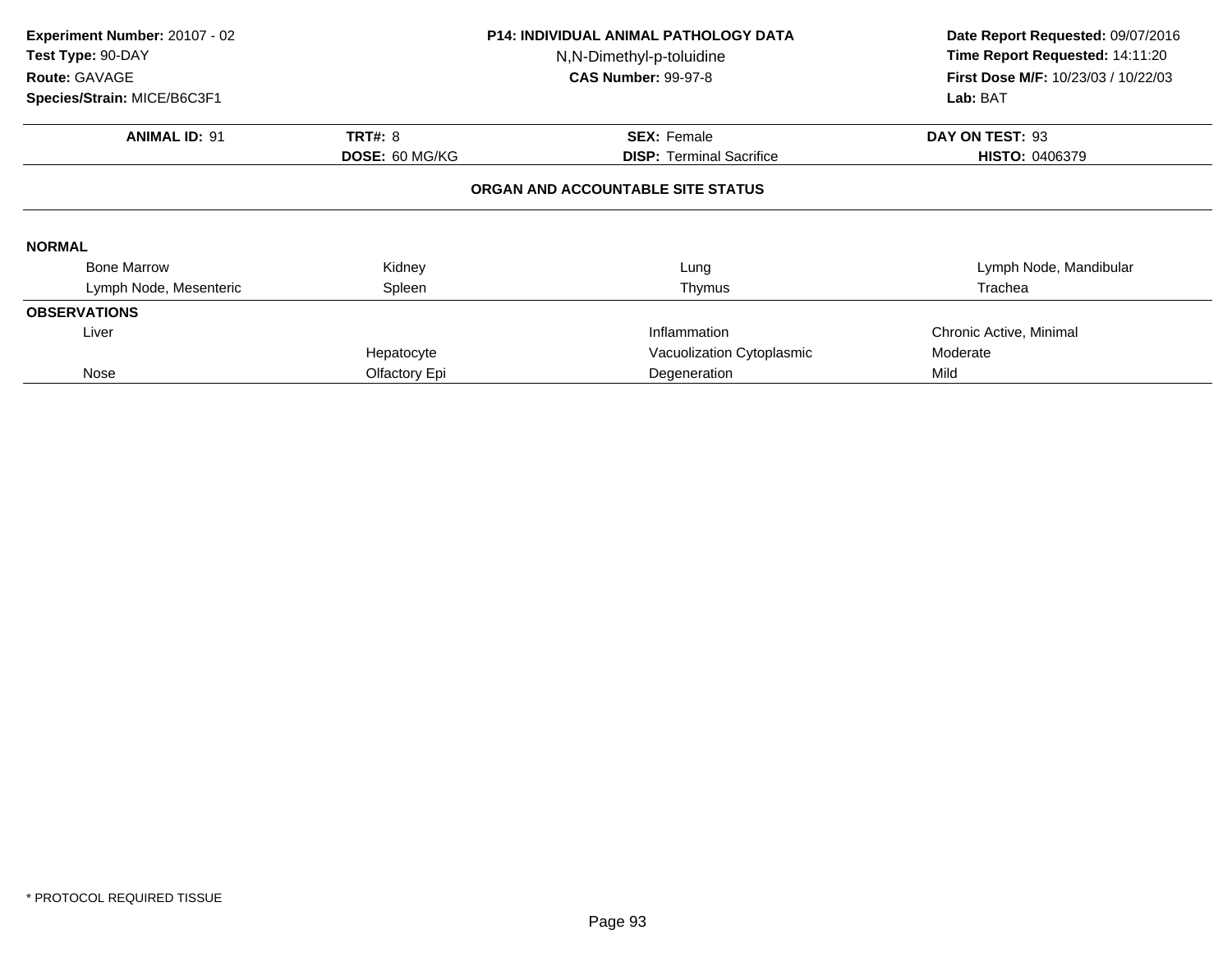**Experiment Number:** 20107 - 02
**Test Type:** 90-DAY
**Route:** GAVAGE
**Species/Strain:** MICE/B6C3F1

**P14: INDIVIDUAL ANIMAL PATHOLOGY DATA**
N,N-Dimethyl-p-toluidine
**CAS Number:** 99-97-8

**Date Report Requested:** 09/07/2016
**Time Report Requested:** 14:11:20
**First Dose M/F:** 10/23/03 / 10/22/03
**Lab:** BAT

| **ANIMAL ID:** 91 | **TRT#:** 8 | **SEX:** Female | **DAY ON TEST:** 93 |
|---|---|---|---|
| | **DOSE:** 60 MG/KG | **DISP:** Terminal Sacrifice | **HISTO:** 0406379 |

**ORGAN AND ACCOUNTABLE SITE STATUS**

| | | | |
|---|---|---|---|
| **NORMAL** | | | |
| Bone Marrow | Kidney | Lung | Lymph Node, Mandibular |
| Lymph Node, Mesenteric | Spleen | Thymus | Trachea |
| **OBSERVATIONS** | | | |
| Liver | | Inflammation | Chronic Active, Minimal |
| | Hepatocyte | Vacuolization Cytoplasmic | Moderate |
| Nose | Olfactory Epi | Degeneration | Mild |

\* PROTOCOL REQUIRED TISSUE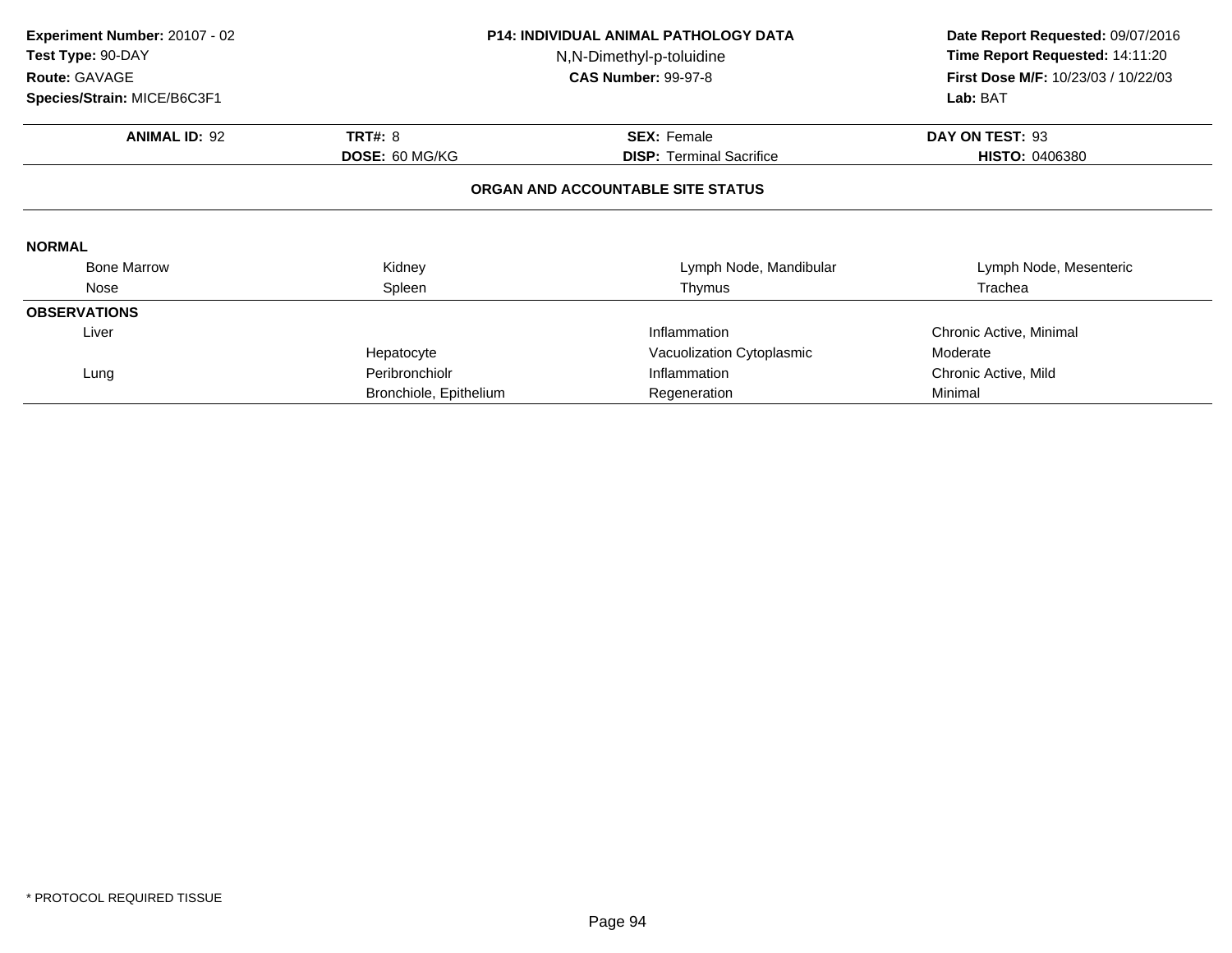**Experiment Number:** 20107 - 02
**Test Type:** 90-DAY
**Route:** GAVAGE
**Species/Strain:** MICE/B6C3F1

**P14: INDIVIDUAL ANIMAL PATHOLOGY DATA**
N,N-Dimethyl-p-toluidine
**CAS Number:** 99-97-8

**Date Report Requested:** 09/07/2016
**Time Report Requested:** 14:11:20
**First Dose M/F:** 10/23/03 / 10/22/03
**Lab:** BAT

| **ANIMAL ID:** 92 | **TRT#:** 8 | **SEX:** Female | **DAY ON TEST:** 93 |
|---|---|---|---|
| | **DOSE:** 60 MG/KG | **DISP:** Terminal Sacrifice | **HISTO:** 0406380 |

**ORGAN AND ACCOUNTABLE SITE STATUS**

**NORMAL**

| | | | |
|---|---|---|---|
| Bone Marrow | Kidney | Lymph Node, Mandibular | Lymph Node, Mesenteric |
| Nose | Spleen | Thymus | Trachea |

**OBSERVATIONS**

| | | | |
|---|---|---|---|
| Liver | | Inflammation | Chronic Active, Minimal |
| | Hepatocyte | Vacuolization Cytoplasmic | Moderate |
| Lung | Peribronchiolr | Inflammation | Chronic Active, Mild |
| | Bronchiole, Epithelium | Regeneration | Minimal |

\* PROTOCOL REQUIRED TISSUE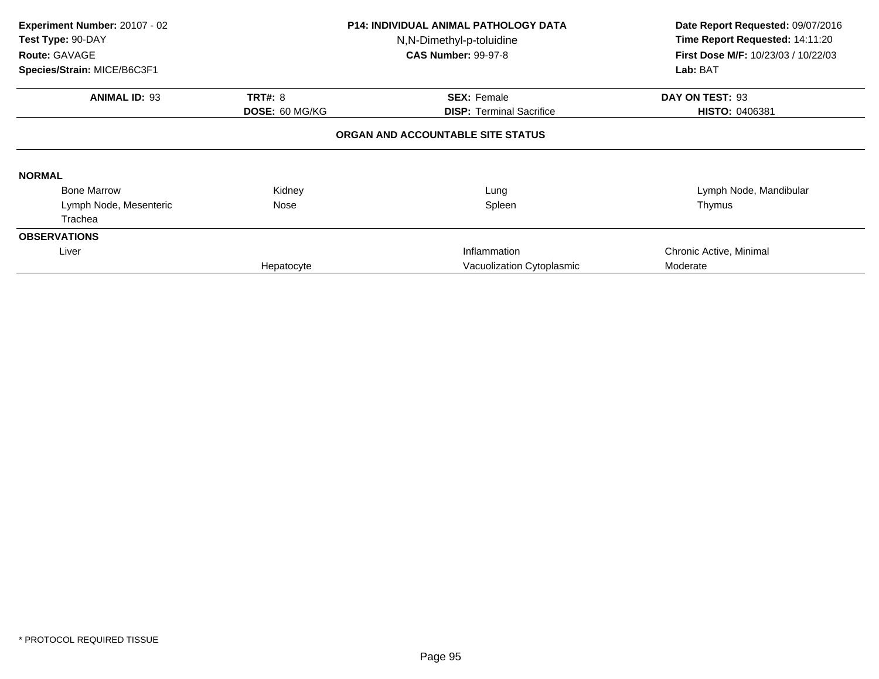**Experiment Number:** 20107 - 02
**Test Type:** 90-DAY
**Route:** GAVAGE
**Species/Strain:** MICE/B6C3F1

**P14: INDIVIDUAL ANIMAL PATHOLOGY DATA**
N,N-Dimethyl-p-toluidine
**CAS Number:** 99-97-8

**Date Report Requested:** 09/07/2016
**Time Report Requested:** 14:11:20
**First Dose M/F:** 10/23/03 / 10/22/03
**Lab:** BAT

| **ANIMAL ID:** 93 | **TRT#:** 8 | **SEX:** Female | **DAY ON TEST:** 93 |
|---|---|---|---|
| | **DOSE:** 60 MG/KG | **DISP:** Terminal Sacrifice | **HISTO:** 0406381 |

**ORGAN AND ACCOUNTABLE SITE STATUS**

**NORMAL**

| | | | |
|---|---|---|---|
| Bone Marrow | Kidney | Lung | Lymph Node, Mandibular |
| Lymph Node, Mesenteric | Nose | Spleen | Thymus |
| Trachea | | | |

**OBSERVATIONS**

| | | | |
|---|---|---|---|
| Liver | | Inflammation | Chronic Active, Minimal |
| | Hepatocyte | Vacuolization Cytoplasmic | Moderate |

* PROTOCOL REQUIRED TISSUE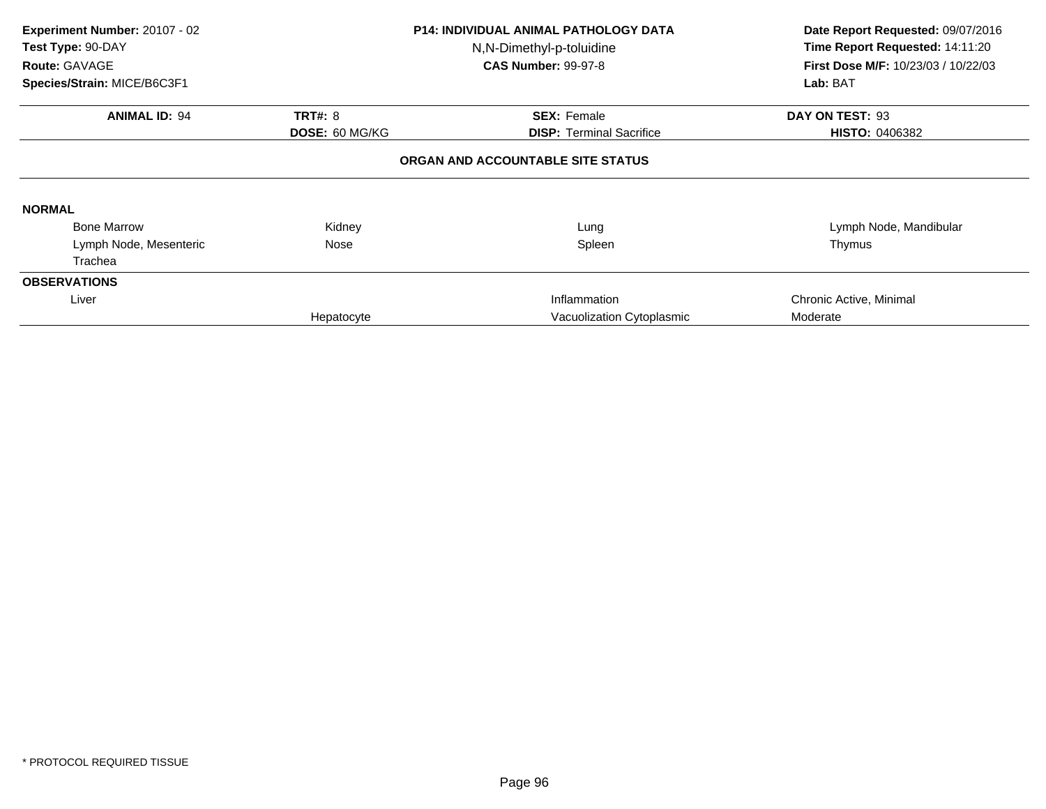**Experiment Number:** 20107 - 02
**Test Type:** 90-DAY
**Route:** GAVAGE
**Species/Strain:** MICE/B6C3F1

**P14: INDIVIDUAL ANIMAL PATHOLOGY DATA**
N,N-Dimethyl-p-toluidine
**CAS Number:** 99-97-8

**Date Report Requested:** 09/07/2016
**Time Report Requested:** 14:11:20
**First Dose M/F:** 10/23/03 / 10/22/03
**Lab:** BAT

| **ANIMAL ID:** 94 | **TRT#:** 8 | **SEX:** Female | **DAY ON TEST:** 93 |
|---|---|---|---|
| | **DOSE:** 60 MG/KG | **DISP:** Terminal Sacrifice | **HISTO:** 0406382 |

## ORGAN AND ACCOUNTABLE SITE STATUS

**NORMAL**

| | | | |
|---|---|---|---|
| Bone Marrow | Kidney | Lung | Lymph Node, Mandibular |
| Lymph Node, Mesenteric | Nose | Spleen | Thymus |
| Trachea | | | |

**OBSERVATIONS**

| | | | |
|---|---|---|---|
| Liver | | Inflammation | Chronic Active, Minimal |
| | Hepatocyte | Vacuolization Cytoplasmic | Moderate |

* PROTOCOL REQUIRED TISSUE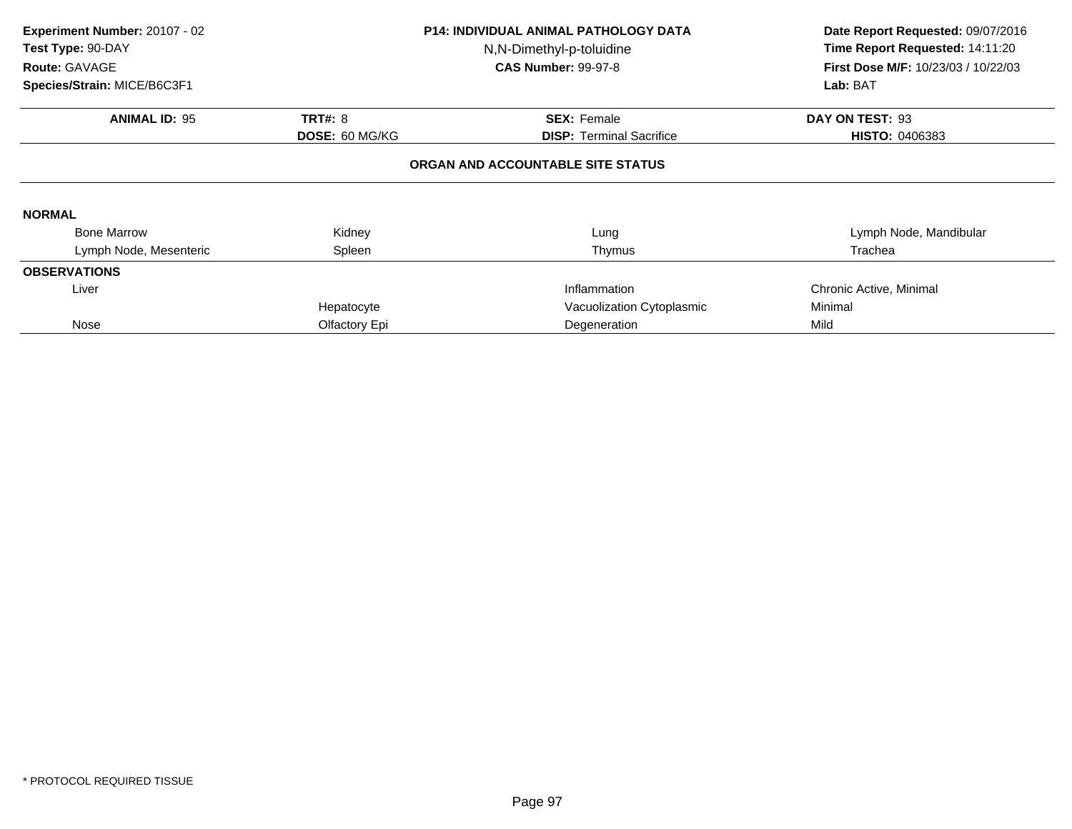**Experiment Number:** 20107 - 02
**Test Type:** 90-DAY
**Route:** GAVAGE
**Species/Strain:** MICE/B6C3F1

**P14: INDIVIDUAL ANIMAL PATHOLOGY DATA**
N,N-Dimethyl-p-toluidine
**CAS Number:** 99-97-8

**Date Report Requested:** 09/07/2016
**Time Report Requested:** 14:11:20
**First Dose M/F:** 10/23/03 / 10/22/03
**Lab:** BAT

| **ANIMAL ID:** 95 | **TRT#:** 8 | **SEX:** Female | **DAY ON TEST:** 93 |
|---|---|---|---|
| | **DOSE:** 60 MG/KG | **DISP:** Terminal Sacrifice | **HISTO:** 0406383 |

## ORGAN AND ACCOUNTABLE SITE STATUS

**NORMAL**

| | | | |
|---|---|---|---|
| Bone Marrow | Kidney | Lung | Lymph Node, Mandibular |
| Lymph Node, Mesenteric | Spleen | Thymus | Trachea |

**OBSERVATIONS**

| | | | |
|---|---|---|---|
| Liver | | Inflammation | Chronic Active, Minimal |
| | Hepatocyte | Vacuolization Cytoplasmic | Minimal |
| Nose | Olfactory Epi | Degeneration | Mild |

* PROTOCOL REQUIRED TISSUE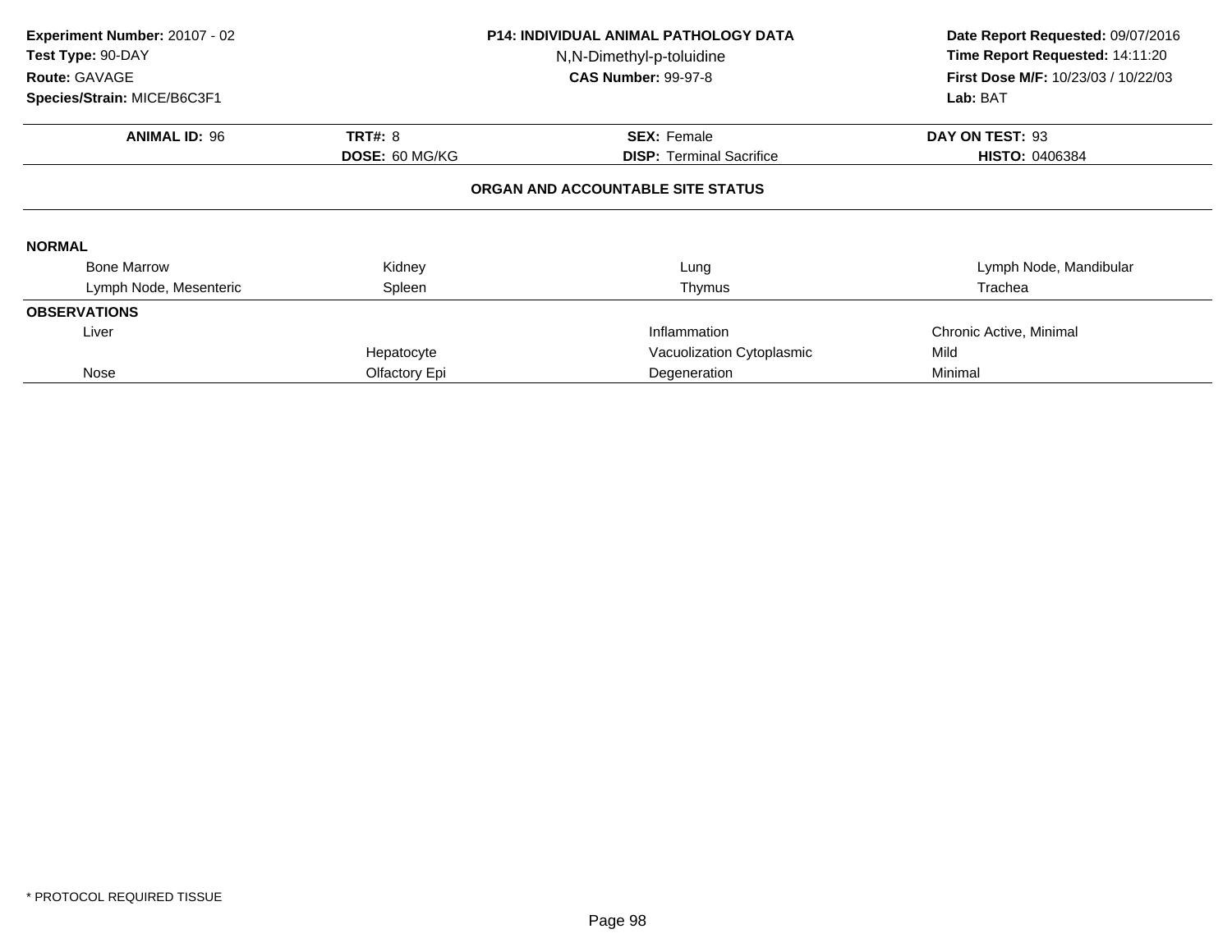**Experiment Number:** 20107 - 02
**Test Type:** 90-DAY
**Route:** GAVAGE
**Species/Strain:** MICE/B6C3F1

**P14: INDIVIDUAL ANIMAL PATHOLOGY DATA**
N,N-Dimethyl-p-toluidine
**CAS Number:** 99-97-8

**Date Report Requested:** 09/07/2016
**Time Report Requested:** 14:11:20
**First Dose M/F:** 10/23/03 / 10/22/03
**Lab:** BAT

| **ANIMAL ID:** 96 | **TRT#:** 8 | **SEX:** Female | **DAY ON TEST:** 93 |
|---|---|---|---|
| | **DOSE:** 60 MG/KG | **DISP:** Terminal Sacrifice | **HISTO:** 0406384 |

**ORGAN AND ACCOUNTABLE SITE STATUS**

**NORMAL**

| | | | |
|---|---|---|---|
| Bone Marrow | Kidney | Lung | Lymph Node, Mandibular |
| Lymph Node, Mesenteric | Spleen | Thymus | Trachea |

**OBSERVATIONS**

| | | | |
|---|---|---|---|
| Liver | | Inflammation | Chronic Active, Minimal |
| | Hepatocyte | Vacuolization Cytoplasmic | Mild |
| Nose | Olfactory Epi | Degeneration | Minimal |

* PROTOCOL REQUIRED TISSUE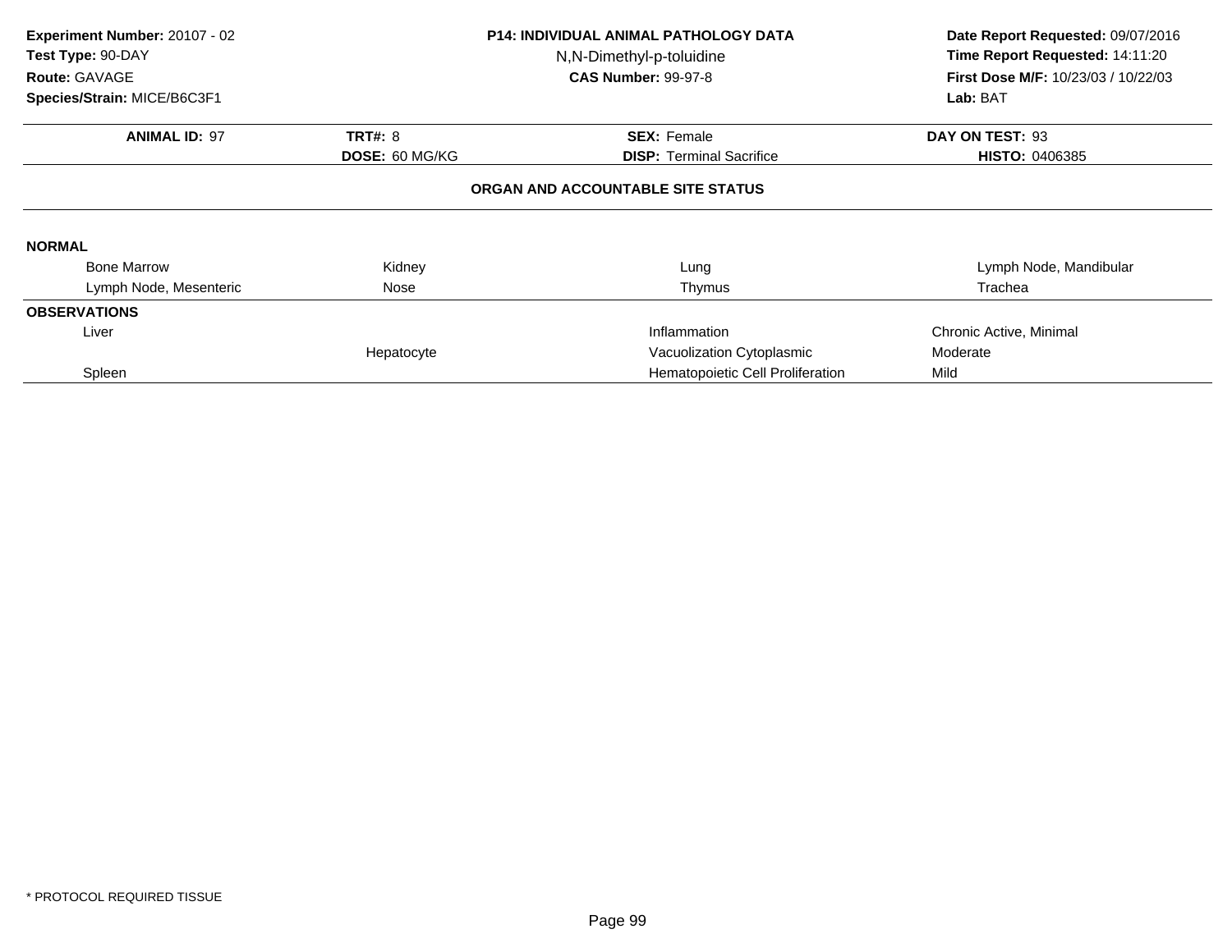**Experiment Number:** 20107 - 02
**Test Type:** 90-DAY
**Route:** GAVAGE
**Species/Strain:** MICE/B6C3F1

**P14: INDIVIDUAL ANIMAL PATHOLOGY DATA**
N,N-Dimethyl-p-toluidine
**CAS Number:** 99-97-8

**Date Report Requested:** 09/07/2016
**Time Report Requested:** 14:11:20
**First Dose M/F:** 10/23/03 / 10/22/03
**Lab:** BAT

| **ANIMAL ID:** 97 | **TRT#:** 8 | **SEX:** Female | **DAY ON TEST:** 93 |
|---|---|---|---|
| | **DOSE:** 60 MG/KG | **DISP:** Terminal Sacrifice | **HISTO:** 0406385 |

**ORGAN AND ACCOUNTABLE SITE STATUS**

**NORMAL**

| | | | |
|---|---|---|---|
| Bone Marrow | Kidney | Lung | Lymph Node, Mandibular |
| Lymph Node, Mesenteric | Nose | Thymus | Trachea |

**OBSERVATIONS**

| | | | |
|---|---|---|---|
| Liver | | Inflammation | Chronic Active, Minimal |
| | Hepatocyte | Vacuolization Cytoplasmic | Moderate |
| Spleen | | Hematopoietic Cell Proliferation | Mild |

* PROTOCOL REQUIRED TISSUE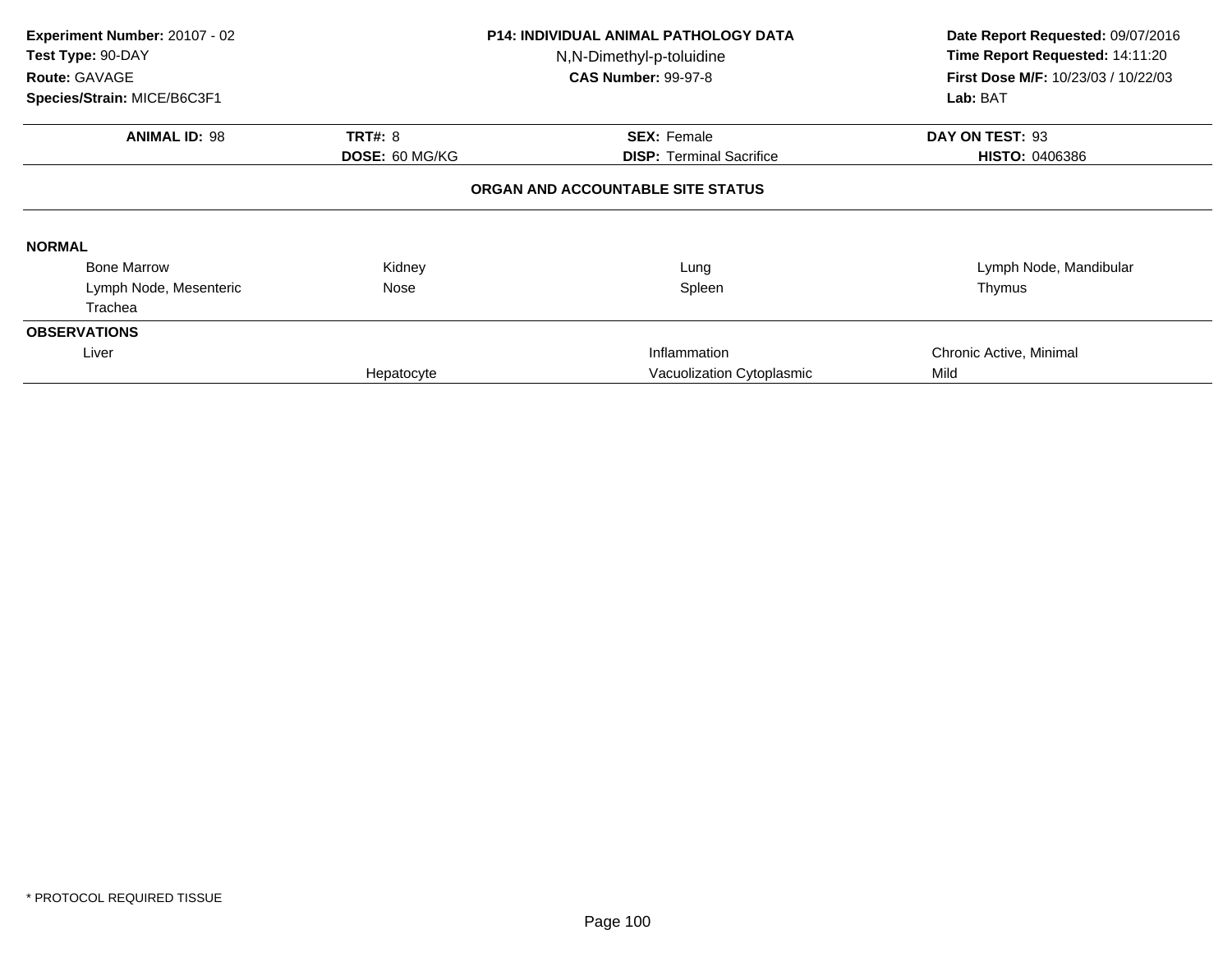**Experiment Number:** 20107 - 02
**Test Type:** 90-DAY
**Route:** GAVAGE
**Species/Strain:** MICE/B6C3F1

**P14: INDIVIDUAL ANIMAL PATHOLOGY DATA**
N,N-Dimethyl-p-toluidine
**CAS Number:** 99-97-8

**Date Report Requested:** 09/07/2016
**Time Report Requested:** 14:11:20
**First Dose M/F:** 10/23/03 / 10/22/03
**Lab:** BAT

| **ANIMAL ID:** 98 | **TRT#:** 8 | **SEX:** Female | **DAY ON TEST:** 93 |
|---|---|---|---|
| | **DOSE:** 60 MG/KG | **DISP:** Terminal Sacrifice | **HISTO:** 0406386 |

### ORGAN AND ACCOUNTABLE SITE STATUS

**NORMAL**

| | | | |
|---|---|---|---|
| Bone Marrow | Kidney | Lung | Lymph Node, Mandibular |
| Lymph Node, Mesenteric | Nose | Spleen | Thymus |
| Trachea | | | |

**OBSERVATIONS**

| | | | |
|---|---|---|---|
| Liver | | Inflammation | Chronic Active, Minimal |
| | Hepatocyte | Vacuolization Cytoplasmic | Mild |

* PROTOCOL REQUIRED TISSUE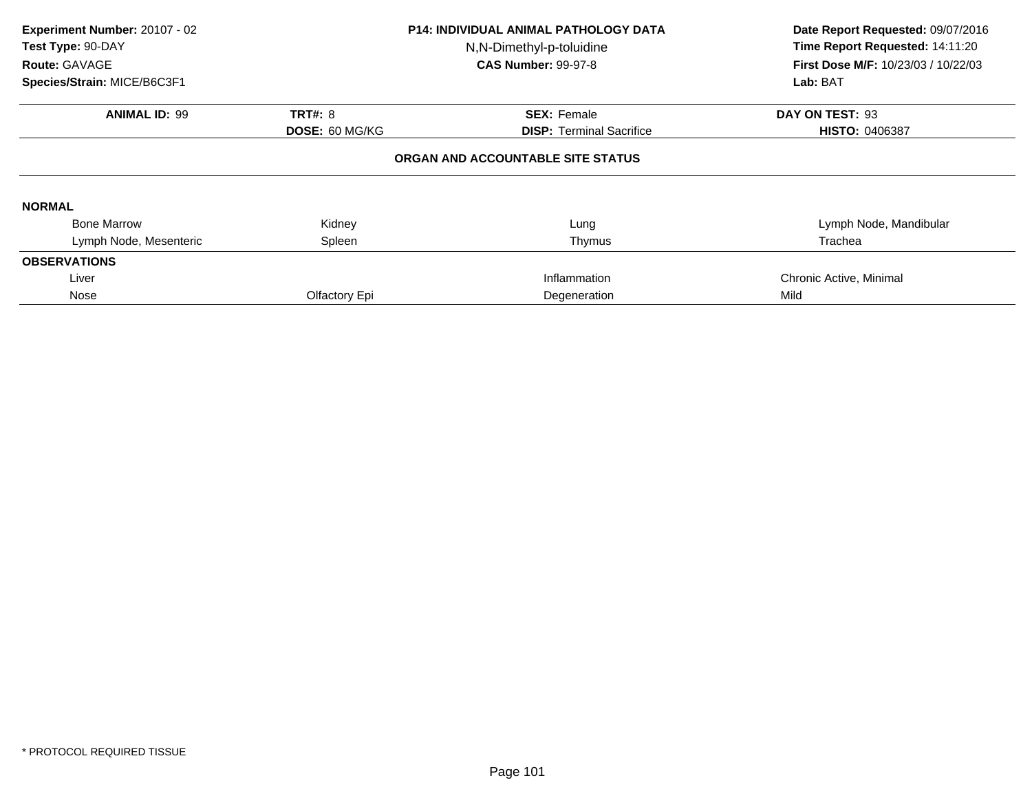**Experiment Number:** 20107 - 02
**Test Type:** 90-DAY
**Route:** GAVAGE
**Species/Strain:** MICE/B6C3F1

**P14: INDIVIDUAL ANIMAL PATHOLOGY DATA**
N,N-Dimethyl-p-toluidine
**CAS Number:** 99-97-8

**Date Report Requested:** 09/07/2016
**Time Report Requested:** 14:11:20
**First Dose M/F:** 10/23/03 / 10/22/03
**Lab:** BAT

| **ANIMAL ID:** 99 | **TRT#:** 8 | **SEX:** Female | **DAY ON TEST:** 93 |
|---|---|---|---|
| | **DOSE:** 60 MG/KG | **DISP:** Terminal Sacrifice | **HISTO:** 0406387 |

## ORGAN AND ACCOUNTABLE SITE STATUS

**NORMAL**

| | | | |
|---|---|---|---|
| Bone Marrow | Kidney | Lung | Lymph Node, Mandibular |
| Lymph Node, Mesenteric | Spleen | Thymus | Trachea |

**OBSERVATIONS**

| | | | |
|---|---|---|---|
| Liver | | Inflammation | Chronic Active, Minimal |
| Nose | Olfactory Epi | Degeneration | Mild |

\* PROTOCOL REQUIRED TISSUE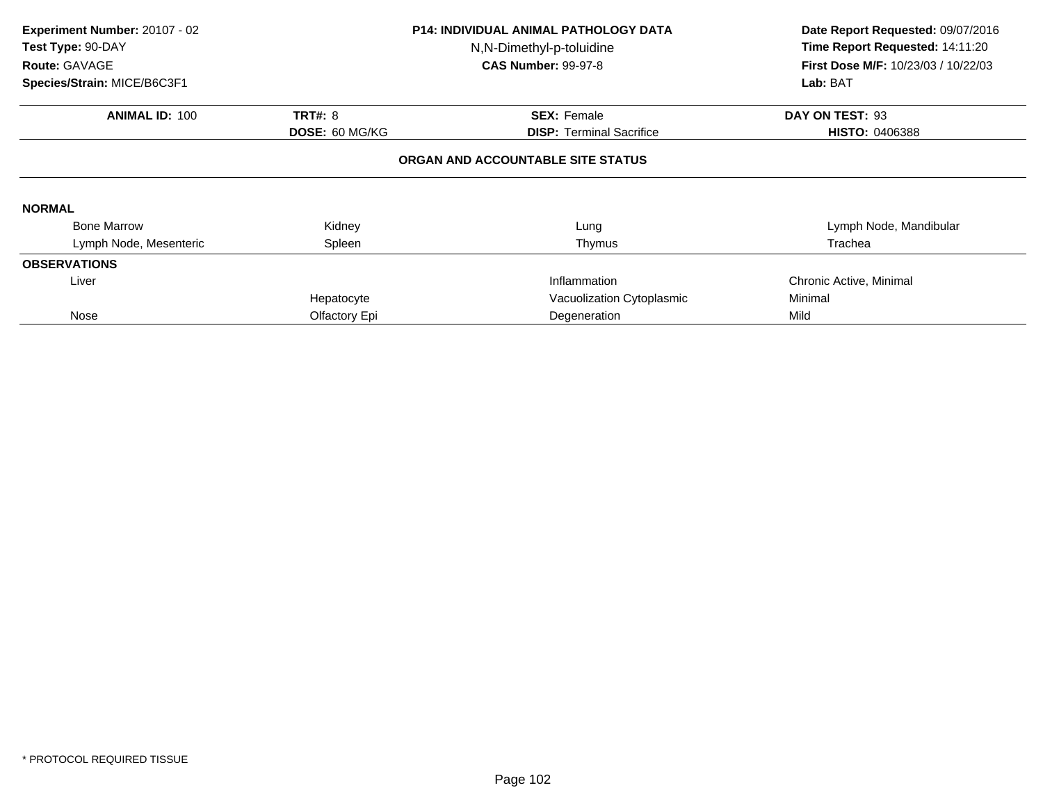**Experiment Number:** 20107 - 02
**Test Type:** 90-DAY
**Route:** GAVAGE
**Species/Strain:** MICE/B6C3F1

**P14: INDIVIDUAL ANIMAL PATHOLOGY DATA**
N,N-Dimethyl-p-toluidine
**CAS Number:** 99-97-8

**Date Report Requested:** 09/07/2016
**Time Report Requested:** 14:11:20
**First Dose M/F:** 10/23/03 / 10/22/03
**Lab:** BAT

| **ANIMAL ID:** 100 | **TRT#:** 8 | **SEX:** Female | **DAY ON TEST:** 93 |
|---|---|---|---|
| | **DOSE:** 60 MG/KG | **DISP:** Terminal Sacrifice | **HISTO:** 0406388 |

**ORGAN AND ACCOUNTABLE SITE STATUS**

**NORMAL**

| | | | |
|---|---|---|---|
| Bone Marrow | Kidney | Lung | Lymph Node, Mandibular |
| Lymph Node, Mesenteric | Spleen | Thymus | Trachea |

**OBSERVATIONS**

| | | | |
|---|---|---|---|
| Liver | | Inflammation | Chronic Active, Minimal |
| | Hepatocyte | Vacuolization Cytoplasmic | Minimal |
| Nose | Olfactory Epi | Degeneration | Mild |

* PROTOCOL REQUIRED TISSUE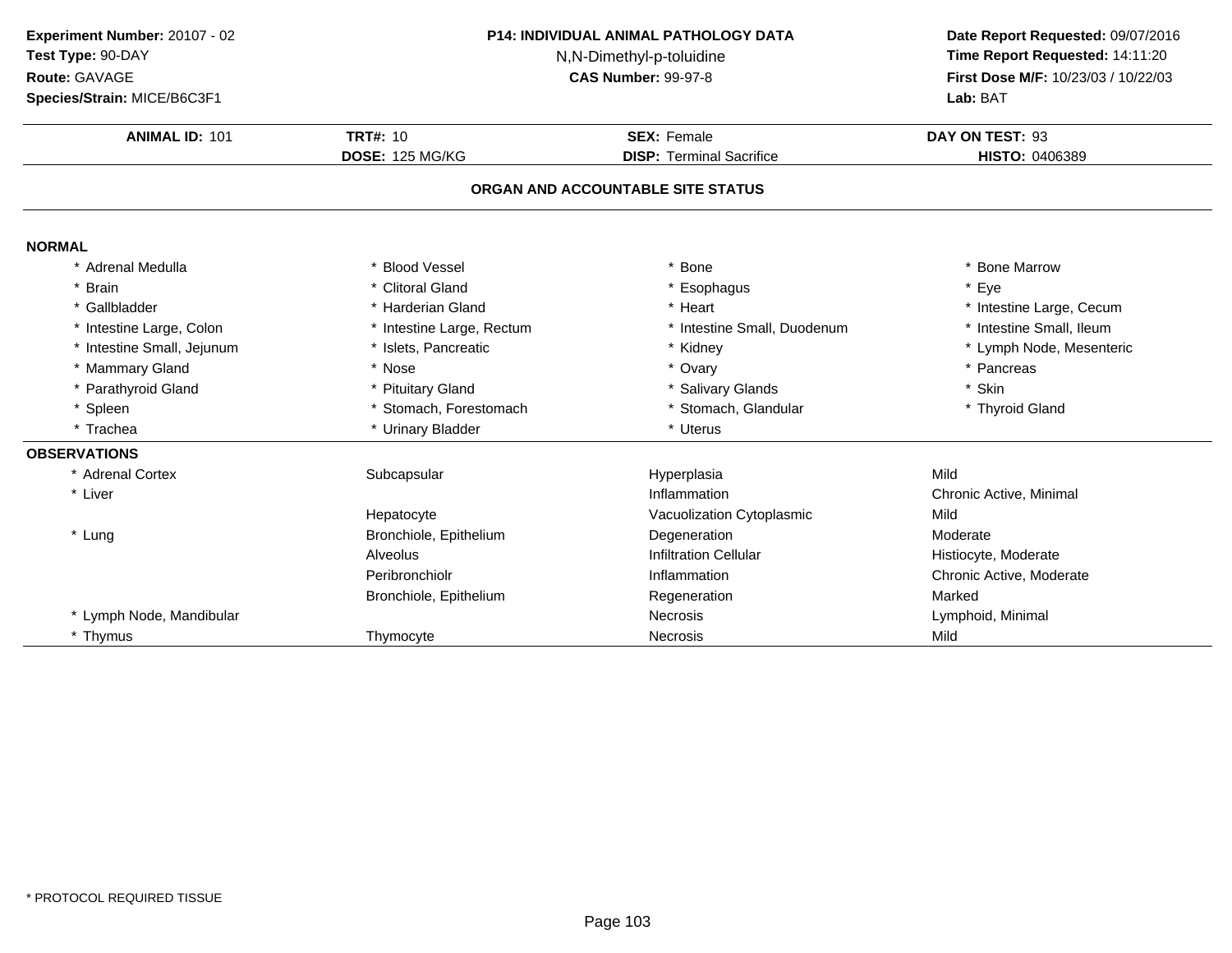**Experiment Number:** 20107 - 02
**Test Type:** 90-DAY
**Route:** GAVAGE
**Species/Strain:** MICE/B6C3F1

**P14: INDIVIDUAL ANIMAL PATHOLOGY DATA**
N,N-Dimethyl-p-toluidine
**CAS Number:** 99-97-8

**Date Report Requested:** 09/07/2016
**Time Report Requested:** 14:11:20
**First Dose M/F:** 10/23/03 / 10/22/03
**Lab:** BAT

| **ANIMAL ID:** 101 | **TRT#:** 10 | **SEX:** Female | **DAY ON TEST:** 93 |
|---|---|---|---|
| | **DOSE:** 125 MG/KG | **DISP:** Terminal Sacrifice | **HISTO:** 0406389 |

## ORGAN AND ACCOUNTABLE SITE STATUS

### NORMAL

| | | | |
|---|---|---|---|
| * Adrenal Medulla | * Blood Vessel | * Bone | * Bone Marrow |
| * Brain | * Clitoral Gland | * Esophagus | * Eye |
| * Gallbladder | * Harderian Gland | * Heart | * Intestine Large, Cecum |
| * Intestine Large, Colon | * Intestine Large, Rectum | * Intestine Small, Duodenum | * Intestine Small, Ileum |
| * Intestine Small, Jejunum | * Islets, Pancreatic | * Kidney | * Lymph Node, Mesenteric |
| * Mammary Gland | * Nose | * Ovary | * Pancreas |
| * Parathyroid Gland | * Pituitary Gland | * Salivary Glands | * Skin |
| * Spleen | * Stomach, Forestomach | * Stomach, Glandular | * Thyroid Gland |
| * Trachea | * Urinary Bladder | * Uterus | |

### OBSERVATIONS

| | | | |
|---|---|---|---|
| * Adrenal Cortex | Subcapsular | Hyperplasia | Mild |
| * Liver | | Inflammation | Chronic Active, Minimal |
| | Hepatocyte | Vacuolization Cytoplasmic | Mild |
| * Lung | Bronchiole, Epithelium | Degeneration | Moderate |
| | Alveolus | Infiltration Cellular | Histiocyte, Moderate |
| | Peribronchiolr | Inflammation | Chronic Active, Moderate |
| | Bronchiole, Epithelium | Regeneration | Marked |
| * Lymph Node, Mandibular | | Necrosis | Lymphoid, Minimal |
| * Thymus | Thymocyte | Necrosis | Mild |

* PROTOCOL REQUIRED TISSUE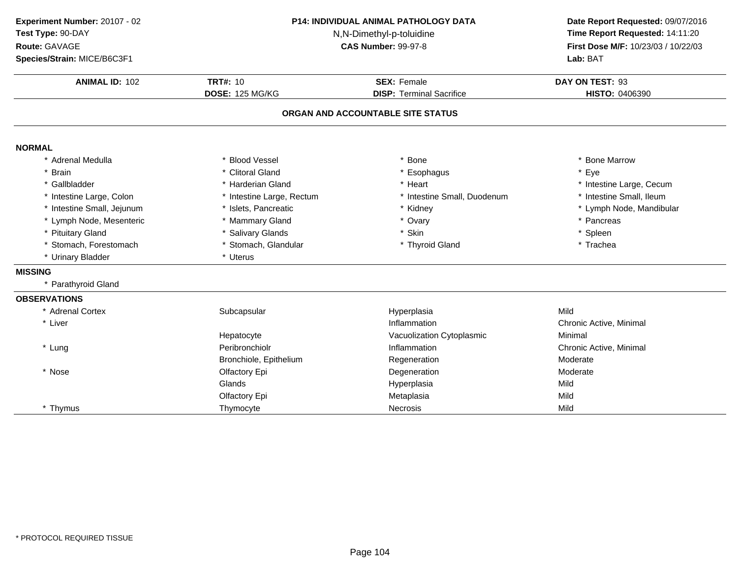**Experiment Number:** 20107 - 02
**Test Type:** 90-DAY
**Route:** GAVAGE
**Species/Strain:** MICE/B6C3F1

**P14: INDIVIDUAL ANIMAL PATHOLOGY DATA**
N,N-Dimethyl-p-toluidine
**CAS Number:** 99-97-8

**Date Report Requested:** 09/07/2016
**Time Report Requested:** 14:11:20
**First Dose M/F:** 10/23/03 / 10/22/03
**Lab:** BAT

| **ANIMAL ID:** 102 | **TRT#:** 10 | **SEX:** Female | **DAY ON TEST:** 93 |
|---|---|---|---|
| | **DOSE:** 125 MG/KG | **DISP:** Terminal Sacrifice | **HISTO:** 0406390 |

## ORGAN AND ACCOUNTABLE SITE STATUS

**NORMAL**

| | | | |
|---|---|---|---|
| * Adrenal Medulla | * Blood Vessel | * Bone | * Bone Marrow |
| * Brain | * Clitoral Gland | * Esophagus | * Eye |
| * Gallbladder | * Harderian Gland | * Heart | * Intestine Large, Cecum |
| * Intestine Large, Colon | * Intestine Large, Rectum | * Intestine Small, Duodenum | * Intestine Small, Ileum |
| * Intestine Small, Jejunum | * Islets, Pancreatic | * Kidney | * Lymph Node, Mandibular |
| * Lymph Node, Mesenteric | * Mammary Gland | * Ovary | * Pancreas |
| * Pituitary Gland | * Salivary Glands | * Skin | * Spleen |
| * Stomach, Forestomach | * Stomach, Glandular | * Thyroid Gland | * Trachea |
| * Urinary Bladder | * Uterus | | |

**MISSING**

* Parathyroid Gland

**OBSERVATIONS**

| | | | |
|---|---|---|---|
| * Adrenal Cortex | Subcapsular | Hyperplasia | Mild |
| * Liver | | Inflammation | Chronic Active, Minimal |
| | Hepatocyte | Vacuolization Cytoplasmic | Minimal |
| * Lung | Peribronchiolr | Inflammation | Chronic Active, Minimal |
| | Bronchiole, Epithelium | Regeneration | Moderate |
| * Nose | Olfactory Epi | Degeneration | Moderate |
| | Glands | Hyperplasia | Mild |
| | Olfactory Epi | Metaplasia | Mild |
| * Thymus | Thymocyte | Necrosis | Mild |

* PROTOCOL REQUIRED TISSUE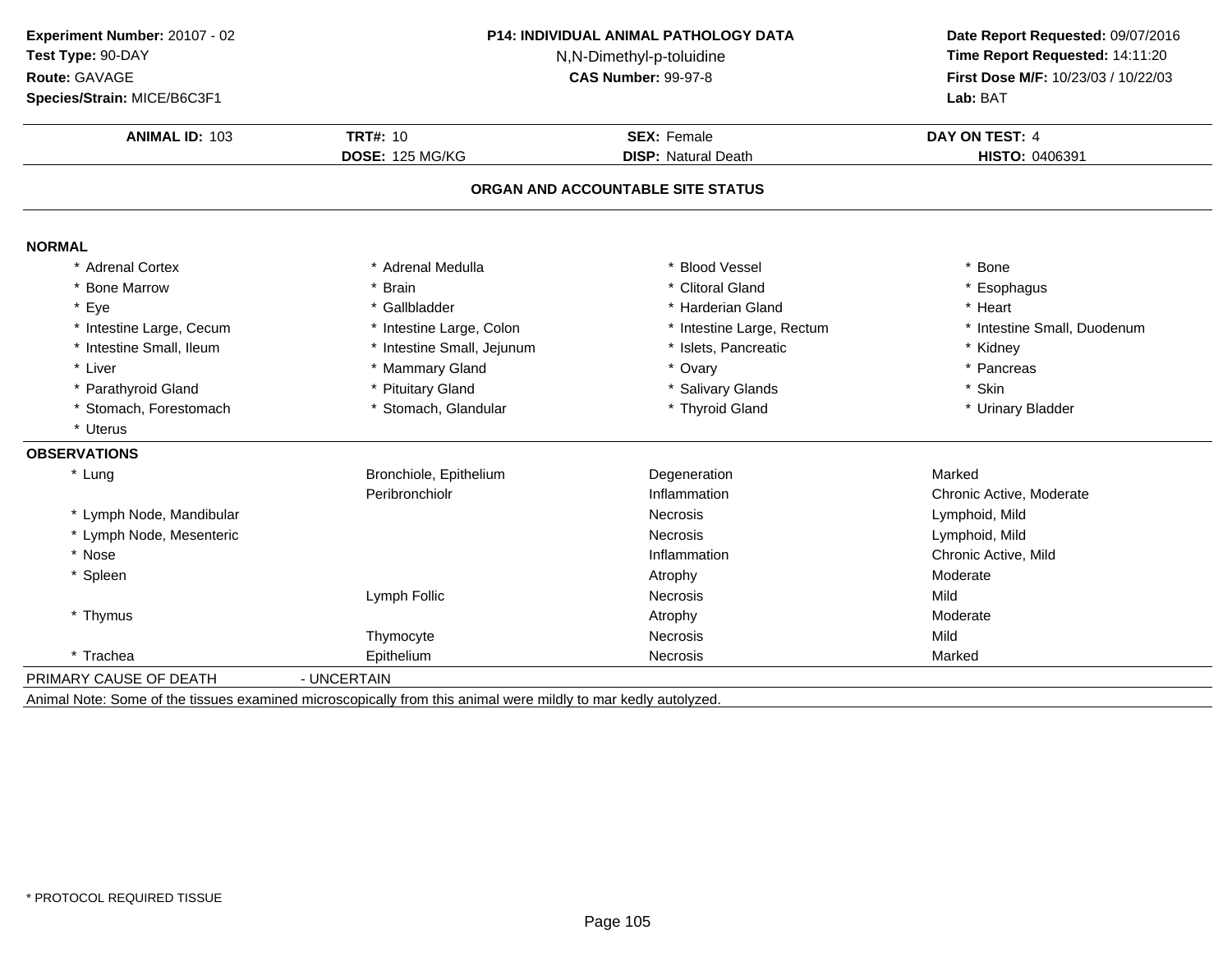**Experiment Number:** 20107 - 02
**Test Type:** 90-DAY
**Route:** GAVAGE
**Species/Strain:** MICE/B6C3F1

**P14: INDIVIDUAL ANIMAL PATHOLOGY DATA**
N,N-Dimethyl-p-toluidine
**CAS Number:** 99-97-8

**Date Report Requested:** 09/07/2016
**Time Report Requested:** 14:11:20
**First Dose M/F:** 10/23/03 / 10/22/03
**Lab:** BAT

| **ANIMAL ID:** 103 | **TRT#:** 10 | **SEX:** Female | **DAY ON TEST:** 4 |
|---|---|---|---|
| | **DOSE:** 125 MG/KG | **DISP:** Natural Death | **HISTO:** 0406391 |

## ORGAN AND ACCOUNTABLE SITE STATUS

**NORMAL**

| | | | |
|---|---|---|---|
| * Adrenal Cortex | * Adrenal Medulla | * Blood Vessel | * Bone |
| * Bone Marrow | * Brain | * Clitoral Gland | * Esophagus |
| * Eye | * Gallbladder | * Harderian Gland | * Heart |
| * Intestine Large, Cecum | * Intestine Large, Colon | * Intestine Large, Rectum | * Intestine Small, Duodenum |
| * Intestine Small, Ileum | * Intestine Small, Jejunum | * Islets, Pancreatic | * Kidney |
| * Liver | * Mammary Gland | * Ovary | * Pancreas |
| * Parathyroid Gland | * Pituitary Gland | * Salivary Glands | * Skin |
| * Stomach, Forestomach | * Stomach, Glandular | * Thyroid Gland | * Urinary Bladder |
| * Uterus | | | |

**OBSERVATIONS**

| | | | |
|---|---|---|---|
| * Lung | Bronchiole, Epithelium | Degeneration | Marked |
| | Peribronchiolr | Inflammation | Chronic Active, Moderate |
| * Lymph Node, Mandibular | | Necrosis | Lymphoid, Mild |
| * Lymph Node, Mesenteric | | Necrosis | Lymphoid, Mild |
| * Nose | | Inflammation | Chronic Active, Mild |
| * Spleen | | Atrophy | Moderate |
| | Lymph Follic | Necrosis | Mild |
| * Thymus | | Atrophy | Moderate |
| | Thymocyte | Necrosis | Mild |
| * Trachea | Epithelium | Necrosis | Marked |

PRIMARY CAUSE OF DEATH - UNCERTAIN

Animal Note: Some of the tissues examined microscopically from this animal were mildly to mar kedly autolyzed.

* PROTOCOL REQUIRED TISSUE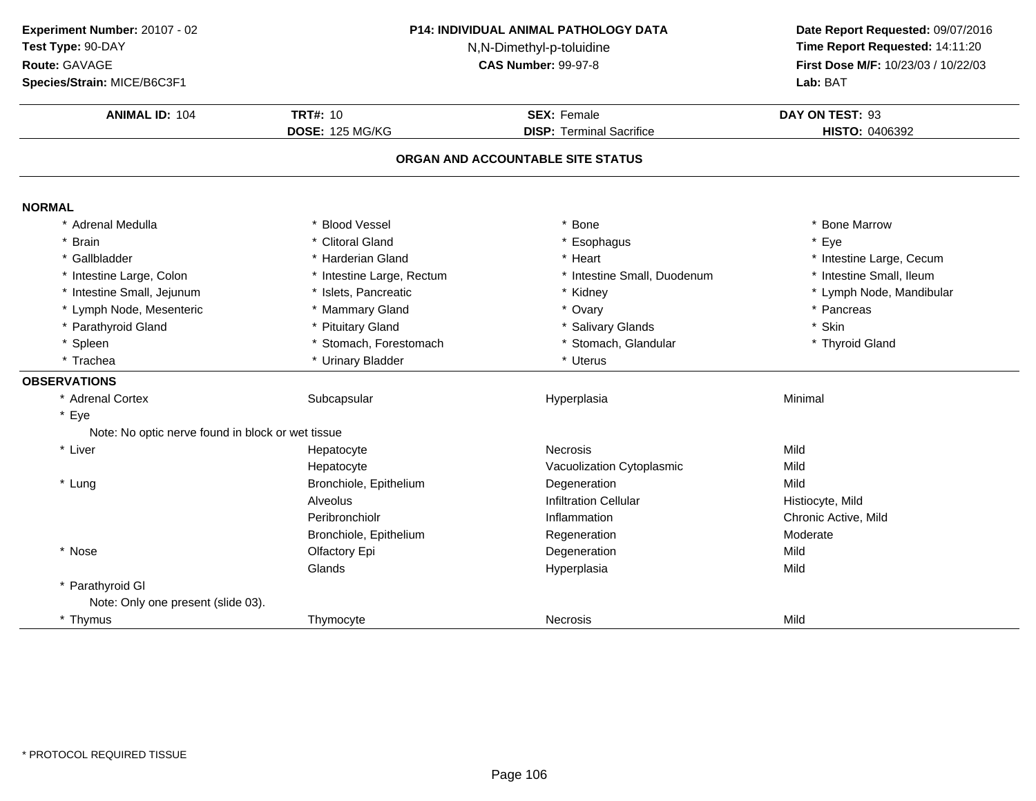**Experiment Number:** 20107 - 02
**Test Type:** 90-DAY
**Route:** GAVAGE
**Species/Strain:** MICE/B6C3F1

**P14: INDIVIDUAL ANIMAL PATHOLOGY DATA**
N,N-Dimethyl-p-toluidine
**CAS Number:** 99-97-8

**Date Report Requested:** 09/07/2016
**Time Report Requested:** 14:11:20
**First Dose M/F:** 10/23/03 / 10/22/03
**Lab:** BAT

| **ANIMAL ID:** 104 | **TRT#:** 10 | **SEX:** Female | **DAY ON TEST:** 93 |
|---|---|---|---|
| | **DOSE:** 125 MG/KG | **DISP:** Terminal Sacrifice | **HISTO:** 0406392 |

## ORGAN AND ACCOUNTABLE SITE STATUS

**NORMAL**

| | | | |
|---|---|---|---|
| * Adrenal Medulla | * Blood Vessel | * Bone | * Bone Marrow |
| * Brain | * Clitoral Gland | * Esophagus | * Eye |
| * Gallbladder | * Harderian Gland | * Heart | * Intestine Large, Cecum |
| * Intestine Large, Colon | * Intestine Large, Rectum | * Intestine Small, Duodenum | * Intestine Small, Ileum |
| * Intestine Small, Jejunum | * Islets, Pancreatic | * Kidney | * Lymph Node, Mandibular |
| * Lymph Node, Mesenteric | * Mammary Gland | * Ovary | * Pancreas |
| * Parathyroid Gland | * Pituitary Gland | * Salivary Glands | * Skin |
| * Spleen | * Stomach, Forestomach | * Stomach, Glandular | * Thyroid Gland |
| * Trachea | * Urinary Bladder | * Uterus | |

**OBSERVATIONS**

| | | | |
|---|---|---|---|
| * Adrenal Cortex | Subcapsular | Hyperplasia | Minimal |
| * Eye | | | |
| Note: No optic nerve found in block or wet tissue | | | |
| * Liver | Hepatocyte | Necrosis | Mild |
| | Hepatocyte | Vacuolization Cytoplasmic | Mild |
| * Lung | Bronchiole, Epithelium | Degeneration | Mild |
| | Alveolus | Infiltration Cellular | Histiocyte, Mild |
| | Peribronchiolr | Inflammation | Chronic Active, Mild |
| | Bronchiole, Epithelium | Regeneration | Moderate |
| * Nose | Olfactory Epi | Degeneration | Mild |
| | Glands | Hyperplasia | Mild |
| * Parathyroid Gl | | | |
| Note: Only one present (slide 03). | | | |
| * Thymus | Thymocyte | Necrosis | Mild |

* PROTOCOL REQUIRED TISSUE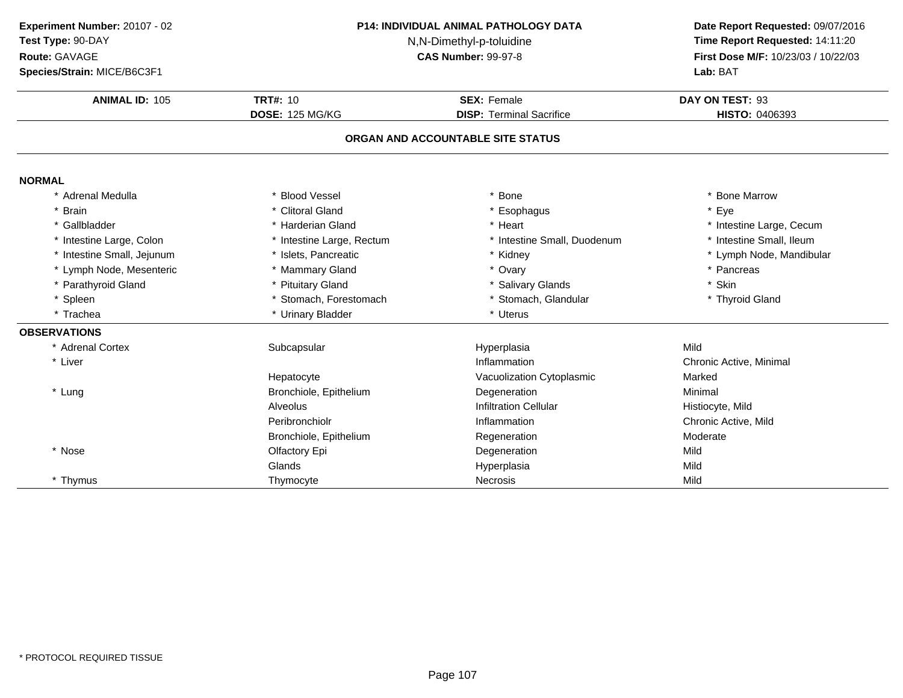**Experiment Number:** 20107 - 02
**Test Type:** 90-DAY
**Route:** GAVAGE
**Species/Strain:** MICE/B6C3F1

**P14: INDIVIDUAL ANIMAL PATHOLOGY DATA**
N,N-Dimethyl-p-toluidine
**CAS Number:** 99-97-8

**Date Report Requested:** 09/07/2016
**Time Report Requested:** 14:11:20
**First Dose M/F:** 10/23/03 / 10/22/03
**Lab:** BAT

| **ANIMAL ID:** 105 | **TRT#:** 10 | **SEX:** Female | **DAY ON TEST:** 93 |
|---|---|---|---|
| | **DOSE:** 125 MG/KG | **DISP:** Terminal Sacrifice | **HISTO:** 0406393 |

## ORGAN AND ACCOUNTABLE SITE STATUS

**NORMAL**

| | | | |
|---|---|---|---|
| * Adrenal Medulla | * Blood Vessel | * Bone | * Bone Marrow |
| * Brain | * Clitoral Gland | * Esophagus | * Eye |
| * Gallbladder | * Harderian Gland | * Heart | * Intestine Large, Cecum |
| * Intestine Large, Colon | * Intestine Large, Rectum | * Intestine Small, Duodenum | * Intestine Small, Ileum |
| * Intestine Small, Jejunum | * Islets, Pancreatic | * Kidney | * Lymph Node, Mandibular |
| * Lymph Node, Mesenteric | * Mammary Gland | * Ovary | * Pancreas |
| * Parathyroid Gland | * Pituitary Gland | * Salivary Glands | * Skin |
| * Spleen | * Stomach, Forestomach | * Stomach, Glandular | * Thyroid Gland |
| * Trachea | * Urinary Bladder | * Uterus | |

**OBSERVATIONS**

| | | | |
|---|---|---|---|
| * Adrenal Cortex | Subcapsular | Hyperplasia | Mild |
| * Liver | | Inflammation | Chronic Active, Minimal |
| | Hepatocyte | Vacuolization Cytoplasmic | Marked |
| * Lung | Bronchiole, Epithelium | Degeneration | Minimal |
| | Alveolus | Infiltration Cellular | Histiocyte, Mild |
| | Peribronchiolr | Inflammation | Chronic Active, Mild |
| | Bronchiole, Epithelium | Regeneration | Moderate |
| * Nose | Olfactory Epi | Degeneration | Mild |
| | Glands | Hyperplasia | Mild |
| * Thymus | Thymocyte | Necrosis | Mild |

\* PROTOCOL REQUIRED TISSUE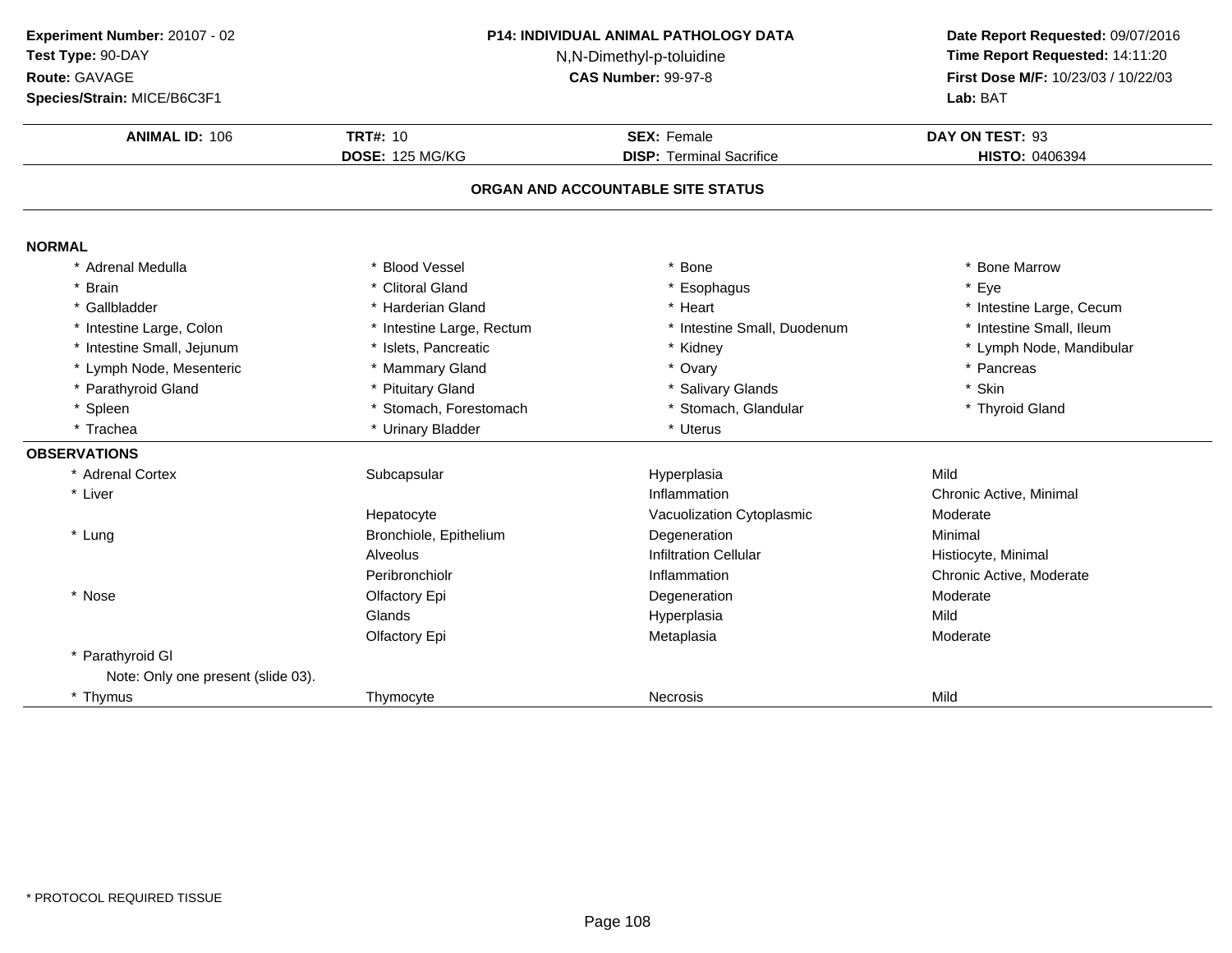**Experiment Number:** 20107 - 02
**Test Type:** 90-DAY
**Route:** GAVAGE
**Species/Strain:** MICE/B6C3F1

**P14: INDIVIDUAL ANIMAL PATHOLOGY DATA**
N,N-Dimethyl-p-toluidine
**CAS Number:** 99-97-8

**Date Report Requested:** 09/07/2016
**Time Report Requested:** 14:11:20
**First Dose M/F:** 10/23/03 / 10/22/03
**Lab:** BAT

| **ANIMAL ID:** 106 | **TRT#:** 10 | **SEX:** Female | **DAY ON TEST:** 93 |
|---|---|---|---|
| | **DOSE:** 125 MG/KG | **DISP:** Terminal Sacrifice | **HISTO:** 0406394 |

## ORGAN AND ACCOUNTABLE SITE STATUS

**NORMAL**

| | | | |
|---|---|---|---|
| * Adrenal Medulla | * Blood Vessel | * Bone | * Bone Marrow |
| * Brain | * Clitoral Gland | * Esophagus | * Eye |
| * Gallbladder | * Harderian Gland | * Heart | * Intestine Large, Cecum |
| * Intestine Large, Colon | * Intestine Large, Rectum | * Intestine Small, Duodenum | * Intestine Small, Ileum |
| * Intestine Small, Jejunum | * Islets, Pancreatic | * Kidney | * Lymph Node, Mandibular |
| * Lymph Node, Mesenteric | * Mammary Gland | * Ovary | * Pancreas |
| * Parathyroid Gland | * Pituitary Gland | * Salivary Glands | * Skin |
| * Spleen | * Stomach, Forestomach | * Stomach, Glandular | * Thyroid Gland |
| * Trachea | * Urinary Bladder | * Uterus | |

**OBSERVATIONS**

| | | | |
|---|---|---|---|
| * Adrenal Cortex | Subcapsular | Hyperplasia | Mild |
| * Liver | | Inflammation | Chronic Active, Minimal |
| | Hepatocyte | Vacuolization Cytoplasmic | Moderate |
| * Lung | Bronchiole, Epithelium | Degeneration | Minimal |
| | Alveolus | Infiltration Cellular | Histiocyte, Minimal |
| | Peribronchiolr | Inflammation | Chronic Active, Moderate |
| * Nose | Olfactory Epi | Degeneration | Moderate |
| | Glands | Hyperplasia | Mild |
| | Olfactory Epi | Metaplasia | Moderate |
| * Parathyroid Gl | | | |
| Note: Only one present (slide 03). | | | |
| * Thymus | Thymocyte | Necrosis | Mild |

* PROTOCOL REQUIRED TISSUE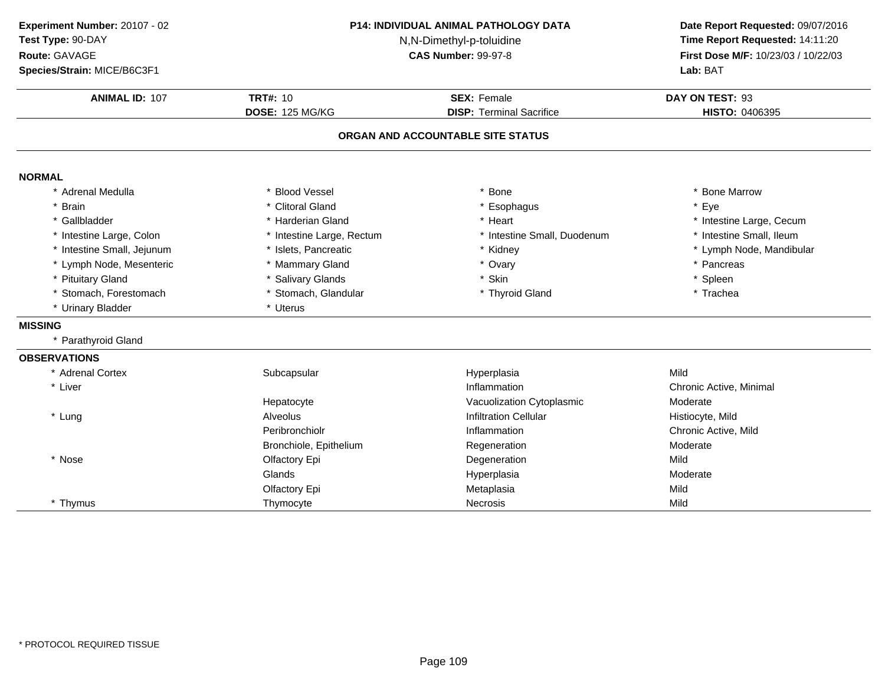**Experiment Number:** 20107 - 02
**Test Type:** 90-DAY
**Route:** GAVAGE
**Species/Strain:** MICE/B6C3F1

**P14: INDIVIDUAL ANIMAL PATHOLOGY DATA**
N,N-Dimethyl-p-toluidine
**CAS Number:** 99-97-8

**Date Report Requested:** 09/07/2016
**Time Report Requested:** 14:11:20
**First Dose M/F:** 10/23/03 / 10/22/03
**Lab:** BAT

| **ANIMAL ID:** 107 | **TRT#:** 10 | **SEX:** Female | **DAY ON TEST:** 93 |
|---|---|---|---|
| | **DOSE:** 125 MG/KG | **DISP:** Terminal Sacrifice | **HISTO:** 0406395 |

## ORGAN AND ACCOUNTABLE SITE STATUS

### NORMAL

| | | | |
|---|---|---|---|
| * Adrenal Medulla | * Blood Vessel | * Bone | * Bone Marrow |
| * Brain | * Clitoral Gland | * Esophagus | * Eye |
| * Gallbladder | * Harderian Gland | * Heart | * Intestine Large, Cecum |
| * Intestine Large, Colon | * Intestine Large, Rectum | * Intestine Small, Duodenum | * Intestine Small, Ileum |
| * Intestine Small, Jejunum | * Islets, Pancreatic | * Kidney | * Lymph Node, Mandibular |
| * Lymph Node, Mesenteric | * Mammary Gland | * Ovary | * Pancreas |
| * Pituitary Gland | * Salivary Glands | * Skin | * Spleen |
| * Stomach, Forestomach | * Stomach, Glandular | * Thyroid Gland | * Trachea |
| * Urinary Bladder | * Uterus | | |

### MISSING

* Parathyroid Gland

### OBSERVATIONS

| | | | |
|---|---|---|---|
| * Adrenal Cortex | Subcapsular | Hyperplasia | Mild |
| * Liver | | Inflammation | Chronic Active, Minimal |
| | Hepatocyte | Vacuolization Cytoplasmic | Moderate |
| * Lung | Alveolus | Infiltration Cellular | Histiocyte, Mild |
| | Peribronchiolr | Inflammation | Chronic Active, Mild |
| | Bronchiole, Epithelium | Regeneration | Moderate |
| * Nose | Olfactory Epi | Degeneration | Mild |
| | Glands | Hyperplasia | Moderate |
| | Olfactory Epi | Metaplasia | Mild |
| * Thymus | Thymocyte | Necrosis | Mild |

* PROTOCOL REQUIRED TISSUE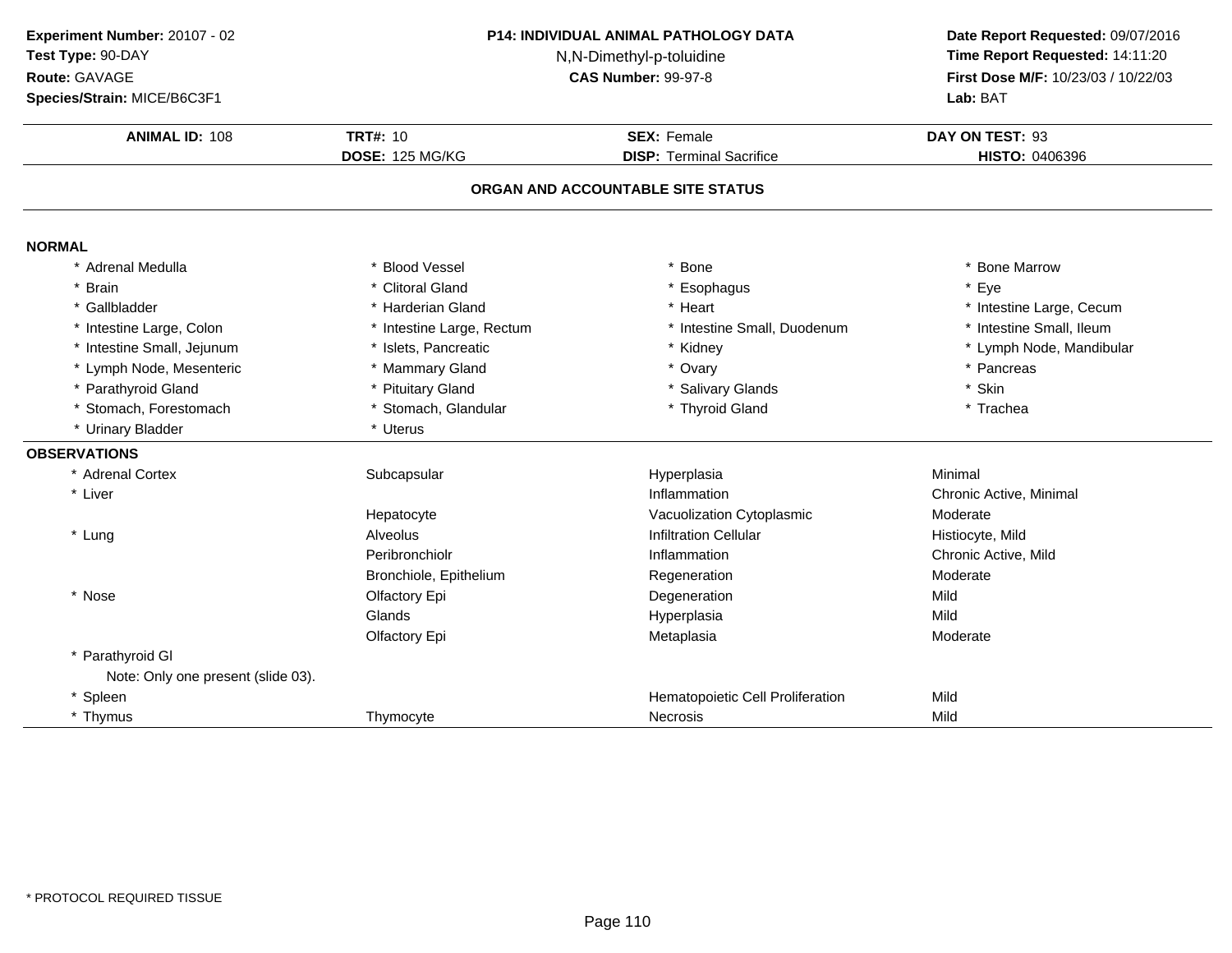**Experiment Number:** 20107 - 02
**Test Type:** 90-DAY
**Route:** GAVAGE
**Species/Strain:** MICE/B6C3F1

**P14: INDIVIDUAL ANIMAL PATHOLOGY DATA**
N,N-Dimethyl-p-toluidine
**CAS Number:** 99-97-8

**Date Report Requested:** 09/07/2016
**Time Report Requested:** 14:11:20
**First Dose M/F:** 10/23/03 / 10/22/03
**Lab:** BAT

| **ANIMAL ID:** 108 | **TRT#:** 10 | **SEX:** Female | **DAY ON TEST:** 93 |
|---|---|---|---|
| | **DOSE:** 125 MG/KG | **DISP:** Terminal Sacrifice | **HISTO:** 0406396 |

## ORGAN AND ACCOUNTABLE SITE STATUS

### NORMAL

| | | | |
|---|---|---|---|
| * Adrenal Medulla | * Blood Vessel | * Bone | * Bone Marrow |
| * Brain | * Clitoral Gland | * Esophagus | * Eye |
| * Gallbladder | * Harderian Gland | * Heart | * Intestine Large, Cecum |
| * Intestine Large, Colon | * Intestine Large, Rectum | * Intestine Small, Duodenum | * Intestine Small, Ileum |
| * Intestine Small, Jejunum | * Islets, Pancreatic | * Kidney | * Lymph Node, Mandibular |
| * Lymph Node, Mesenteric | * Mammary Gland | * Ovary | * Pancreas |
| * Parathyroid Gland | * Pituitary Gland | * Salivary Glands | * Skin |
| * Stomach, Forestomach | * Stomach, Glandular | * Thyroid Gland | * Trachea |
| * Urinary Bladder | * Uterus | | |

### OBSERVATIONS

| | | | |
|---|---|---|---|
| * Adrenal Cortex | Subcapsular | Hyperplasia | Minimal |
| * Liver | | Inflammation | Chronic Active, Minimal |
| | Hepatocyte | Vacuolization Cytoplasmic | Moderate |
| * Lung | Alveolus | Infiltration Cellular | Histiocyte, Mild |
| | Peribronchiolr | Inflammation | Chronic Active, Mild |
| | Bronchiole, Epithelium | Regeneration | Moderate |
| * Nose | Olfactory Epi | Degeneration | Mild |
| | Glands | Hyperplasia | Mild |
| | Olfactory Epi | Metaplasia | Moderate |
| * Parathyroid Gl | | | |
| Note: Only one present (slide 03). | | | |
| * Spleen | | Hematopoietic Cell Proliferation | Mild |
| * Thymus | Thymocyte | Necrosis | Mild |

* PROTOCOL REQUIRED TISSUE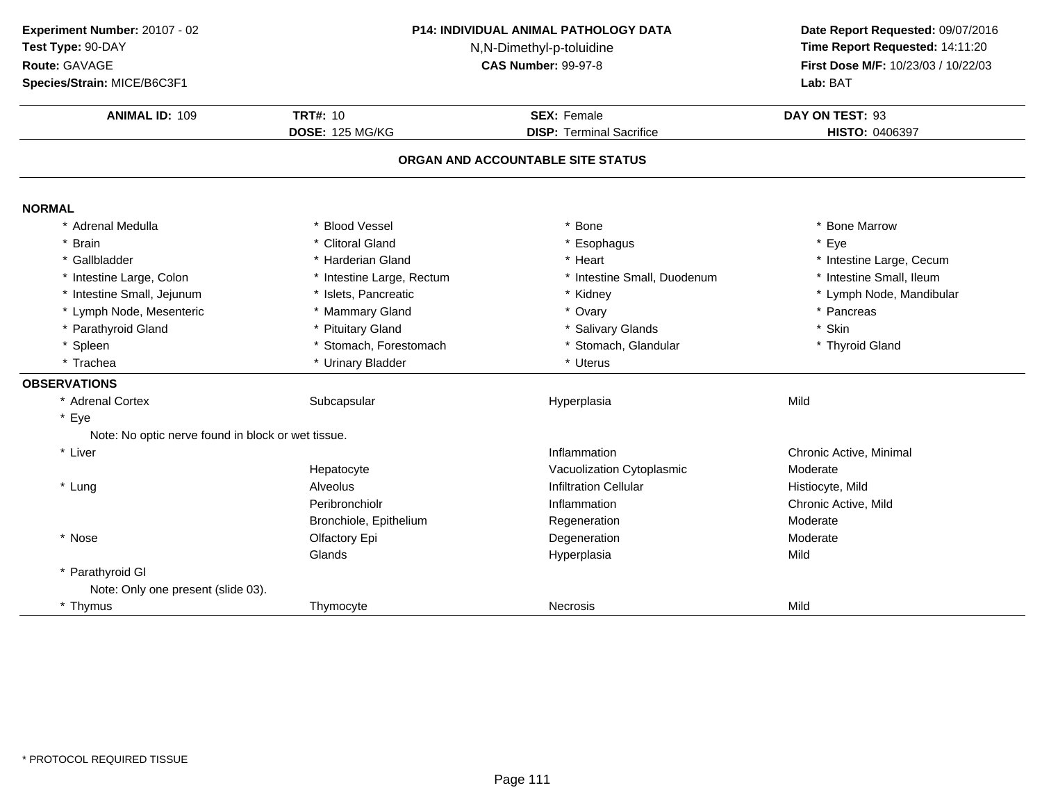**Experiment Number:** 20107 - 02
**Test Type:** 90-DAY
**Route:** GAVAGE
**Species/Strain:** MICE/B6C3F1

**P14: INDIVIDUAL ANIMAL PATHOLOGY DATA**
N,N-Dimethyl-p-toluidine
**CAS Number:** 99-97-8

**Date Report Requested:** 09/07/2016
**Time Report Requested:** 14:11:20
**First Dose M/F:** 10/23/03 / 10/22/03
**Lab:** BAT

| **ANIMAL ID:** 109 | **TRT#:** 10 | **SEX:** Female | **DAY ON TEST:** 93 |
|---|---|---|---|
| | **DOSE:** 125 MG/KG | **DISP:** Terminal Sacrifice | **HISTO:** 0406397 |

## ORGAN AND ACCOUNTABLE SITE STATUS

### NORMAL

| | | | |
|---|---|---|---|
| * Adrenal Medulla | * Blood Vessel | * Bone | * Bone Marrow |
| * Brain | * Clitoral Gland | * Esophagus | * Eye |
| * Gallbladder | * Harderian Gland | * Heart | * Intestine Large, Cecum |
| * Intestine Large, Colon | * Intestine Large, Rectum | * Intestine Small, Duodenum | * Intestine Small, Ileum |
| * Intestine Small, Jejunum | * Islets, Pancreatic | * Kidney | * Lymph Node, Mandibular |
| * Lymph Node, Mesenteric | * Mammary Gland | * Ovary | * Pancreas |
| * Parathyroid Gland | * Pituitary Gland | * Salivary Glands | * Skin |
| * Spleen | * Stomach, Forestomach | * Stomach, Glandular | * Thyroid Gland |
| * Trachea | * Urinary Bladder | * Uterus | |

### OBSERVATIONS

| | | | |
|---|---|---|---|
| * Adrenal Cortex | Subcapsular | Hyperplasia | Mild |
| * Eye | | | |
| Note: No optic nerve found in block or wet tissue. | | | |
| * Liver | | Inflammation | Chronic Active, Minimal |
| | Hepatocyte | Vacuolization Cytoplasmic | Moderate |
| * Lung | Alveolus | Infiltration Cellular | Histiocyte, Mild |
| | Peribronchiolr | Inflammation | Chronic Active, Mild |
| | Bronchiole, Epithelium | Regeneration | Moderate |
| * Nose | Olfactory Epi | Degeneration | Moderate |
| | Glands | Hyperplasia | Mild |
| * Parathyroid Gl | | | |
| Note: Only one present (slide 03). | | | |
| * Thymus | Thymocyte | Necrosis | Mild |

* PROTOCOL REQUIRED TISSUE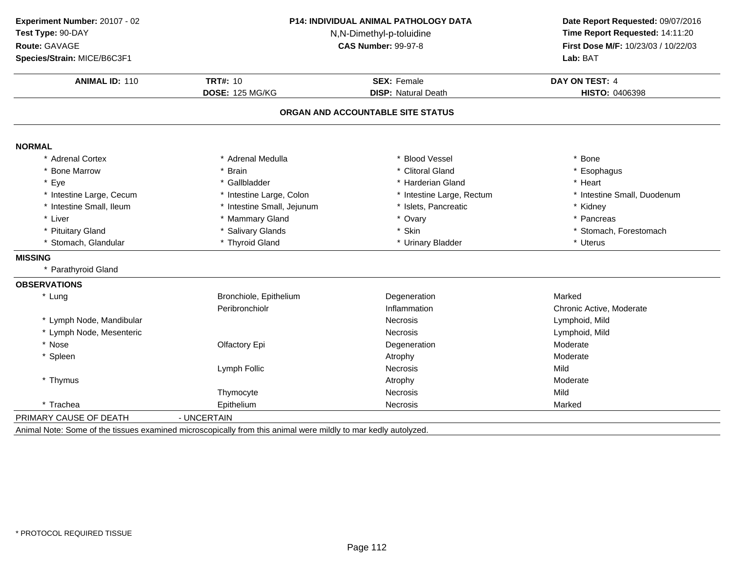**Experiment Number:** 20107 - 02
**Test Type:** 90-DAY
**Route:** GAVAGE
**Species/Strain:** MICE/B6C3F1

**P14: INDIVIDUAL ANIMAL PATHOLOGY DATA**
N,N-Dimethyl-p-toluidine
**CAS Number:** 99-97-8

**Date Report Requested:** 09/07/2016
**Time Report Requested:** 14:11:20
**First Dose M/F:** 10/23/03 / 10/22/03
**Lab:** BAT

| **ANIMAL ID:** 110 | **TRT#:** 10 | **SEX:** Female | **DAY ON TEST:** 4 |
|---|---|---|---|
| | **DOSE:** 125 MG/KG | **DISP:** Natural Death | **HISTO:** 0406398 |

## ORGAN AND ACCOUNTABLE SITE STATUS

**NORMAL**

| | | | |
|---|---|---|---|
| * Adrenal Cortex | * Adrenal Medulla | * Blood Vessel | * Bone |
| * Bone Marrow | * Brain | * Clitoral Gland | * Esophagus |
| * Eye | * Gallbladder | * Harderian Gland | * Heart |
| * Intestine Large, Cecum | * Intestine Large, Colon | * Intestine Large, Rectum | * Intestine Small, Duodenum |
| * Intestine Small, Ileum | * Intestine Small, Jejunum | * Islets, Pancreatic | * Kidney |
| * Liver | * Mammary Gland | * Ovary | * Pancreas |
| * Pituitary Gland | * Salivary Glands | * Skin | * Stomach, Forestomach |
| * Stomach, Glandular | * Thyroid Gland | * Urinary Bladder | * Uterus |

**MISSING**

* Parathyroid Gland

**OBSERVATIONS**

| | | | |
|---|---|---|---|
| * Lung | Bronchiole, Epithelium | Degeneration | Marked |
| | Peribronchiolr | Inflammation | Chronic Active, Moderate |
| * Lymph Node, Mandibular | | Necrosis | Lymphoid, Mild |
| * Lymph Node, Mesenteric | | Necrosis | Lymphoid, Mild |
| * Nose | Olfactory Epi | Degeneration | Moderate |
| * Spleen | | Atrophy | Moderate |
| | Lymph Follic | Necrosis | Mild |
| * Thymus | | Atrophy | Moderate |
| | Thymocyte | Necrosis | Mild |
| * Trachea | Epithelium | Necrosis | Marked |

PRIMARY CAUSE OF DEATH - UNCERTAIN

Animal Note: Some of the tissues examined microscopically from this animal were mildly to mar kedly autolyzed.

* PROTOCOL REQUIRED TISSUE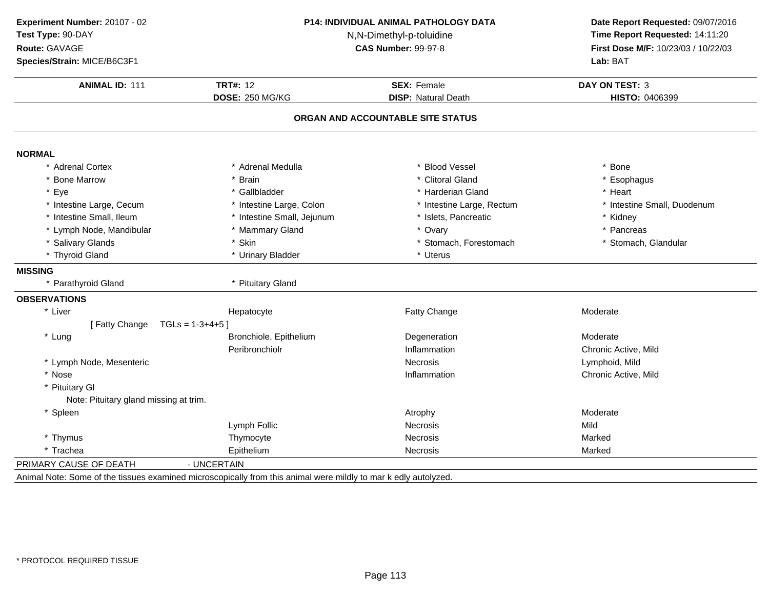**Experiment Number:** 20107 - 02
**Test Type:** 90-DAY
**Route:** GAVAGE
**Species/Strain:** MICE/B6C3F1

**P14: INDIVIDUAL ANIMAL PATHOLOGY DATA**
N,N-Dimethyl-p-toluidine
**CAS Number:** 99-97-8

**Date Report Requested:** 09/07/2016
**Time Report Requested:** 14:11:20
**First Dose M/F:** 10/23/03 / 10/22/03
**Lab:** BAT

| **ANIMAL ID:** 111 | **TRT#:** 12 | **SEX:** Female | **DAY ON TEST:** 3 |
|---|---|---|---|
| | **DOSE:** 250 MG/KG | **DISP:** Natural Death | **HISTO:** 0406399 |

**ORGAN AND ACCOUNTABLE SITE STATUS**

**NORMAL**

| | | | |
|---|---|---|---|
| * Adrenal Cortex | * Adrenal Medulla | * Blood Vessel | * Bone |
| * Bone Marrow | * Brain | * Clitoral Gland | * Esophagus |
| * Eye | * Gallbladder | * Harderian Gland | * Heart |
| * Intestine Large, Cecum | * Intestine Large, Colon | * Intestine Large, Rectum | * Intestine Small, Duodenum |
| * Intestine Small, Ileum | * Intestine Small, Jejunum | * Islets, Pancreatic | * Kidney |
| * Lymph Node, Mandibular | * Mammary Gland | * Ovary | * Pancreas |
| * Salivary Glands | * Skin | * Stomach, Forestomach | * Stomach, Glandular |
| * Thyroid Gland | * Urinary Bladder | * Uterus | |

**MISSING**

| | |
|---|---|
| * Parathyroid Gland | * Pituitary Gland |

**OBSERVATIONS**

| | | | |
|---|---|---|---|
| * Liver | Hepatocyte | Fatty Change | Moderate |
| [ Fatty Change TGLs = 1-3+4+5 ] | | | |
| * Lung | Bronchiole, Epithelium | Degeneration | Moderate |
| | Peribronchiolr | Inflammation | Chronic Active, Mild |
| * Lymph Node, Mesenteric | | Necrosis | Lymphoid, Mild |
| * Nose | | Inflammation | Chronic Active, Mild |
| * Pituitary Gl | | | |
| Note: Pituitary gland missing at trim. | | | |
| * Spleen | | Atrophy | Moderate |
| | Lymph Follic | Necrosis | Mild |
| * Thymus | Thymocyte | Necrosis | Marked |
| * Trachea | Epithelium | Necrosis | Marked |

PRIMARY CAUSE OF DEATH - UNCERTAIN

Animal Note: Some of the tissues examined microscopically from this animal were mildly to mar k edly autolyzed.

* PROTOCOL REQUIRED TISSUE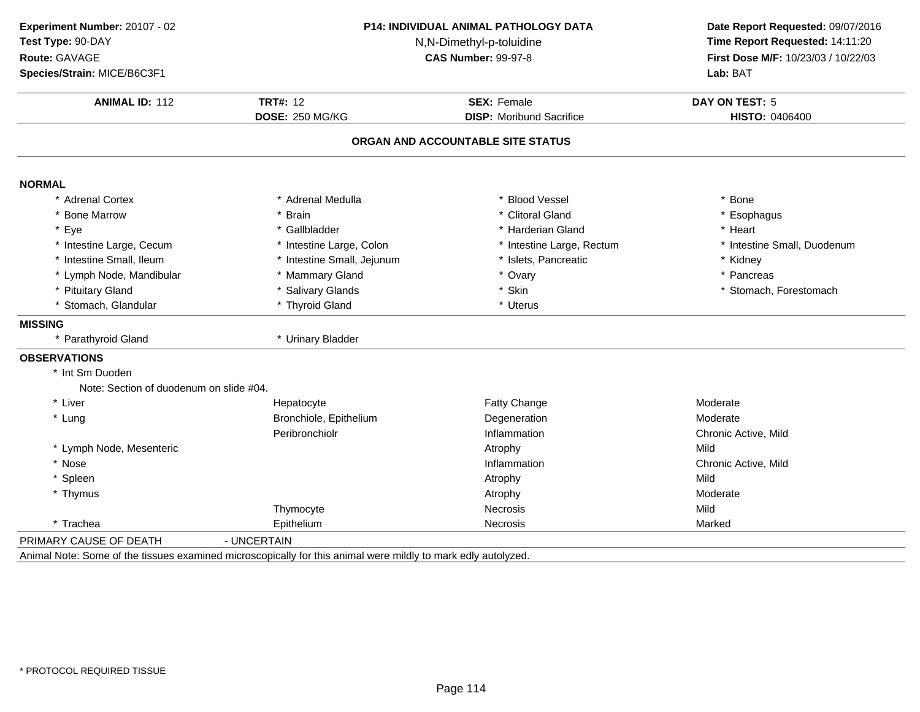**Experiment Number:** 20107 - 02
**Test Type:** 90-DAY
**Route:** GAVAGE
**Species/Strain:** MICE/B6C3F1

**P14: INDIVIDUAL ANIMAL PATHOLOGY DATA**
N,N-Dimethyl-p-toluidine
**CAS Number:** 99-97-8

**Date Report Requested:** 09/07/2016
**Time Report Requested:** 14:11:20
**First Dose M/F:** 10/23/03 / 10/22/03
**Lab:** BAT

| **ANIMAL ID:** 112 | **TRT#:** 12 | **SEX:** Female | **DAY ON TEST:** 5 |
|---|---|---|---|
| | **DOSE:** 250 MG/KG | **DISP:** Moribund Sacrifice | **HISTO:** 0406400 |

## ORGAN AND ACCOUNTABLE SITE STATUS

**NORMAL**

| | | | |
|---|---|---|---|
| * Adrenal Cortex | * Adrenal Medulla | * Blood Vessel | * Bone |
| * Bone Marrow | * Brain | * Clitoral Gland | * Esophagus |
| * Eye | * Gallbladder | * Harderian Gland | * Heart |
| * Intestine Large, Cecum | * Intestine Large, Colon | * Intestine Large, Rectum | * Intestine Small, Duodenum |
| * Intestine Small, Ileum | * Intestine Small, Jejunum | * Islets, Pancreatic | * Kidney |
| * Lymph Node, Mandibular | * Mammary Gland | * Ovary | * Pancreas |
| * Pituitary Gland | * Salivary Glands | * Skin | * Stomach, Forestomach |
| * Stomach, Glandular | * Thyroid Gland | * Uterus | |

**MISSING**

| | |
|---|---|
| * Parathyroid Gland | * Urinary Bladder |

**OBSERVATIONS**

* Int Sm Duoden
  Note: Section of duodenum on slide #04.

| | | | |
|---|---|---|---|
| * Liver | Hepatocyte | Fatty Change | Moderate |
| * Lung | Bronchiole, Epithelium | Degeneration | Moderate |
| | Peribronchiolr | Inflammation | Chronic Active, Mild |
| * Lymph Node, Mesenteric | | Atrophy | Mild |
| * Nose | | Inflammation | Chronic Active, Mild |
| * Spleen | | Atrophy | Mild |
| * Thymus | | Atrophy | Moderate |
| | Thymocyte | Necrosis | Mild |
| * Trachea | Epithelium | Necrosis | Marked |

PRIMARY CAUSE OF DEATH - UNCERTAIN

Animal Note: Some of the tissues examined microscopically for this animal were mildly to mark edly autolyzed.

\* PROTOCOL REQUIRED TISSUE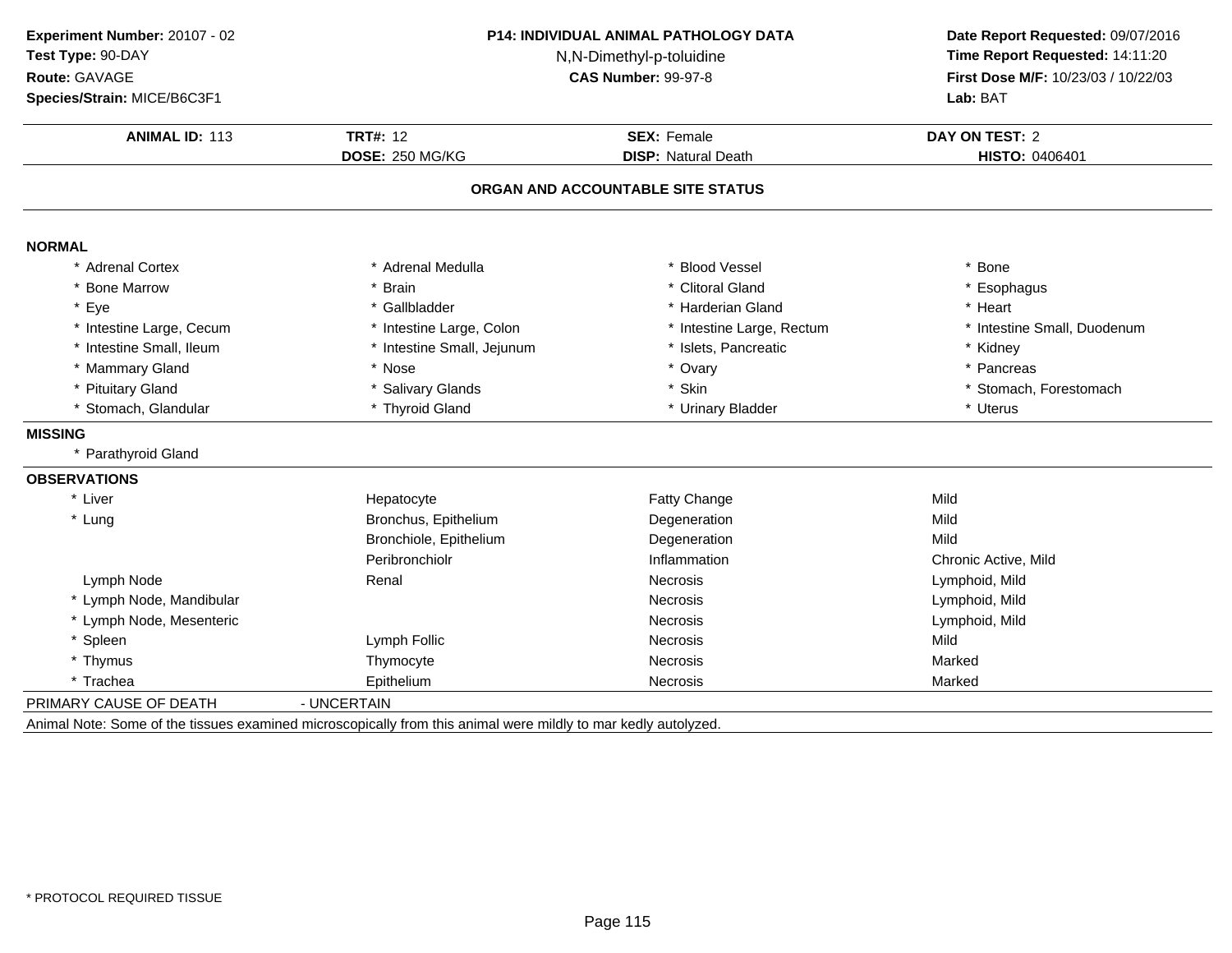**Experiment Number:** 20107 - 02
**Test Type:** 90-DAY
**Route:** GAVAGE
**Species/Strain:** MICE/B6C3F1

**P14: INDIVIDUAL ANIMAL PATHOLOGY DATA**
N,N-Dimethyl-p-toluidine
**CAS Number:** 99-97-8

**Date Report Requested:** 09/07/2016
**Time Report Requested:** 14:11:20
**First Dose M/F:** 10/23/03 / 10/22/03
**Lab:** BAT

| **ANIMAL ID:** 113 | **TRT#:** 12 | **SEX:** Female | **DAY ON TEST:** 2 |
|---|---|---|---|
| | **DOSE:** 250 MG/KG | **DISP:** Natural Death | **HISTO:** 0406401 |

## ORGAN AND ACCOUNTABLE SITE STATUS

**NORMAL**

| | | | |
|---|---|---|---|
| * Adrenal Cortex | * Adrenal Medulla | * Blood Vessel | * Bone |
| * Bone Marrow | * Brain | * Clitoral Gland | * Esophagus |
| * Eye | * Gallbladder | * Harderian Gland | * Heart |
| * Intestine Large, Cecum | * Intestine Large, Colon | * Intestine Large, Rectum | * Intestine Small, Duodenum |
| * Intestine Small, Ileum | * Intestine Small, Jejunum | * Islets, Pancreatic | * Kidney |
| * Mammary Gland | * Nose | * Ovary | * Pancreas |
| * Pituitary Gland | * Salivary Glands | * Skin | * Stomach, Forestomach |
| * Stomach, Glandular | * Thyroid Gland | * Urinary Bladder | * Uterus |

**MISSING**

* Parathyroid Gland

**OBSERVATIONS**

| | | | |
|---|---|---|---|
| * Liver | Hepatocyte | Fatty Change | Mild |
| * Lung | Bronchus, Epithelium | Degeneration | Mild |
| | Bronchiole, Epithelium | Degeneration | Mild |
| | Peribronchiolr | Inflammation | Chronic Active, Mild |
| Lymph Node | Renal | Necrosis | Lymphoid, Mild |
| * Lymph Node, Mandibular | | Necrosis | Lymphoid, Mild |
| * Lymph Node, Mesenteric | | Necrosis | Lymphoid, Mild |
| * Spleen | Lymph Follic | Necrosis | Mild |
| * Thymus | Thymocyte | Necrosis | Marked |
| * Trachea | Epithelium | Necrosis | Marked |

PRIMARY CAUSE OF DEATH - UNCERTAIN

Animal Note: Some of the tissues examined microscopically from this animal were mildly to mar kedly autolyzed.

\* PROTOCOL REQUIRED TISSUE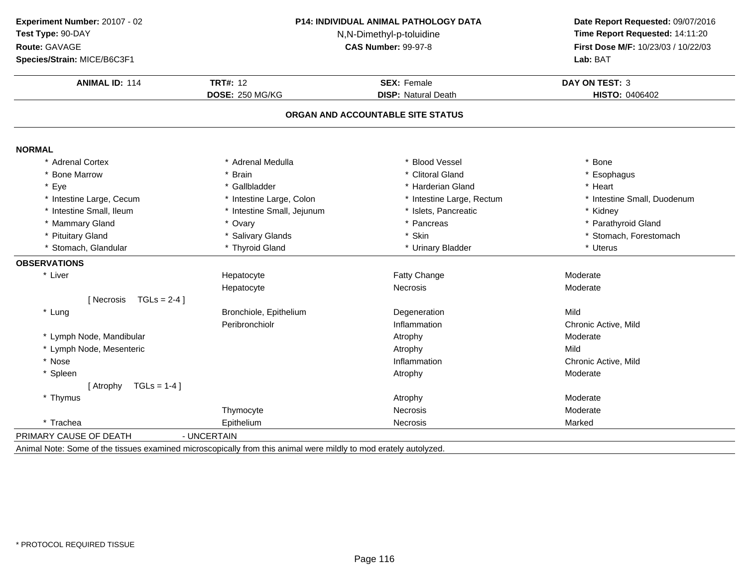**Experiment Number:** 20107 - 02
**Test Type:** 90-DAY
**Route:** GAVAGE
**Species/Strain:** MICE/B6C3F1

**P14: INDIVIDUAL ANIMAL PATHOLOGY DATA**
N,N-Dimethyl-p-toluidine
**CAS Number:** 99-97-8

**Date Report Requested:** 09/07/2016
**Time Report Requested:** 14:11:20
**First Dose M/F:** 10/23/03 / 10/22/03
**Lab:** BAT

| **ANIMAL ID:** 114 | **TRT#:** 12 | **SEX:** Female | **DAY ON TEST:** 3 |
|---|---|---|---|
| | **DOSE:** 250 MG/KG | **DISP:** Natural Death | **HISTO:** 0406402 |

## ORGAN AND ACCOUNTABLE SITE STATUS

**NORMAL**

| | | | |
|---|---|---|---|
| * Adrenal Cortex | * Adrenal Medulla | * Blood Vessel | * Bone |
| * Bone Marrow | * Brain | * Clitoral Gland | * Esophagus |
| * Eye | * Gallbladder | * Harderian Gland | * Heart |
| * Intestine Large, Cecum | * Intestine Large, Colon | * Intestine Large, Rectum | * Intestine Small, Duodenum |
| * Intestine Small, Ileum | * Intestine Small, Jejunum | * Islets, Pancreatic | * Kidney |
| * Mammary Gland | * Ovary | * Pancreas | * Parathyroid Gland |
| * Pituitary Gland | * Salivary Glands | * Skin | * Stomach, Forestomach |
| * Stomach, Glandular | * Thyroid Gland | * Urinary Bladder | * Uterus |

**OBSERVATIONS**

| | | | |
|---|---|---|---|
| * Liver | Hepatocyte | Fatty Change | Moderate |
| | Hepatocyte | Necrosis | Moderate |
| [ Necrosis TGLs = 2-4 ] | | | |
| * Lung | Bronchiole, Epithelium | Degeneration | Mild |
| | Peribronchiolr | Inflammation | Chronic Active, Mild |
| * Lymph Node, Mandibular | | Atrophy | Moderate |
| * Lymph Node, Mesenteric | | Atrophy | Mild |
| * Nose | | Inflammation | Chronic Active, Mild |
| * Spleen | | Atrophy | Moderate |
| [ Atrophy TGLs = 1-4 ] | | | |
| * Thymus | | Atrophy | Moderate |
| | Thymocyte | Necrosis | Moderate |
| * Trachea | Epithelium | Necrosis | Marked |

PRIMARY CAUSE OF DEATH - UNCERTAIN

Animal Note: Some of the tissues examined microscopically from this animal were mildly to mod erately autolyzed.

* PROTOCOL REQUIRED TISSUE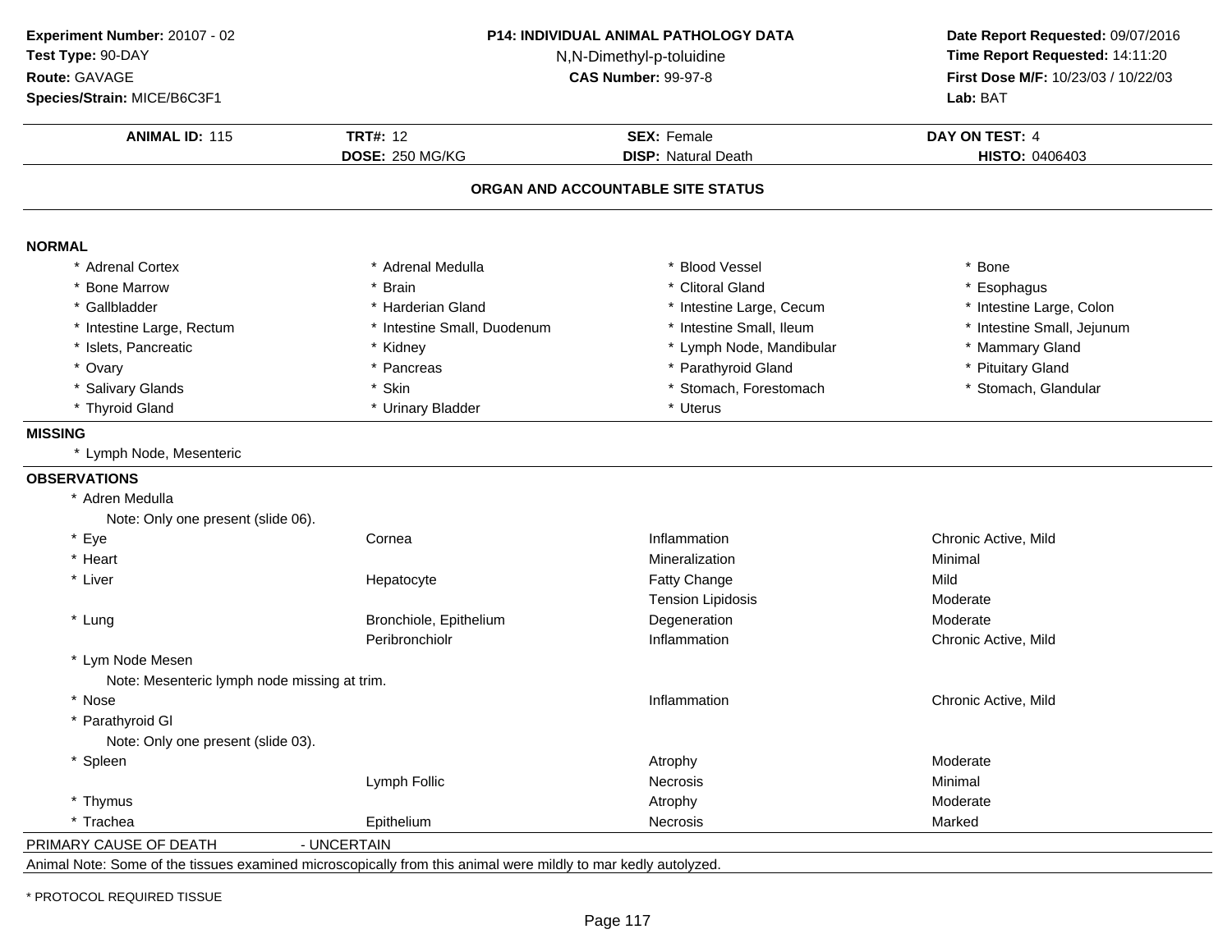**Experiment Number:** 20107 - 02
**Test Type:** 90-DAY
**Route:** GAVAGE
**Species/Strain:** MICE/B6C3F1

**P14: INDIVIDUAL ANIMAL PATHOLOGY DATA**
N,N-Dimethyl-p-toluidine
**CAS Number:** 99-97-8

**Date Report Requested:** 09/07/2016
**Time Report Requested:** 14:11:20
**First Dose M/F:** 10/23/03 / 10/22/03
**Lab:** BAT

| **ANIMAL ID:** 115 | **TRT#:** 12 | **SEX:** Female | **DAY ON TEST:** 4 |
|---|---|---|---|
| | **DOSE:** 250 MG/KG | **DISP:** Natural Death | **HISTO:** 0406403 |

## ORGAN AND ACCOUNTABLE SITE STATUS

**NORMAL**

| | | | |
|---|---|---|---|
| * Adrenal Cortex | * Adrenal Medulla | * Blood Vessel | * Bone |
| * Bone Marrow | * Brain | * Clitoral Gland | * Esophagus |
| * Gallbladder | * Harderian Gland | * Intestine Large, Cecum | * Intestine Large, Colon |
| * Intestine Large, Rectum | * Intestine Small, Duodenum | * Intestine Small, Ileum | * Intestine Small, Jejunum |
| * Islets, Pancreatic | * Kidney | * Lymph Node, Mandibular | * Mammary Gland |
| * Ovary | * Pancreas | * Parathyroid Gland | * Pituitary Gland |
| * Salivary Glands | * Skin | * Stomach, Forestomach | * Stomach, Glandular |
| * Thyroid Gland | * Urinary Bladder | * Uterus | |

**MISSING**

* Lymph Node, Mesenteric

**OBSERVATIONS**

| | | | |
|---|---|---|---|
| * Adren Medulla | | | |
| Note: Only one present (slide 06). | | | |
| * Eye | Cornea | Inflammation | Chronic Active, Mild |
| * Heart | | Mineralization | Minimal |
| * Liver | Hepatocyte | Fatty Change | Mild |
| | | Tension Lipidosis | Moderate |
| * Lung | Bronchiole, Epithelium | Degeneration | Moderate |
| | Peribronchiolr | Inflammation | Chronic Active, Mild |
| * Lym Node Mesen | | | |
| Note: Mesenteric lymph node missing at trim. | | | |
| * Nose | | Inflammation | Chronic Active, Mild |
| * Parathyroid Gl | | | |
| Note: Only one present (slide 03). | | | |
| * Spleen | | Atrophy | Moderate |
| | Lymph Follic | Necrosis | Minimal |
| * Thymus | | Atrophy | Moderate |
| * Trachea | Epithelium | Necrosis | Marked |

PRIMARY CAUSE OF DEATH - UNCERTAIN

Animal Note: Some of the tissues examined microscopically from this animal were mildly to mar kedly autolyzed.

\* PROTOCOL REQUIRED TISSUE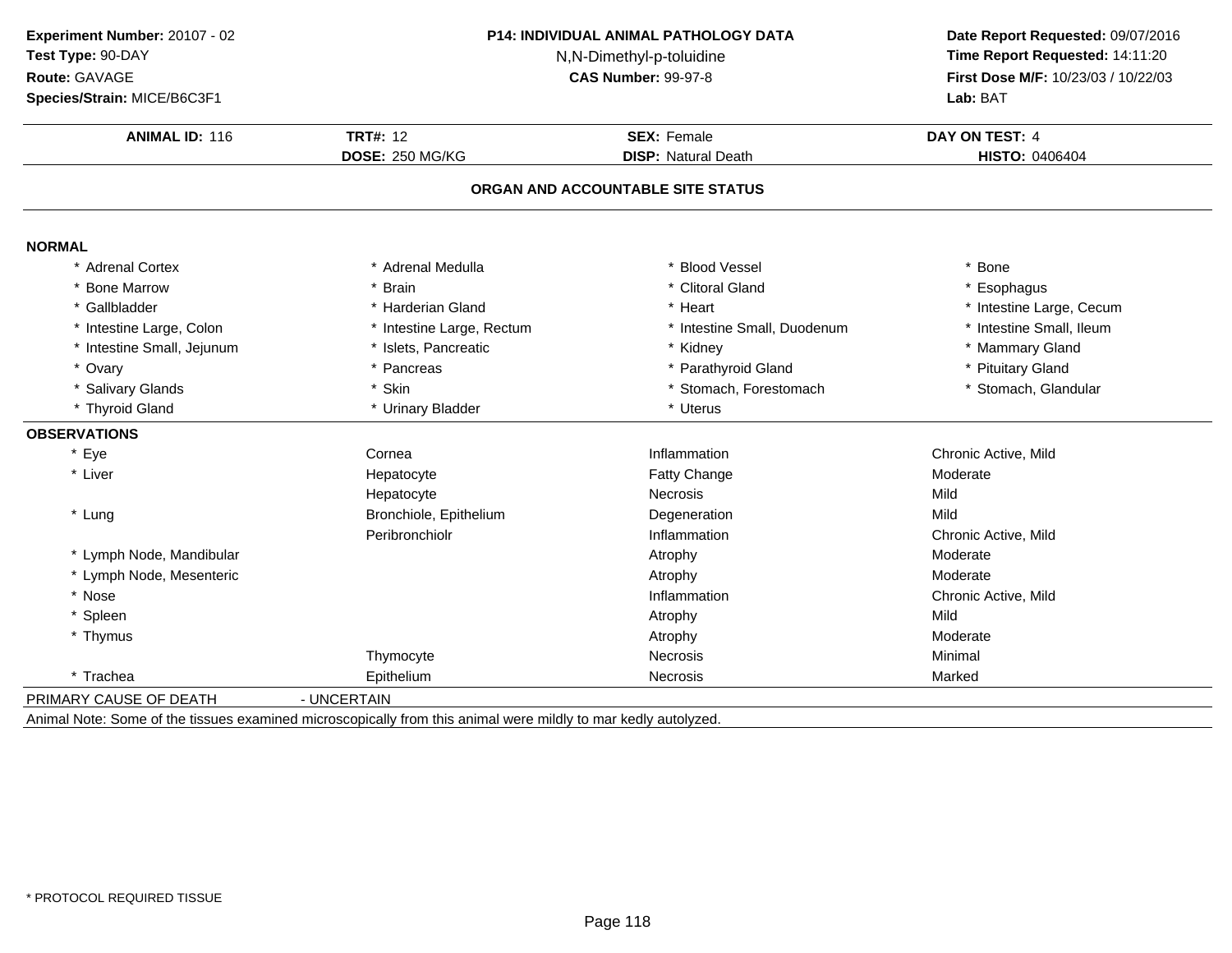**Experiment Number:** 20107 - 02
**Test Type:** 90-DAY
**Route:** GAVAGE
**Species/Strain:** MICE/B6C3F1

**P14: INDIVIDUAL ANIMAL PATHOLOGY DATA**
N,N-Dimethyl-p-toluidine
**CAS Number:** 99-97-8

**Date Report Requested:** 09/07/2016
**Time Report Requested:** 14:11:20
**First Dose M/F:** 10/23/03 / 10/22/03
**Lab:** BAT

| **ANIMAL ID:** 116 | **TRT#:** 12 | **SEX:** Female | **DAY ON TEST:** 4 |
|---|---|---|---|
| | **DOSE:** 250 MG/KG | **DISP:** Natural Death | **HISTO:** 0406404 |

## ORGAN AND ACCOUNTABLE SITE STATUS

**NORMAL**

| | | | |
|---|---|---|---|
| * Adrenal Cortex | * Adrenal Medulla | * Blood Vessel | * Bone |
| * Bone Marrow | * Brain | * Clitoral Gland | * Esophagus |
| * Gallbladder | * Harderian Gland | * Heart | * Intestine Large, Cecum |
| * Intestine Large, Colon | * Intestine Large, Rectum | * Intestine Small, Duodenum | * Intestine Small, Ileum |
| * Intestine Small, Jejunum | * Islets, Pancreatic | * Kidney | * Mammary Gland |
| * Ovary | * Pancreas | * Parathyroid Gland | * Pituitary Gland |
| * Salivary Glands | * Skin | * Stomach, Forestomach | * Stomach, Glandular |
| * Thyroid Gland | * Urinary Bladder | * Uterus | |

**OBSERVATIONS**

| | | | |
|---|---|---|---|
| * Eye | Cornea | Inflammation | Chronic Active, Mild |
| * Liver | Hepatocyte | Fatty Change | Moderate |
| | Hepatocyte | Necrosis | Mild |
| * Lung | Bronchiole, Epithelium | Degeneration | Mild |
| | Peribronchiolr | Inflammation | Chronic Active, Mild |
| * Lymph Node, Mandibular | | Atrophy | Moderate |
| * Lymph Node, Mesenteric | | Atrophy | Moderate |
| * Nose | | Inflammation | Chronic Active, Mild |
| * Spleen | | Atrophy | Mild |
| * Thymus | | Atrophy | Moderate |
| | Thymocyte | Necrosis | Minimal |
| * Trachea | Epithelium | Necrosis | Marked |

PRIMARY CAUSE OF DEATH - UNCERTAIN

Animal Note: Some of the tissues examined microscopically from this animal were mildly to mar kedly autolyzed.

* PROTOCOL REQUIRED TISSUE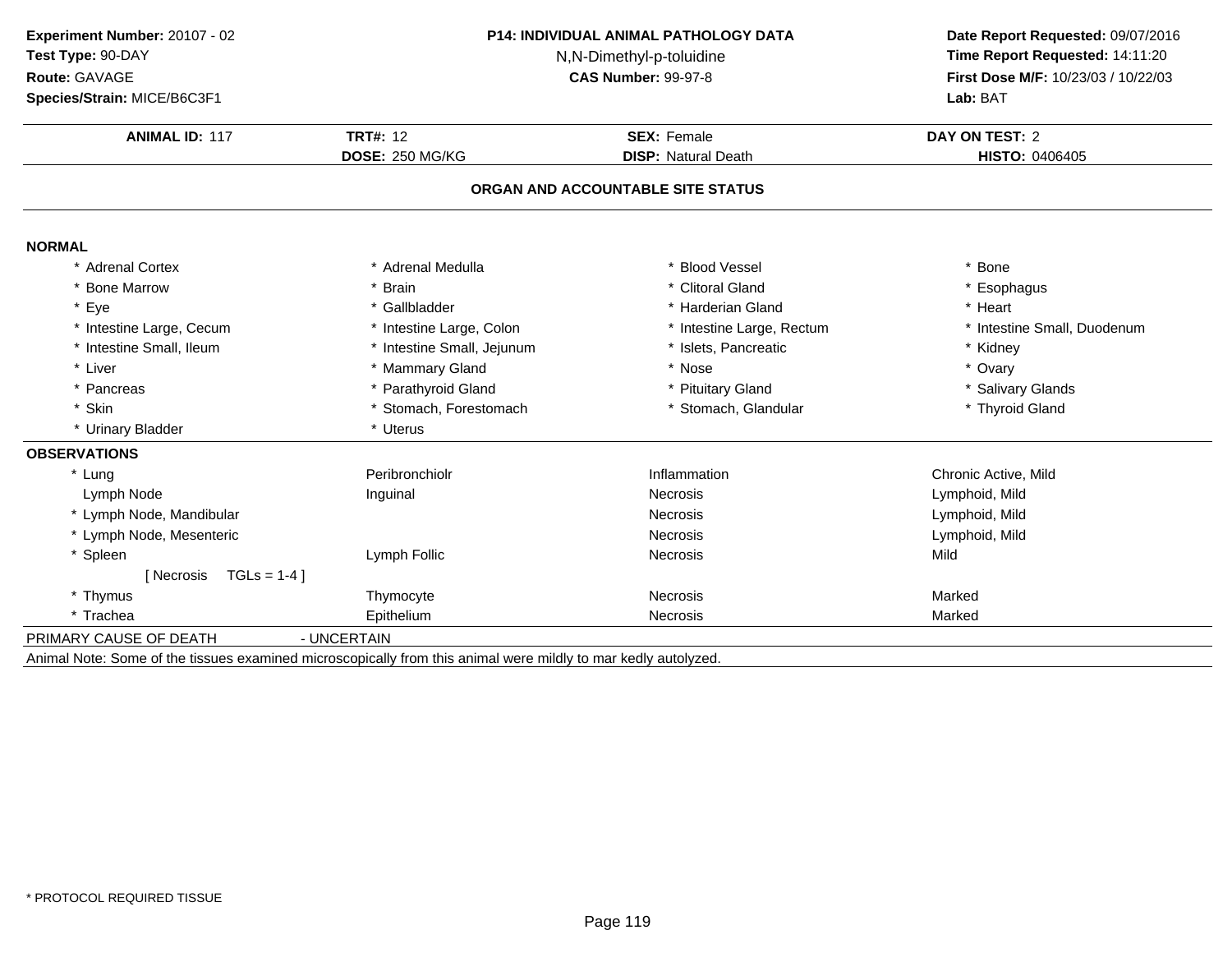**Experiment Number:** 20107 - 02
**Test Type:** 90-DAY
**Route:** GAVAGE
**Species/Strain:** MICE/B6C3F1

**P14: INDIVIDUAL ANIMAL PATHOLOGY DATA**
N,N-Dimethyl-p-toluidine
**CAS Number:** 99-97-8

**Date Report Requested:** 09/07/2016
**Time Report Requested:** 14:11:20
**First Dose M/F:** 10/23/03 / 10/22/03
**Lab:** BAT

| **ANIMAL ID:** 117 | **TRT#:** 12 | **SEX:** Female | **DAY ON TEST:** 2 |
|---|---|---|---|
| | **DOSE:** 250 MG/KG | **DISP:** Natural Death | **HISTO:** 0406405 |

## ORGAN AND ACCOUNTABLE SITE STATUS

### NORMAL

| | | | |
|---|---|---|---|
| * Adrenal Cortex | * Adrenal Medulla | * Blood Vessel | * Bone |
| * Bone Marrow | * Brain | * Clitoral Gland | * Esophagus |
| * Eye | * Gallbladder | * Harderian Gland | * Heart |
| * Intestine Large, Cecum | * Intestine Large, Colon | * Intestine Large, Rectum | * Intestine Small, Duodenum |
| * Intestine Small, Ileum | * Intestine Small, Jejunum | * Islets, Pancreatic | * Kidney |
| * Liver | * Mammary Gland | * Nose | * Ovary |
| * Pancreas | * Parathyroid Gland | * Pituitary Gland | * Salivary Glands |
| * Skin | * Stomach, Forestomach | * Stomach, Glandular | * Thyroid Gland |
| * Urinary Bladder | * Uterus | | |

### OBSERVATIONS

| | | | |
|---|---|---|---|
| * Lung | Peribronchiolr | Inflammation | Chronic Active, Mild |
| Lymph Node | Inguinal | Necrosis | Lymphoid, Mild |
| * Lymph Node, Mandibular | | Necrosis | Lymphoid, Mild |
| * Lymph Node, Mesenteric | | Necrosis | Lymphoid, Mild |
| * Spleen | Lymph Follic | Necrosis | Mild |
| [ Necrosis TGLs = 1-4 ] | | | |
| * Thymus | Thymocyte | Necrosis | Marked |
| * Trachea | Epithelium | Necrosis | Marked |

PRIMARY CAUSE OF DEATH - UNCERTAIN

Animal Note: Some of the tissues examined microscopically from this animal were mildly to mar kedly autolyzed.

* PROTOCOL REQUIRED TISSUE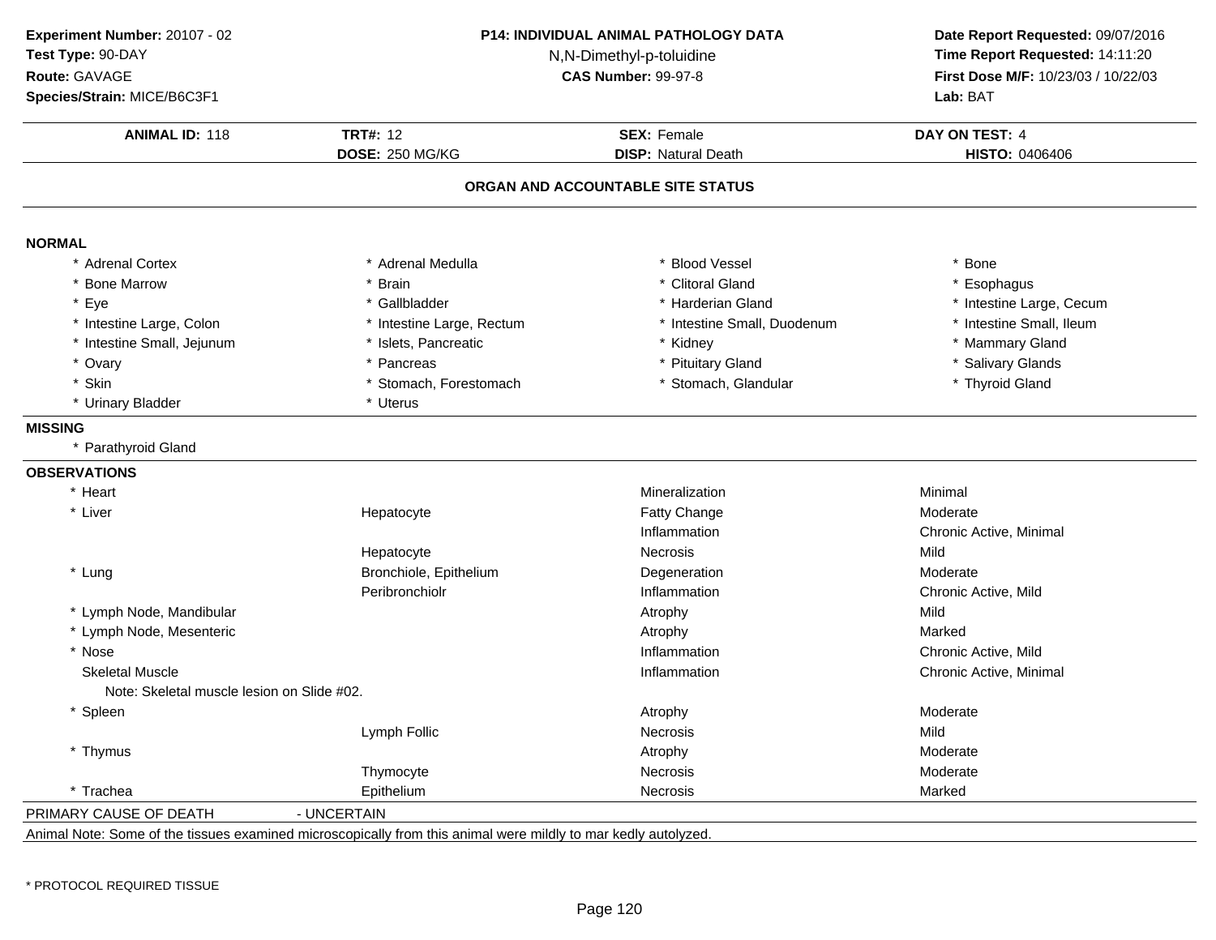**Experiment Number:** 20107 - 02
**Test Type:** 90-DAY
**Route:** GAVAGE
**Species/Strain:** MICE/B6C3F1

**P14: INDIVIDUAL ANIMAL PATHOLOGY DATA**
N,N-Dimethyl-p-toluidine
**CAS Number:** 99-97-8

**Date Report Requested:** 09/07/2016
**Time Report Requested:** 14:11:20
**First Dose M/F:** 10/23/03 / 10/22/03
**Lab:** BAT

| **ANIMAL ID:** 118 | **TRT#:** 12 | **SEX:** Female | **DAY ON TEST:** 4 |
|---|---|---|---|
| | **DOSE:** 250 MG/KG | **DISP:** Natural Death | **HISTO:** 0406406 |

## ORGAN AND ACCOUNTABLE SITE STATUS

**NORMAL**

| | | | |
|---|---|---|---|
| * Adrenal Cortex | * Adrenal Medulla | * Blood Vessel | * Bone |
| * Bone Marrow | * Brain | * Clitoral Gland | * Esophagus |
| * Eye | * Gallbladder | * Harderian Gland | * Intestine Large, Cecum |
| * Intestine Large, Colon | * Intestine Large, Rectum | * Intestine Small, Duodenum | * Intestine Small, Ileum |
| * Intestine Small, Jejunum | * Islets, Pancreatic | * Kidney | * Mammary Gland |
| * Ovary | * Pancreas | * Pituitary Gland | * Salivary Glands |
| * Skin | * Stomach, Forestomach | * Stomach, Glandular | * Thyroid Gland |
| * Urinary Bladder | * Uterus | | |

**MISSING**

* Parathyroid Gland

**OBSERVATIONS**

| | | | |
|---|---|---|---|
| * Heart | | Mineralization | Minimal |
| * Liver | Hepatocyte | Fatty Change | Moderate |
| | | Inflammation | Chronic Active, Minimal |
| | Hepatocyte | Necrosis | Mild |
| * Lung | Bronchiole, Epithelium | Degeneration | Moderate |
| | Peribronchiolr | Inflammation | Chronic Active, Mild |
| * Lymph Node, Mandibular | | Atrophy | Mild |
| * Lymph Node, Mesenteric | | Atrophy | Marked |
| * Nose | | Inflammation | Chronic Active, Mild |
| Skeletal Muscle | | Inflammation | Chronic Active, Minimal |
| Note: Skeletal muscle lesion on Slide #02. | | | |
| * Spleen | | Atrophy | Moderate |
| | Lymph Follic | Necrosis | Mild |
| * Thymus | | Atrophy | Moderate |
| | Thymocyte | Necrosis | Moderate |
| * Trachea | Epithelium | Necrosis | Marked |

PRIMARY CAUSE OF DEATH - UNCERTAIN

Animal Note: Some of the tissues examined microscopically from this animal were mildly to mar kedly autolyzed.

\* PROTOCOL REQUIRED TISSUE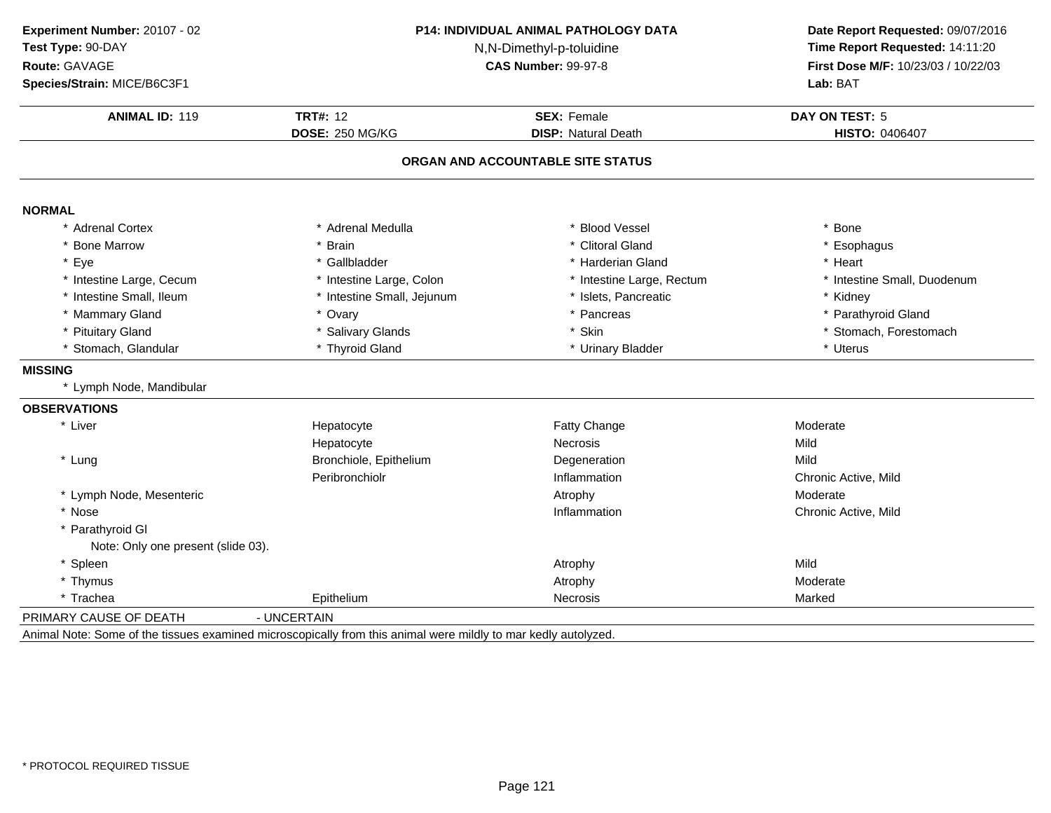**Experiment Number:** 20107 - 02
**Test Type:** 90-DAY
**Route:** GAVAGE
**Species/Strain:** MICE/B6C3F1

**P14: INDIVIDUAL ANIMAL PATHOLOGY DATA**
N,N-Dimethyl-p-toluidine
**CAS Number:** 99-97-8

**Date Report Requested:** 09/07/2016
**Time Report Requested:** 14:11:20
**First Dose M/F:** 10/23/03 / 10/22/03
**Lab:** BAT

| **ANIMAL ID:** 119 | **TRT#:** 12 | **SEX:** Female | **DAY ON TEST:** 5 |
|---|---|---|---|
| | **DOSE:** 250 MG/KG | **DISP:** Natural Death | **HISTO:** 0406407 |

## ORGAN AND ACCOUNTABLE SITE STATUS

**NORMAL**

| | | | |
|---|---|---|---|
| * Adrenal Cortex | * Adrenal Medulla | * Blood Vessel | * Bone |
| * Bone Marrow | * Brain | * Clitoral Gland | * Esophagus |
| * Eye | * Gallbladder | * Harderian Gland | * Heart |
| * Intestine Large, Cecum | * Intestine Large, Colon | * Intestine Large, Rectum | * Intestine Small, Duodenum |
| * Intestine Small, Ileum | * Intestine Small, Jejunum | * Islets, Pancreatic | * Kidney |
| * Mammary Gland | * Ovary | * Pancreas | * Parathyroid Gland |
| * Pituitary Gland | * Salivary Glands | * Skin | * Stomach, Forestomach |
| * Stomach, Glandular | * Thyroid Gland | * Urinary Bladder | * Uterus |

**MISSING**

* Lymph Node, Mandibular

**OBSERVATIONS**

| | | | |
|---|---|---|---|
| * Liver | Hepatocyte | Fatty Change | Moderate |
| | Hepatocyte | Necrosis | Mild |
| * Lung | Bronchiole, Epithelium | Degeneration | Mild |
| | Peribronchiolr | Inflammation | Chronic Active, Mild |
| * Lymph Node, Mesenteric | | Atrophy | Moderate |
| * Nose | | Inflammation | Chronic Active, Mild |
| * Parathyroid Gl | | | |
| Note: Only one present (slide 03). | | | |
| * Spleen | | Atrophy | Mild |
| * Thymus | | Atrophy | Moderate |
| * Trachea | Epithelium | Necrosis | Marked |

PRIMARY CAUSE OF DEATH - UNCERTAIN

Animal Note: Some of the tissues examined microscopically from this animal were mildly to mar kedly autolyzed.

\* PROTOCOL REQUIRED TISSUE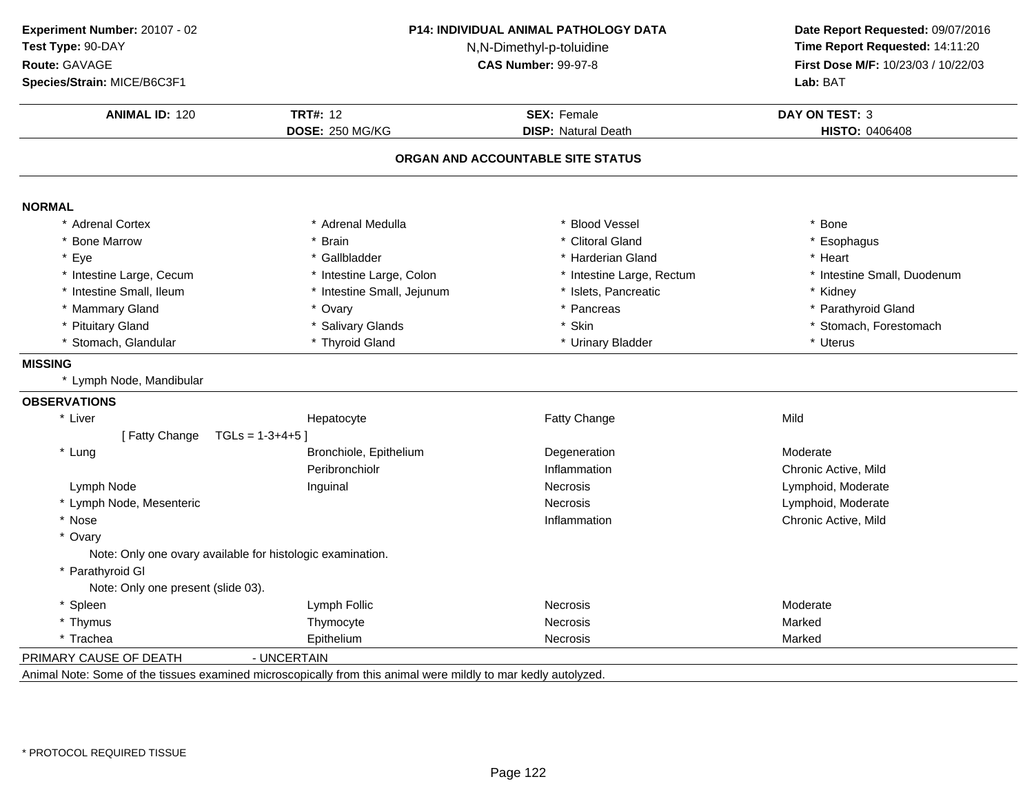**Experiment Number:** 20107 - 02
**Test Type:** 90-DAY
**Route:** GAVAGE
**Species/Strain:** MICE/B6C3F1

**P14: INDIVIDUAL ANIMAL PATHOLOGY DATA**
N,N-Dimethyl-p-toluidine
**CAS Number:** 99-97-8

**Date Report Requested:** 09/07/2016
**Time Report Requested:** 14:11:20
**First Dose M/F:** 10/23/03 / 10/22/03
**Lab:** BAT

| **ANIMAL ID:** 120 | **TRT#:** 12 | **SEX:** Female | **DAY ON TEST:** 3 |
|---|---|---|---|
| | **DOSE:** 250 MG/KG | **DISP:** Natural Death | **HISTO:** 0406408 |

## ORGAN AND ACCOUNTABLE SITE STATUS

**NORMAL**

| | | | |
|---|---|---|---|
| * Adrenal Cortex | * Adrenal Medulla | * Blood Vessel | * Bone |
| * Bone Marrow | * Brain | * Clitoral Gland | * Esophagus |
| * Eye | * Gallbladder | * Harderian Gland | * Heart |
| * Intestine Large, Cecum | * Intestine Large, Colon | * Intestine Large, Rectum | * Intestine Small, Duodenum |
| * Intestine Small, Ileum | * Intestine Small, Jejunum | * Islets, Pancreatic | * Kidney |
| * Mammary Gland | * Ovary | * Pancreas | * Parathyroid Gland |
| * Pituitary Gland | * Salivary Glands | * Skin | * Stomach, Forestomach |
| * Stomach, Glandular | * Thyroid Gland | * Urinary Bladder | * Uterus |

**MISSING**

* Lymph Node, Mandibular

**OBSERVATIONS**

| | | | |
|---|---|---|---|
| * Liver | Hepatocyte | Fatty Change | Mild |
| [ Fatty Change TGLs = 1-3+4+5 ] | | | |
| * Lung | Bronchiole, Epithelium | Degeneration | Moderate |
| | Peribronchiolr | Inflammation | Chronic Active, Mild |
| Lymph Node | Inguinal | Necrosis | Lymphoid, Moderate |
| * Lymph Node, Mesenteric | | Necrosis | Lymphoid, Moderate |
| * Nose | | Inflammation | Chronic Active, Mild |
| * Ovary | | | |
| Note: Only one ovary available for histologic examination. | | | |
| * Parathyroid Gl | | | |
| Note: Only one present (slide 03). | | | |
| * Spleen | Lymph Follic | Necrosis | Moderate |
| * Thymus | Thymocyte | Necrosis | Marked |
| * Trachea | Epithelium | Necrosis | Marked |

PRIMARY CAUSE OF DEATH - UNCERTAIN

Animal Note: Some of the tissues examined microscopically from this animal were mildly to mar kedly autolyzed.

* PROTOCOL REQUIRED TISSUE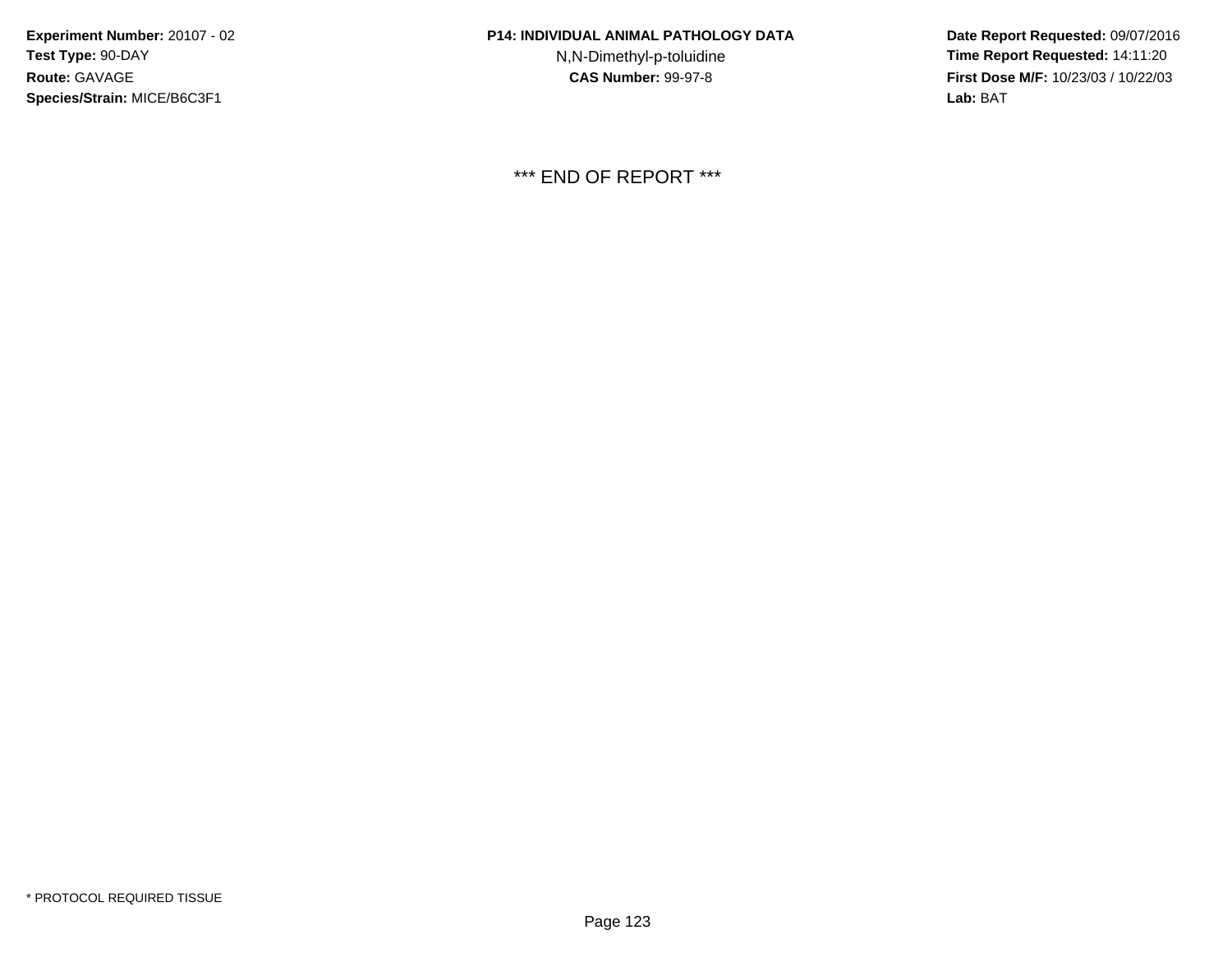*** END OF REPORT ***